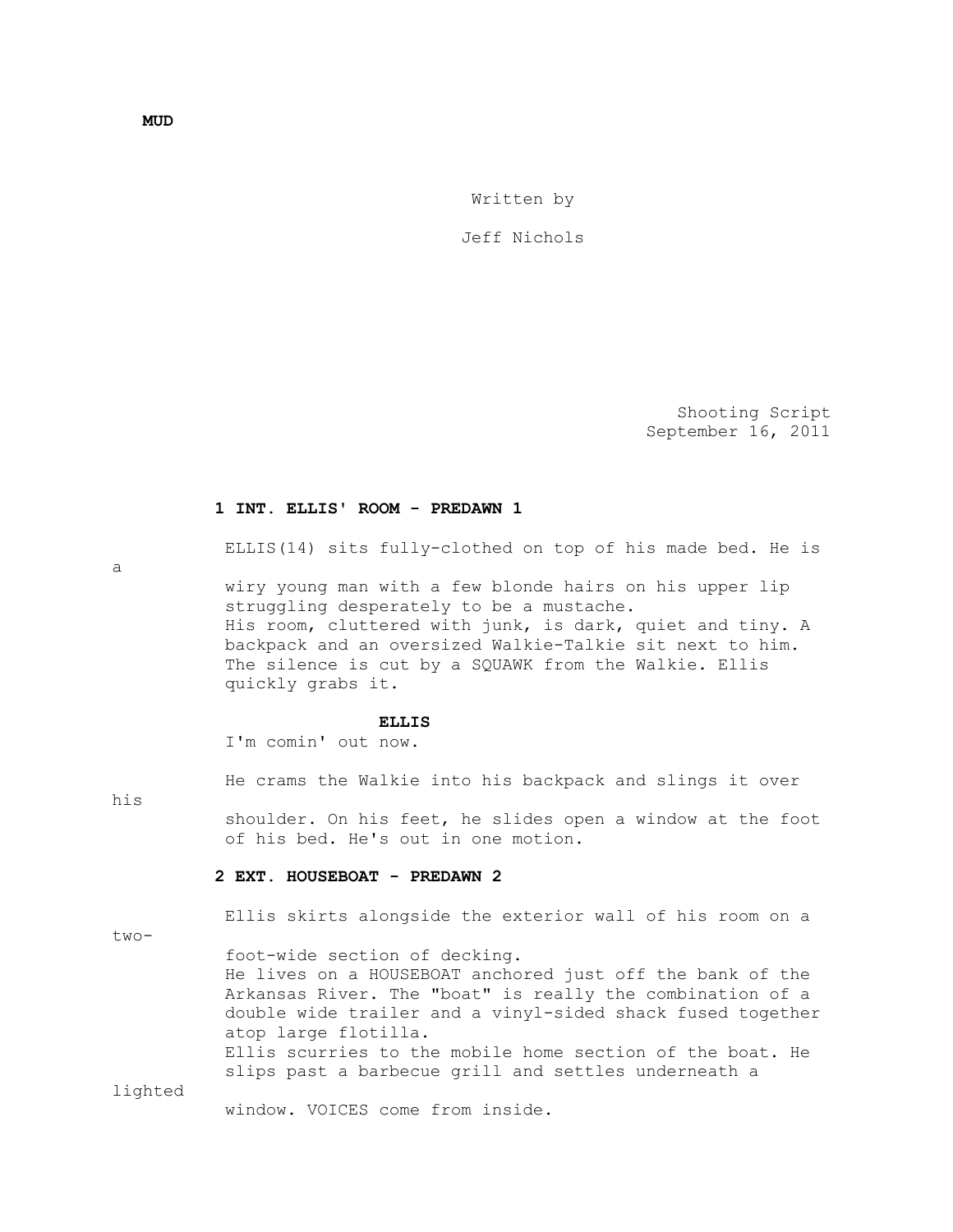**MUD**

Written by

Jeff Nichols

Shooting Script
September 16, 2011

**1 INT. ELLIS' ROOM - PREDAWN 1**

ELLIS(14) sits fully-clothed on top of his made bed. He is a wiry young man with a few blonde hairs on his upper lip struggling desperately to be a mustache.
His room, cluttered with junk, is dark, quiet and tiny. A backpack and an oversized Walkie-Talkie sit next to him.
The silence is cut by a SQUAWK from the Walkie. Ellis quickly grabs it.

**ELLIS**
I'm comin' out now.

He crams the Walkie into his backpack and slings it over his shoulder. On his feet, he slides open a window at the foot of his bed. He's out in one motion.

**2 EXT. HOUSEBOAT - PREDAWN 2**

Ellis skirts alongside the exterior wall of his room on a two-foot-wide section of decking.
He lives on a HOUSEBOAT anchored just off the bank of the Arkansas River. The "boat" is really the combination of a double wide trailer and a vinyl-sided shack fused together atop large flotilla.
Ellis scurries to the mobile home section of the boat. He slips past a barbecue grill and settles underneath a lighted window. VOICES come from inside.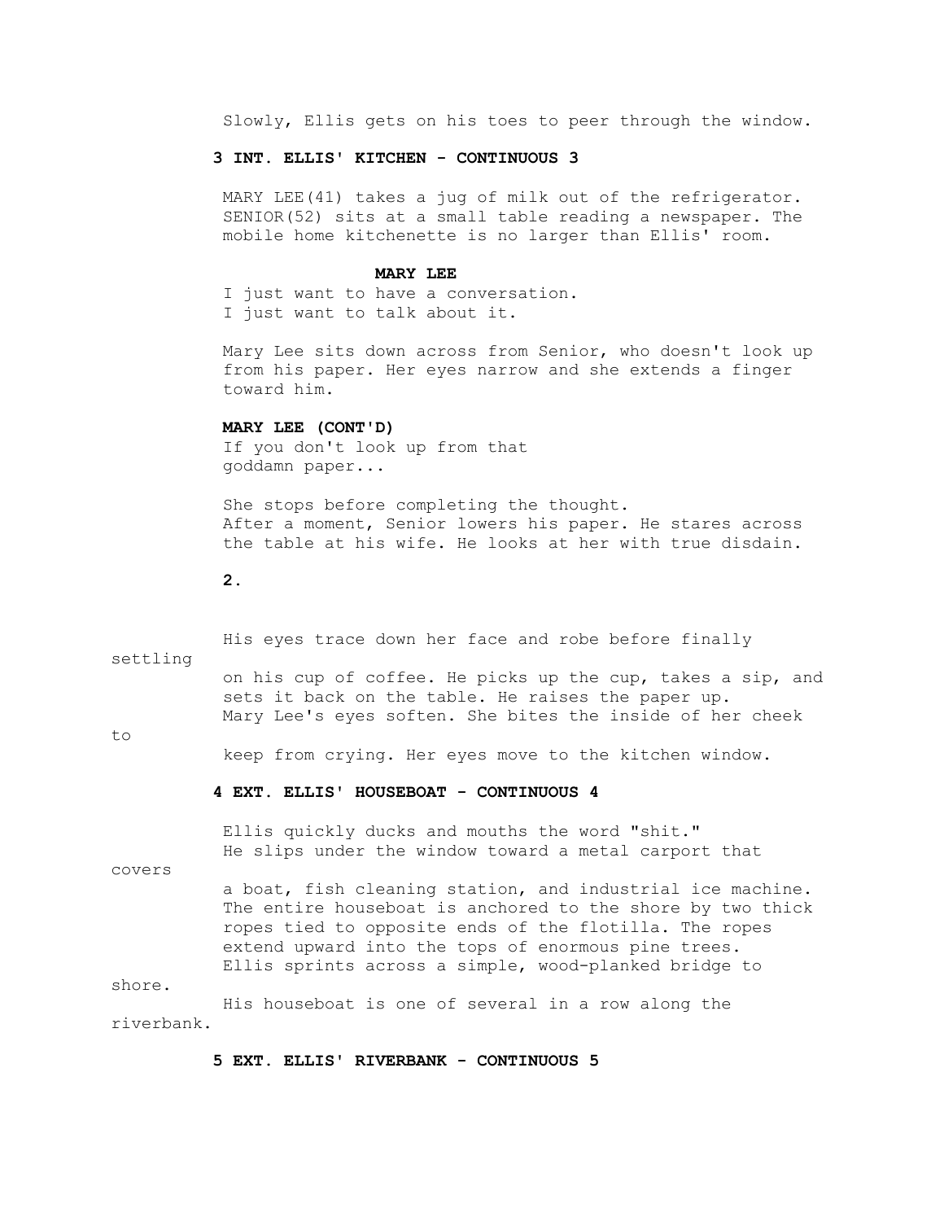Slowly, Ellis gets on his toes to peer through the window.

**3 INT. ELLIS' KITCHEN - CONTINUOUS 3**

MARY LEE(41) takes a jug of milk out of the refrigerator. SENIOR(52) sits at a small table reading a newspaper. The mobile home kitchenette is no larger than Ellis' room.

**MARY LEE**

I just want to have a conversation. I just want to talk about it.

Mary Lee sits down across from Senior, who doesn't look up from his paper. Her eyes narrow and she extends a finger toward him.

**MARY LEE (CONT'D)**

If you don't look up from that goddamn paper...

She stops before completing the thought. After a moment, Senior lowers his paper. He stares across the table at his wife. He looks at her with true disdain.

His eyes trace down her face and robe before finally settling on his cup of coffee. He picks up the cup, takes a sip, and sets it back on the table. He raises the paper up. Mary Lee's eyes soften. She bites the inside of her cheek to keep from crying. Her eyes move to the kitchen window.

**4 EXT. ELLIS' HOUSEBOAT - CONTINUOUS 4**

Ellis quickly ducks and mouths the word "shit." He slips under the window toward a metal carport that covers a boat, fish cleaning station, and industrial ice machine. The entire houseboat is anchored to the shore by two thick ropes tied to opposite ends of the flotilla. The ropes extend upward into the tops of enormous pine trees. Ellis sprints across a simple, wood-planked bridge to shore. His houseboat is one of several in a row along the riverbank.

**5 EXT. ELLIS' RIVERBANK - CONTINUOUS 5**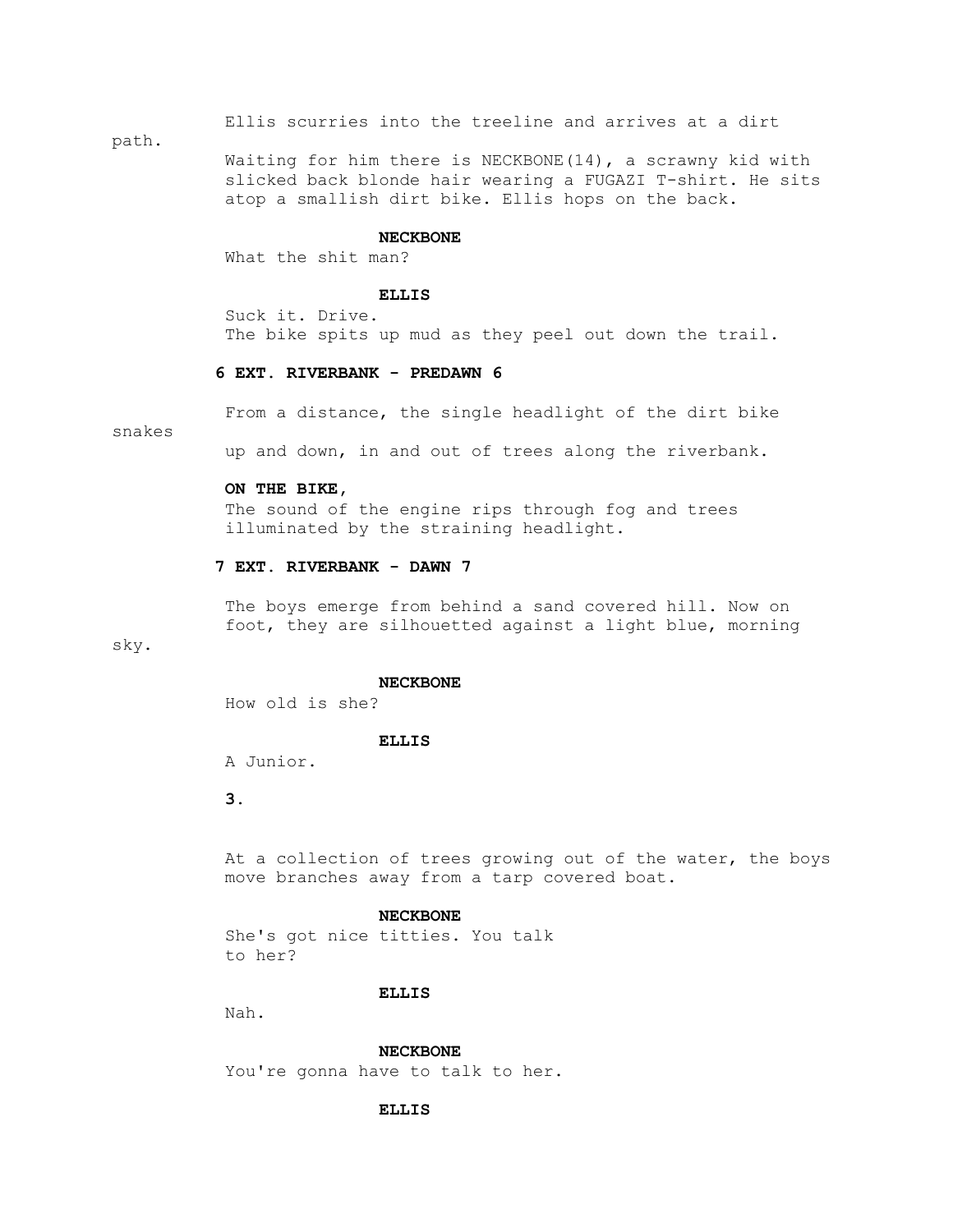Ellis scurries into the treeline and arrives at a dirt path.

Waiting for him there is NECKBONE(14), a scrawny kid with slicked back blonde hair wearing a FUGAZI T-shirt. He sits atop a smallish dirt bike. Ellis hops on the back.

**NECKBONE**
What the shit man?

**ELLIS**
Suck it. Drive.

The bike spits up mud as they peel out down the trail.

**6 EXT. RIVERBANK - PREDAWN 6**

From a distance, the single headlight of the dirt bike snakes up and down, in and out of trees along the riverbank.

**ON THE BIKE,**
The sound of the engine rips through fog and trees illuminated by the straining headlight.

**7 EXT. RIVERBANK - DAWN 7**

The boys emerge from behind a sand covered hill. Now on foot, they are silhouetted against a light blue, morning sky.

**NECKBONE**
How old is she?

**ELLIS**
A Junior.

At a collection of trees growing out of the water, the boys move branches away from a tarp covered boat.

**NECKBONE**
She's got nice titties. You talk to her?

**ELLIS**
Nah.

**NECKBONE**
You're gonna have to talk to her.

**ELLIS**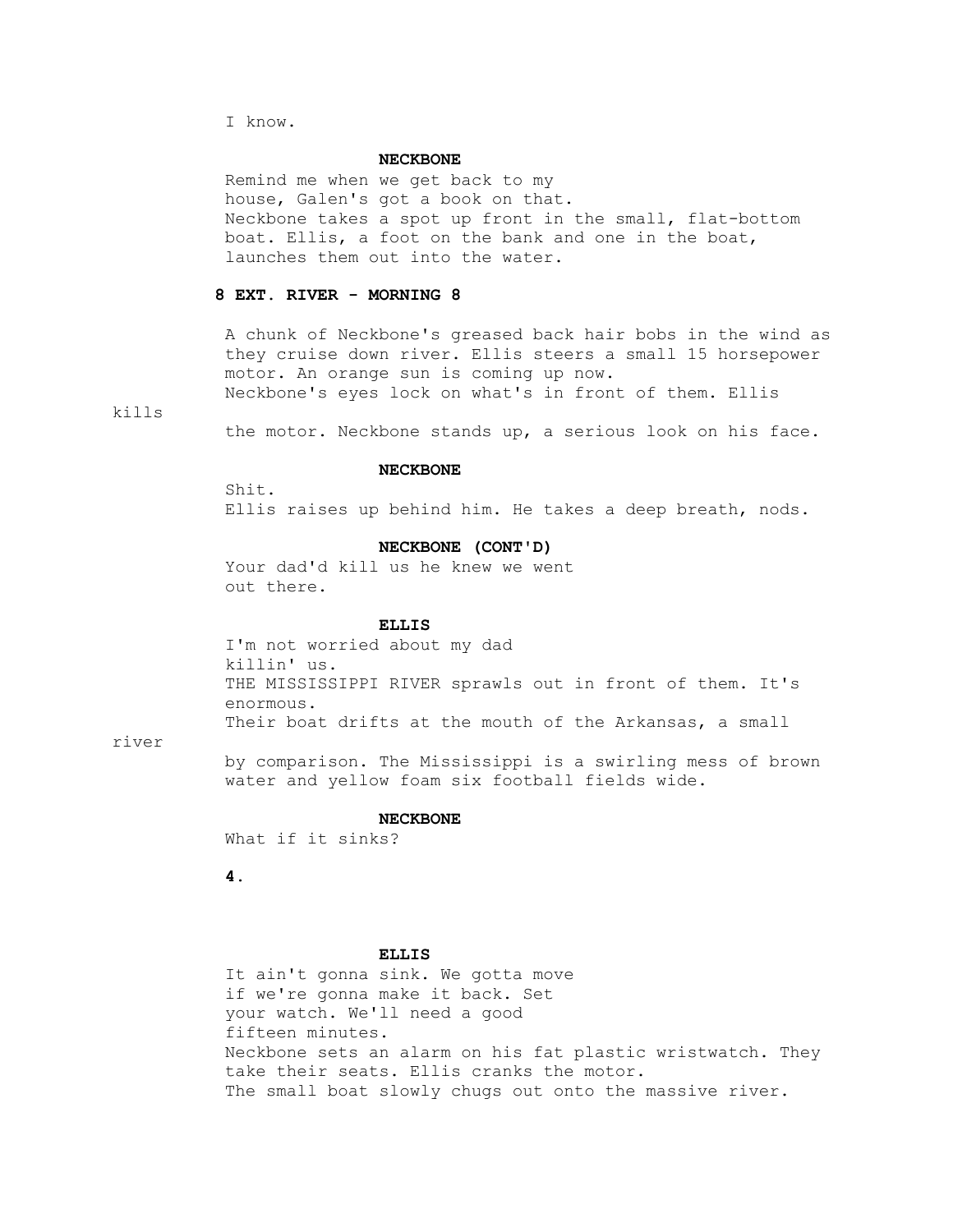I know.

**NECKBONE**

Remind me when we get back to my house, Galen's got a book on that.

Neckbone takes a spot up front in the small, flat-bottom boat. Ellis, a foot on the bank and one in the boat, launches them out into the water.

**8 EXT. RIVER - MORNING 8**

A chunk of Neckbone's greased back hair bobs in the wind as they cruise down river. Ellis steers a small 15 horsepower motor. An orange sun is coming up now.

Neckbone's eyes lock on what's in front of them. Ellis kills the motor. Neckbone stands up, a serious look on his face.

**NECKBONE**

Shit.

Ellis raises up behind him. He takes a deep breath, nods.

**NECKBONE (CONT'D)**

Your dad'd kill us he knew we went out there.

**ELLIS**

I'm not worried about my dad killin' us.

THE MISSISSIPPI RIVER sprawls out in front of them. It's enormous.

Their boat drifts at the mouth of the Arkansas, a small river by comparison. The Mississippi is a swirling mess of brown water and yellow foam six football fields wide.

**NECKBONE**

What if it sinks?

**ELLIS**

It ain't gonna sink. We gotta move if we're gonna make it back. Set your watch. We'll need a good fifteen minutes.

Neckbone sets an alarm on his fat plastic wristwatch. They take their seats. Ellis cranks the motor.

The small boat slowly chugs out onto the massive river.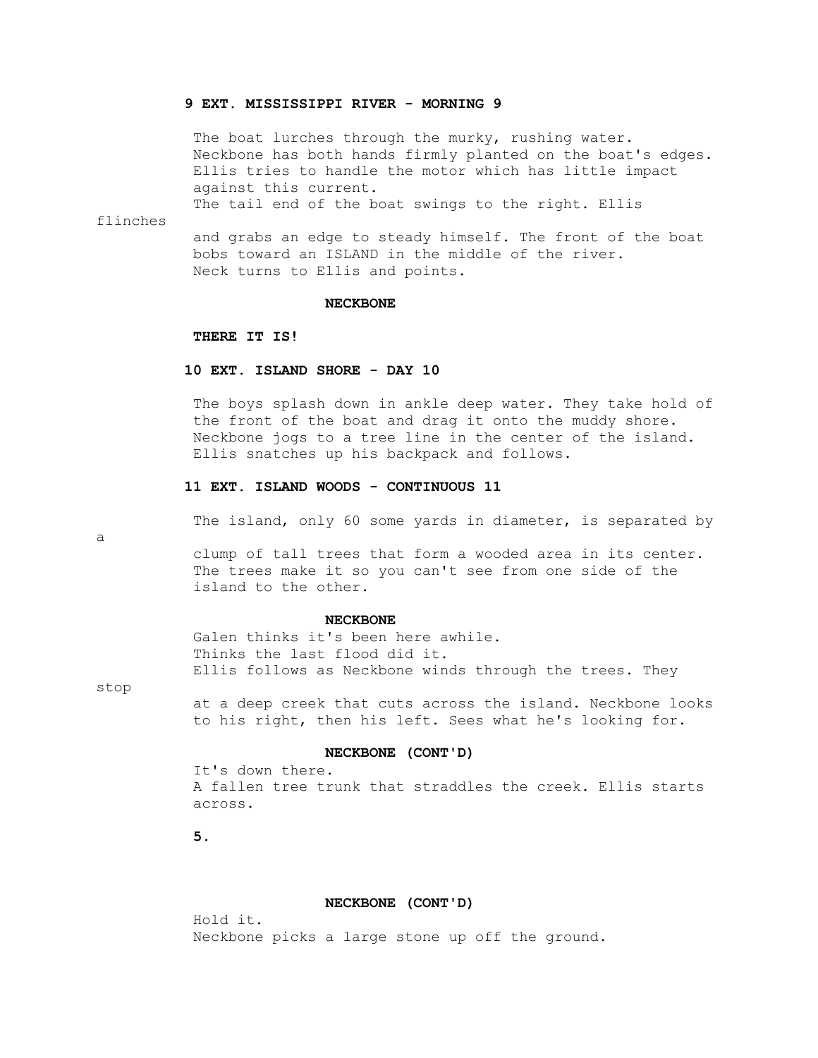**9 EXT. MISSISSIPPI RIVER - MORNING 9**

The boat lurches through the murky, rushing water. Neckbone has both hands firmly planted on the boat's edges. Ellis tries to handle the motor which has little impact against this current.
The tail end of the boat swings to the right. Ellis flinches and grabs an edge to steady himself. The front of the boat bobs toward an ISLAND in the middle of the river.
Neck turns to Ellis and points.

**NECKBONE**

**THERE IT IS!**

**10 EXT. ISLAND SHORE - DAY 10**

The boys splash down in ankle deep water. They take hold of the front of the boat and drag it onto the muddy shore.
Neckbone jogs to a tree line in the center of the island.
Ellis snatches up his backpack and follows.

**11 EXT. ISLAND WOODS - CONTINUOUS 11**

The island, only 60 some yards in diameter, is separated by a clump of tall trees that form a wooded area in its center. The trees make it so you can't see from one side of the island to the other.

**NECKBONE**

Galen thinks it's been here awhile.
Thinks the last flood did it.
Ellis follows as Neckbone winds through the trees. They stop at a deep creek that cuts across the island. Neckbone looks to his right, then his left. Sees what he's looking for.

**NECKBONE (CONT'D)**

It's down there.
A fallen tree trunk that straddles the creek. Ellis starts across.

**NECKBONE (CONT'D)**

Hold it.
Neckbone picks a large stone up off the ground.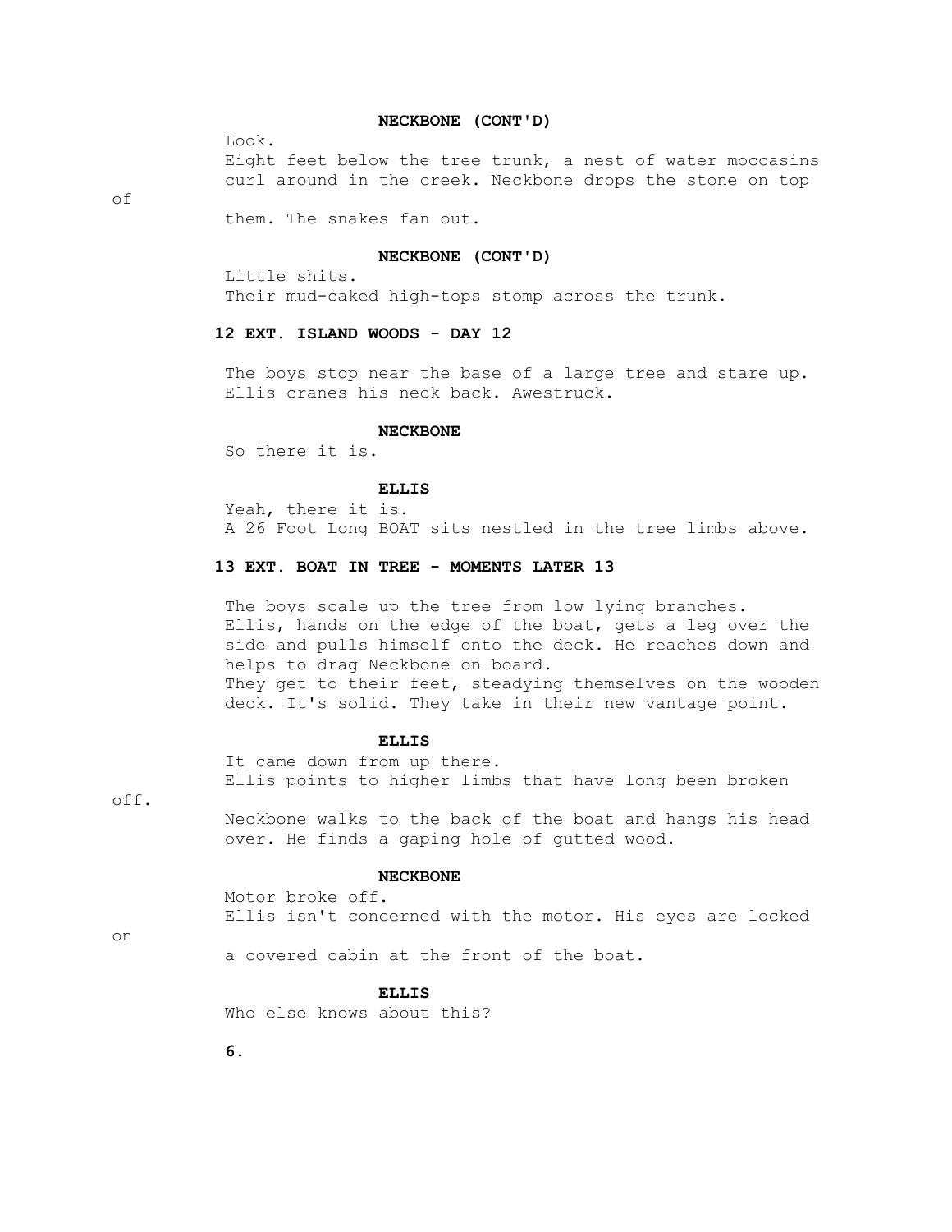**NECKBONE (CONT'D)**

Look.

Eight feet below the tree trunk, a nest of water moccasins curl around in the creek. Neckbone drops the stone on top of them. The snakes fan out.

**NECKBONE (CONT'D)**

Little shits.

Their mud-caked high-tops stomp across the trunk.

**12 EXT. ISLAND WOODS - DAY 12**

The boys stop near the base of a large tree and stare up. Ellis cranes his neck back. Awestruck.

**NECKBONE**

So there it is.

**ELLIS**

Yeah, there it is.

A 26 Foot Long BOAT sits nestled in the tree limbs above.

**13 EXT. BOAT IN TREE - MOMENTS LATER 13**

The boys scale up the tree from low lying branches. Ellis, hands on the edge of the boat, gets a leg over the side and pulls himself onto the deck. He reaches down and helps to drag Neckbone on board.

They get to their feet, steadying themselves on the wooden deck. It's solid. They take in their new vantage point.

**ELLIS**

It came down from up there.

Ellis points to higher limbs that have long been broken off.

Neckbone walks to the back of the boat and hangs his head over. He finds a gaping hole of gutted wood.

**NECKBONE**

Motor broke off.

Ellis isn't concerned with the motor. His eyes are locked on a covered cabin at the front of the boat.

**ELLIS**

Who else knows about this?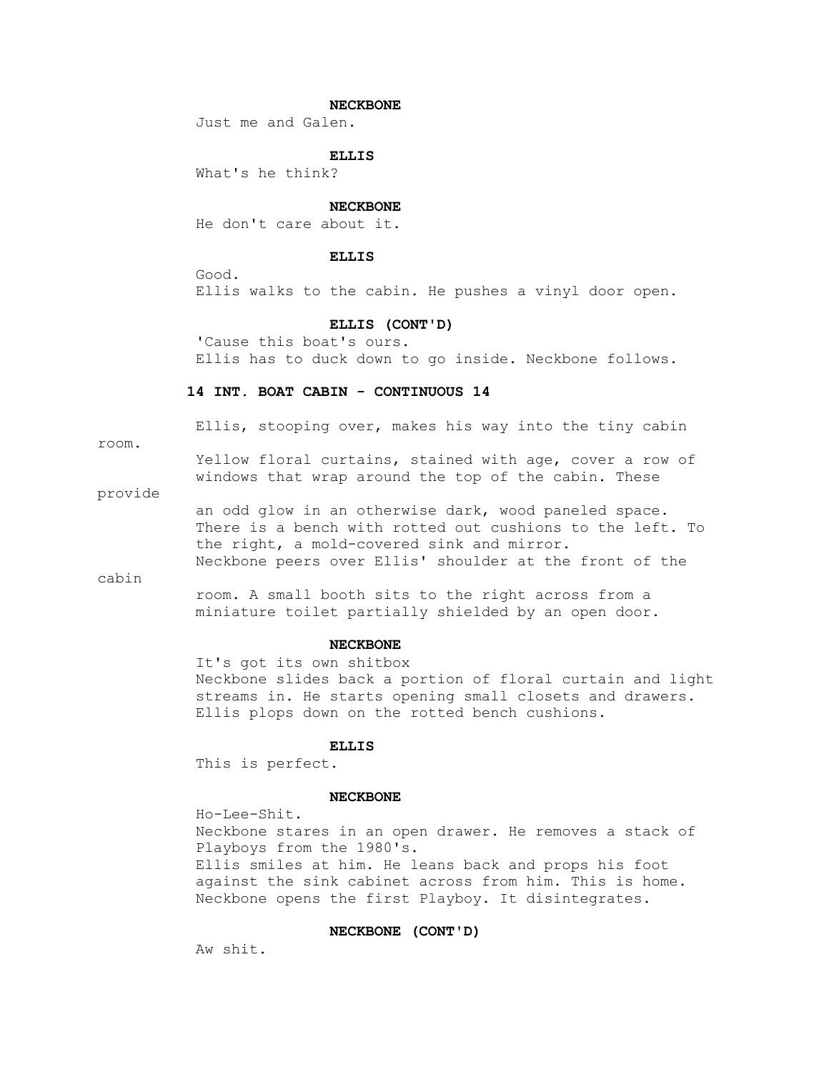**NECKBONE**

Just me and Galen.

**ELLIS**

What's he think?

**NECKBONE**

He don't care about it.

**ELLIS**

Good.

Ellis walks to the cabin. He pushes a vinyl door open.

**ELLIS (CONT'D)**

'Cause this boat's ours.

Ellis has to duck down to go inside. Neckbone follows.

**14 INT. BOAT CABIN - CONTINUOUS 14**

Ellis, stooping over, makes his way into the tiny cabin room.

Yellow floral curtains, stained with age, cover a row of windows that wrap around the top of the cabin. These provide an odd glow in an otherwise dark, wood paneled space. There is a bench with rotted out cushions to the left. To the right, a mold-covered sink and mirror.

Neckbone peers over Ellis' shoulder at the front of the cabin room. A small booth sits to the right across from a miniature toilet partially shielded by an open door.

**NECKBONE**

It's got its own shitbox

Neckbone slides back a portion of floral curtain and light streams in. He starts opening small closets and drawers. Ellis plops down on the rotted bench cushions.

**ELLIS**

This is perfect.

**NECKBONE**

Ho-Lee-Shit.

Neckbone stares in an open drawer. He removes a stack of Playboys from the 1980's.

Ellis smiles at him. He leans back and props his foot against the sink cabinet across from him. This is home.

Neckbone opens the first Playboy. It disintegrates.

**NECKBONE (CONT'D)**

Aw shit.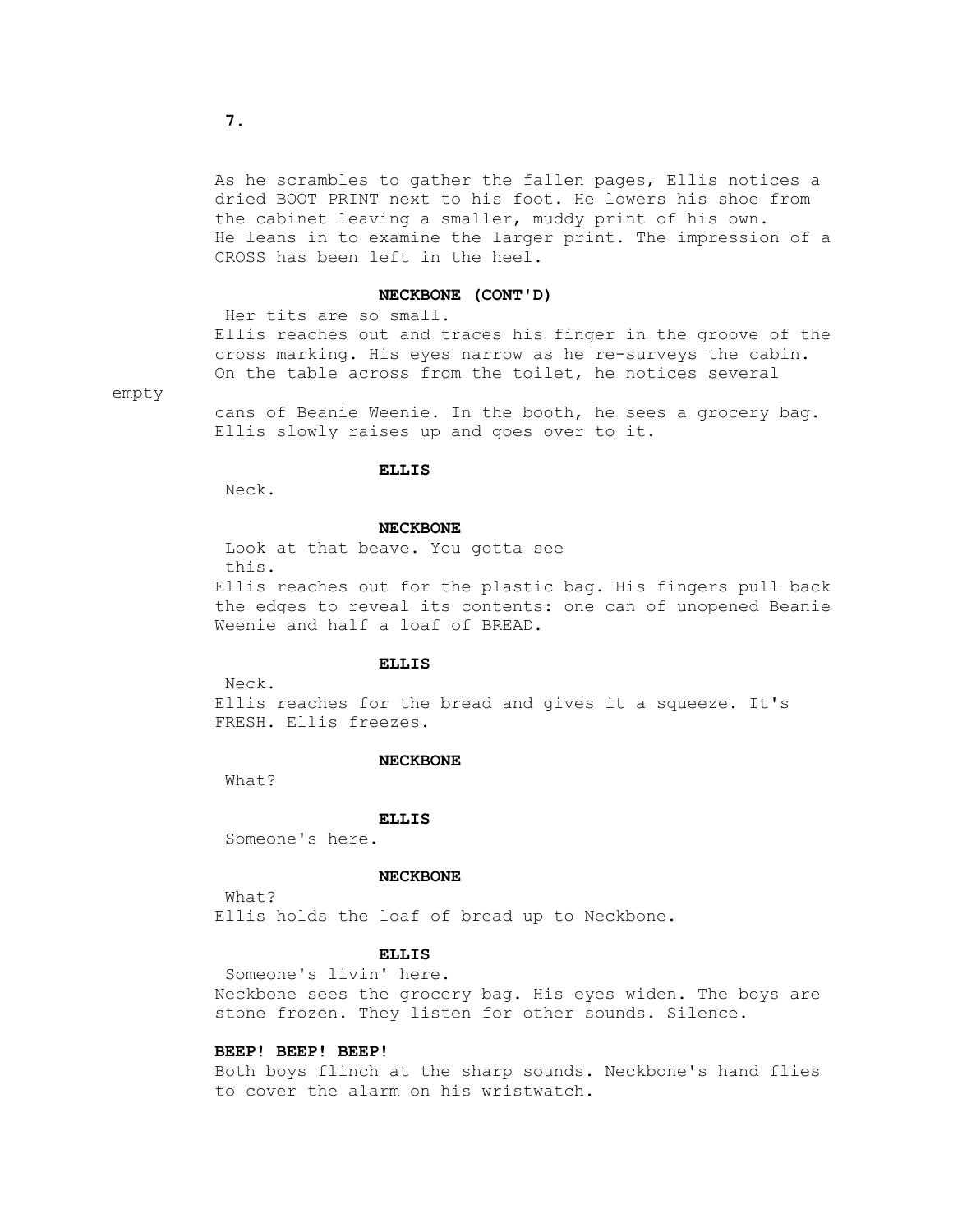As he scrambles to gather the fallen pages, Ellis notices a dried BOOT PRINT next to his foot. He lowers his shoe from the cabinet leaving a smaller, muddy print of his own. He leans in to examine the larger print. The impression of a CROSS has been left in the heel.

**NECKBONE (CONT'D)**

Her tits are so small.

Ellis reaches out and traces his finger in the groove of the cross marking. His eyes narrow as he re-surveys the cabin. On the table across from the toilet, he notices several empty cans of Beanie Weenie. In the booth, he sees a grocery bag. Ellis slowly raises up and goes over to it.

**ELLIS**

Neck.

**NECKBONE**

Look at that beave. You gotta see this.

Ellis reaches out for the plastic bag. His fingers pull back the edges to reveal its contents: one can of unopened Beanie Weenie and half a loaf of BREAD.

**ELLIS**

Neck.

Ellis reaches for the bread and gives it a squeeze. It's FRESH. Ellis freezes.

**NECKBONE**

What?

**ELLIS**

Someone's here.

**NECKBONE**

What?

Ellis holds the loaf of bread up to Neckbone.

**ELLIS**

Someone's livin' here.

Neckbone sees the grocery bag. His eyes widen. The boys are stone frozen. They listen for other sounds. Silence.

**BEEP! BEEP! BEEP!**

Both boys flinch at the sharp sounds. Neckbone's hand flies to cover the alarm on his wristwatch.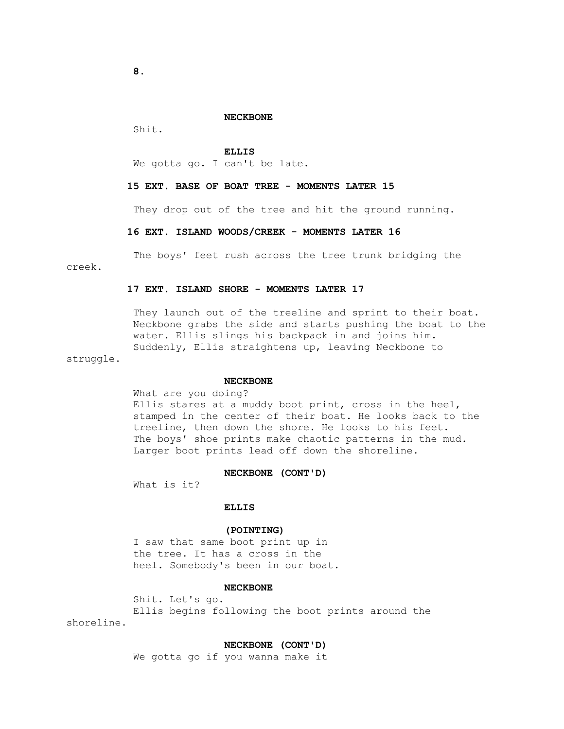**NECKBONE**

Shit.

**ELLIS**

We gotta go. I can't be late.

**15 EXT. BASE OF BOAT TREE - MOMENTS LATER 15**

They drop out of the tree and hit the ground running.

**16 EXT. ISLAND WOODS/CREEK - MOMENTS LATER 16**

The boys' feet rush across the tree trunk bridging the creek.

**17 EXT. ISLAND SHORE - MOMENTS LATER 17**

They launch out of the treeline and sprint to their boat. Neckbone grabs the side and starts pushing the boat to the water. Ellis slings his backpack in and joins him. Suddenly, Ellis straightens up, leaving Neckbone to struggle.

**NECKBONE**

What are you doing?

Ellis stares at a muddy boot print, cross in the heel, stamped in the center of their boat. He looks back to the treeline, then down the shore. He looks to his feet. The boys' shoe prints make chaotic patterns in the mud. Larger boot prints lead off down the shoreline.

**NECKBONE (CONT'D)**

What is it?

**ELLIS**

**(POINTING)**

I saw that same boot print up in the tree. It has a cross in the heel. Somebody's been in our boat.

**NECKBONE**

Shit. Let's go.

Ellis begins following the boot prints around the shoreline.

**NECKBONE (CONT'D)**

We gotta go if you wanna make it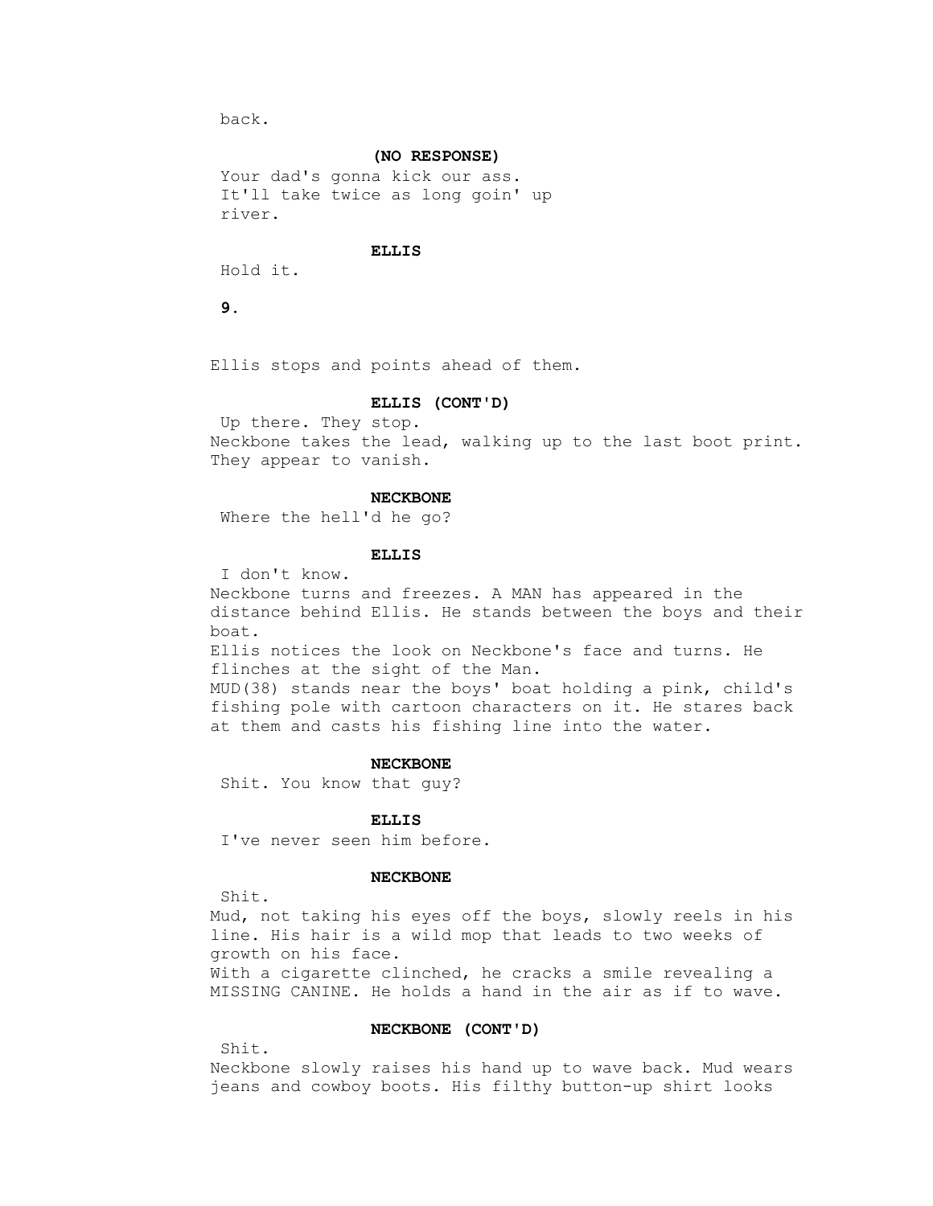back.

**(NO RESPONSE)**

Your dad's gonna kick our ass.
It'll take twice as long goin' up
river.

**ELLIS**

Hold it.

**9.**

Ellis stops and points ahead of them.

**ELLIS (CONT'D)**

Up there. They stop.

Neckbone takes the lead, walking up to the last boot print.
They appear to vanish.

**NECKBONE**

Where the hell'd he go?

**ELLIS**

I don't know.

Neckbone turns and freezes. A MAN has appeared in the
distance behind Ellis. He stands between the boys and their
boat.

Ellis notices the look on Neckbone's face and turns. He
flinches at the sight of the Man.

MUD(38) stands near the boys' boat holding a pink, child's
fishing pole with cartoon characters on it. He stares back
at them and casts his fishing line into the water.

**NECKBONE**

Shit. You know that guy?

**ELLIS**

I've never seen him before.

**NECKBONE**

Shit.

Mud, not taking his eyes off the boys, slowly reels in his
line. His hair is a wild mop that leads to two weeks of
growth on his face.

With a cigarette clinched, he cracks a smile revealing a
MISSING CANINE. He holds a hand in the air as if to wave.

**NECKBONE (CONT'D)**

Shit.

Neckbone slowly raises his hand up to wave back. Mud wears
jeans and cowboy boots. His filthy button-up shirt looks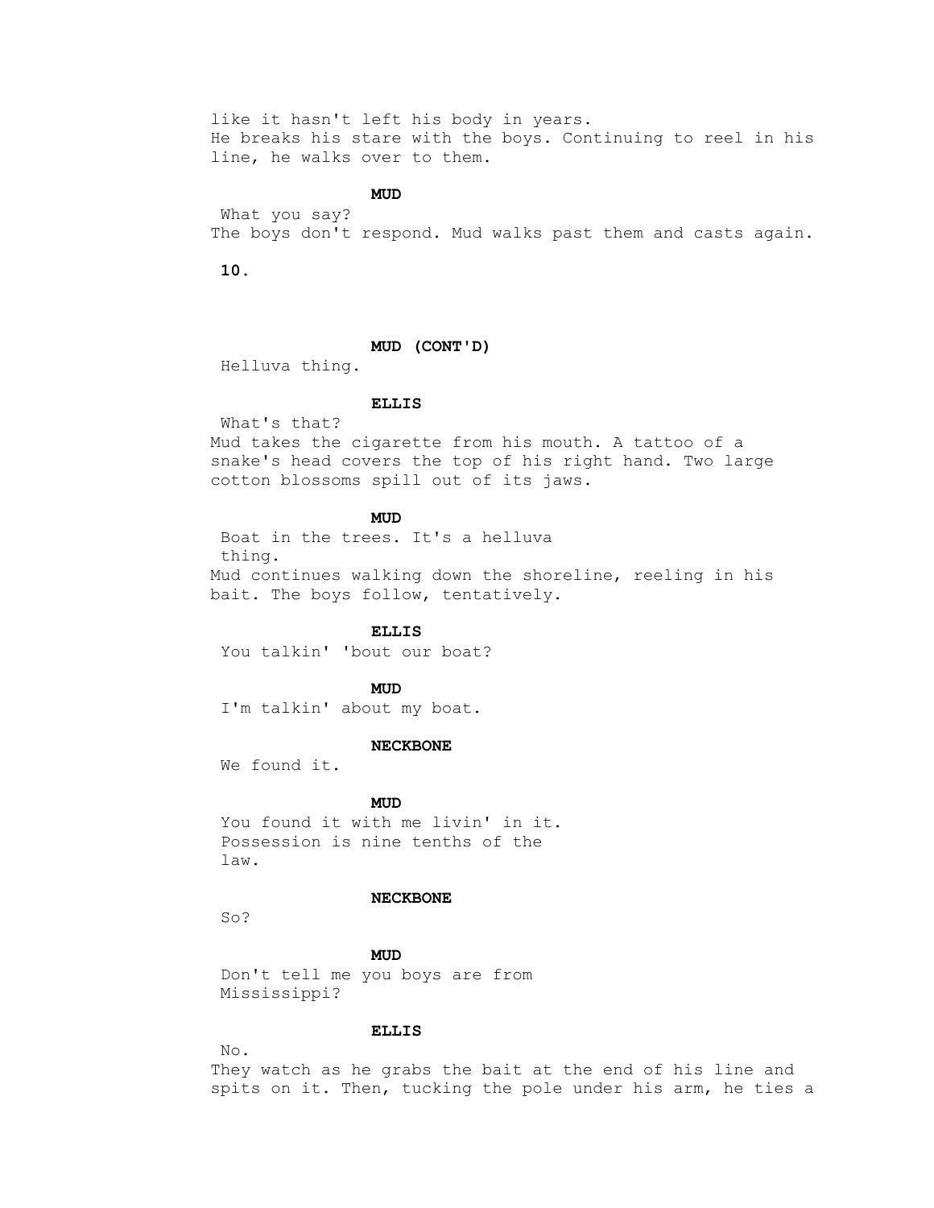like it hasn't left his body in years.
He breaks his stare with the boys. Continuing to reel in his line, he walks over to them.

**MUD**

What you say?

The boys don't respond. Mud walks past them and casts again.

**MUD (CONT'D)**

Helluva thing.

**ELLIS**

What's that?

Mud takes the cigarette from his mouth. A tattoo of a snake's head covers the top of his right hand. Two large cotton blossoms spill out of its jaws.

**MUD**

Boat in the trees. It's a helluva thing.

Mud continues walking down the shoreline, reeling in his bait. The boys follow, tentatively.

**ELLIS**

You talkin' 'bout our boat?

**MUD**

I'm talkin' about my boat.

**NECKBONE**

We found it.

**MUD**

You found it with me livin' in it. Possession is nine tenths of the law.

**NECKBONE**

So?

**MUD**

Don't tell me you boys are from Mississippi?

**ELLIS**

No.

They watch as he grabs the bait at the end of his line and spits on it. Then, tucking the pole under his arm, he ties a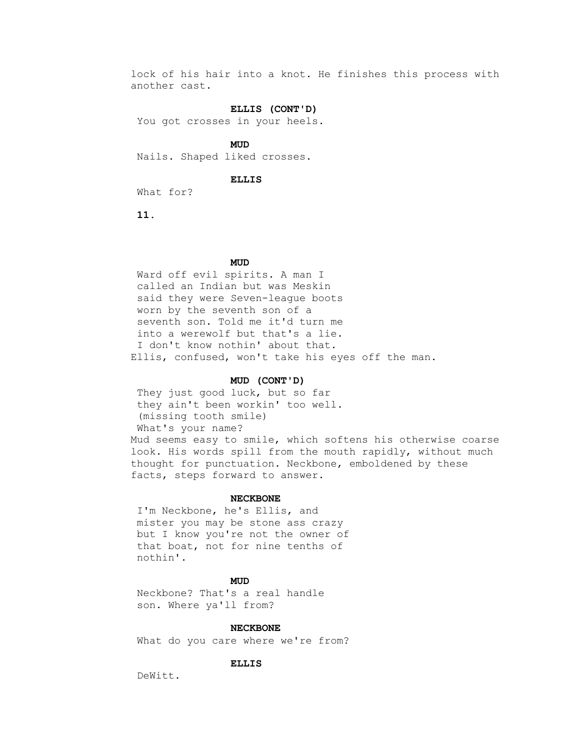lock of his hair into a knot. He finishes this process with another cast.

**ELLIS (CONT'D)**

You got crosses in your heels.

**MUD**

Nails. Shaped liked crosses.

**ELLIS**

What for?

**MUD**

Ward off evil spirits. A man I called an Indian but was Meskin said they were Seven-league boots worn by the seventh son of a seventh son. Told me it'd turn me into a werewolf but that's a lie. I don't know nothin' about that.

Ellis, confused, won't take his eyes off the man.

**MUD (CONT'D)**

They just good luck, but so far they ain't been workin' too well.
(missing tooth smile)
What's your name?

Mud seems easy to smile, which softens his otherwise coarse look. His words spill from the mouth rapidly, without much thought for punctuation. Neckbone, emboldened by these facts, steps forward to answer.

**NECKBONE**

I'm Neckbone, he's Ellis, and mister you may be stone ass crazy but I know you're not the owner of that boat, not for nine tenths of nothin'.

**MUD**

Neckbone? That's a real handle son. Where ya'll from?

**NECKBONE**

What do you care where we're from?

**ELLIS**

DeWitt.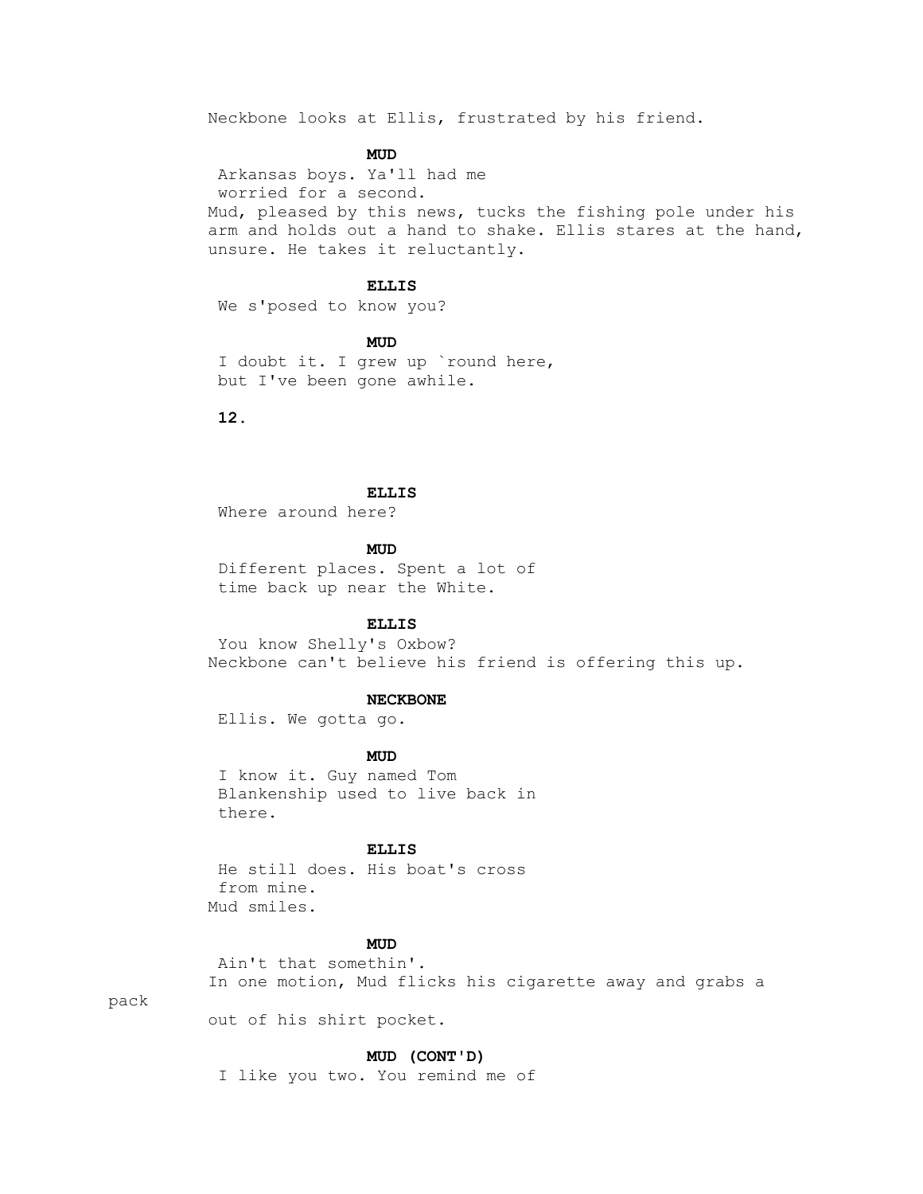Neckbone looks at Ellis, frustrated by his friend.

**MUD**

Arkansas boys. Ya'll had me worried for a second.

Mud, pleased by this news, tucks the fishing pole under his arm and holds out a hand to shake. Ellis stares at the hand, unsure. He takes it reluctantly.

**ELLIS**

We s'posed to know you?

**MUD**

I doubt it. I grew up `round here, but I've been gone awhile.

**ELLIS**

Where around here?

**MUD**

Different places. Spent a lot of time back up near the White.

**ELLIS**

You know Shelly's Oxbow?

Neckbone can't believe his friend is offering this up.

**NECKBONE**

Ellis. We gotta go.

**MUD**

I know it. Guy named Tom Blankenship used to live back in there.

**ELLIS**

He still does. His boat's cross from mine.

Mud smiles.

**MUD**

Ain't that somethin'.

In one motion, Mud flicks his cigarette away and grabs a pack out of his shirt pocket.

**MUD (CONT'D)**

I like you two. You remind me of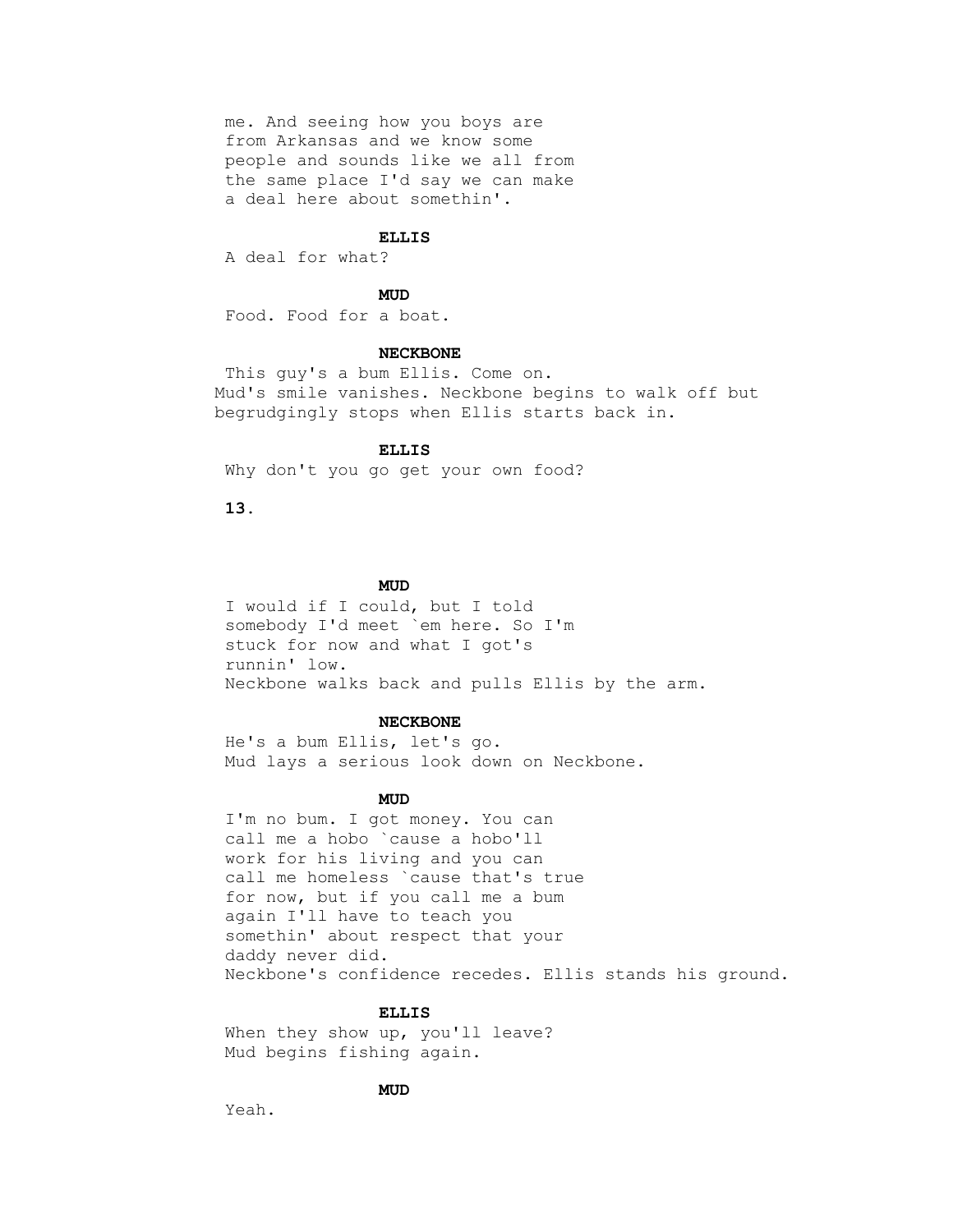me. And seeing how you boys are from Arkansas and we know some people and sounds like we all from the same place I'd say we can make a deal here about somethin'.

**ELLIS**

A deal for what?

**MUD**

Food. Food for a boat.

**NECKBONE**

This guy's a bum Ellis. Come on.

Mud's smile vanishes. Neckbone begins to walk off but begrudgingly stops when Ellis starts back in.

**ELLIS**

Why don't you go get your own food?

**MUD**

I would if I could, but I told somebody I'd meet `em here. So I'm stuck for now and what I got's runnin' low.

Neckbone walks back and pulls Ellis by the arm.

**NECKBONE**

He's a bum Ellis, let's go.

Mud lays a serious look down on Neckbone.

**MUD**

I'm no bum. I got money. You can call me a hobo `cause a hobo'll work for his living and you can call me homeless `cause that's true for now, but if you call me a bum again I'll have to teach you somethin' about respect that your daddy never did.

Neckbone's confidence recedes. Ellis stands his ground.

**ELLIS**

When they show up, you'll leave?

Mud begins fishing again.

**MUD**

Yeah.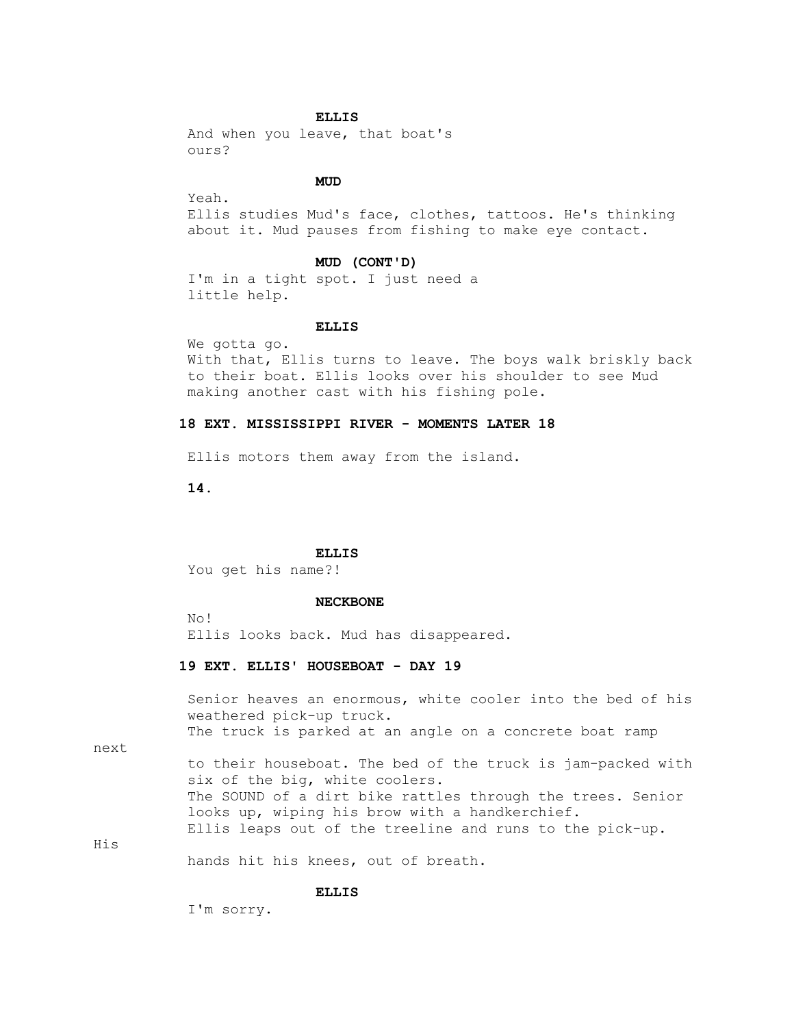**ELLIS**

And when you leave, that boat's ours?

**MUD**

Yeah.

Ellis studies Mud's face, clothes, tattoos. He's thinking about it. Mud pauses from fishing to make eye contact.

**MUD (CONT'D)**

I'm in a tight spot. I just need a little help.

**ELLIS**

We gotta go.

With that, Ellis turns to leave. The boys walk briskly back to their boat. Ellis looks over his shoulder to see Mud making another cast with his fishing pole.

**18 EXT. MISSISSIPPI RIVER - MOMENTS LATER 18**

Ellis motors them away from the island.

**ELLIS**

You get his name?!

**NECKBONE**

No!

Ellis looks back. Mud has disappeared.

**19 EXT. ELLIS' HOUSEBOAT - DAY 19**

Senior heaves an enormous, white cooler into the bed of his weathered pick-up truck.

The truck is parked at an angle on a concrete boat ramp next to their houseboat. The bed of the truck is jam-packed with six of the big, white coolers.

The SOUND of a dirt bike rattles through the trees. Senior looks up, wiping his brow with a handkerchief.

Ellis leaps out of the treeline and runs to the pick-up. His hands hit his knees, out of breath.

**ELLIS**

I'm sorry.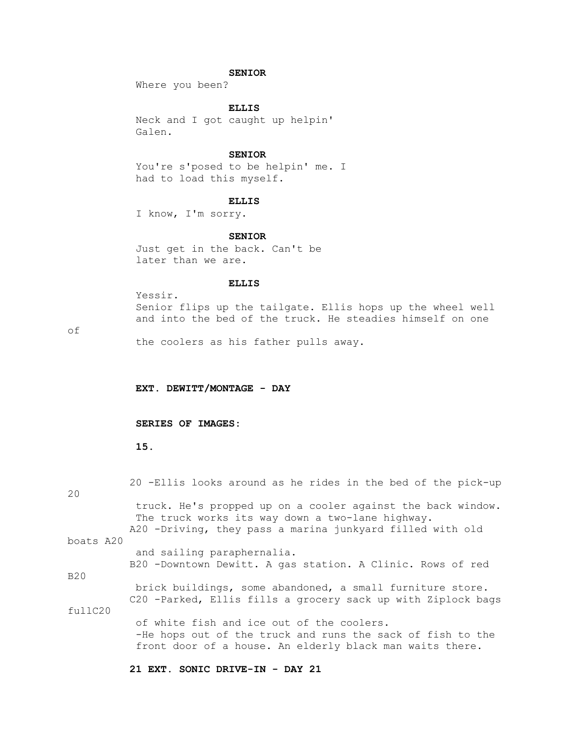**SENIOR**

Where you been?

**ELLIS**

Neck and I got caught up helpin' Galen.

**SENIOR**

You're s'posed to be helpin' me. I had to load this myself.

**ELLIS**

I know, I'm sorry.

**SENIOR**

Just get in the back. Can't be later than we are.

**ELLIS**

Yessir.

Senior flips up the tailgate. Ellis hops up the wheel well and into the bed of the truck. He steadies himself on one of the coolers as his father pulls away.

**EXT. DEWITT/MONTAGE - DAY**

**SERIES OF IMAGES:**

20 -Ellis looks around as he rides in the bed of the pick-up truck. He's propped up on a cooler against the back window. The truck works its way down a two-lane highway. 20

A20 -Driving, they pass a marina junkyard filled with old boats and sailing paraphernalia. A20

B20 -Downtown Dewitt. A gas station. A Clinic. Rows of red brick buildings, some abandoned, a small furniture store. B20

C20 -Parked, Ellis fills a grocery sack up with Ziplock bags full of white fish and ice out of the coolers. C20

-He hops out of the truck and runs the sack of fish to the front door of a house. An elderly black man waits there.

**21 EXT. SONIC DRIVE-IN - DAY 21**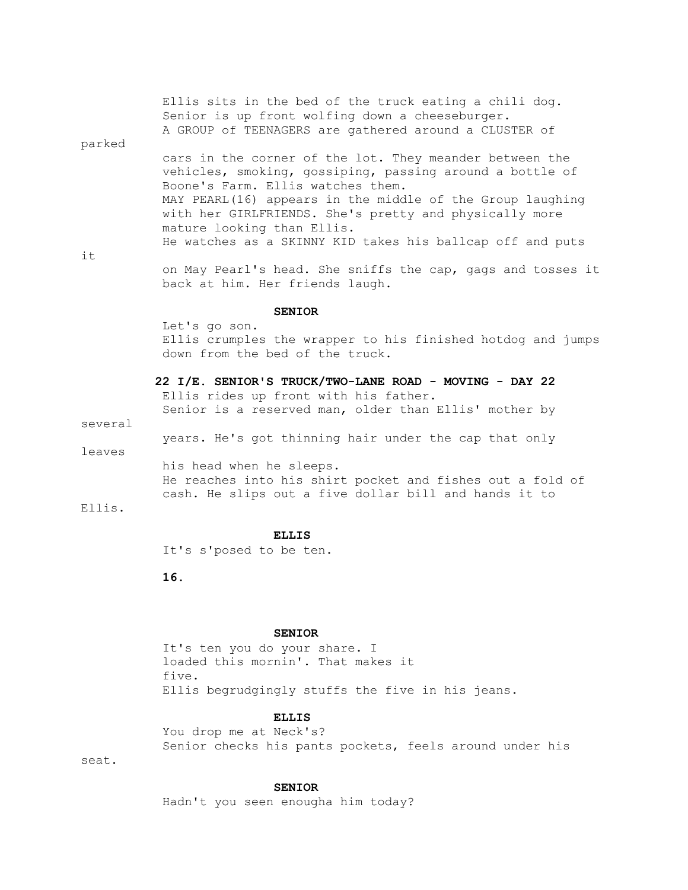Ellis sits in the bed of the truck eating a chili dog. Senior is up front wolfing down a cheeseburger. A GROUP of TEENAGERS are gathered around a CLUSTER of parked cars in the corner of the lot. They meander between the vehicles, smoking, gossiping, passing around a bottle of Boone's Farm. Ellis watches them.

MAY PEARL(16) appears in the middle of the Group laughing with her GIRLFRIENDS. She's pretty and physically more mature looking than Ellis.

He watches as a SKINNY KID takes his ballcap off and puts it on May Pearl's head. She sniffs the cap, gags and tosses it back at him. Her friends laugh.

**SENIOR**

Let's go son.

Ellis crumples the wrapper to his finished hotdog and jumps down from the bed of the truck.

**22 I/E. SENIOR'S TRUCK/TWO-LANE ROAD - MOVING - DAY 22**

Ellis rides up front with his father.

Senior is a reserved man, older than Ellis' mother by several years. He's got thinning hair under the cap that only leaves his head when he sleeps.

He reaches into his shirt pocket and fishes out a fold of cash. He slips out a five dollar bill and hands it to Ellis.

**ELLIS**

It's s'posed to be ten.

**SENIOR**

It's ten you do your share. I loaded this mornin'. That makes it five.

Ellis begrudgingly stuffs the five in his jeans.

**ELLIS**

You drop me at Neck's?

Senior checks his pants pockets, feels around under his seat.

**SENIOR**

Hadn't you seen enougha him today?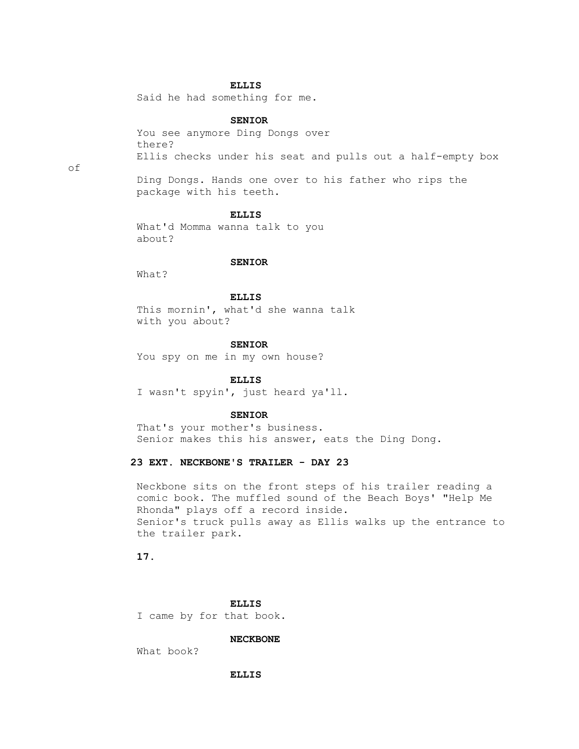**ELLIS**
Said he had something for me.

**SENIOR**
You see anymore Ding Dongs over
there?
Ellis checks under his seat and pulls out a half-empty box of

Ding Dongs. Hands one over to his father who rips the
package with his teeth.

**ELLIS**
What'd Momma wanna talk to you
about?

**SENIOR**
What?

**ELLIS**
This mornin', what'd she wanna talk
with you about?

**SENIOR**
You spy on me in my own house?

**ELLIS**
I wasn't spyin', just heard ya'll.

**SENIOR**
That's your mother's business.
Senior makes this his answer, eats the Ding Dong.

**23 EXT. NECKBONE'S TRAILER - DAY 23**

Neckbone sits on the front steps of his trailer reading a
comic book. The muffled sound of the Beach Boys' "Help Me
Rhonda" plays off a record inside.
Senior's truck pulls away as Ellis walks up the entrance to
the trailer park.

**ELLIS**
I came by for that book.

**NECKBONE**
What book?

**ELLIS**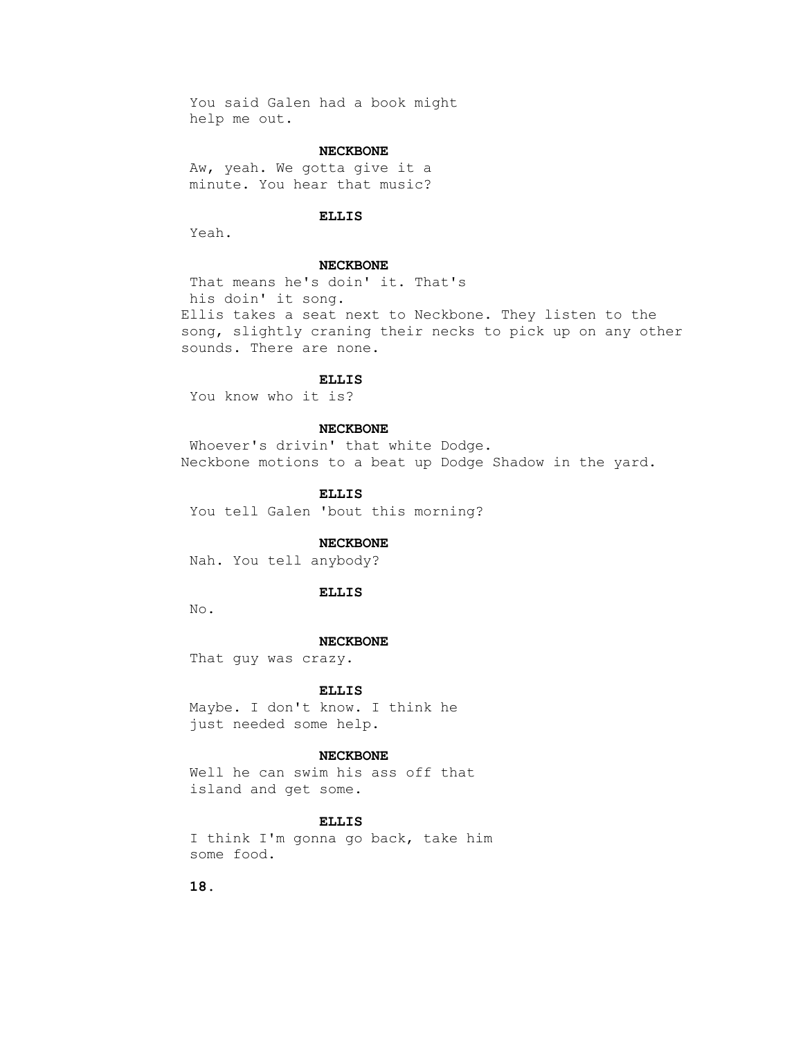You said Galen had a book might help me out.

**NECKBONE**

Aw, yeah. We gotta give it a minute. You hear that music?

**ELLIS**

Yeah.

**NECKBONE**

That means he's doin' it. That's his doin' it song.

Ellis takes a seat next to Neckbone. They listen to the song, slightly craning their necks to pick up on any other sounds. There are none.

**ELLIS**

You know who it is?

**NECKBONE**

Whoever's drivin' that white Dodge.

Neckbone motions to a beat up Dodge Shadow in the yard.

**ELLIS**

You tell Galen 'bout this morning?

**NECKBONE**

Nah. You tell anybody?

**ELLIS**

No.

**NECKBONE**

That guy was crazy.

**ELLIS**

Maybe. I don't know. I think he just needed some help.

**NECKBONE**

Well he can swim his ass off that island and get some.

**ELLIS**

I think I'm gonna go back, take him some food.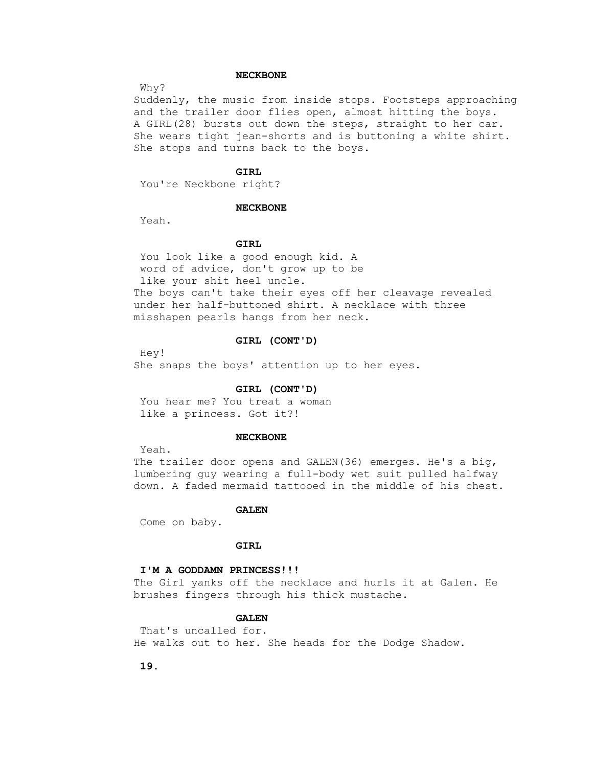**NECKBONE**

Why?

Suddenly, the music from inside stops. Footsteps approaching and the trailer door flies open, almost hitting the boys. A GIRL(28) bursts out down the steps, straight to her car. She wears tight jean-shorts and is buttoning a white shirt. She stops and turns back to the boys.

**GIRL**

You're Neckbone right?

**NECKBONE**

Yeah.

**GIRL**

You look like a good enough kid. A word of advice, don't grow up to be like your shit heel uncle.

The boys can't take their eyes off her cleavage revealed under her half-buttoned shirt. A necklace with three misshapen pearls hangs from her neck.

**GIRL (CONT'D)**

Hey!

She snaps the boys' attention up to her eyes.

**GIRL (CONT'D)**

You hear me? You treat a woman like a princess. Got it?!

**NECKBONE**

Yeah.

The trailer door opens and GALEN(36) emerges. He's a big, lumbering guy wearing a full-body wet suit pulled halfway down. A faded mermaid tattooed in the middle of his chest.

**GALEN**

Come on baby.

**GIRL**

**I'M A GODDAMN PRINCESS!!!**

The Girl yanks off the necklace and hurls it at Galen. He brushes fingers through his thick mustache.

**GALEN**

That's uncalled for.

He walks out to her. She heads for the Dodge Shadow.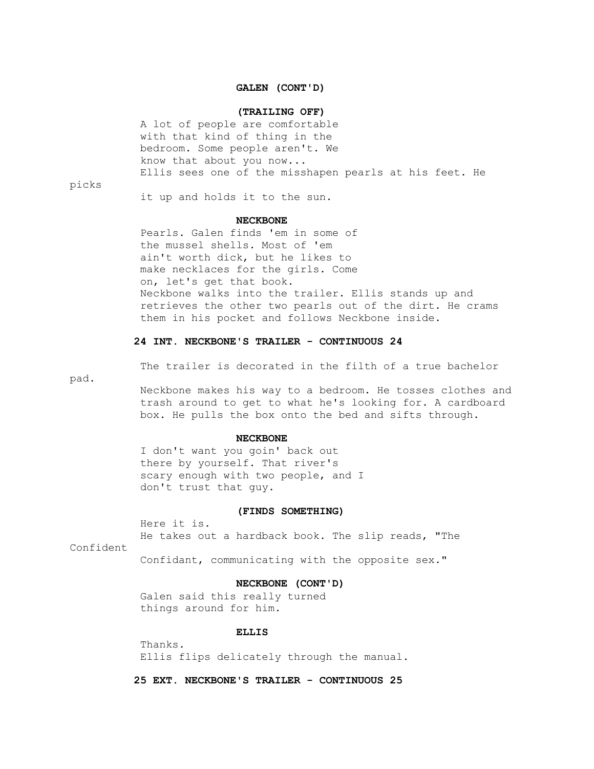**GALEN (CONT'D)**

**(TRAILING OFF)**

A lot of people are comfortable with that kind of thing in the bedroom. Some people aren't. We know that about you now...

Ellis sees one of the misshapen pearls at his feet. He picks it up and holds it to the sun.

**NECKBONE**

Pearls. Galen finds 'em in some of the mussel shells. Most of 'em ain't worth dick, but he likes to make necklaces for the girls. Come on, let's get that book.

Neckbone walks into the trailer. Ellis stands up and retrieves the other two pearls out of the dirt. He crams them in his pocket and follows Neckbone inside.

**24 INT. NECKBONE'S TRAILER - CONTINUOUS 24**

The trailer is decorated in the filth of a true bachelor pad.

Neckbone makes his way to a bedroom. He tosses clothes and trash around to get to what he's looking for. A cardboard box. He pulls the box onto the bed and sifts through.

**NECKBONE**

I don't want you goin' back out there by yourself. That river's scary enough with two people, and I don't trust that guy.

**(FINDS SOMETHING)**

Here it is.

He takes out a hardback book. The slip reads, "The Confident Confidant, communicating with the opposite sex."

**NECKBONE (CONT'D)**

Galen said this really turned things around for him.

**ELLIS**

Thanks.

Ellis flips delicately through the manual.

**25 EXT. NECKBONE'S TRAILER - CONTINUOUS 25**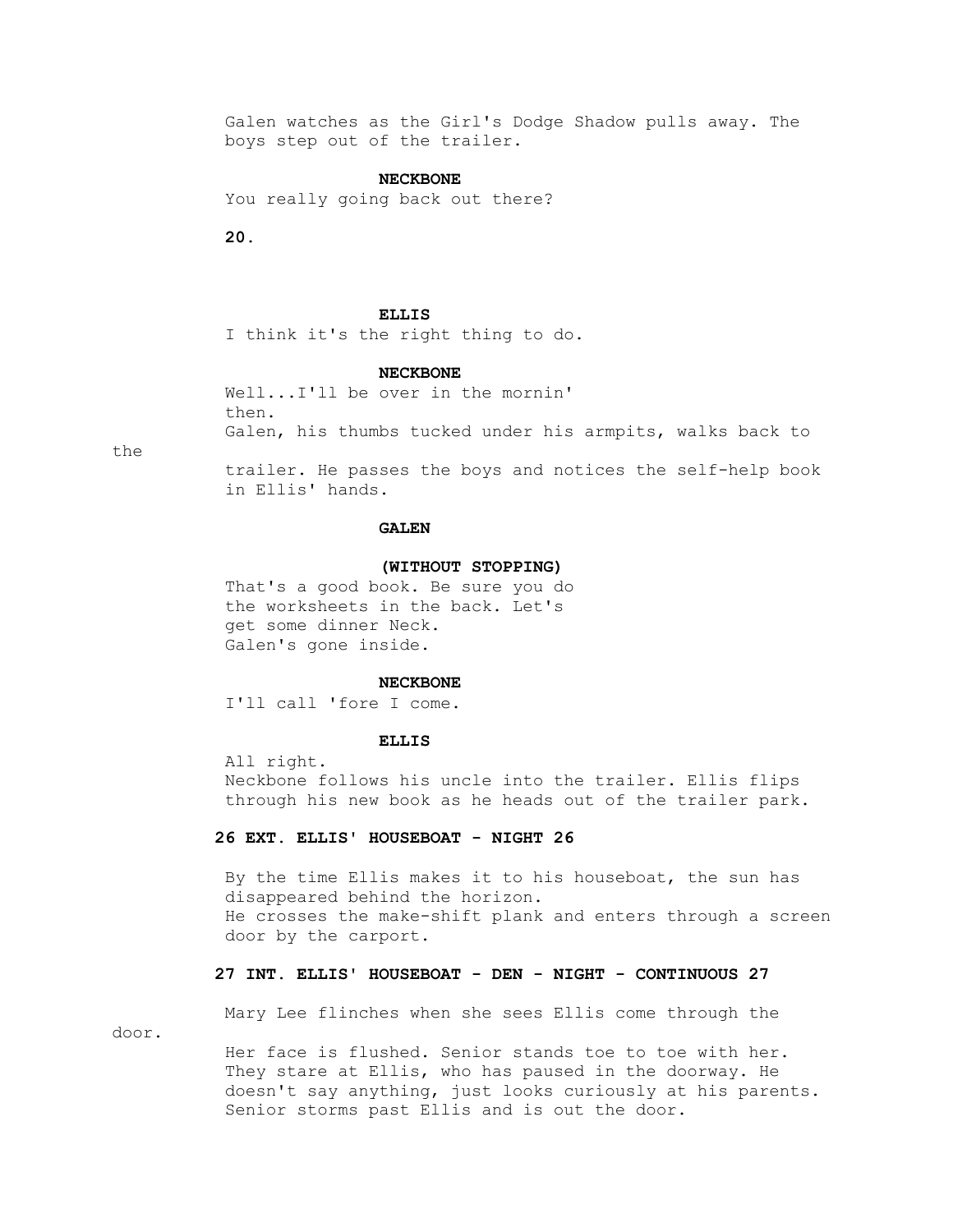Galen watches as the Girl's Dodge Shadow pulls away. The boys step out of the trailer.

**NECKBONE**

You really going back out there?

**ELLIS**

I think it's the right thing to do.

**NECKBONE**

Well...I'll be over in the mornin' then.

Galen, his thumbs tucked under his armpits, walks back to the trailer. He passes the boys and notices the self-help book in Ellis' hands.

**GALEN**

**(WITHOUT STOPPING)**

That's a good book. Be sure you do the worksheets in the back. Let's get some dinner Neck.

Galen's gone inside.

**NECKBONE**

I'll call 'fore I come.

**ELLIS**

All right.

Neckbone follows his uncle into the trailer. Ellis flips through his new book as he heads out of the trailer park.

**26 EXT. ELLIS' HOUSEBOAT - NIGHT 26**

By the time Ellis makes it to his houseboat, the sun has disappeared behind the horizon.

He crosses the make-shift plank and enters through a screen door by the carport.

**27 INT. ELLIS' HOUSEBOAT - DEN - NIGHT - CONTINUOUS 27**

Mary Lee flinches when she sees Ellis come through the door.

Her face is flushed. Senior stands toe to toe with her. They stare at Ellis, who has paused in the doorway. He doesn't say anything, just looks curiously at his parents. Senior storms past Ellis and is out the door.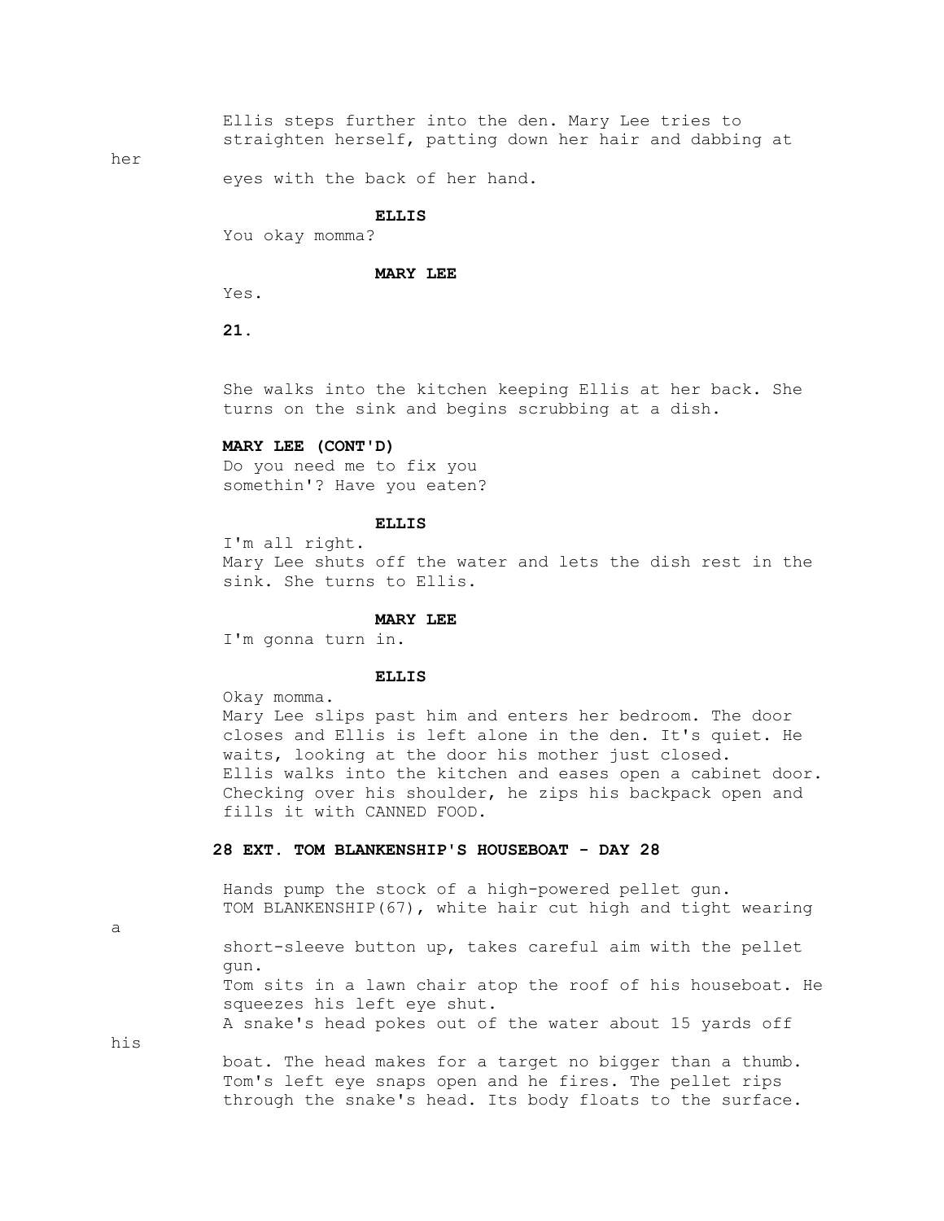Ellis steps further into the den. Mary Lee tries to straighten herself, patting down her hair and dabbing at her eyes with the back of her hand.

**ELLIS**

You okay momma?

**MARY LEE**

Yes.

She walks into the kitchen keeping Ellis at her back. She turns on the sink and begins scrubbing at a dish.

**MARY LEE (CONT'D)**

Do you need me to fix you somethin'? Have you eaten?

**ELLIS**

I'm all right.

Mary Lee shuts off the water and lets the dish rest in the sink. She turns to Ellis.

**MARY LEE**

I'm gonna turn in.

**ELLIS**

Okay momma.

Mary Lee slips past him and enters her bedroom. The door closes and Ellis is left alone in the den. It's quiet. He waits, looking at the door his mother just closed.

Ellis walks into the kitchen and eases open a cabinet door. Checking over his shoulder, he zips his backpack open and fills it with CANNED FOOD.

**28 EXT. TOM BLANKENSHIP'S HOUSEBOAT - DAY 28**

Hands pump the stock of a high-powered pellet gun.

TOM BLANKENSHIP(67), white hair cut high and tight wearing a short-sleeve button up, takes careful aim with the pellet gun.

Tom sits in a lawn chair atop the roof of his houseboat. He squeezes his left eye shut.

A snake's head pokes out of the water about 15 yards off his boat. The head makes for a target no bigger than a thumb.

Tom's left eye snaps open and he fires. The pellet rips through the snake's head. Its body floats to the surface.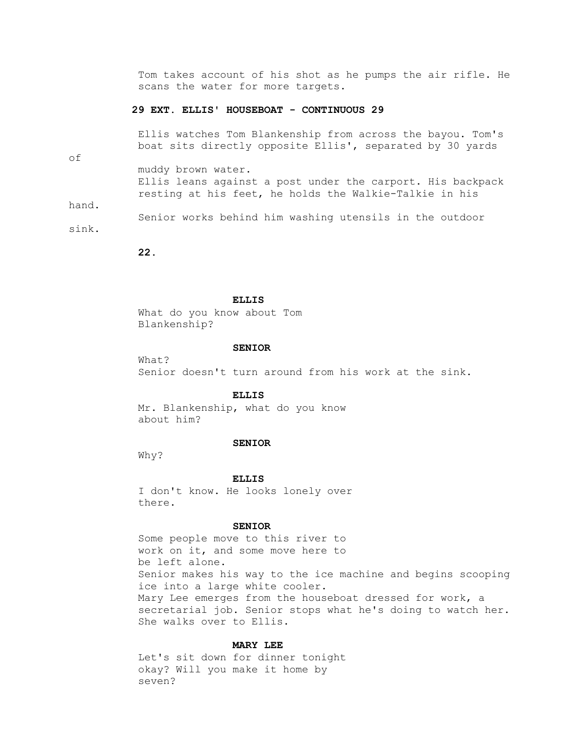Tom takes account of his shot as he pumps the air rifle. He scans the water for more targets.

**29 EXT. ELLIS' HOUSEBOAT - CONTINUOUS 29**

Ellis watches Tom Blankenship from across the bayou. Tom's boat sits directly opposite Ellis', separated by 30 yards of muddy brown water.

Ellis leans against a post under the carport. His backpack resting at his feet, he holds the Walkie-Talkie in his hand.

Senior works behind him washing utensils in the outdoor sink.

**ELLIS**

What do you know about Tom Blankenship?

**SENIOR**

What?

Senior doesn't turn around from his work at the sink.

**ELLIS**

Mr. Blankenship, what do you know about him?

**SENIOR**

Why?

**ELLIS**

I don't know. He looks lonely over there.

**SENIOR**

Some people move to this river to work on it, and some move here to be left alone.

Senior makes his way to the ice machine and begins scooping ice into a large white cooler.

Mary Lee emerges from the houseboat dressed for work, a secretarial job. Senior stops what he's doing to watch her. She walks over to Ellis.

**MARY LEE**

Let's sit down for dinner tonight okay? Will you make it home by seven?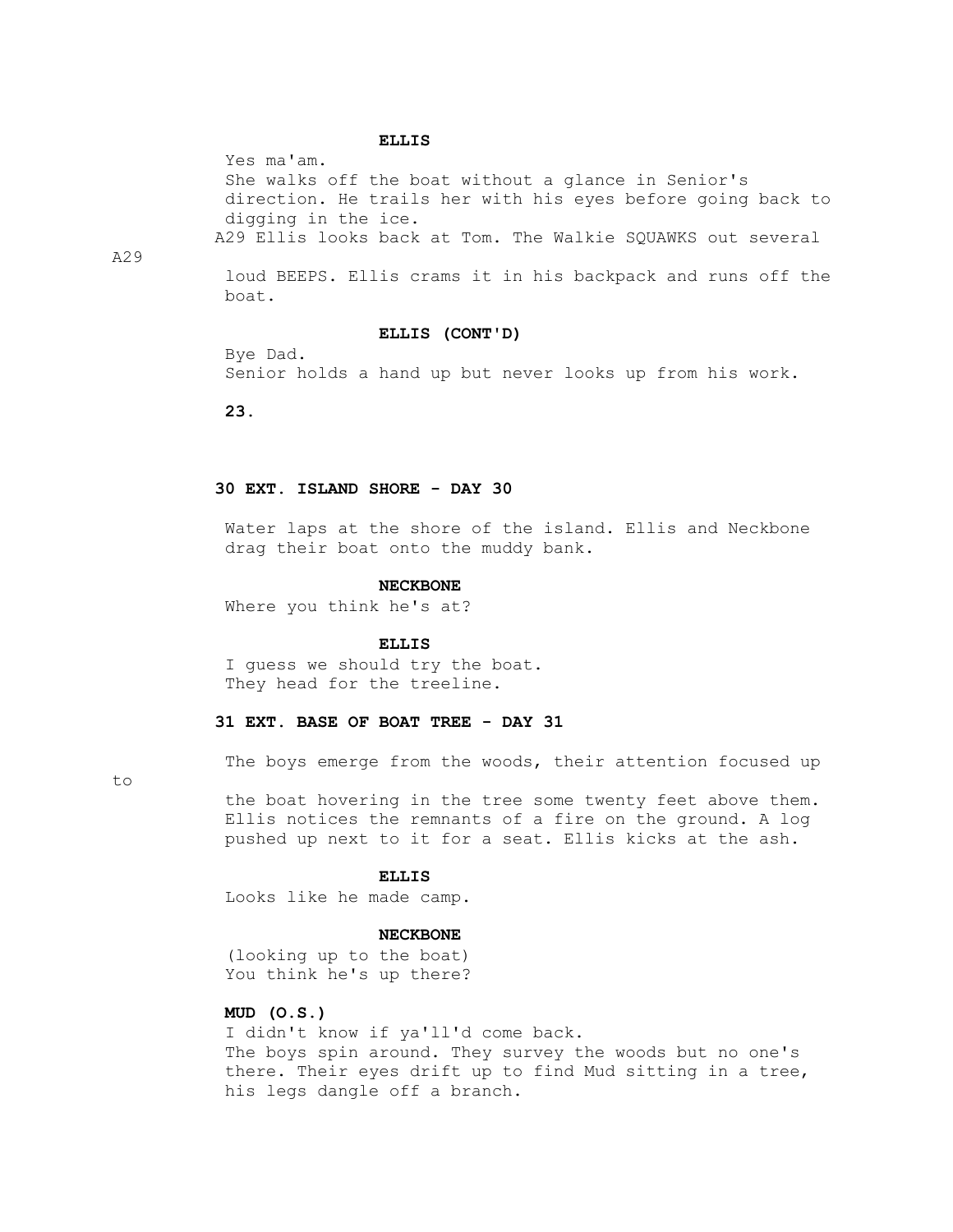**ELLIS**

Yes ma'am.

She walks off the boat without a glance in Senior's direction. He trails her with his eyes before going back to digging in the ice.

A29 Ellis looks back at Tom. The Walkie SQUAWKS out several loud BEEPS. Ellis crams it in his backpack and runs off the boat. A29

**ELLIS (CONT'D)**

Bye Dad.

Senior holds a hand up but never looks up from his work.

**30 EXT. ISLAND SHORE - DAY 30**

Water laps at the shore of the island. Ellis and Neckbone drag their boat onto the muddy bank.

**NECKBONE**

Where you think he's at?

**ELLIS**

I guess we should try the boat.

They head for the treeline.

**31 EXT. BASE OF BOAT TREE - DAY 31**

The boys emerge from the woods, their attention focused up to the boat hovering in the tree some twenty feet above them. Ellis notices the remnants of a fire on the ground. A log pushed up next to it for a seat. Ellis kicks at the ash.

**ELLIS**

Looks like he made camp.

**NECKBONE**

(looking up to the boat)
You think he's up there?

**MUD (O.S.)**

I didn't know if ya'll'd come back.

The boys spin around. They survey the woods but no one's there. Their eyes drift up to find Mud sitting in a tree, his legs dangle off a branch.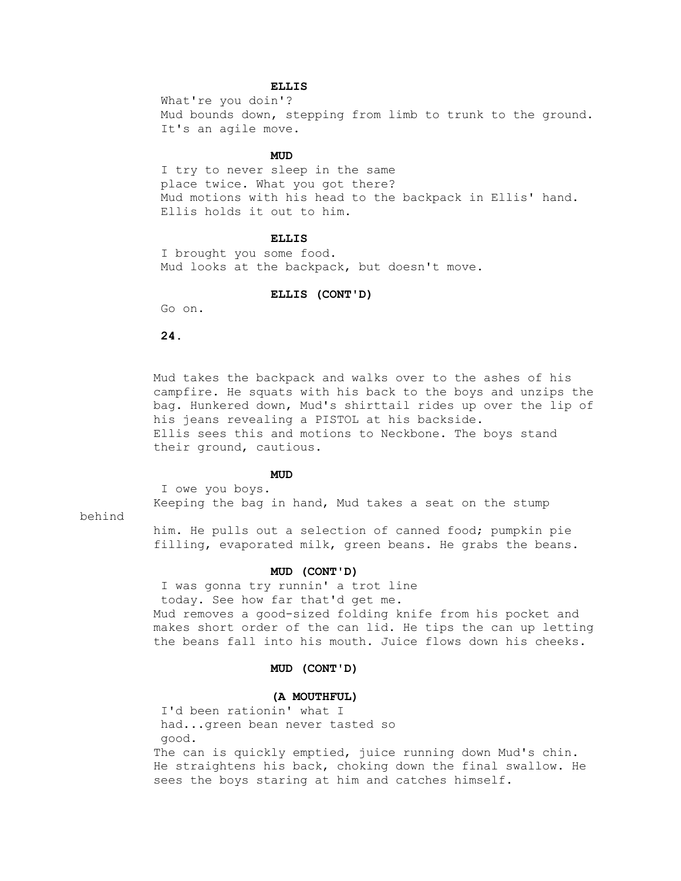**ELLIS**

What're you doin'?

Mud bounds down, stepping from limb to trunk to the ground. It's an agile move.

**MUD**

I try to never sleep in the same place twice. What you got there?

Mud motions with his head to the backpack in Ellis' hand. Ellis holds it out to him.

**ELLIS**

I brought you some food.

Mud looks at the backpack, but doesn't move.

**ELLIS (CONT'D)**

Go on.

Mud takes the backpack and walks over to the ashes of his campfire. He squats with his back to the boys and unzips the bag. Hunkered down, Mud's shirttail rides up over the lip of his jeans revealing a PISTOL at his backside.

Ellis sees this and motions to Neckbone. The boys stand their ground, cautious.

**MUD**

I owe you boys.

Keeping the bag in hand, Mud takes a seat on the stump behind him. He pulls out a selection of canned food; pumpkin pie filling, evaporated milk, green beans. He grabs the beans.

**MUD (CONT'D)**

I was gonna try runnin' a trot line today. See how far that'd get me.

Mud removes a good-sized folding knife from his pocket and makes short order of the can lid. He tips the can up letting the beans fall into his mouth. Juice flows down his cheeks.

**MUD (CONT'D)**

**(A MOUTHFUL)**

I'd been rationin' what I had...green bean never tasted so good.

The can is quickly emptied, juice running down Mud's chin. He straightens his back, choking down the final swallow. He sees the boys staring at him and catches himself.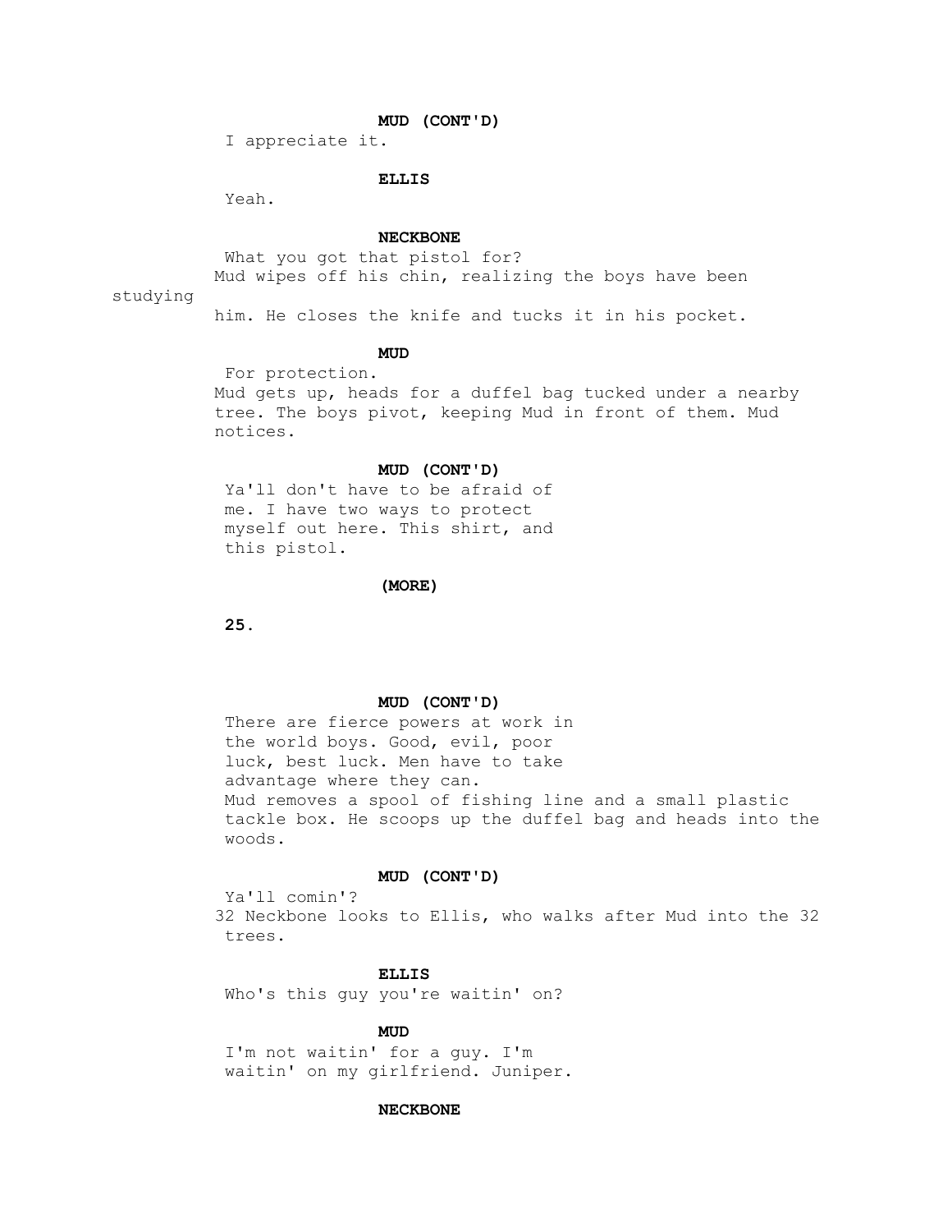**MUD (CONT'D)**

I appreciate it.

**ELLIS**

Yeah.

**NECKBONE**

What you got that pistol for?

Mud wipes off his chin, realizing the boys have been studying him. He closes the knife and tucks it in his pocket.

**MUD**

For protection.

Mud gets up, heads for a duffel bag tucked under a nearby tree. The boys pivot, keeping Mud in front of them. Mud notices.

**MUD (CONT'D)**

Ya'll don't have to be afraid of me. I have two ways to protect myself out here. This shirt, and this pistol.

**(MORE)**

**MUD (CONT'D)**

There are fierce powers at work in the world boys. Good, evil, poor luck, best luck. Men have to take advantage where they can.

Mud removes a spool of fishing line and a small plastic tackle box. He scoops up the duffel bag and heads into the woods.

**MUD (CONT'D)**

Ya'll comin'?

32 Neckbone looks to Ellis, who walks after Mud into the 32 trees.

**ELLIS**

Who's this guy you're waitin' on?

**MUD**

I'm not waitin' for a guy. I'm waitin' on my girlfriend. Juniper.

**NECKBONE**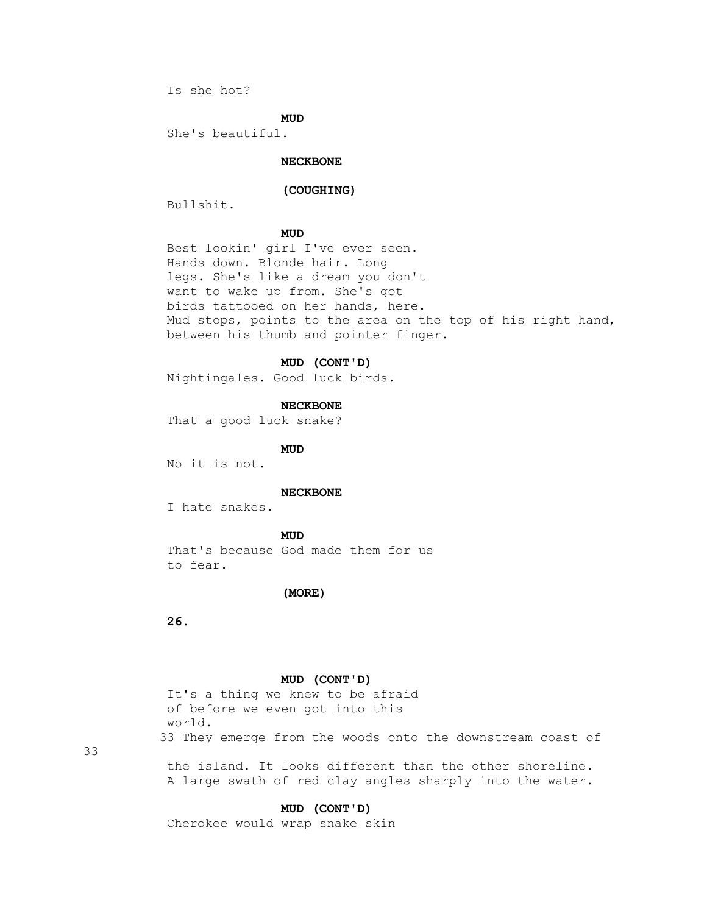Is she hot?

**MUD**

She's beautiful.

**NECKBONE**

**(COUGHING)**

Bullshit.

**MUD**

Best lookin' girl I've ever seen.
Hands down. Blonde hair. Long
legs. She's like a dream you don't
want to wake up from. She's got
birds tattooed on her hands, here.
Mud stops, points to the area on the top of his right hand,
between his thumb and pointer finger.

**MUD (CONT'D)**

Nightingales. Good luck birds.

**NECKBONE**

That a good luck snake?

**MUD**

No it is not.

**NECKBONE**

I hate snakes.

**MUD**

That's because God made them for us
to fear.

**(MORE)**

**26.**

**MUD (CONT'D)**

It's a thing we knew to be afraid
of before we even got into this
world.

33 They emerge from the woods onto the downstream coast of 33
the island. It looks different than the other shoreline.
A large swath of red clay angles sharply into the water.

**MUD (CONT'D)**

Cherokee would wrap snake skin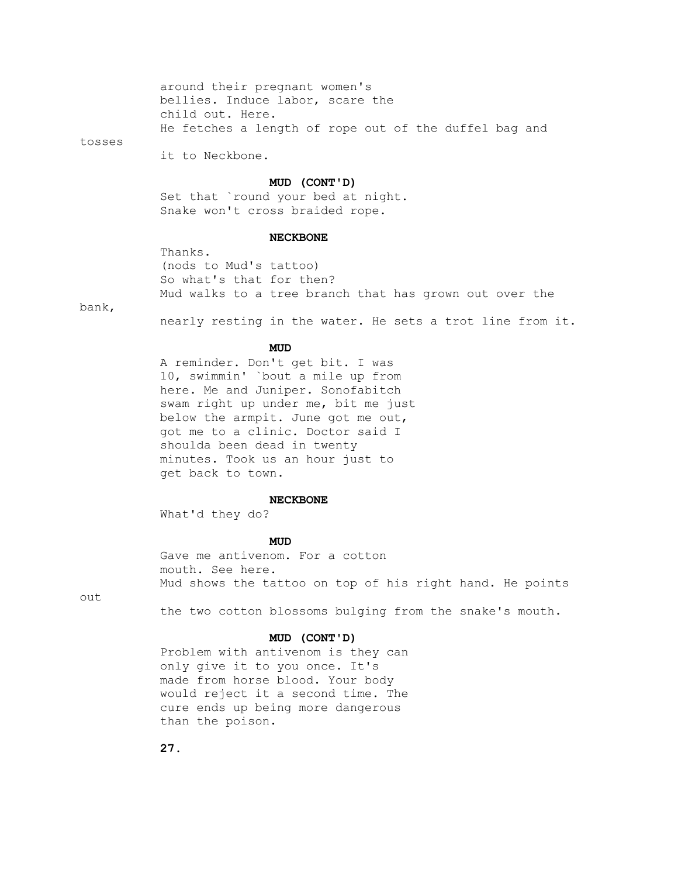around their pregnant women's
bellies. Induce labor, scare the
child out. Here.

He fetches a length of rope out of the duffel bag and tosses it to Neckbone.

**MUD (CONT'D)**

Set that `round your bed at night.
Snake won't cross braided rope.

**NECKBONE**

Thanks.
(nods to Mud's tattoo)
So what's that for then?

Mud walks to a tree branch that has grown out over the bank, nearly resting in the water. He sets a trot line from it.

**MUD**

A reminder. Don't get bit. I was
10, swimmin' `bout a mile up from
here. Me and Juniper. Sonofabitch
swam right up under me, bit me just
below the armpit. June got me out,
got me to a clinic. Doctor said I
shoulda been dead in twenty
minutes. Took us an hour just to
get back to town.

**NECKBONE**

What'd they do?

**MUD**

Gave me antivenom. For a cotton
mouth. See here.

Mud shows the tattoo on top of his right hand. He points out the two cotton blossoms bulging from the snake's mouth.

**MUD (CONT'D)**

Problem with antivenom is they can
only give it to you once. It's
made from horse blood. Your body
would reject it a second time. The
cure ends up being more dangerous
than the poison.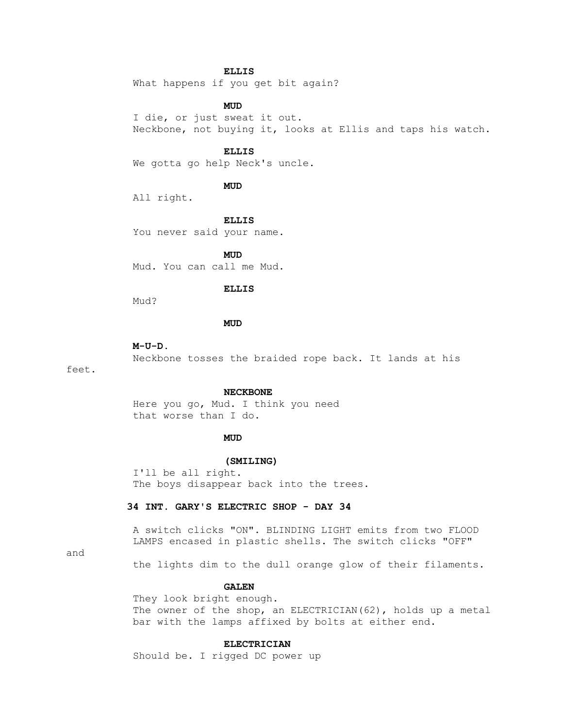**ELLIS**
What happens if you get bit again?

**MUD**
I die, or just sweat it out.
Neckbone, not buying it, looks at Ellis and taps his watch.

**ELLIS**
We gotta go help Neck's uncle.

**MUD**
All right.

**ELLIS**
You never said your name.

**MUD**
Mud. You can call me Mud.

**ELLIS**
Mud?

**MUD**

**M-U-D.**
Neckbone tosses the braided rope back. It lands at his feet.

**NECKBONE**
Here you go, Mud. I think you need that worse than I do.

**MUD**

**(SMILING)**
I'll be all right.
The boys disappear back into the trees.

**34 INT. GARY'S ELECTRIC SHOP - DAY 34**

A switch clicks "ON". BLINDING LIGHT emits from two FLOOD LAMPS encased in plastic shells. The switch clicks "OFF" and the lights dim to the dull orange glow of their filaments.

**GALEN**
They look bright enough.
The owner of the shop, an ELECTRICIAN(62), holds up a metal bar with the lamps affixed by bolts at either end.

**ELECTRICIAN**
Should be. I rigged DC power up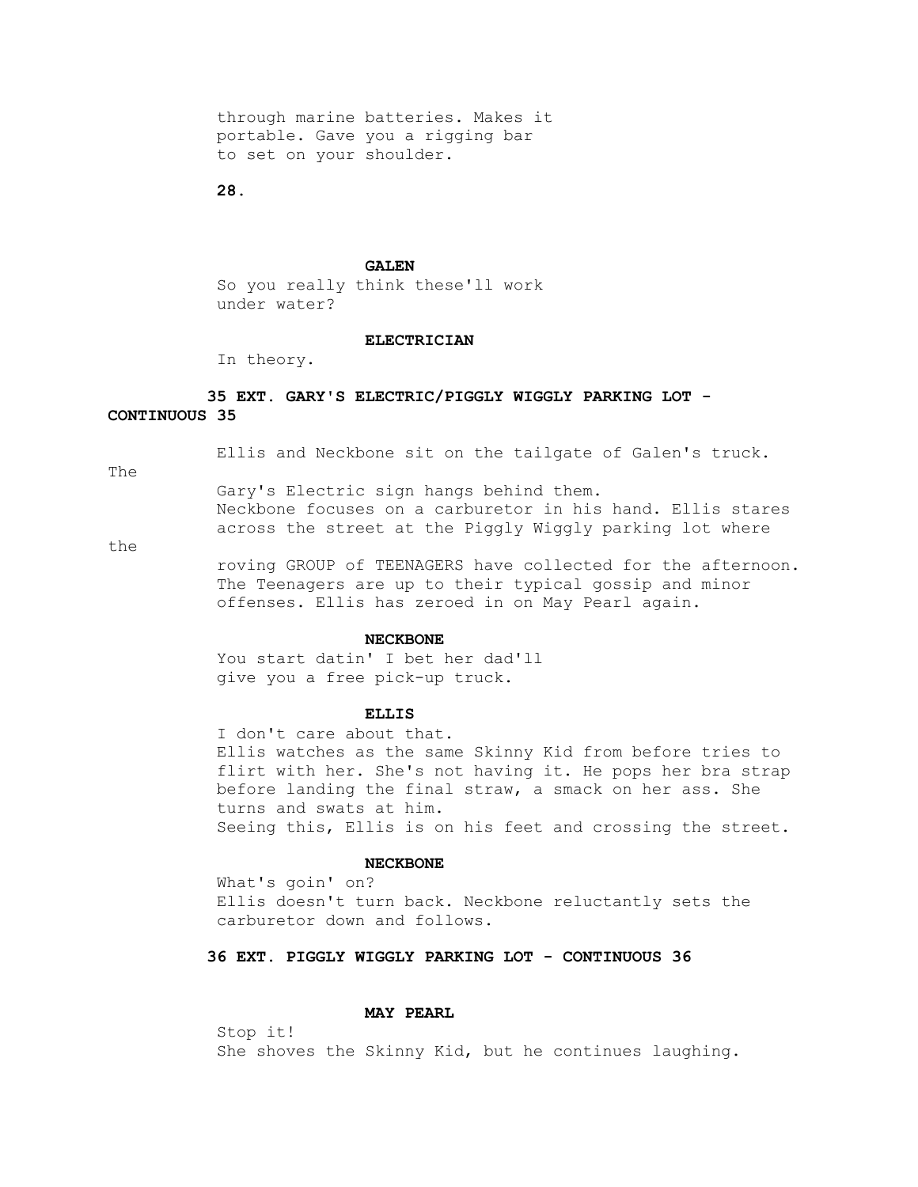through marine batteries. Makes it portable. Gave you a rigging bar to set on your shoulder.

**GALEN**

So you really think these'll work under water?

**ELECTRICIAN**

In theory.

**35 EXT. GARY'S ELECTRIC/PIGGLY WIGGLY PARKING LOT - CONTINUOUS 35**

Ellis and Neckbone sit on the tailgate of Galen's truck. The Gary's Electric sign hangs behind them.
Neckbone focuses on a carburetor in his hand. Ellis stares across the street at the Piggly Wiggly parking lot where the roving GROUP of TEENAGERS have collected for the afternoon. The Teenagers are up to their typical gossip and minor offenses. Ellis has zeroed in on May Pearl again.

**NECKBONE**

You start datin' I bet her dad'll give you a free pick-up truck.

**ELLIS**

I don't care about that.
Ellis watches as the same Skinny Kid from before tries to flirt with her. She's not having it. He pops her bra strap before landing the final straw, a smack on her ass. She turns and swats at him.
Seeing this, Ellis is on his feet and crossing the street.

**NECKBONE**

What's goin' on?
Ellis doesn't turn back. Neckbone reluctantly sets the carburetor down and follows.

**36 EXT. PIGGLY WIGGLY PARKING LOT - CONTINUOUS 36**

**MAY PEARL**

Stop it!
She shoves the Skinny Kid, but he continues laughing.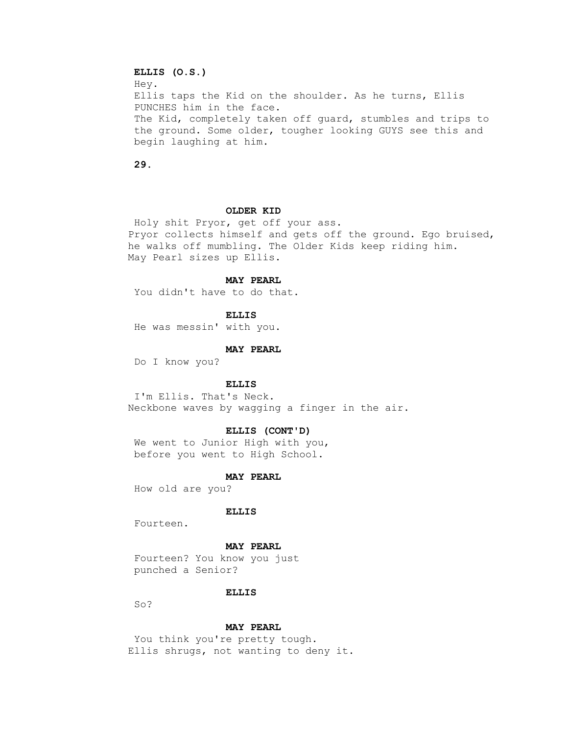**ELLIS (O.S.)**
Hey.
Ellis taps the Kid on the shoulder. As he turns, Ellis PUNCHES him in the face.
The Kid, completely taken off guard, stumbles and trips to the ground. Some older, tougher looking GUYS see this and begin laughing at him.

**OLDER KID**
Holy shit Pryor, get off your ass.
Pryor collects himself and gets off the ground. Ego bruised, he walks off mumbling. The Older Kids keep riding him.
May Pearl sizes up Ellis.

**MAY PEARL**
You didn't have to do that.

**ELLIS**
He was messin' with you.

**MAY PEARL**
Do I know you?

**ELLIS**
I'm Ellis. That's Neck.
Neckbone waves by wagging a finger in the air.

**ELLIS (CONT'D)**
We went to Junior High with you, before you went to High School.

**MAY PEARL**
How old are you?

**ELLIS**
Fourteen.

**MAY PEARL**
Fourteen? You know you just punched a Senior?

**ELLIS**
So?

**MAY PEARL**
You think you're pretty tough.
Ellis shrugs, not wanting to deny it.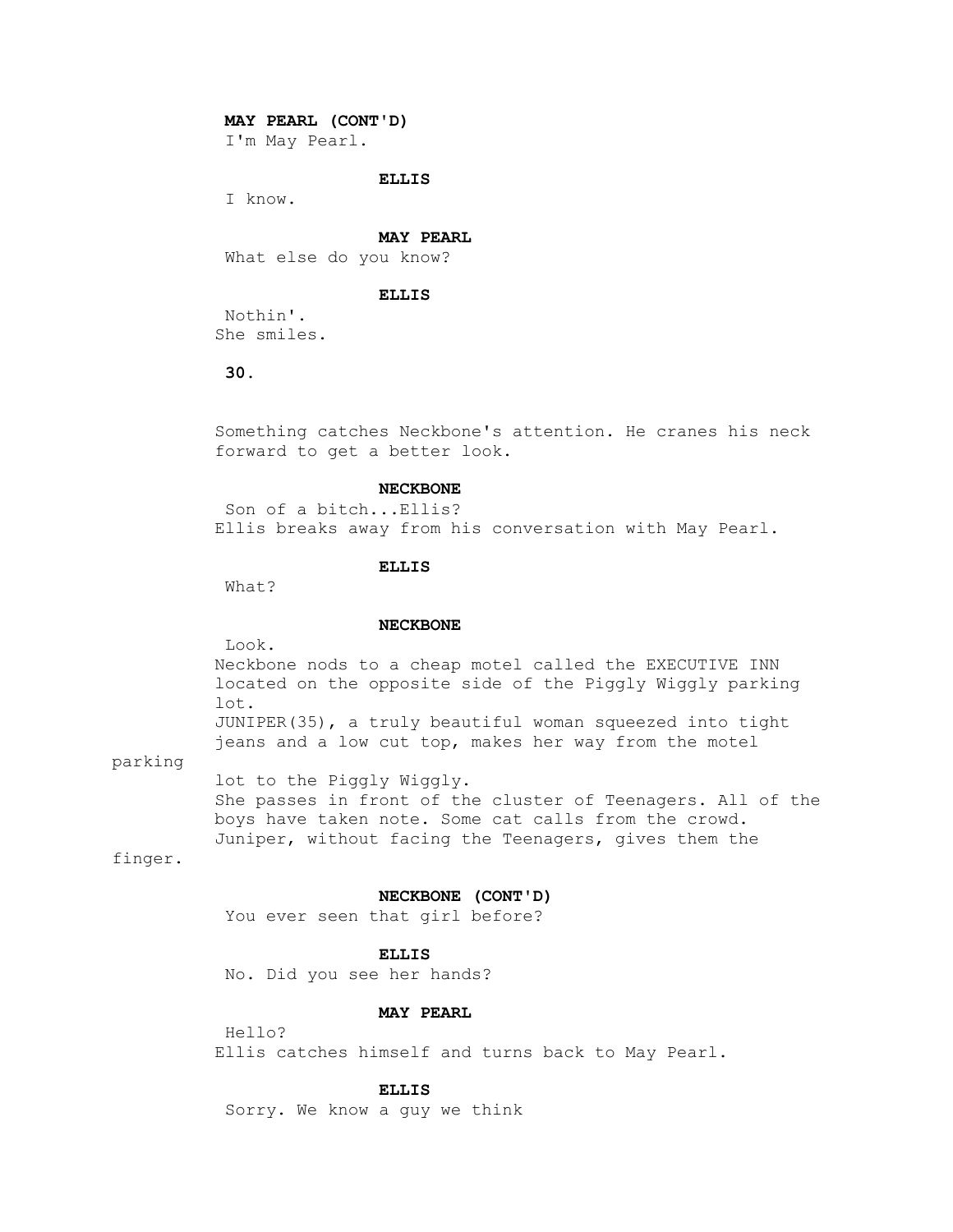**MAY PEARL (CONT'D)**
I'm May Pearl.

**ELLIS**
I know.

**MAY PEARL**
What else do you know?

**ELLIS**
Nothin'.

She smiles.

Something catches Neckbone's attention. He cranes his neck forward to get a better look.

**NECKBONE**
Son of a bitch...Ellis?

Ellis breaks away from his conversation with May Pearl.

**ELLIS**
What?

**NECKBONE**
Look.

Neckbone nods to a cheap motel called the EXECUTIVE INN located on the opposite side of the Piggly Wiggly parking lot.

JUNIPER(35), a truly beautiful woman squeezed into tight jeans and a low cut top, makes her way from the motel parking lot to the Piggly Wiggly.

She passes in front of the cluster of Teenagers. All of the boys have taken note. Some cat calls from the crowd.

Juniper, without facing the Teenagers, gives them the finger.

**NECKBONE (CONT'D)**
You ever seen that girl before?

**ELLIS**
No. Did you see her hands?

**MAY PEARL**
Hello?

Ellis catches himself and turns back to May Pearl.

**ELLIS**
Sorry. We know a guy we think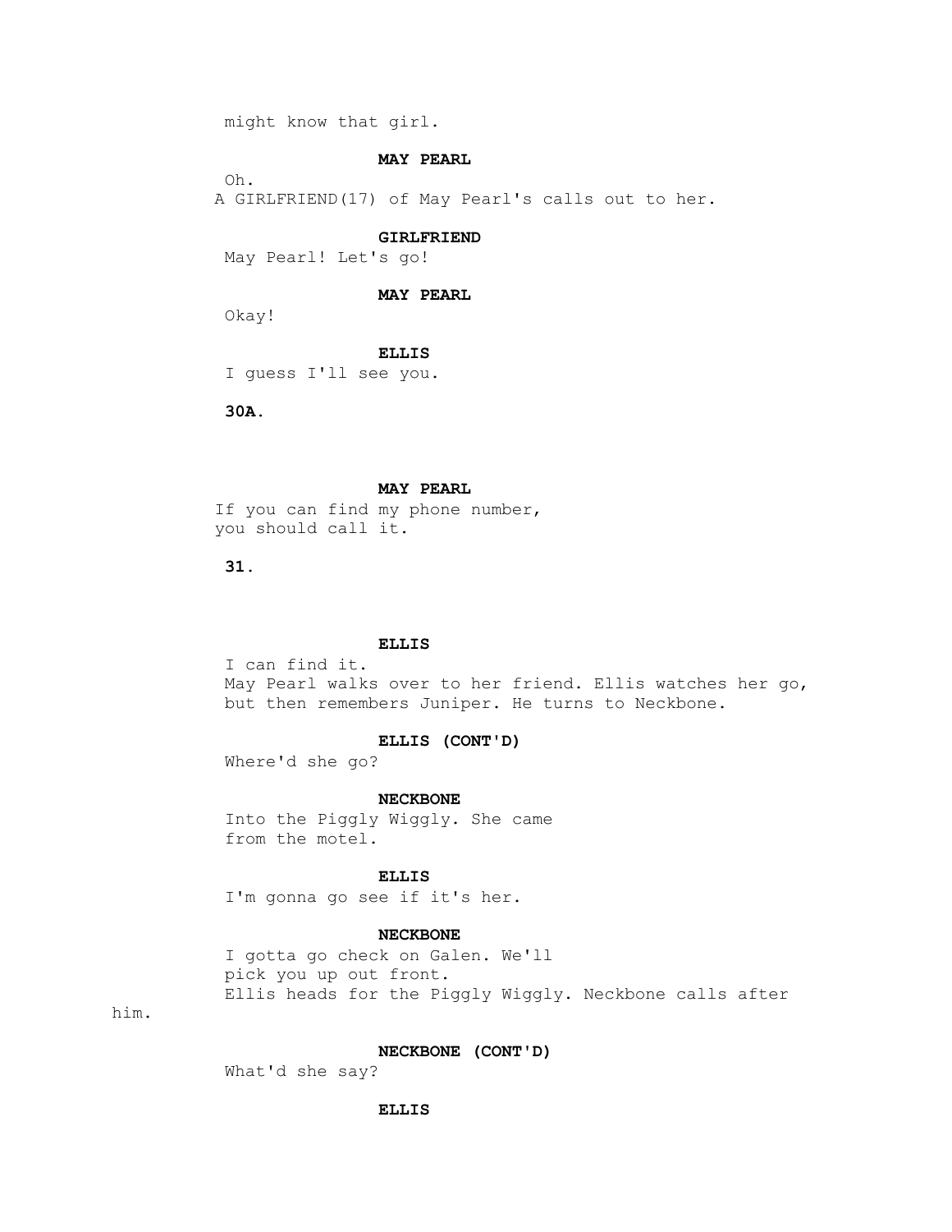might know that girl.

**MAY PEARL**

Oh.

A GIRLFRIEND(17) of May Pearl's calls out to her.

**GIRLFRIEND**

May Pearl! Let's go!

**MAY PEARL**

Okay!

**ELLIS**

I guess I'll see you.

**30A.**

**MAY PEARL**

If you can find my phone number,
you should call it.

**31.**

**ELLIS**

I can find it.

May Pearl walks over to her friend. Ellis watches her go, but then remembers Juniper. He turns to Neckbone.

**ELLIS (CONT'D)**

Where'd she go?

**NECKBONE**

Into the Piggly Wiggly. She came
from the motel.

**ELLIS**

I'm gonna go see if it's her.

**NECKBONE**

I gotta go check on Galen. We'll
pick you up out front.

Ellis heads for the Piggly Wiggly. Neckbone calls after him.

**NECKBONE (CONT'D)**

What'd she say?

**ELLIS**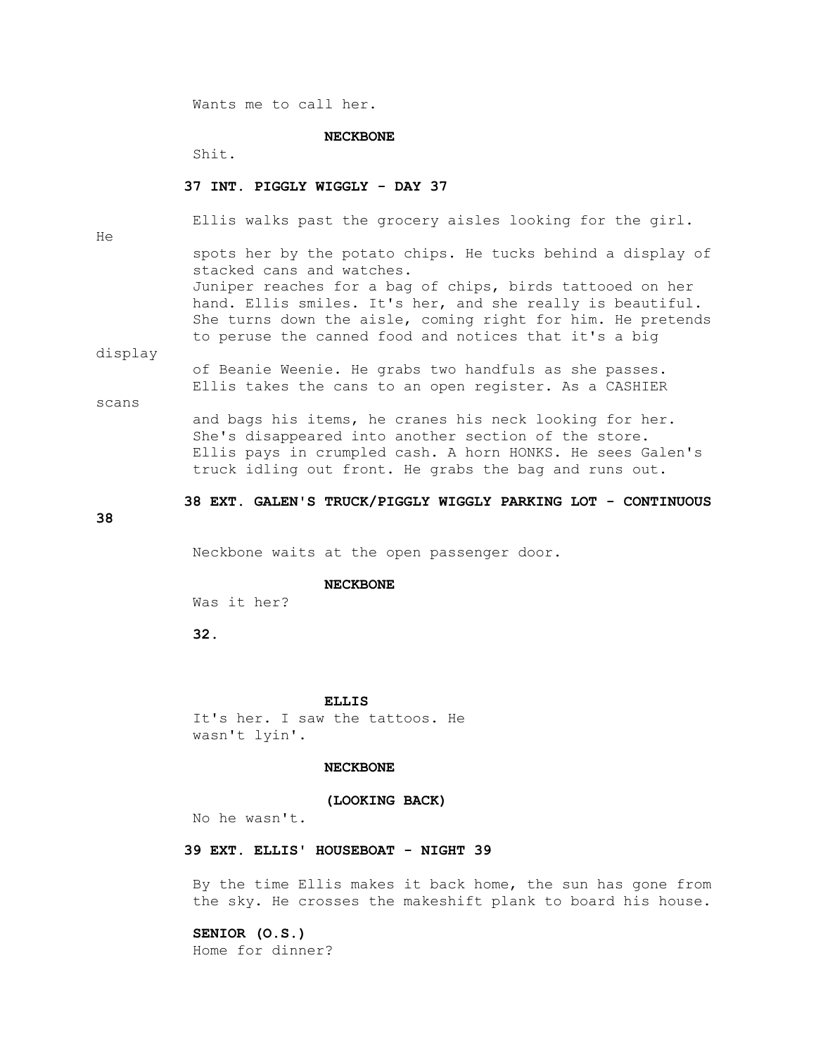Wants me to call her.

**NECKBONE**

Shit.

**37 INT. PIGGLY WIGGLY - DAY 37**

Ellis walks past the grocery aisles looking for the girl. He spots her by the potato chips. He tucks behind a display of stacked cans and watches.
Juniper reaches for a bag of chips, birds tattooed on her hand. Ellis smiles. It's her, and she really is beautiful. She turns down the aisle, coming right for him. He pretends to peruse the canned food and notices that it's a big display of Beanie Weenie. He grabs two handfuls as she passes.
Ellis takes the cans to an open register. As a CASHIER scans and bags his items, he cranes his neck looking for her. She's disappeared into another section of the store.
Ellis pays in crumpled cash. A horn HONKS. He sees Galen's truck idling out front. He grabs the bag and runs out.

**38 EXT. GALEN'S TRUCK/PIGGLY WIGGLY PARKING LOT - CONTINUOUS 38**

Neckbone waits at the open passenger door.

**NECKBONE**

Was it her?

**ELLIS**

It's her. I saw the tattoos. He wasn't lyin'.

**NECKBONE**

**(LOOKING BACK)**

No he wasn't.

**39 EXT. ELLIS' HOUSEBOAT - NIGHT 39**

By the time Ellis makes it back home, the sun has gone from the sky. He crosses the makeshift plank to board his house.

**SENIOR (O.S.)**

Home for dinner?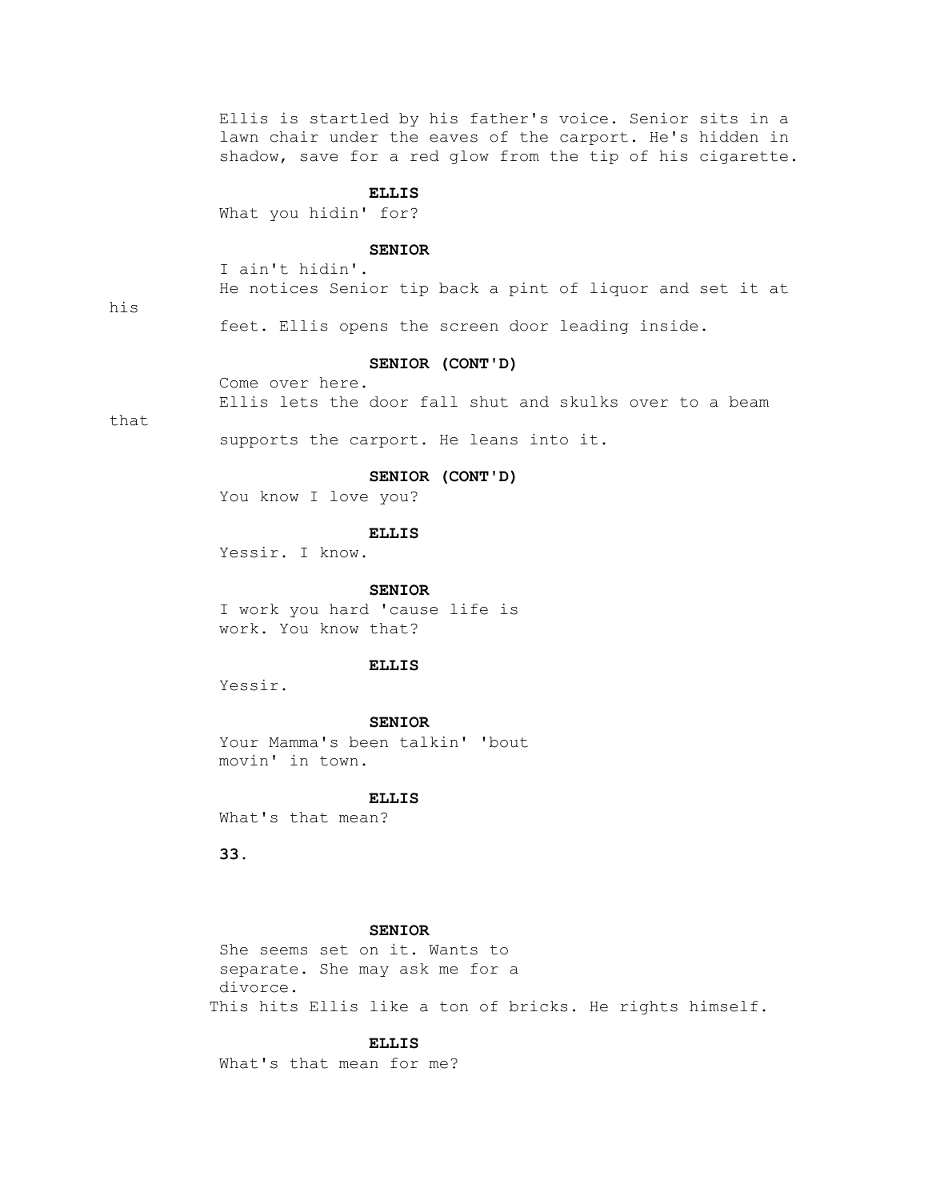Ellis is startled by his father's voice. Senior sits in a lawn chair under the eaves of the carport. He's hidden in shadow, save for a red glow from the tip of his cigarette.

**ELLIS**

What you hidin' for?

**SENIOR**

I ain't hidin'.

He notices Senior tip back a pint of liquor and set it at his feet. Ellis opens the screen door leading inside.

**SENIOR (CONT'D)**

Come over here.

Ellis lets the door fall shut and skulks over to a beam that supports the carport. He leans into it.

**SENIOR (CONT'D)**

You know I love you?

**ELLIS**

Yessir. I know.

**SENIOR**

I work you hard 'cause life is work. You know that?

**ELLIS**

Yessir.

**SENIOR**

Your Mamma's been talkin' 'bout movin' in town.

**ELLIS**

What's that mean?

**SENIOR**

She seems set on it. Wants to separate. She may ask me for a divorce.

This hits Ellis like a ton of bricks. He rights himself.

**ELLIS**

What's that mean for me?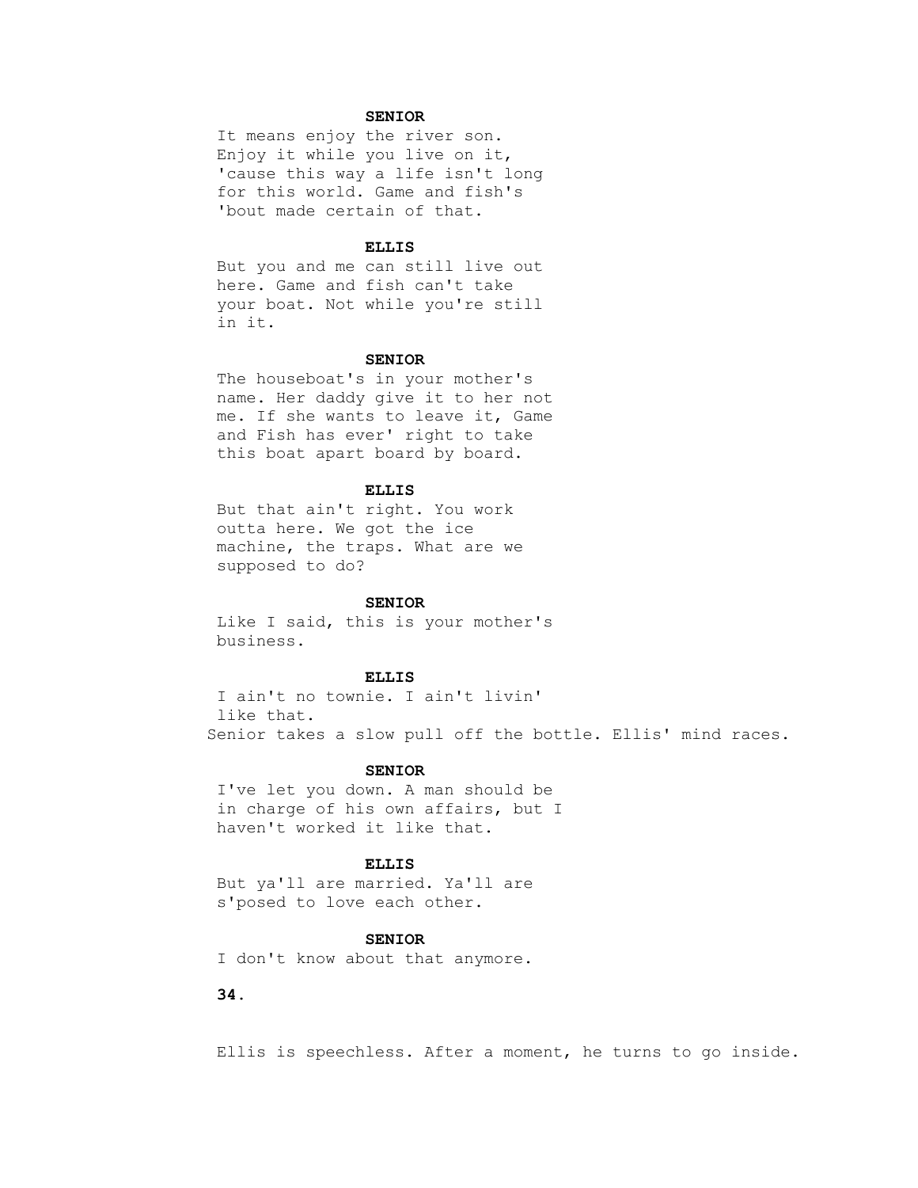**SENIOR**

It means enjoy the river son. Enjoy it while you live on it, 'cause this way a life isn't long for this world. Game and fish's 'bout made certain of that.

**ELLIS**

But you and me can still live out here. Game and fish can't take your boat. Not while you're still in it.

**SENIOR**

The houseboat's in your mother's name. Her daddy give it to her not me. If she wants to leave it, Game and Fish has ever' right to take this boat apart board by board.

**ELLIS**

But that ain't right. You work outta here. We got the ice machine, the traps. What are we supposed to do?

**SENIOR**

Like I said, this is your mother's business.

**ELLIS**

I ain't no townie. I ain't livin' like that.

Senior takes a slow pull off the bottle. Ellis' mind races.

**SENIOR**

I've let you down. A man should be in charge of his own affairs, but I haven't worked it like that.

**ELLIS**

But ya'll are married. Ya'll are s'posed to love each other.

**SENIOR**

I don't know about that anymore.

Ellis is speechless. After a moment, he turns to go inside.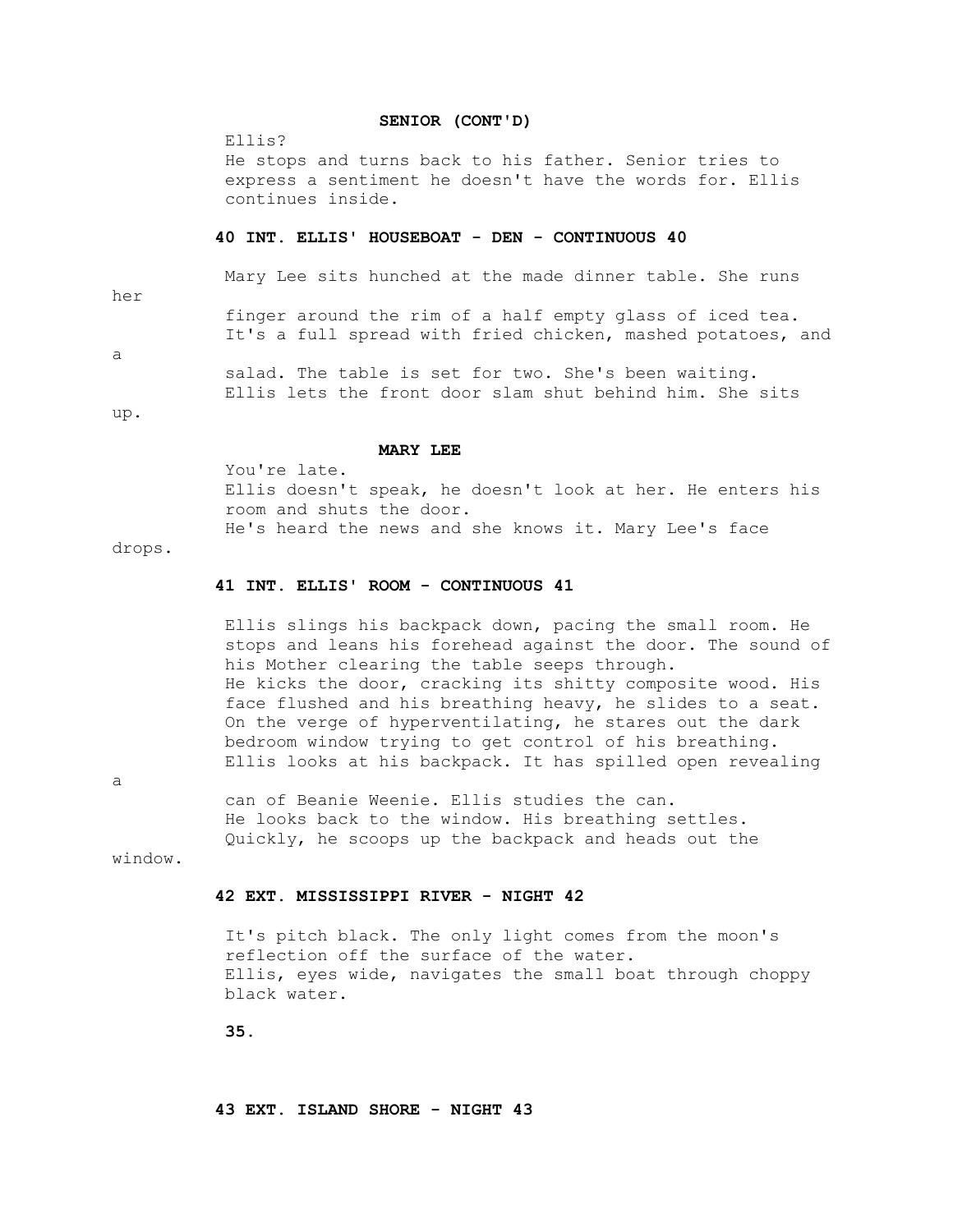**SENIOR (CONT'D)**

Ellis?

He stops and turns back to his father. Senior tries to express a sentiment he doesn't have the words for. Ellis continues inside.

**40 INT. ELLIS' HOUSEBOAT - DEN - CONTINUOUS 40**

Mary Lee sits hunched at the made dinner table. She runs her finger around the rim of a half empty glass of iced tea. It's a full spread with fried chicken, mashed potatoes, and a salad. The table is set for two. She's been waiting.

Ellis lets the front door slam shut behind him. She sits up.

**MARY LEE**

You're late.

Ellis doesn't speak, he doesn't look at her. He enters his room and shuts the door.

He's heard the news and she knows it. Mary Lee's face drops.

**41 INT. ELLIS' ROOM - CONTINUOUS 41**

Ellis slings his backpack down, pacing the small room. He stops and leans his forehead against the door. The sound of his Mother clearing the table seeps through.

He kicks the door, cracking its shitty composite wood. His face flushed and his breathing heavy, he slides to a seat.

On the verge of hyperventilating, he stares out the dark bedroom window trying to get control of his breathing.

Ellis looks at his backpack. It has spilled open revealing a can of Beanie Weenie. Ellis studies the can.

He looks back to the window. His breathing settles.

Quickly, he scoops up the backpack and heads out the window.

**42 EXT. MISSISSIPPI RIVER - NIGHT 42**

It's pitch black. The only light comes from the moon's reflection off the surface of the water.

Ellis, eyes wide, navigates the small boat through choppy black water.

**43 EXT. ISLAND SHORE - NIGHT 43**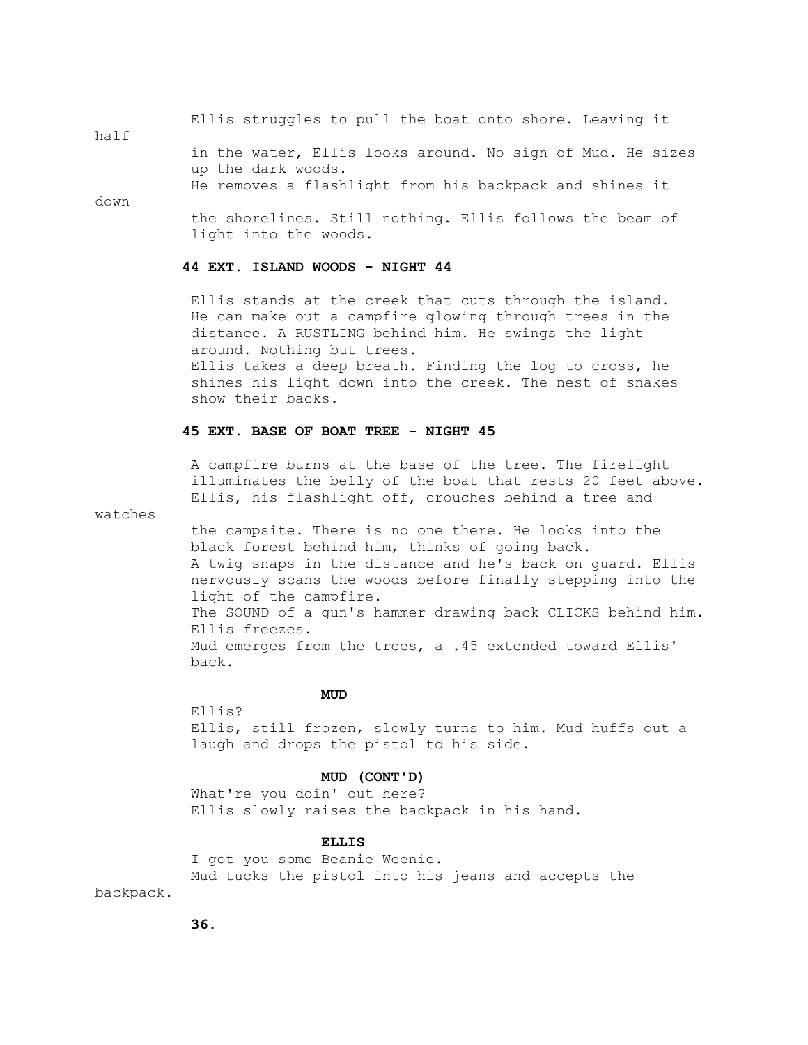Ellis struggles to pull the boat onto shore. Leaving it half in the water, Ellis looks around. No sign of Mud. He sizes up the dark woods.

He removes a flashlight from his backpack and shines it down the shorelines. Still nothing. Ellis follows the beam of light into the woods.

**44 EXT. ISLAND WOODS - NIGHT 44**

Ellis stands at the creek that cuts through the island. He can make out a campfire glowing through trees in the distance. A RUSTLING behind him. He swings the light around. Nothing but trees.

Ellis takes a deep breath. Finding the log to cross, he shines his light down into the creek. The nest of snakes show their backs.

**45 EXT. BASE OF BOAT TREE - NIGHT 45**

A campfire burns at the base of the tree. The firelight illuminates the belly of the boat that rests 20 feet above.

Ellis, his flashlight off, crouches behind a tree and watches the campsite. There is no one there. He looks into the black forest behind him, thinks of going back.

A twig snaps in the distance and he's back on guard. Ellis nervously scans the woods before finally stepping into the light of the campfire.

The SOUND of a gun's hammer drawing back CLICKS behind him. Ellis freezes.

Mud emerges from the trees, a .45 extended toward Ellis' back.

**MUD**

Ellis?

Ellis, still frozen, slowly turns to him. Mud huffs out a laugh and drops the pistol to his side.

**MUD (CONT'D)**

What're you doin' out here?

Ellis slowly raises the backpack in his hand.

**ELLIS**

I got you some Beanie Weenie.

Mud tucks the pistol into his jeans and accepts the backpack.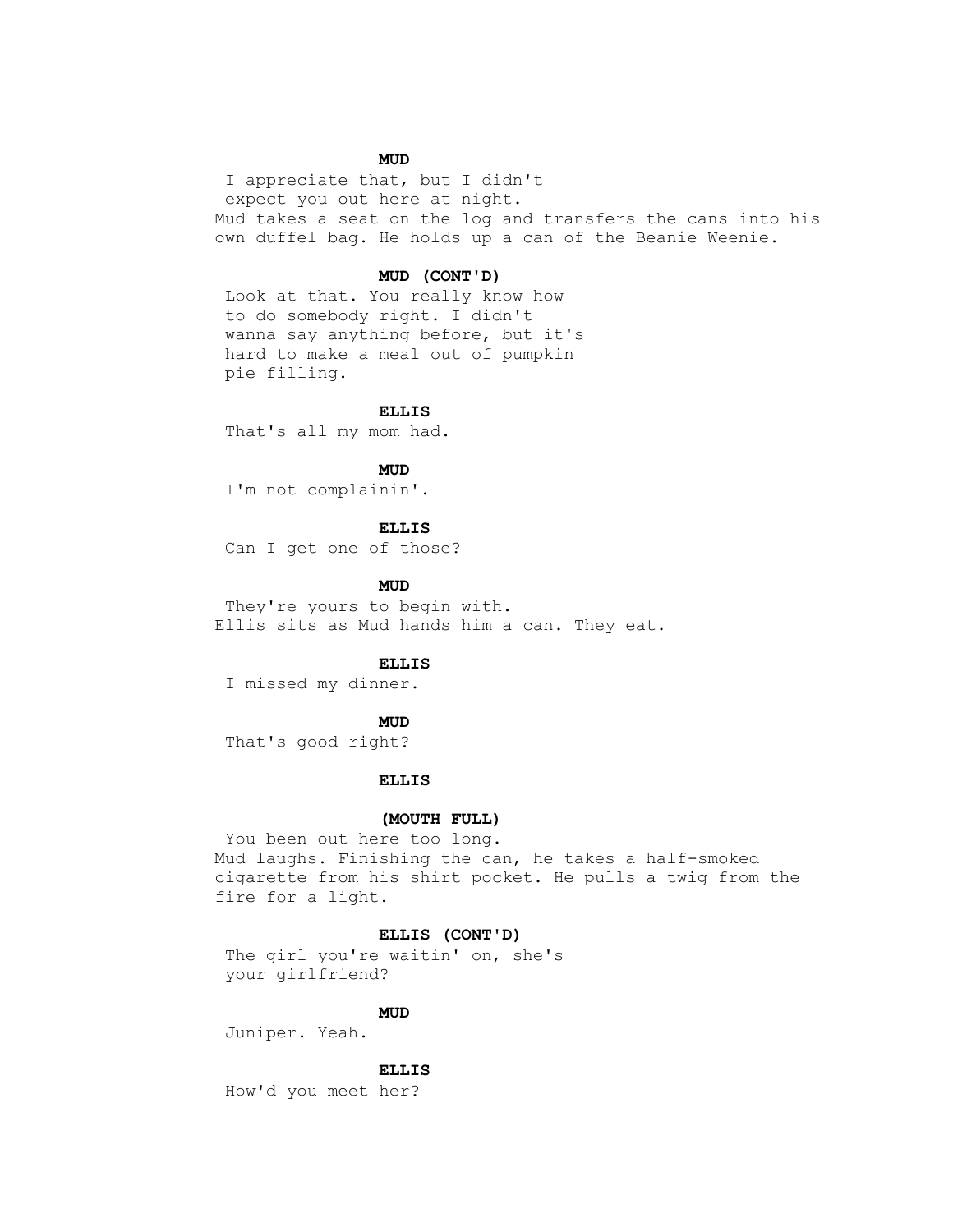**MUD**

I appreciate that, but I didn't expect you out here at night.

Mud takes a seat on the log and transfers the cans into his own duffel bag. He holds up a can of the Beanie Weenie.

**MUD (CONT'D)**

Look at that. You really know how to do somebody right. I didn't wanna say anything before, but it's hard to make a meal out of pumpkin pie filling.

**ELLIS**

That's all my mom had.

**MUD**

I'm not complainin'.

**ELLIS**

Can I get one of those?

**MUD**

They're yours to begin with.

Ellis sits as Mud hands him a can. They eat.

**ELLIS**

I missed my dinner.

**MUD**

That's good right?

**ELLIS**

**(MOUTH FULL)**

You been out here too long.

Mud laughs. Finishing the can, he takes a half-smoked cigarette from his shirt pocket. He pulls a twig from the fire for a light.

**ELLIS (CONT'D)**

The girl you're waitin' on, she's your girlfriend?

**MUD**

Juniper. Yeah.

**ELLIS**

How'd you meet her?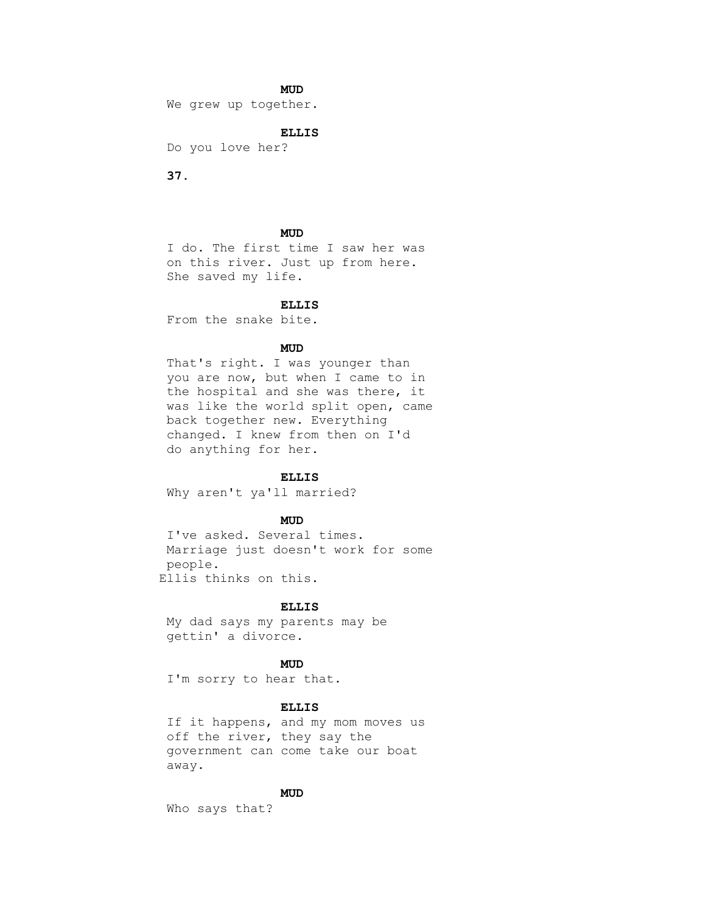**MUD**

We grew up together.

**ELLIS**

Do you love her?

**MUD**

I do. The first time I saw her was on this river. Just up from here. She saved my life.

**ELLIS**

From the snake bite.

**MUD**

That's right. I was younger than you are now, but when I came to in the hospital and she was there, it was like the world split open, came back together new. Everything changed. I knew from then on I'd do anything for her.

**ELLIS**

Why aren't ya'll married?

**MUD**

I've asked. Several times. Marriage just doesn't work for some people.

Ellis thinks on this.

**ELLIS**

My dad says my parents may be gettin' a divorce.

**MUD**

I'm sorry to hear that.

**ELLIS**

If it happens, and my mom moves us off the river, they say the government can come take our boat away.

**MUD**

Who says that?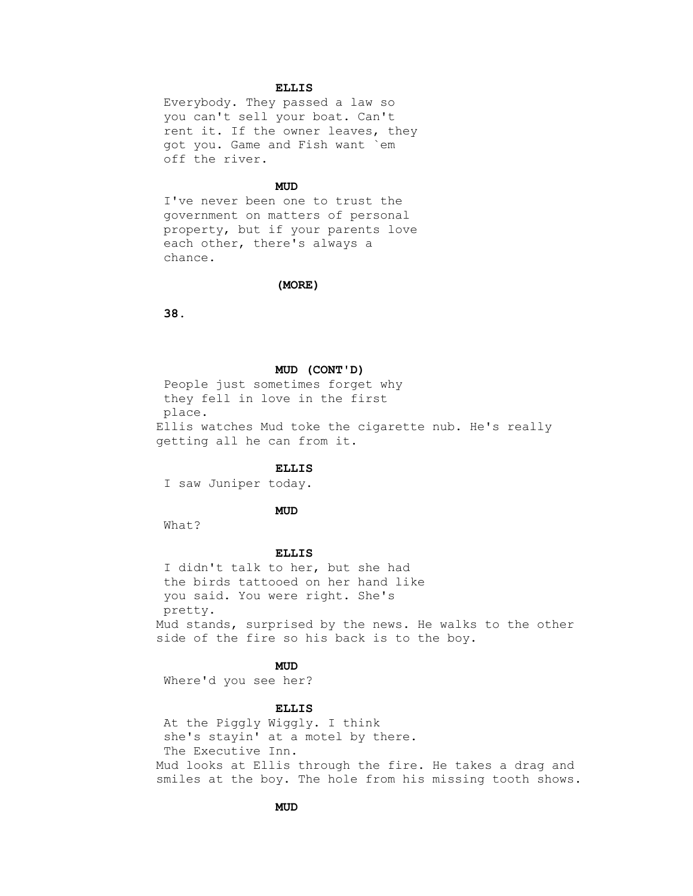**ELLIS**

Everybody. They passed a law so you can't sell your boat. Can't rent it. If the owner leaves, they got you. Game and Fish want `em off the river.

**MUD**

I've never been one to trust the government on matters of personal property, but if your parents love each other, there's always a chance.

**(MORE)**

**MUD (CONT'D)**

People just sometimes forget why they fell in love in the first place.

Ellis watches Mud toke the cigarette nub. He's really getting all he can from it.

**ELLIS**

I saw Juniper today.

**MUD**

What?

**ELLIS**

I didn't talk to her, but she had the birds tattooed on her hand like you said. You were right. She's pretty.

Mud stands, surprised by the news. He walks to the other side of the fire so his back is to the boy.

**MUD**

Where'd you see her?

**ELLIS**

At the Piggly Wiggly. I think she's stayin' at a motel by there. The Executive Inn.

Mud looks at Ellis through the fire. He takes a drag and smiles at the boy. The hole from his missing tooth shows.

**MUD**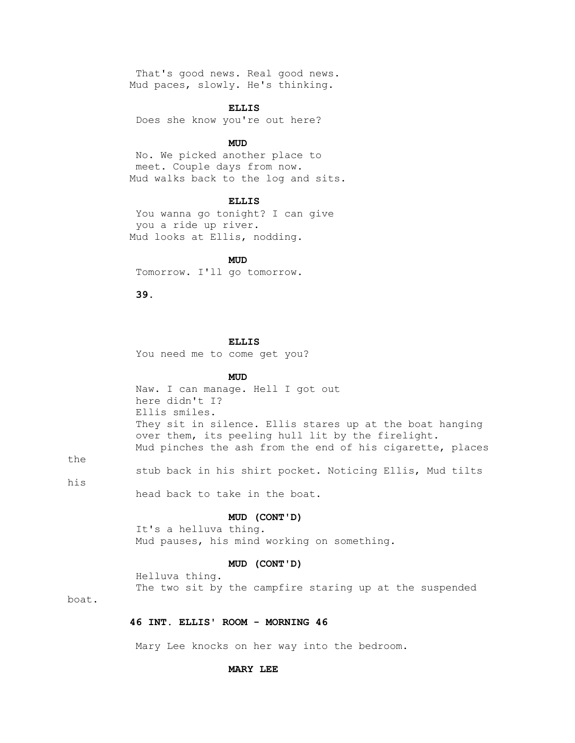That's good news. Real good news.

Mud paces, slowly. He's thinking.

**ELLIS**

Does she know you're out here?

**MUD**

No. We picked another place to meet. Couple days from now.

Mud walks back to the log and sits.

**ELLIS**

You wanna go tonight? I can give you a ride up river.

Mud looks at Ellis, nodding.

**MUD**

Tomorrow. I'll go tomorrow.

**ELLIS**

You need me to come get you?

**MUD**

Naw. I can manage. Hell I got out here didn't I?

Ellis smiles.

They sit in silence. Ellis stares up at the boat hanging over them, its peeling hull lit by the firelight.

Mud pinches the ash from the end of his cigarette, places the stub back in his shirt pocket. Noticing Ellis, Mud tilts his head back to take in the boat.

**MUD (CONT'D)**

It's a helluva thing.

Mud pauses, his mind working on something.

**MUD (CONT'D)**

Helluva thing.

The two sit by the campfire staring up at the suspended boat.

**46 INT. ELLIS' ROOM - MORNING 46**

Mary Lee knocks on her way into the bedroom.

**MARY LEE**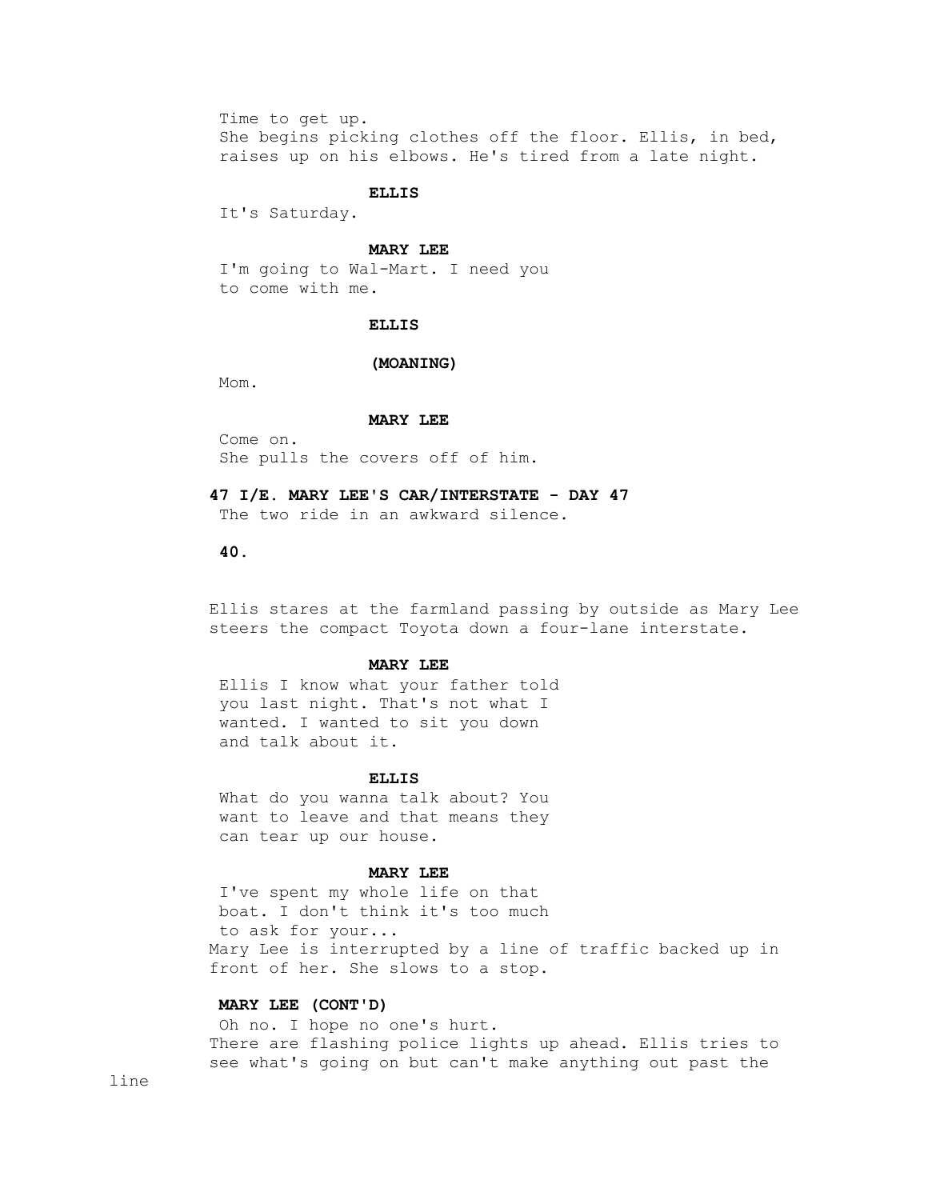Time to get up.
She begins picking clothes off the floor. Ellis, in bed, raises up on his elbows. He's tired from a late night.

**ELLIS**
It's Saturday.

**MARY LEE**
I'm going to Wal-Mart. I need you to come with me.

**ELLIS**

**(MOANING)**
Mom.

**MARY LEE**
Come on.
She pulls the covers off of him.

**47 I/E. MARY LEE'S CAR/INTERSTATE - DAY 47**
The two ride in an awkward silence.

Ellis stares at the farmland passing by outside as Mary Lee steers the compact Toyota down a four-lane interstate.

**MARY LEE**
Ellis I know what your father told you last night. That's not what I wanted. I wanted to sit you down and talk about it.

**ELLIS**
What do you wanna talk about? You want to leave and that means they can tear up our house.

**MARY LEE**
I've spent my whole life on that boat. I don't think it's too much to ask for your...
Mary Lee is interrupted by a line of traffic backed up in front of her. She slows to a stop.

**MARY LEE (CONT'D)**
Oh no. I hope no one's hurt.
There are flashing police lights up ahead. Ellis tries to see what's going on but can't make anything out past the line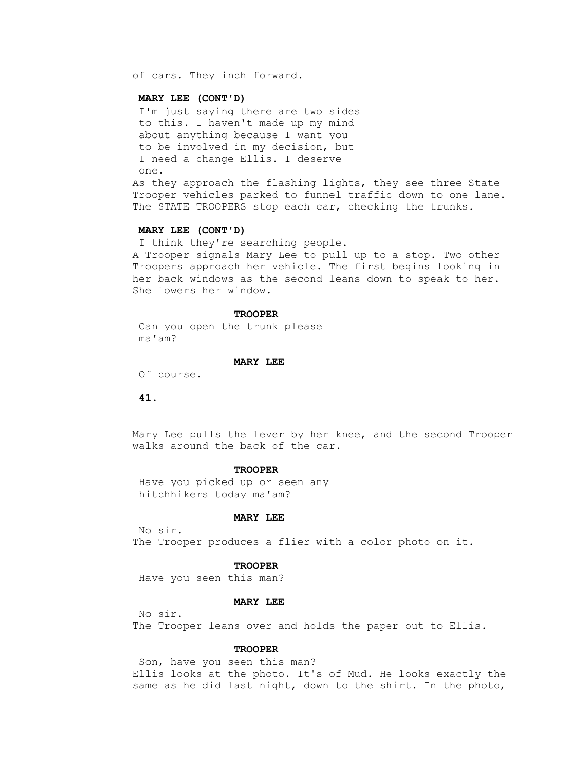of cars. They inch forward.

**MARY LEE (CONT'D)**

I'm just saying there are two sides to this. I haven't made up my mind about anything because I want you to be involved in my decision, but I need a change Ellis. I deserve one.

As they approach the flashing lights, they see three State Trooper vehicles parked to funnel traffic down to one lane. The STATE TROOPERS stop each car, checking the trunks.

**MARY LEE (CONT'D)**

I think they're searching people.

A Trooper signals Mary Lee to pull up to a stop. Two other Troopers approach her vehicle. The first begins looking in her back windows as the second leans down to speak to her. She lowers her window.

**TROOPER**

Can you open the trunk please ma'am?

**MARY LEE**

Of course.

Mary Lee pulls the lever by her knee, and the second Trooper walks around the back of the car.

**TROOPER**

Have you picked up or seen any hitchhikers today ma'am?

**MARY LEE**

No sir.

The Trooper produces a flier with a color photo on it.

**TROOPER**

Have you seen this man?

**MARY LEE**

No sir.

The Trooper leans over and holds the paper out to Ellis.

**TROOPER**

Son, have you seen this man?

Ellis looks at the photo. It's of Mud. He looks exactly the same as he did last night, down to the shirt. In the photo,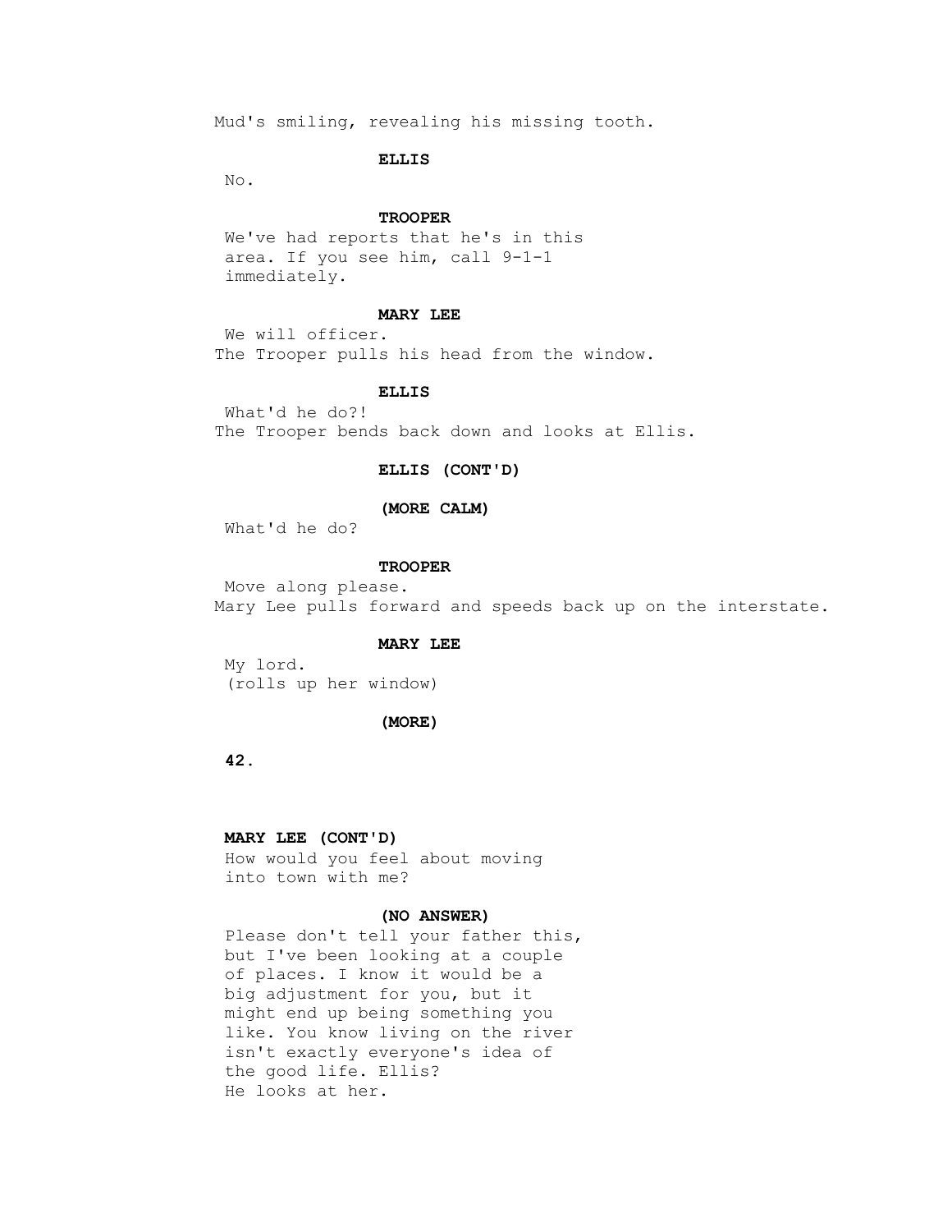Mud's smiling, revealing his missing tooth.

**ELLIS**

No.

**TROOPER**

We've had reports that he's in this area. If you see him, call 9-1-1 immediately.

**MARY LEE**

We will officer.

The Trooper pulls his head from the window.

**ELLIS**

What'd he do?!

The Trooper bends back down and looks at Ellis.

**ELLIS (CONT'D)**

**(MORE CALM)**

What'd he do?

**TROOPER**

Move along please.

Mary Lee pulls forward and speeds back up on the interstate.

**MARY LEE**

My lord.
(rolls up her window)

**(MORE)**

**MARY LEE (CONT'D)**

How would you feel about moving into town with me?

**(NO ANSWER)**

Please don't tell your father this, but I've been looking at a couple of places. I know it would be a big adjustment for you, but it might end up being something you like. You know living on the river isn't exactly everyone's idea of the good life. Ellis?

He looks at her.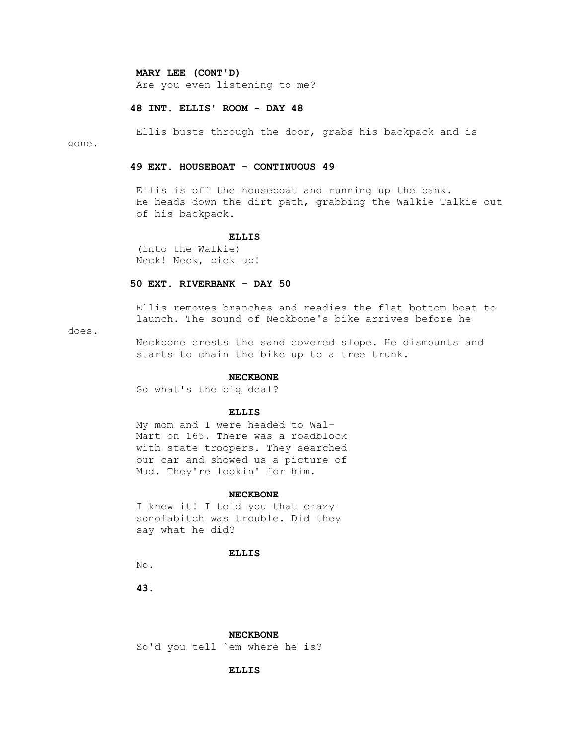**MARY LEE (CONT'D)**
Are you even listening to me?

**48 INT. ELLIS' ROOM - DAY 48**

Ellis busts through the door, grabs his backpack and is gone.

**49 EXT. HOUSEBOAT - CONTINUOUS 49**

Ellis is off the houseboat and running up the bank. He heads down the dirt path, grabbing the Walkie Talkie out of his backpack.

**ELLIS**
(into the Walkie)
Neck! Neck, pick up!

**50 EXT. RIVERBANK - DAY 50**

Ellis removes branches and readies the flat bottom boat to launch. The sound of Neckbone's bike arrives before he does.

Neckbone crests the sand covered slope. He dismounts and starts to chain the bike up to a tree trunk.

**NECKBONE**
So what's the big deal?

**ELLIS**
My mom and I were headed to Wal-Mart on 165. There was a roadblock with state troopers. They searched our car and showed us a picture of Mud. They're lookin' for him.

**NECKBONE**
I knew it! I told you that crazy sonofabitch was trouble. Did they say what he did?

**ELLIS**
No.

**NECKBONE**
So'd you tell `em where he is?

**ELLIS**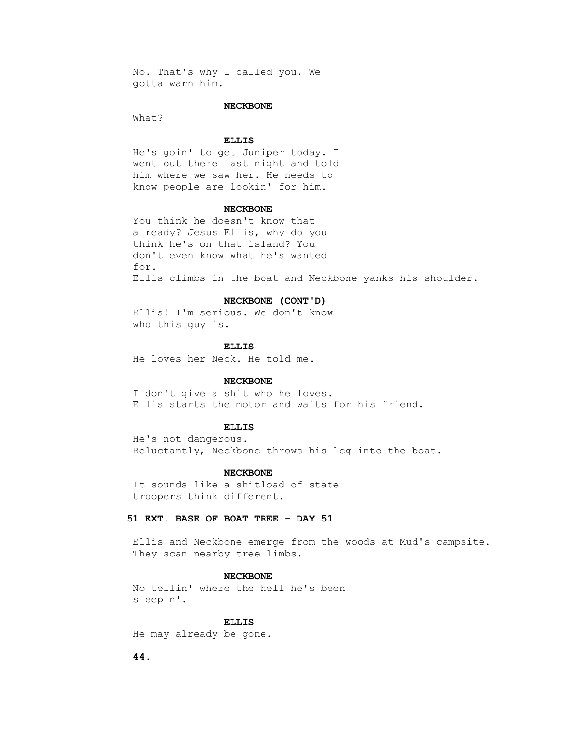No. That's why I called you. We gotta warn him.

**NECKBONE**

What?

**ELLIS**

He's goin' to get Juniper today. I went out there last night and told him where we saw her. He needs to know people are lookin' for him.

**NECKBONE**

You think he doesn't know that already? Jesus Ellis, why do you think he's on that island? You don't even know what he's wanted for.

Ellis climbs in the boat and Neckbone yanks his shoulder.

**NECKBONE (CONT'D)**

Ellis! I'm serious. We don't know who this guy is.

**ELLIS**

He loves her Neck. He told me.

**NECKBONE**

I don't give a shit who he loves.

Ellis starts the motor and waits for his friend.

**ELLIS**

He's not dangerous.

Reluctantly, Neckbone throws his leg into the boat.

**NECKBONE**

It sounds like a shitload of state troopers think different.

**51 EXT. BASE OF BOAT TREE - DAY 51**

Ellis and Neckbone emerge from the woods at Mud's campsite. They scan nearby tree limbs.

**NECKBONE**

No tellin' where the hell he's been sleepin'.

**ELLIS**

He may already be gone.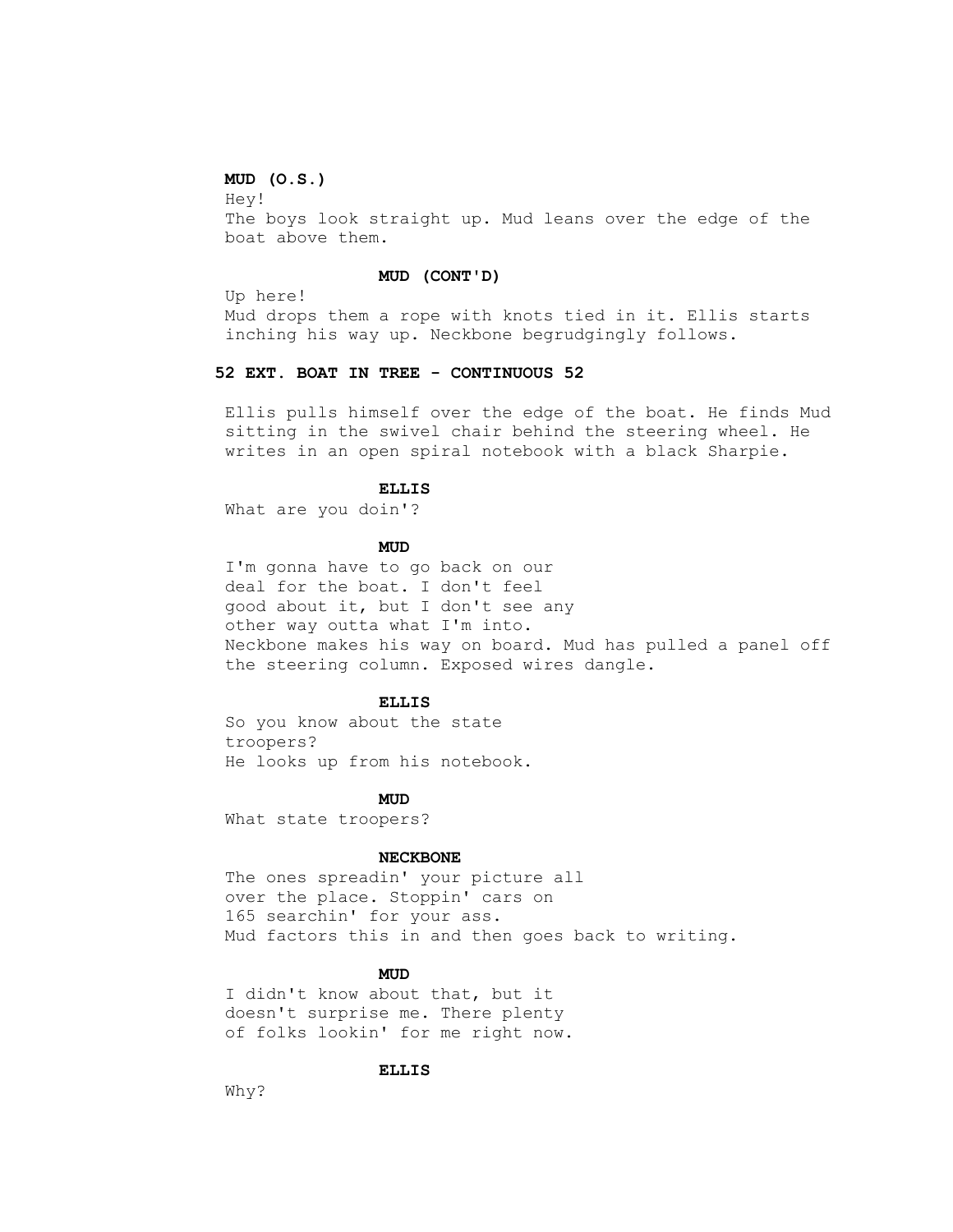**MUD (O.S.)**

Hey!

The boys look straight up. Mud leans over the edge of the boat above them.

**MUD (CONT'D)**

Up here!

Mud drops them a rope with knots tied in it. Ellis starts inching his way up. Neckbone begrudgingly follows.

**52 EXT. BOAT IN TREE - CONTINUOUS 52**

Ellis pulls himself over the edge of the boat. He finds Mud sitting in the swivel chair behind the steering wheel. He writes in an open spiral notebook with a black Sharpie.

**ELLIS**

What are you doin'?

**MUD**

I'm gonna have to go back on our deal for the boat. I don't feel good about it, but I don't see any other way outta what I'm into.

Neckbone makes his way on board. Mud has pulled a panel off the steering column. Exposed wires dangle.

**ELLIS**

So you know about the state troopers?

He looks up from his notebook.

**MUD**

What state troopers?

**NECKBONE**

The ones spreadin' your picture all over the place. Stoppin' cars on 165 searchin' for your ass.

Mud factors this in and then goes back to writing.

**MUD**

I didn't know about that, but it doesn't surprise me. There plenty of folks lookin' for me right now.

**ELLIS**

Why?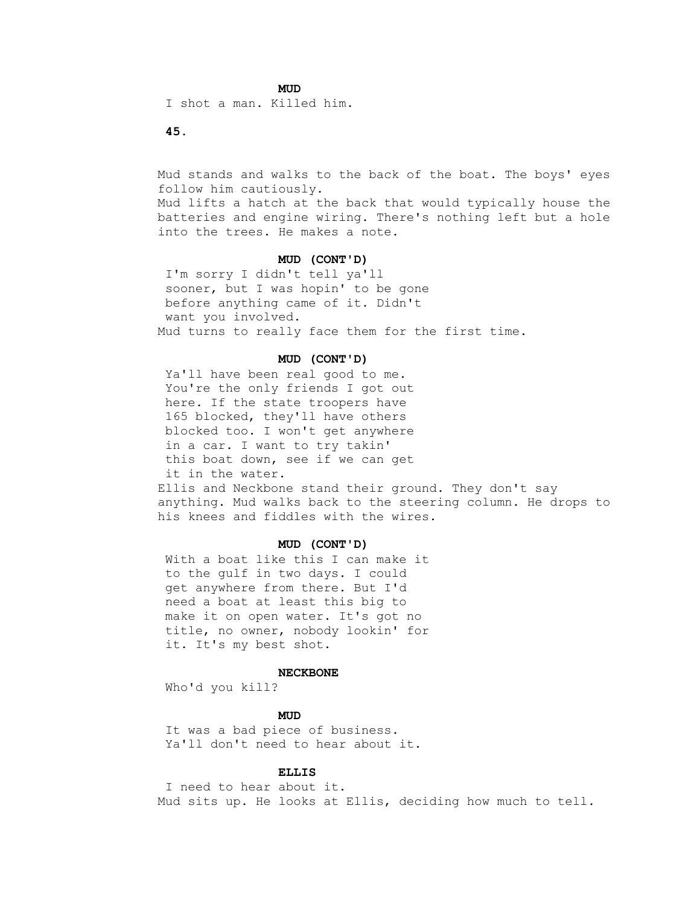**MUD**

I shot a man. Killed him.

Mud stands and walks to the back of the boat. The boys' eyes follow him cautiously.
Mud lifts a hatch at the back that would typically house the batteries and engine wiring. There's nothing left but a hole into the trees. He makes a note.

**MUD (CONT'D)**

I'm sorry I didn't tell ya'll sooner, but I was hopin' to be gone before anything came of it. Didn't want you involved.

Mud turns to really face them for the first time.

**MUD (CONT'D)**

Ya'll have been real good to me. You're the only friends I got out here. If the state troopers have 165 blocked, they'll have others blocked too. I won't get anywhere in a car. I want to try takin' this boat down, see if we can get it in the water.

Ellis and Neckbone stand their ground. They don't say anything. Mud walks back to the steering column. He drops to his knees and fiddles with the wires.

**MUD (CONT'D)**

With a boat like this I can make it to the gulf in two days. I could get anywhere from there. But I'd need a boat at least this big to make it on open water. It's got no title, no owner, nobody lookin' for it. It's my best shot.

**NECKBONE**

Who'd you kill?

**MUD**

It was a bad piece of business. Ya'll don't need to hear about it.

**ELLIS**

I need to hear about it.

Mud sits up. He looks at Ellis, deciding how much to tell.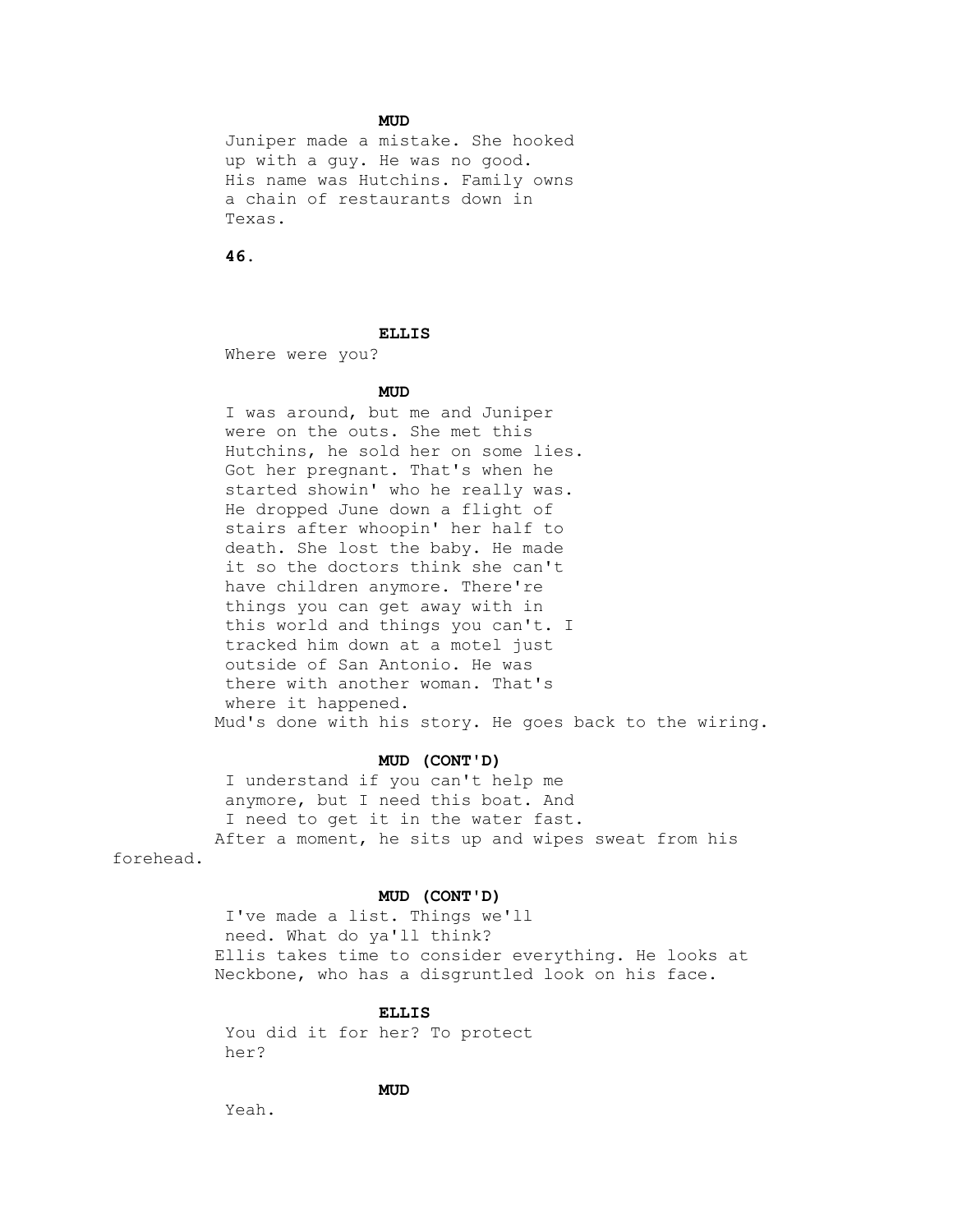**MUD**

Juniper made a mistake. She hooked up with a guy. He was no good. His name was Hutchins. Family owns a chain of restaurants down in Texas.

**ELLIS**

Where were you?

**MUD**

I was around, but me and Juniper were on the outs. She met this Hutchins, he sold her on some lies. Got her pregnant. That's when he started showin' who he really was. He dropped June down a flight of stairs after whoopin' her half to death. She lost the baby. He made it so the doctors think she can't have children anymore. There're things you can get away with in this world and things you can't. I tracked him down at a motel just outside of San Antonio. He was there with another woman. That's where it happened.

Mud's done with his story. He goes back to the wiring.

**MUD (CONT'D)**

I understand if you can't help me anymore, but I need this boat. And I need to get it in the water fast.

After a moment, he sits up and wipes sweat from his forehead.

**MUD (CONT'D)**

I've made a list. Things we'll need. What do ya'll think?

Ellis takes time to consider everything. He looks at Neckbone, who has a disgruntled look on his face.

**ELLIS**

You did it for her? To protect her?

**MUD**

Yeah.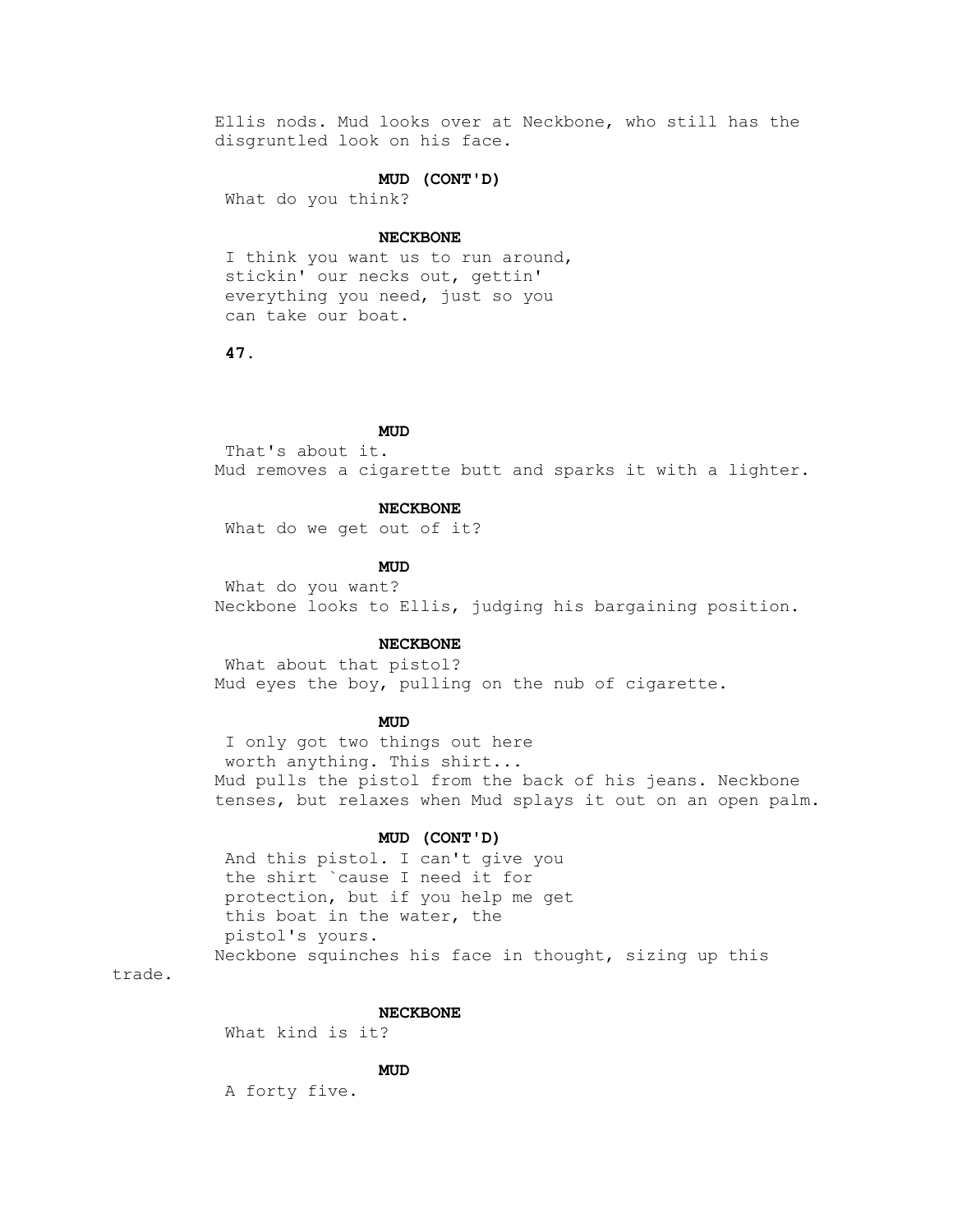Ellis nods. Mud looks over at Neckbone, who still has the disgruntled look on his face.

**MUD (CONT'D)**

What do you think?

**NECKBONE**

I think you want us to run around, stickin' our necks out, gettin' everything you need, just so you can take our boat.

**MUD**

That's about it.

Mud removes a cigarette butt and sparks it with a lighter.

**NECKBONE**

What do we get out of it?

**MUD**

What do you want?

Neckbone looks to Ellis, judging his bargaining position.

**NECKBONE**

What about that pistol?

Mud eyes the boy, pulling on the nub of cigarette.

**MUD**

I only got two things out here worth anything. This shirt...

Mud pulls the pistol from the back of his jeans. Neckbone tenses, but relaxes when Mud splays it out on an open palm.

**MUD (CONT'D)**

And this pistol. I can't give you the shirt `cause I need it for protection, but if you help me get this boat in the water, the pistol's yours.

Neckbone squinches his face in thought, sizing up this trade.

**NECKBONE**

What kind is it?

**MUD**

A forty five.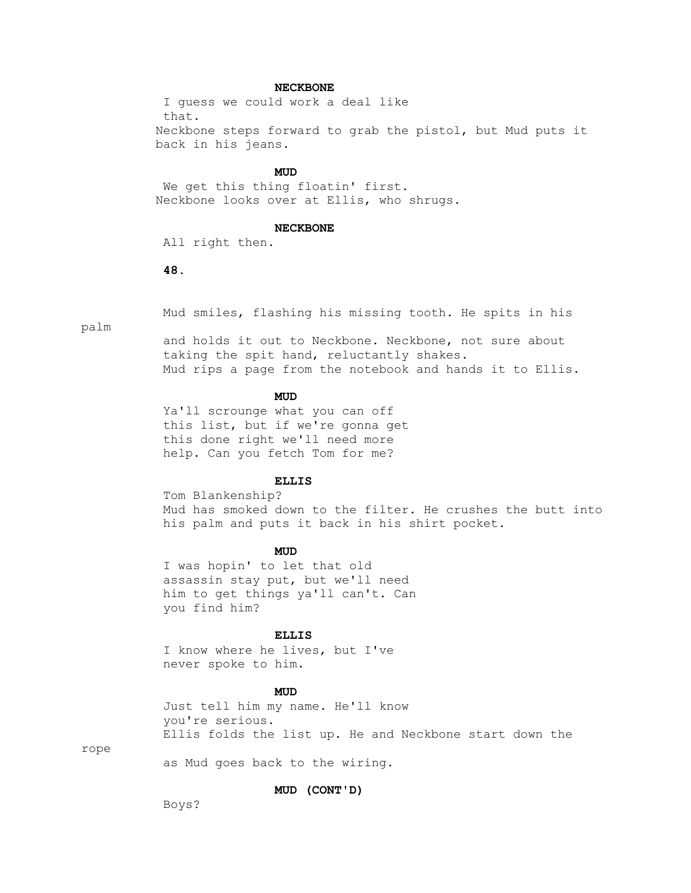**NECKBONE**

I guess we could work a deal like that.

Neckbone steps forward to grab the pistol, but Mud puts it back in his jeans.

**MUD**

We get this thing floatin' first.

Neckbone looks over at Ellis, who shrugs.

**NECKBONE**

All right then.

Mud smiles, flashing his missing tooth. He spits in his palm and holds it out to Neckbone. Neckbone, not sure about taking the spit hand, reluctantly shakes.

Mud rips a page from the notebook and hands it to Ellis.

**MUD**

Ya'll scrounge what you can off this list, but if we're gonna get this done right we'll need more help. Can you fetch Tom for me?

**ELLIS**

Tom Blankenship?

Mud has smoked down to the filter. He crushes the butt into his palm and puts it back in his shirt pocket.

**MUD**

I was hopin' to let that old assassin stay put, but we'll need him to get things ya'll can't. Can you find him?

**ELLIS**

I know where he lives, but I've never spoke to him.

**MUD**

Just tell him my name. He'll know you're serious.

Ellis folds the list up. He and Neckbone start down the rope as Mud goes back to the wiring.

**MUD (CONT'D)**

Boys?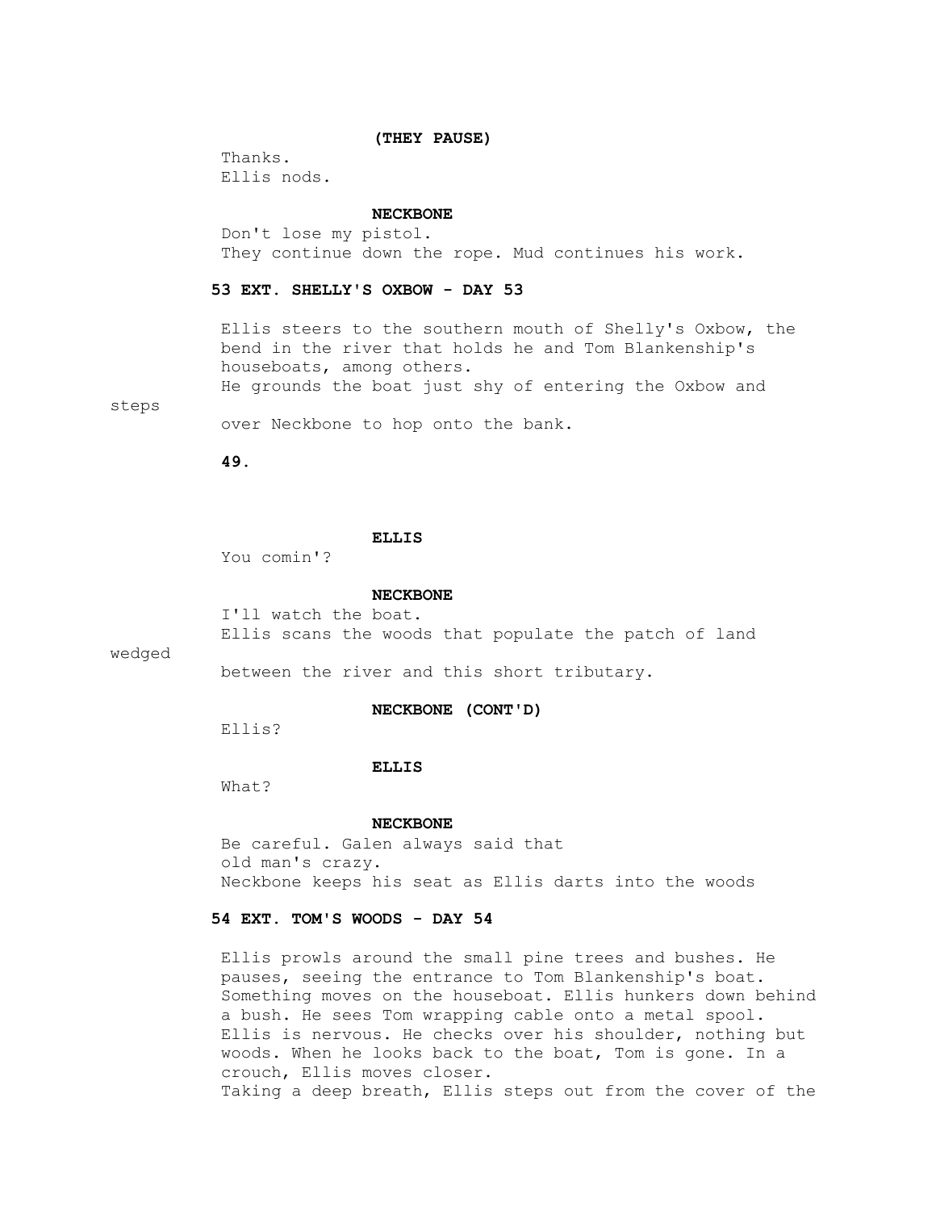**(THEY PAUSE)**

Thanks.
Ellis nods.

**NECKBONE**

Don't lose my pistol.
They continue down the rope. Mud continues his work.

**53 EXT. SHELLY'S OXBOW - DAY 53**

Ellis steers to the southern mouth of Shelly's Oxbow, the bend in the river that holds he and Tom Blankenship's houseboats, among others.
He grounds the boat just shy of entering the Oxbow and steps over Neckbone to hop onto the bank.

**ELLIS**

You comin'?

**NECKBONE**

I'll watch the boat.
Ellis scans the woods that populate the patch of land wedged between the river and this short tributary.

**NECKBONE (CONT'D)**

Ellis?

**ELLIS**

What?

**NECKBONE**

Be careful. Galen always said that old man's crazy.
Neckbone keeps his seat as Ellis darts into the woods

**54 EXT. TOM'S WOODS - DAY 54**

Ellis prowls around the small pine trees and bushes. He pauses, seeing the entrance to Tom Blankenship's boat. Something moves on the houseboat. Ellis hunkers down behind a bush. He sees Tom wrapping cable onto a metal spool. Ellis is nervous. He checks over his shoulder, nothing but woods. When he looks back to the boat, Tom is gone. In a crouch, Ellis moves closer.
Taking a deep breath, Ellis steps out from the cover of the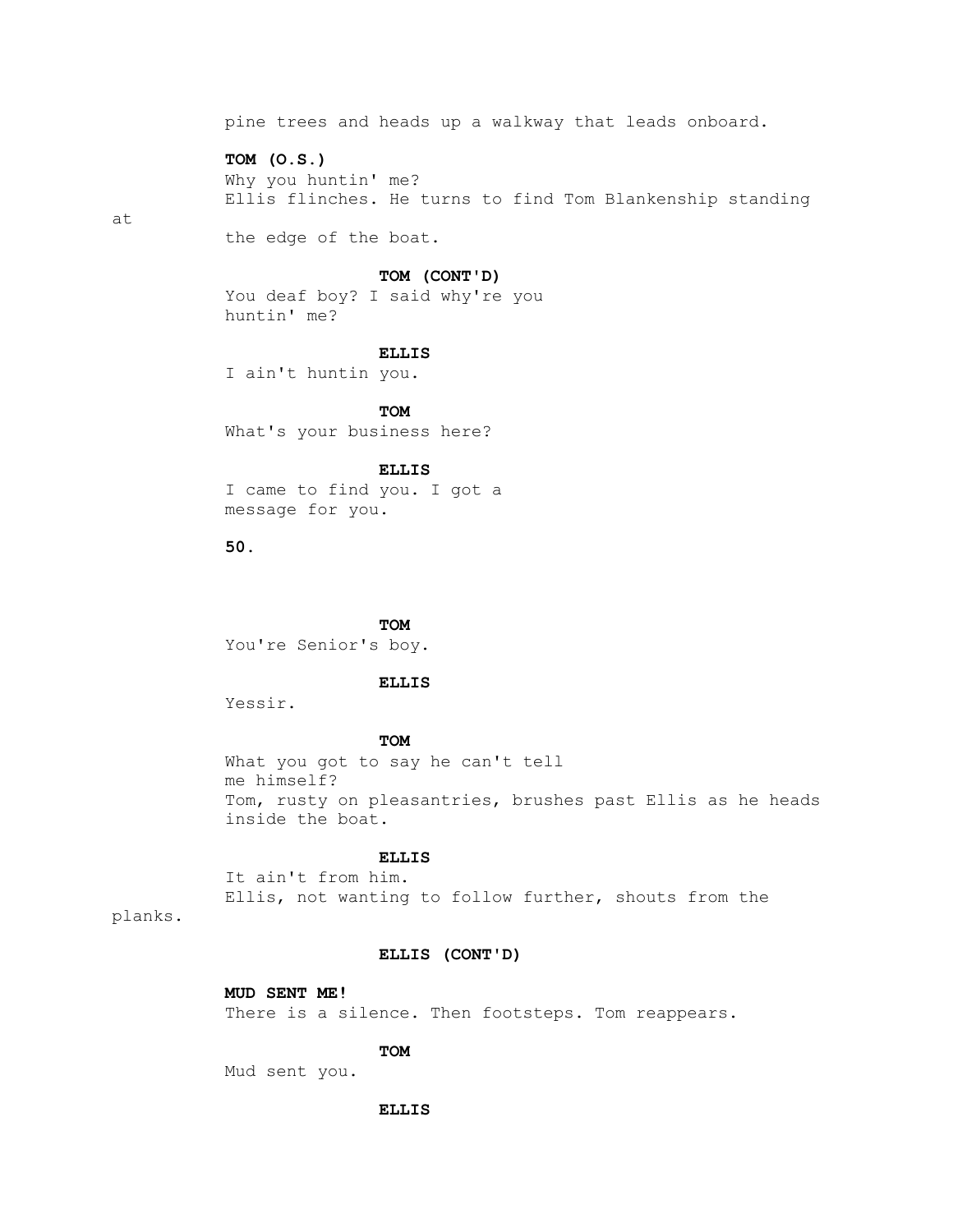pine trees and heads up a walkway that leads onboard.

**TOM (O.S.)**
Why you huntin' me?
Ellis flinches. He turns to find Tom Blankenship standing at the edge of the boat.

**TOM (CONT'D)**
You deaf boy? I said why're you huntin' me?

**ELLIS**
I ain't huntin you.

**TOM**
What's your business here?

**ELLIS**
I came to find you. I got a message for you.

**TOM**
You're Senior's boy.

**ELLIS**
Yessir.

**TOM**
What you got to say he can't tell me himself?
Tom, rusty on pleasantries, brushes past Ellis as he heads inside the boat.

**ELLIS**
It ain't from him.
Ellis, not wanting to follow further, shouts from the planks.

**ELLIS (CONT'D)**

**MUD SENT ME!**
There is a silence. Then footsteps. Tom reappears.

**TOM**
Mud sent you.

**ELLIS**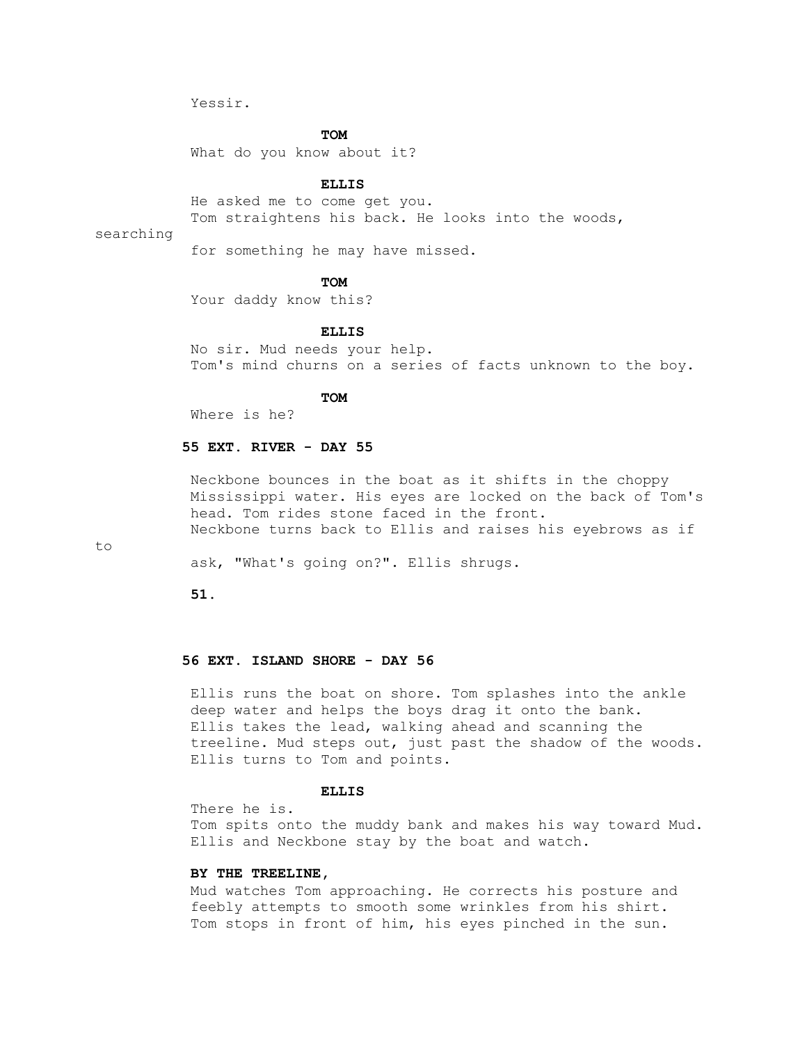Yessir.

**TOM**

What do you know about it?

**ELLIS**

He asked me to come get you.

Tom straightens his back. He looks into the woods, searching for something he may have missed.

**TOM**

Your daddy know this?

**ELLIS**

No sir. Mud needs your help.

Tom's mind churns on a series of facts unknown to the boy.

**TOM**

Where is he?

**55 EXT. RIVER - DAY 55**

Neckbone bounces in the boat as it shifts in the choppy Mississippi water. His eyes are locked on the back of Tom's head. Tom rides stone faced in the front.

Neckbone turns back to Ellis and raises his eyebrows as if to ask, "What's going on?". Ellis shrugs.

**56 EXT. ISLAND SHORE - DAY 56**

Ellis runs the boat on shore. Tom splashes into the ankle deep water and helps the boys drag it onto the bank.

Ellis takes the lead, walking ahead and scanning the treeline. Mud steps out, just past the shadow of the woods.

Ellis turns to Tom and points.

**ELLIS**

There he is.

Tom spits onto the muddy bank and makes his way toward Mud.

Ellis and Neckbone stay by the boat and watch.

**BY THE TREELINE,**

Mud watches Tom approaching. He corrects his posture and feebly attempts to smooth some wrinkles from his shirt.

Tom stops in front of him, his eyes pinched in the sun.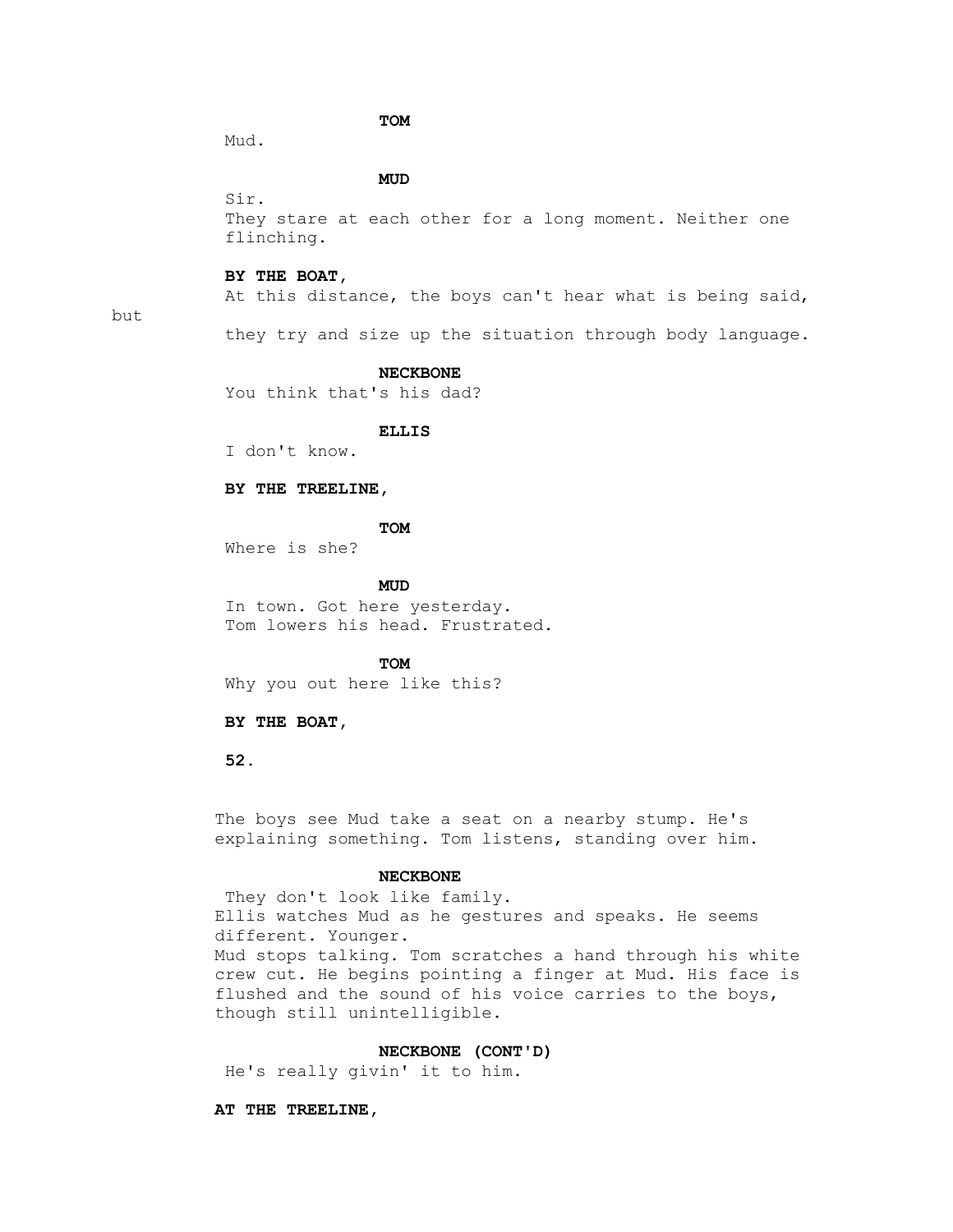**TOM**

Mud.

**MUD**

Sir.

They stare at each other for a long moment. Neither one flinching.

**BY THE BOAT,**

At this distance, the boys can't hear what is being said, but they try and size up the situation through body language.

**NECKBONE**

You think that's his dad?

**ELLIS**

I don't know.

**BY THE TREELINE,**

**TOM**

Where is she?

**MUD**

In town. Got here yesterday.

Tom lowers his head. Frustrated.

**TOM**

Why you out here like this?

**BY THE BOAT,**

The boys see Mud take a seat on a nearby stump. He's explaining something. Tom listens, standing over him.

**NECKBONE**

They don't look like family.

Ellis watches Mud as he gestures and speaks. He seems different. Younger.

Mud stops talking. Tom scratches a hand through his white crew cut. He begins pointing a finger at Mud. His face is flushed and the sound of his voice carries to the boys, though still unintelligible.

**NECKBONE (CONT'D)**

He's really givin' it to him.

**AT THE TREELINE,**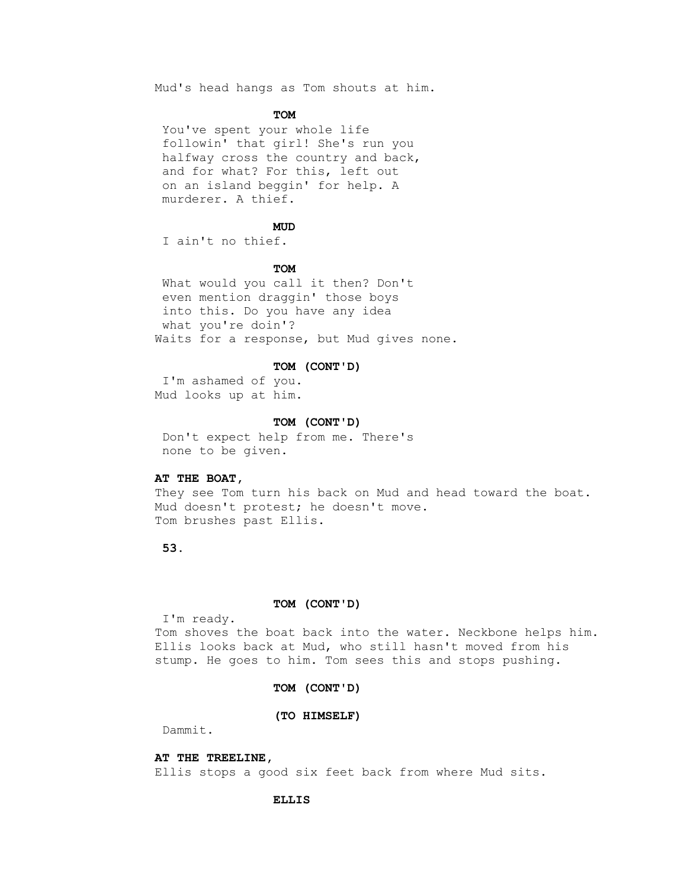Mud's head hangs as Tom shouts at him.

**TOM**

You've spent your whole life followin' that girl! She's run you halfway cross the country and back, and for what? For this, left out on an island beggin' for help. A murderer. A thief.

**MUD**

I ain't no thief.

**TOM**

What would you call it then? Don't even mention draggin' those boys into this. Do you have any idea what you're doin'?

Waits for a response, but Mud gives none.

**TOM (CONT'D)**

I'm ashamed of you.

Mud looks up at him.

**TOM (CONT'D)**

Don't expect help from me. There's none to be given.

**AT THE BOAT,**

They see Tom turn his back on Mud and head toward the boat. Mud doesn't protest; he doesn't move.

Tom brushes past Ellis.

**TOM (CONT'D)**

I'm ready.

Tom shoves the boat back into the water. Neckbone helps him. Ellis looks back at Mud, who still hasn't moved from his stump. He goes to him. Tom sees this and stops pushing.

**TOM (CONT'D)**

**(TO HIMSELF)**

Dammit.

**AT THE TREELINE,**

Ellis stops a good six feet back from where Mud sits.

**ELLIS**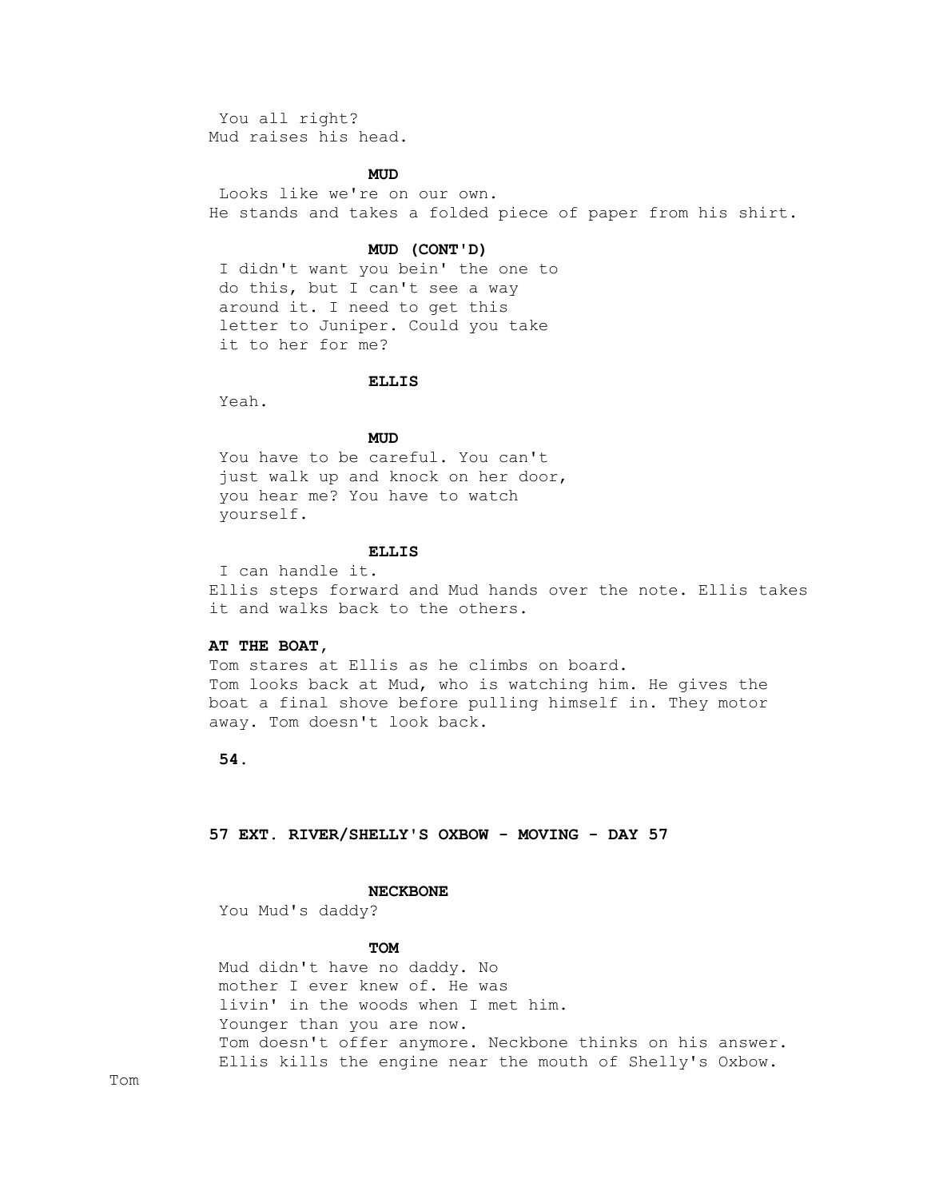You all right?
Mud raises his head.

**MUD**

Looks like we're on our own.
He stands and takes a folded piece of paper from his shirt.

**MUD (CONT'D)**

I didn't want you bein' the one to do this, but I can't see a way around it. I need to get this letter to Juniper. Could you take it to her for me?

**ELLIS**

Yeah.

**MUD**

You have to be careful. You can't just walk up and knock on her door, you hear me? You have to watch yourself.

**ELLIS**

I can handle it.
Ellis steps forward and Mud hands over the note. Ellis takes it and walks back to the others.

**AT THE BOAT,**

Tom stares at Ellis as he climbs on board.
Tom looks back at Mud, who is watching him. He gives the boat a final shove before pulling himself in. They motor away. Tom doesn't look back.

**57 EXT. RIVER/SHELLY'S OXBOW - MOVING - DAY 57**

**NECKBONE**

You Mud's daddy?

**TOM**

Mud didn't have no daddy. No mother I ever knew of. He was livin' in the woods when I met him. Younger than you are now.
Tom doesn't offer anymore. Neckbone thinks on his answer.
Ellis kills the engine near the mouth of Shelly's Oxbow.

Tom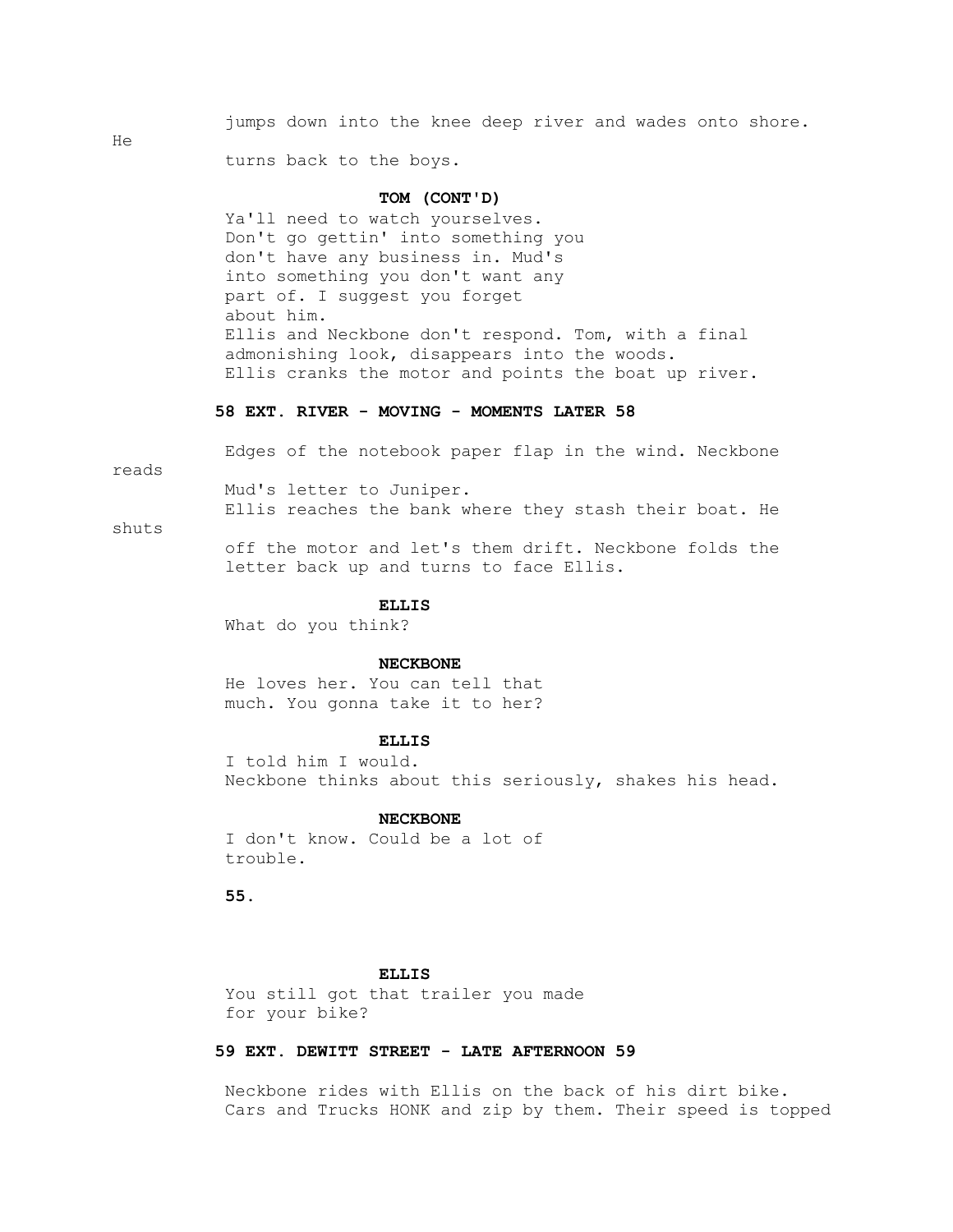He jumps down into the knee deep river and wades onto shore. He turns back to the boys.

**TOM (CONT'D)**

Ya'll need to watch yourselves. Don't go gettin' into something you don't have any business in. Mud's into something you don't want any part of. I suggest you forget about him.

Ellis and Neckbone don't respond. Tom, with a final admonishing look, disappears into the woods.

Ellis cranks the motor and points the boat up river.

**58 EXT. RIVER - MOVING - MOMENTS LATER 58**

Edges of the notebook paper flap in the wind. Neckbone reads Mud's letter to Juniper.

Ellis reaches the bank where they stash their boat. He shuts off the motor and let's them drift. Neckbone folds the letter back up and turns to face Ellis.

**ELLIS**

What do you think?

**NECKBONE**

He loves her. You can tell that much. You gonna take it to her?

**ELLIS**

I told him I would.

Neckbone thinks about this seriously, shakes his head.

**NECKBONE**

I don't know. Could be a lot of trouble.

**ELLIS**

You still got that trailer you made for your bike?

**59 EXT. DEWITT STREET - LATE AFTERNOON 59**

Neckbone rides with Ellis on the back of his dirt bike. Cars and Trucks HONK and zip by them. Their speed is topped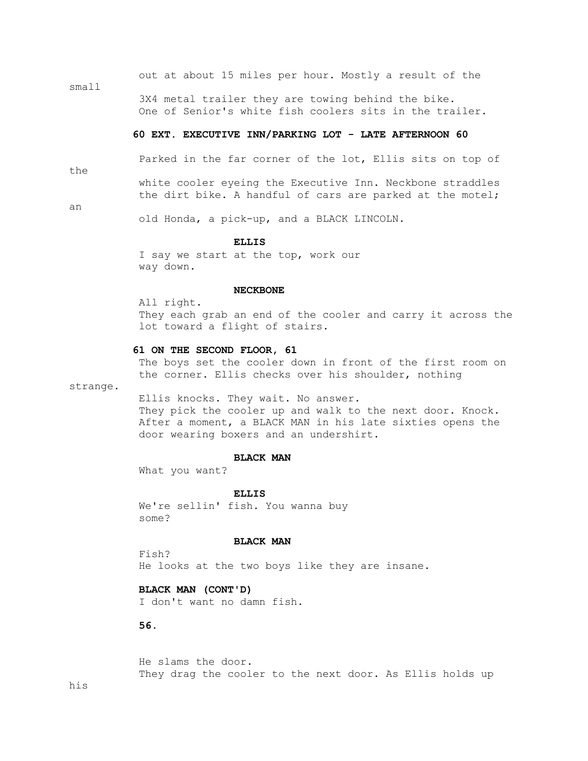out at about 15 miles per hour. Mostly a result of the small 3X4 metal trailer they are towing behind the bike. One of Senior's white fish coolers sits in the trailer.

**60 EXT. EXECUTIVE INN/PARKING LOT - LATE AFTERNOON 60**

Parked in the far corner of the lot, Ellis sits on top of the white cooler eyeing the Executive Inn. Neckbone straddles the dirt bike. A handful of cars are parked at the motel; an old Honda, a pick-up, and a BLACK LINCOLN.

**ELLIS**

I say we start at the top, work our way down.

**NECKBONE**

All right.

They each grab an end of the cooler and carry it across the lot toward a flight of stairs.

**61 ON THE SECOND FLOOR, 61**

The boys set the cooler down in front of the first room on the corner. Ellis checks over his shoulder, nothing strange.

Ellis knocks. They wait. No answer.

They pick the cooler up and walk to the next door. Knock. After a moment, a BLACK MAN in his late sixties opens the door wearing boxers and an undershirt.

**BLACK MAN**

What you want?

**ELLIS**

We're sellin' fish. You wanna buy some?

**BLACK MAN**

Fish?

He looks at the two boys like they are insane.

**BLACK MAN (CONT'D)**

I don't want no damn fish.

He slams the door.

They drag the cooler to the next door. As Ellis holds up his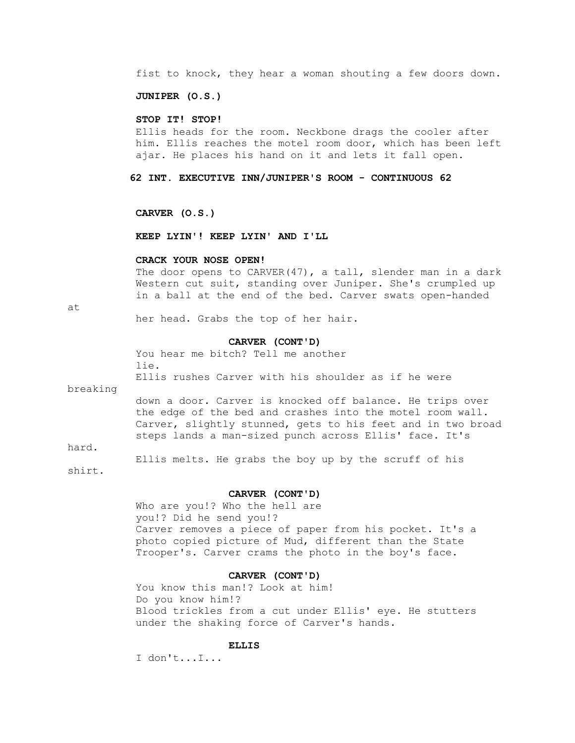fist to knock, they hear a woman shouting a few doors down.

**JUNIPER (O.S.)**

**STOP IT! STOP!**

Ellis heads for the room. Neckbone drags the cooler after him. Ellis reaches the motel room door, which has been left ajar. He places his hand on it and lets it fall open.

**62 INT. EXECUTIVE INN/JUNIPER'S ROOM - CONTINUOUS 62**

**CARVER (O.S.)**

**KEEP LYIN'! KEEP LYIN' AND I'LL**

**CRACK YOUR NOSE OPEN!**

The door opens to CARVER(47), a tall, slender man in a dark Western cut suit, standing over Juniper. She's crumpled up in a ball at the end of the bed. Carver swats open-handed at her head. Grabs the top of her hair.

**CARVER (CONT'D)**

You hear me bitch? Tell me another lie.

Ellis rushes Carver with his shoulder as if he were breaking down a door. Carver is knocked off balance. He trips over the edge of the bed and crashes into the motel room wall. Carver, slightly stunned, gets to his feet and in two broad steps lands a man-sized punch across Ellis' face. It's hard.

Ellis melts. He grabs the boy up by the scruff of his shirt.

**CARVER (CONT'D)**

Who are you!? Who the hell are you!? Did he send you!?

Carver removes a piece of paper from his pocket. It's a photo copied picture of Mud, different than the State Trooper's. Carver crams the photo in the boy's face.

**CARVER (CONT'D)**

You know this man!? Look at him! Do you know him!?

Blood trickles from a cut under Ellis' eye. He stutters under the shaking force of Carver's hands.

**ELLIS**

I don't...I...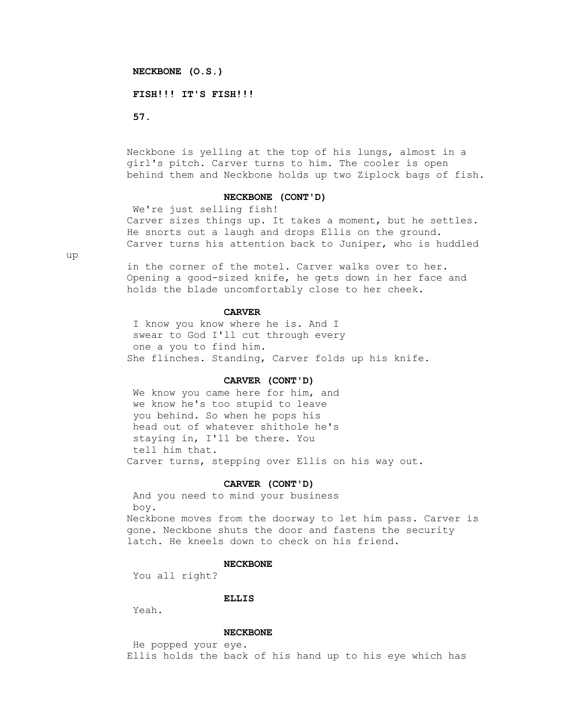**NECKBONE (O.S.)**

**FISH!!! IT'S FISH!!!**

Neckbone is yelling at the top of his lungs, almost in a girl's pitch. Carver turns to him. The cooler is open behind them and Neckbone holds up two Ziplock bags of fish.

**NECKBONE (CONT'D)**

We're just selling fish!

Carver sizes things up. It takes a moment, but he settles. He snorts out a laugh and drops Ellis on the ground. Carver turns his attention back to Juniper, who is huddled up in the corner of the motel. Carver walks over to her. Opening a good-sized knife, he gets down in her face and holds the blade uncomfortably close to her cheek.

**CARVER**

I know you know where he is. And I swear to God I'll cut through every one a you to find him.

She flinches. Standing, Carver folds up his knife.

**CARVER (CONT'D)**

We know you came here for him, and we know he's too stupid to leave you behind. So when he pops his head out of whatever shithole he's staying in, I'll be there. You tell him that.

Carver turns, stepping over Ellis on his way out.

**CARVER (CONT'D)**

And you need to mind your business boy.

Neckbone moves from the doorway to let him pass. Carver is gone. Neckbone shuts the door and fastens the security latch. He kneels down to check on his friend.

**NECKBONE**

You all right?

**ELLIS**

Yeah.

**NECKBONE**

He popped your eye.

Ellis holds the back of his hand up to his eye which has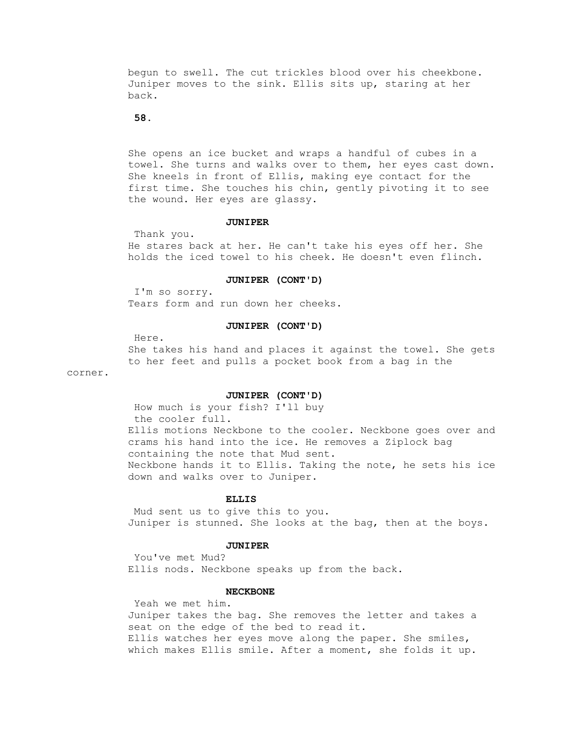begun to swell. The cut trickles blood over his cheekbone. Juniper moves to the sink. Ellis sits up, staring at her back.

She opens an ice bucket and wraps a handful of cubes in a towel. She turns and walks over to them, her eyes cast down. She kneels in front of Ellis, making eye contact for the first time. She touches his chin, gently pivoting it to see the wound. Her eyes are glassy.

**JUNIPER**

Thank you.

He stares back at her. He can't take his eyes off her. She holds the iced towel to his cheek. He doesn't even flinch.

**JUNIPER (CONT'D)**

I'm so sorry.

Tears form and run down her cheeks.

**JUNIPER (CONT'D)**

Here.

She takes his hand and places it against the towel. She gets to her feet and pulls a pocket book from a bag in the corner.

**JUNIPER (CONT'D)**

How much is your fish? I'll buy the cooler full.

Ellis motions Neckbone to the cooler. Neckbone goes over and crams his hand into the ice. He removes a Ziplock bag containing the note that Mud sent.

Neckbone hands it to Ellis. Taking the note, he sets his ice down and walks over to Juniper.

**ELLIS**

Mud sent us to give this to you.

Juniper is stunned. She looks at the bag, then at the boys.

**JUNIPER**

You've met Mud?

Ellis nods. Neckbone speaks up from the back.

**NECKBONE**

Yeah we met him.

Juniper takes the bag. She removes the letter and takes a seat on the edge of the bed to read it.

Ellis watches her eyes move along the paper. She smiles, which makes Ellis smile. After a moment, she folds it up.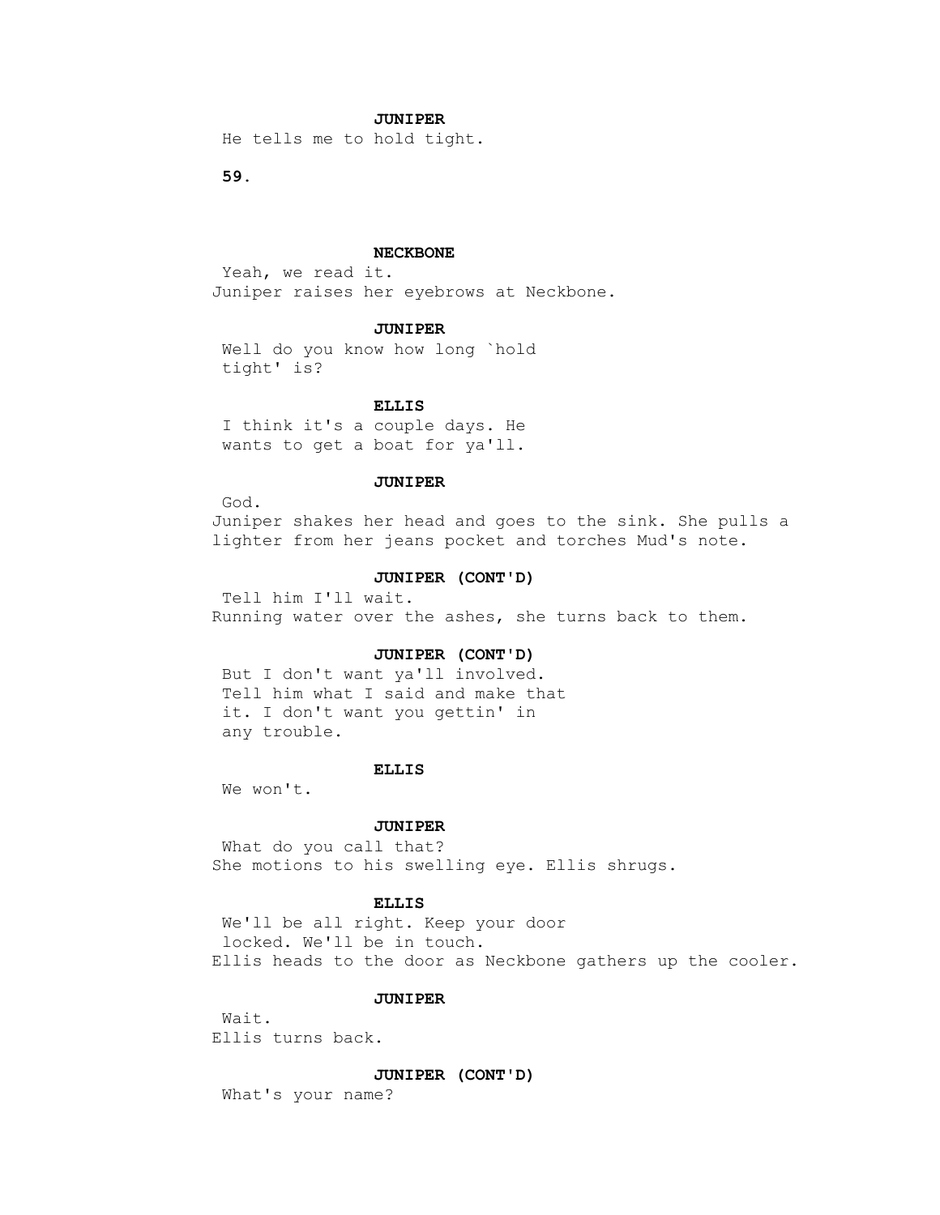**JUNIPER**

He tells me to hold tight.

**NECKBONE**

Yeah, we read it.

Juniper raises her eyebrows at Neckbone.

**JUNIPER**

Well do you know how long `hold tight' is?

**ELLIS**

I think it's a couple days. He wants to get a boat for ya'll.

**JUNIPER**

God.

Juniper shakes her head and goes to the sink. She pulls a lighter from her jeans pocket and torches Mud's note.

**JUNIPER (CONT'D)**

Tell him I'll wait.

Running water over the ashes, she turns back to them.

**JUNIPER (CONT'D)**

But I don't want ya'll involved. Tell him what I said and make that it. I don't want you gettin' in any trouble.

**ELLIS**

We won't.

**JUNIPER**

What do you call that?

She motions to his swelling eye. Ellis shrugs.

**ELLIS**

We'll be all right. Keep your door locked. We'll be in touch.

Ellis heads to the door as Neckbone gathers up the cooler.

**JUNIPER**

Wait.

Ellis turns back.

**JUNIPER (CONT'D)**

What's your name?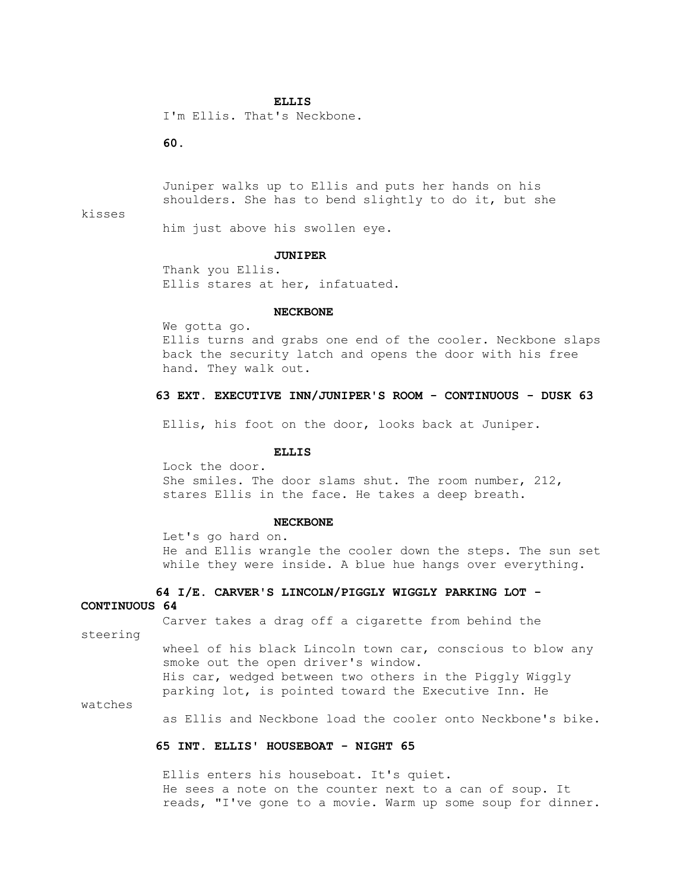**ELLIS**

I'm Ellis. That's Neckbone.

Juniper walks up to Ellis and puts her hands on his shoulders. She has to bend slightly to do it, but she kisses him just above his swollen eye.

**JUNIPER**

Thank you Ellis.

Ellis stares at her, infatuated.

**NECKBONE**

We gotta go.

Ellis turns and grabs one end of the cooler. Neckbone slaps back the security latch and opens the door with his free hand. They walk out.

**63 EXT. EXECUTIVE INN/JUNIPER'S ROOM - CONTINUOUS - DUSK 63**

Ellis, his foot on the door, looks back at Juniper.

**ELLIS**

Lock the door.

She smiles. The door slams shut. The room number, 212, stares Ellis in the face. He takes a deep breath.

**NECKBONE**

Let's go hard on.

He and Ellis wrangle the cooler down the steps. The sun set while they were inside. A blue hue hangs over everything.

**64 I/E. CARVER'S LINCOLN/PIGGLY WIGGLY PARKING LOT - CONTINUOUS 64**

Carver takes a drag off a cigarette from behind the steering wheel of his black Lincoln town car, conscious to blow any smoke out the open driver's window.

His car, wedged between two others in the Piggly Wiggly parking lot, is pointed toward the Executive Inn. He watches as Ellis and Neckbone load the cooler onto Neckbone's bike.

**65 INT. ELLIS' HOUSEBOAT - NIGHT 65**

Ellis enters his houseboat. It's quiet.

He sees a note on the counter next to a can of soup. It reads, "I've gone to a movie. Warm up some soup for dinner.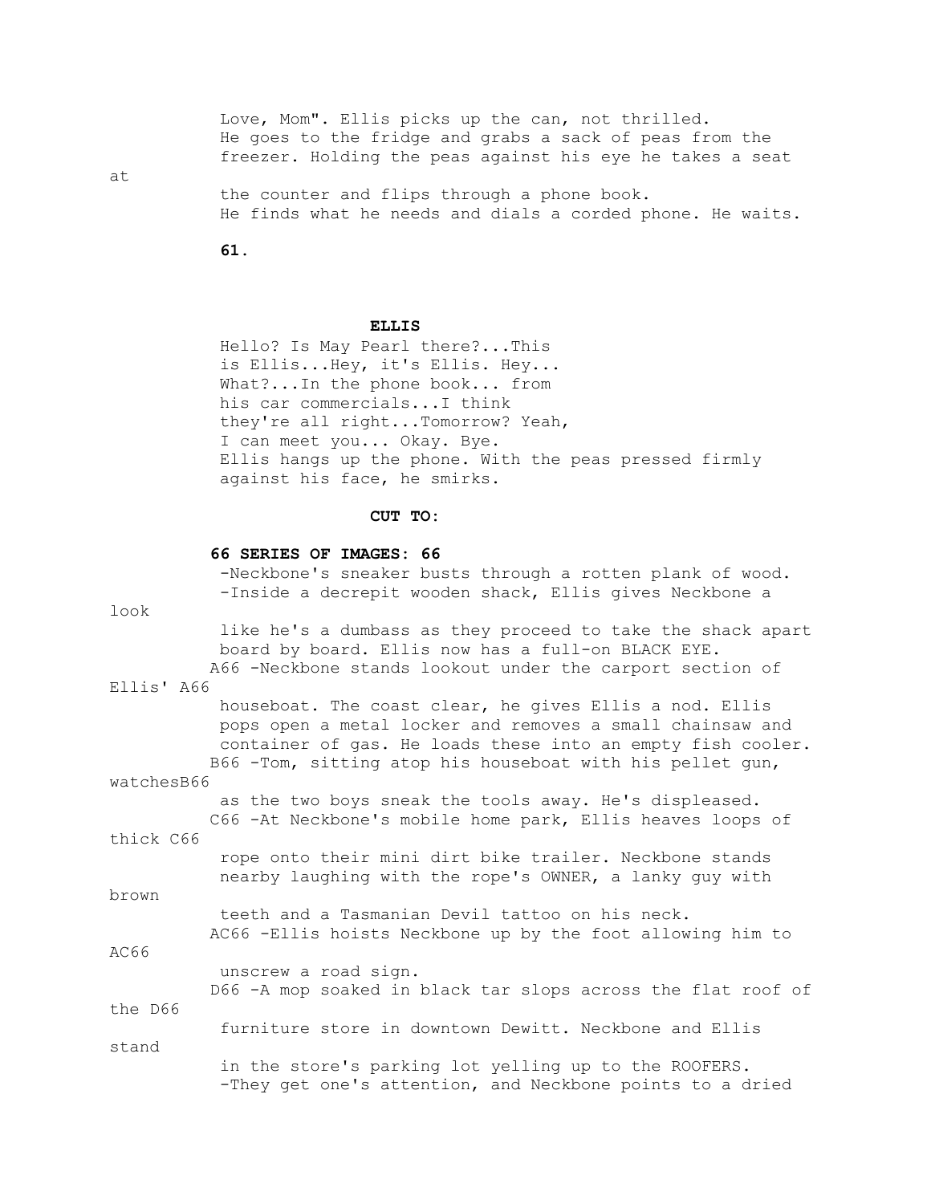Love, Mom". Ellis picks up the can, not thrilled. He goes to the fridge and grabs a sack of peas from the freezer. Holding the peas against his eye he takes a seat at the counter and flips through a phone book. He finds what he needs and dials a corded phone. He waits.

**ELLIS**

Hello? Is May Pearl there?...This is Ellis...Hey, it's Ellis. Hey... What?...In the phone book... from his car commercials...I think they're all right...Tomorrow? Yeah, I can meet you... Okay. Bye.

Ellis hangs up the phone. With the peas pressed firmly against his face, he smirks.

**CUT TO:**

**66 SERIES OF IMAGES: 66**

-Neckbone's sneaker busts through a rotten plank of wood.

-Inside a decrepit wooden shack, Ellis gives Neckbone a look like he's a dumbass as they proceed to take the shack apart board by board. Ellis now has a full-on BLACK EYE.

A66 -Neckbone stands lookout under the carport section of Ellis' A66 houseboat. The coast clear, he gives Ellis a nod. Ellis pops open a metal locker and removes a small chainsaw and container of gas. He loads these into an empty fish cooler.

B66 -Tom, sitting atop his houseboat with his pellet gun, watchesB66 as the two boys sneak the tools away. He's displeased.

C66 -At Neckbone's mobile home park, Ellis heaves loops of thick C66 rope onto their mini dirt bike trailer. Neckbone stands nearby laughing with the rope's OWNER, a lanky guy with brown teeth and a Tasmanian Devil tattoo on his neck.

AC66 -Ellis hoists Neckbone up by the foot allowing him to AC66 unscrew a road sign.

D66 -A mop soaked in black tar slops across the flat roof of the D66 furniture store in downtown Dewitt. Neckbone and Ellis stand in the store's parking lot yelling up to the ROOFERS.

-They get one's attention, and Neckbone points to a dried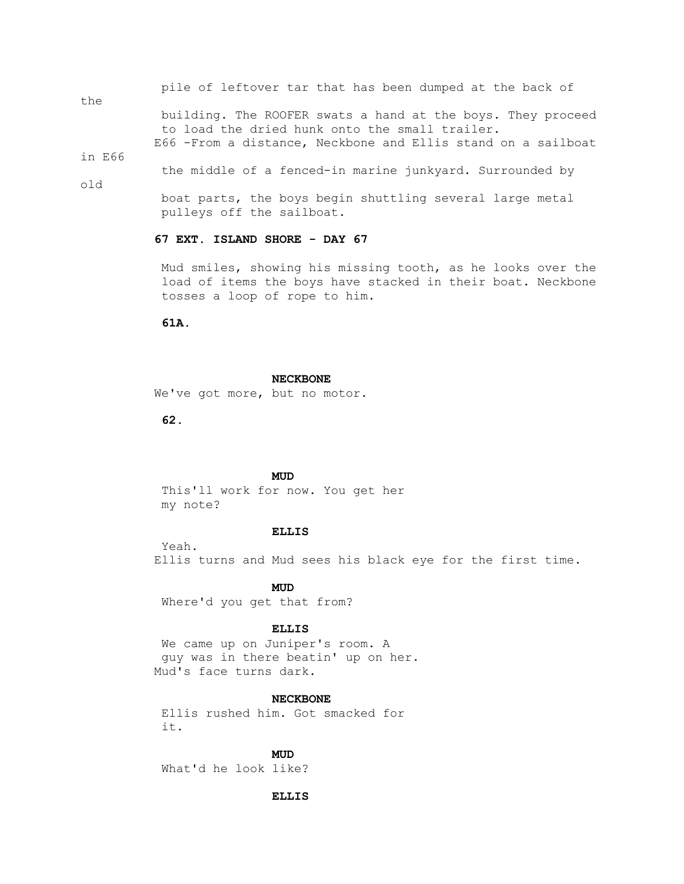pile of leftover tar that has been dumped at the back of the building. The ROOFER swats a hand at the boys. They proceed to load the dried hunk onto the small trailer.

E66 -From a distance, Neckbone and Ellis stand on a sailboat in the middle of a fenced-in marine junkyard. Surrounded by old boat parts, the boys begin shuttling several large metal pulleys off the sailboat. E66

**67 EXT. ISLAND SHORE - DAY 67**

Mud smiles, showing his missing tooth, as he looks over the load of items the boys have stacked in their boat. Neckbone tosses a loop of rope to him.

**61A.**

**NECKBONE**
We've got more, but no motor.

**62.**

**MUD**
This'll work for now. You get her my note?

**ELLIS**
Yeah.

Ellis turns and Mud sees his black eye for the first time.

**MUD**
Where'd you get that from?

**ELLIS**
We came up on Juniper's room. A guy was in there beatin' up on her.

Mud's face turns dark.

**NECKBONE**
Ellis rushed him. Got smacked for it.

**MUD**
What'd he look like?

**ELLIS**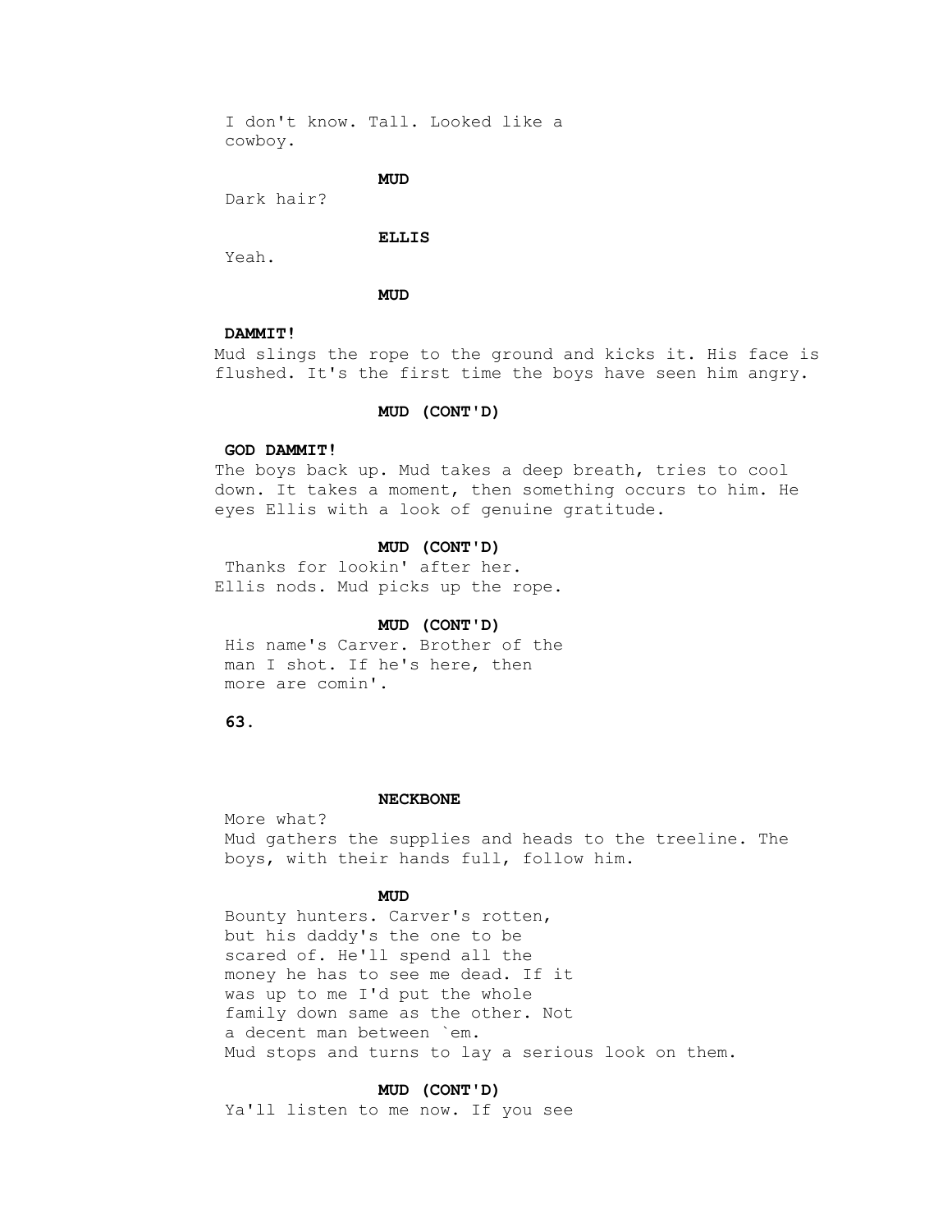I don't know. Tall. Looked like a cowboy.

**MUD**

Dark hair?

**ELLIS**

Yeah.

**MUD**

**DAMMIT!**

Mud slings the rope to the ground and kicks it. His face is flushed. It's the first time the boys have seen him angry.

**MUD (CONT'D)**

**GOD DAMMIT!**

The boys back up. Mud takes a deep breath, tries to cool down. It takes a moment, then something occurs to him. He eyes Ellis with a look of genuine gratitude.

**MUD (CONT'D)**

Thanks for lookin' after her.

Ellis nods. Mud picks up the rope.

**MUD (CONT'D)**

His name's Carver. Brother of the man I shot. If he's here, then more are comin'.

**NECKBONE**

More what?

Mud gathers the supplies and heads to the treeline. The boys, with their hands full, follow him.

**MUD**

Bounty hunters. Carver's rotten, but his daddy's the one to be scared of. He'll spend all the money he has to see me dead. If it was up to me I'd put the whole family down same as the other. Not a decent man between `em.

Mud stops and turns to lay a serious look on them.

**MUD (CONT'D)**

Ya'll listen to me now. If you see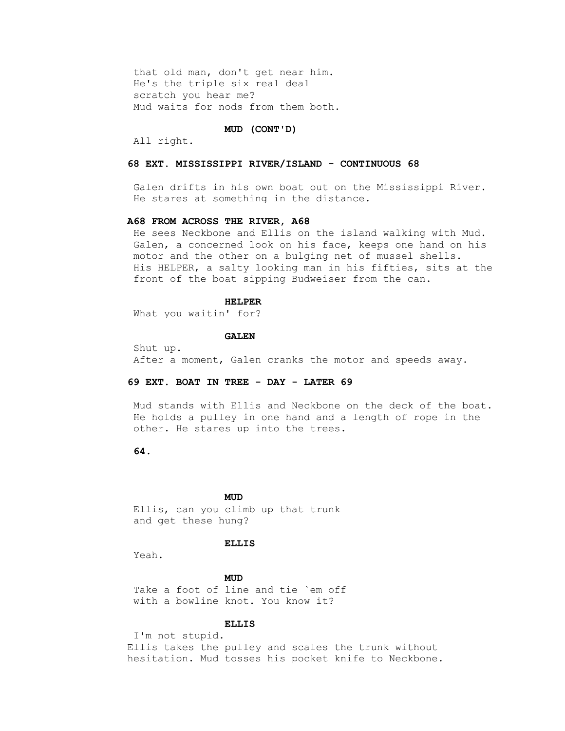that old man, don't get near him.
He's the triple six real deal
scratch you hear me?
Mud waits for nods from them both.

**MUD (CONT'D)**
All right.

**68 EXT. MISSISSIPPI RIVER/ISLAND - CONTINUOUS 68**

Galen drifts in his own boat out on the Mississippi River.
He stares at something in the distance.

**A68 FROM ACROSS THE RIVER, A68**

He sees Neckbone and Ellis on the island walking with Mud.
Galen, a concerned look on his face, keeps one hand on his motor and the other on a bulging net of mussel shells.
His HELPER, a salty looking man in his fifties, sits at the front of the boat sipping Budweiser from the can.

**HELPER**
What you waitin' for?

**GALEN**
Shut up.
After a moment, Galen cranks the motor and speeds away.

**69 EXT. BOAT IN TREE - DAY - LATER 69**

Mud stands with Ellis and Neckbone on the deck of the boat.
He holds a pulley in one hand and a length of rope in the other. He stares up into the trees.

**MUD**
Ellis, can you climb up that trunk
and get these hung?

**ELLIS**
Yeah.

**MUD**
Take a foot of line and tie `em off
with a bowline knot. You know it?

**ELLIS**
I'm not stupid.
Ellis takes the pulley and scales the trunk without hesitation. Mud tosses his pocket knife to Neckbone.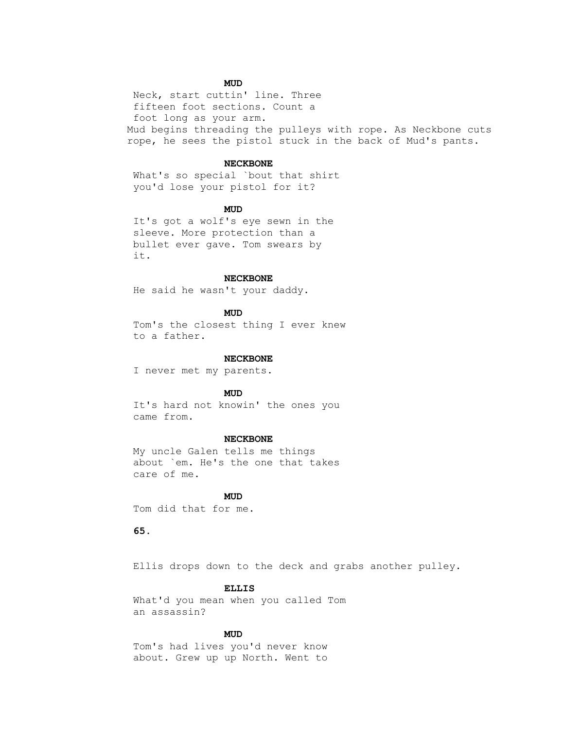**MUD**

Neck, start cuttin' line. Three fifteen foot sections. Count a foot long as your arm.

Mud begins threading the pulleys with rope. As Neckbone cuts rope, he sees the pistol stuck in the back of Mud's pants.

**NECKBONE**

What's so special `bout that shirt you'd lose your pistol for it?

**MUD**

It's got a wolf's eye sewn in the sleeve. More protection than a bullet ever gave. Tom swears by it.

**NECKBONE**

He said he wasn't your daddy.

**MUD**

Tom's the closest thing I ever knew to a father.

**NECKBONE**

I never met my parents.

**MUD**

It's hard not knowin' the ones you came from.

**NECKBONE**

My uncle Galen tells me things about `em. He's the one that takes care of me.

**MUD**

Tom did that for me.

Ellis drops down to the deck and grabs another pulley.

**ELLIS**

What'd you mean when you called Tom an assassin?

**MUD**

Tom's had lives you'd never know about. Grew up up North. Went to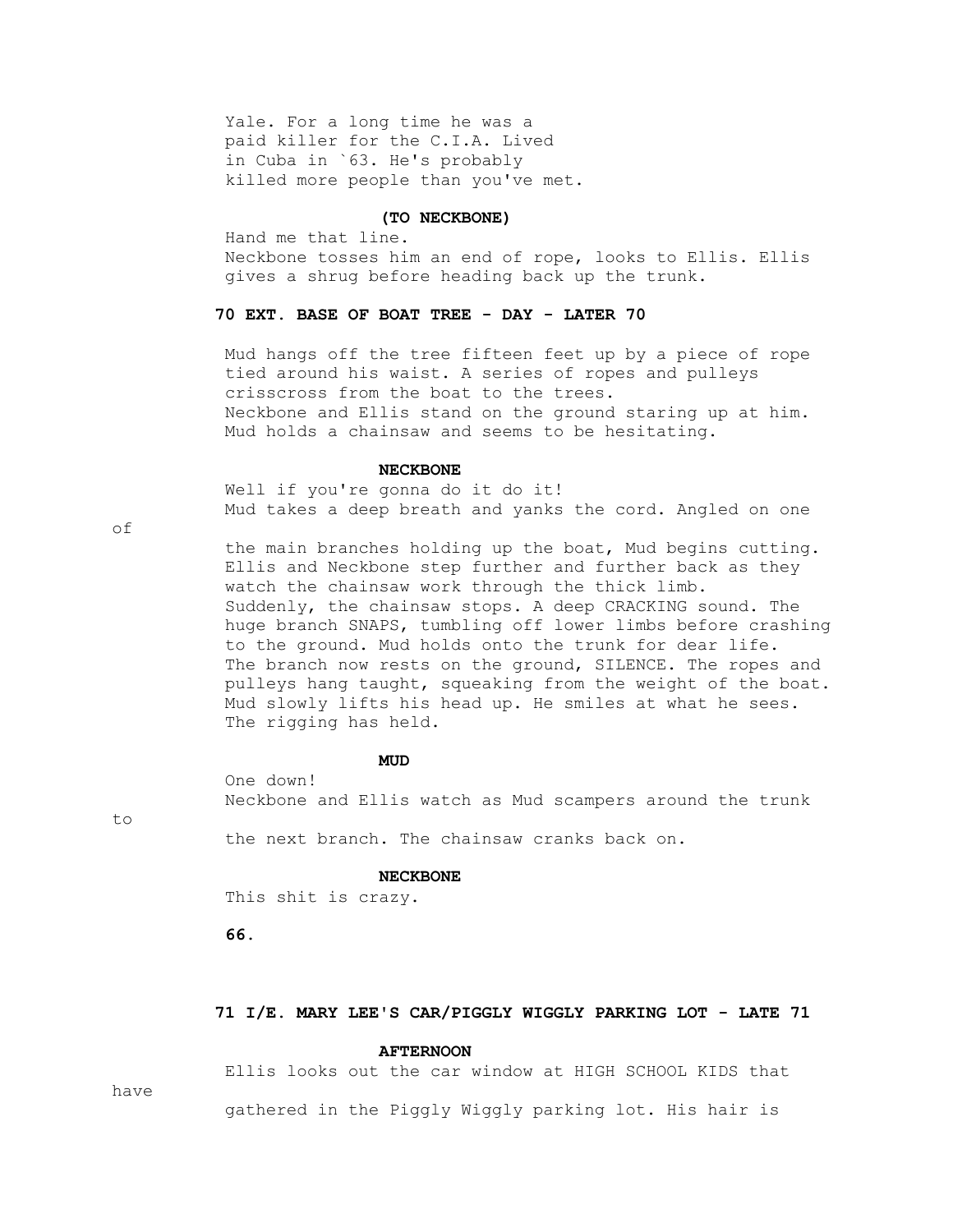Yale. For a long time he was a paid killer for the C.I.A. Lived in Cuba in `63. He's probably killed more people than you've met.

**(TO NECKBONE)**

Hand me that line.

Neckbone tosses him an end of rope, looks to Ellis. Ellis gives a shrug before heading back up the trunk.

**70 EXT. BASE OF BOAT TREE - DAY - LATER 70**

Mud hangs off the tree fifteen feet up by a piece of rope tied around his waist. A series of ropes and pulleys crisscross from the boat to the trees.

Neckbone and Ellis stand on the ground staring up at him.

Mud holds a chainsaw and seems to be hesitating.

**NECKBONE**

Well if you're gonna do it do it!

Mud takes a deep breath and yanks the cord. Angled on one of the main branches holding up the boat, Mud begins cutting.

Ellis and Neckbone step further and further back as they watch the chainsaw work through the thick limb.

Suddenly, the chainsaw stops. A deep CRACKING sound. The huge branch SNAPS, tumbling off lower limbs before crashing to the ground. Mud holds onto the trunk for dear life.

The branch now rests on the ground, SILENCE. The ropes and pulleys hang taught, squeaking from the weight of the boat.

Mud slowly lifts his head up. He smiles at what he sees.

The rigging has held.

**MUD**

One down!

Neckbone and Ellis watch as Mud scampers around the trunk to the next branch. The chainsaw cranks back on.

**NECKBONE**

This shit is crazy.

**71 I/E. MARY LEE'S CAR/PIGGLY WIGGLY PARKING LOT - LATE AFTERNOON 71**

Ellis looks out the car window at HIGH SCHOOL KIDS that have gathered in the Piggly Wiggly parking lot. His hair is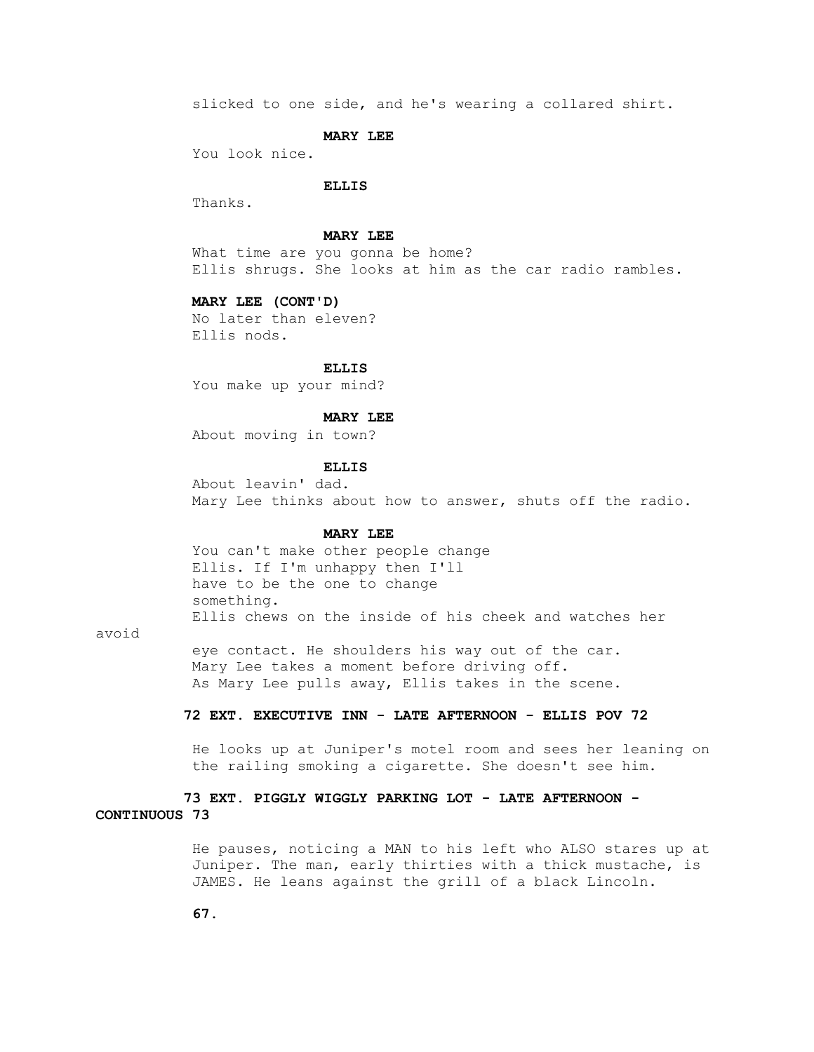slicked to one side, and he's wearing a collared shirt.

**MARY LEE**

You look nice.

**ELLIS**

Thanks.

**MARY LEE**

What time are you gonna be home?

Ellis shrugs. She looks at him as the car radio rambles.

**MARY LEE (CONT'D)**

No later than eleven?

Ellis nods.

**ELLIS**

You make up your mind?

**MARY LEE**

About moving in town?

**ELLIS**

About leavin' dad.

Mary Lee thinks about how to answer, shuts off the radio.

**MARY LEE**

You can't make other people change Ellis. If I'm unhappy then I'll have to be the one to change something.

Ellis chews on the inside of his cheek and watches her avoid eye contact. He shoulders his way out of the car.

Mary Lee takes a moment before driving off.

As Mary Lee pulls away, Ellis takes in the scene.

**72 EXT. EXECUTIVE INN - LATE AFTERNOON - ELLIS POV 72**

He looks up at Juniper's motel room and sees her leaning on the railing smoking a cigarette. She doesn't see him.

**73 EXT. PIGGLY WIGGLY PARKING LOT - LATE AFTERNOON - CONTINUOUS 73**

He pauses, noticing a MAN to his left who ALSO stares up at Juniper. The man, early thirties with a thick mustache, is JAMES. He leans against the grill of a black Lincoln.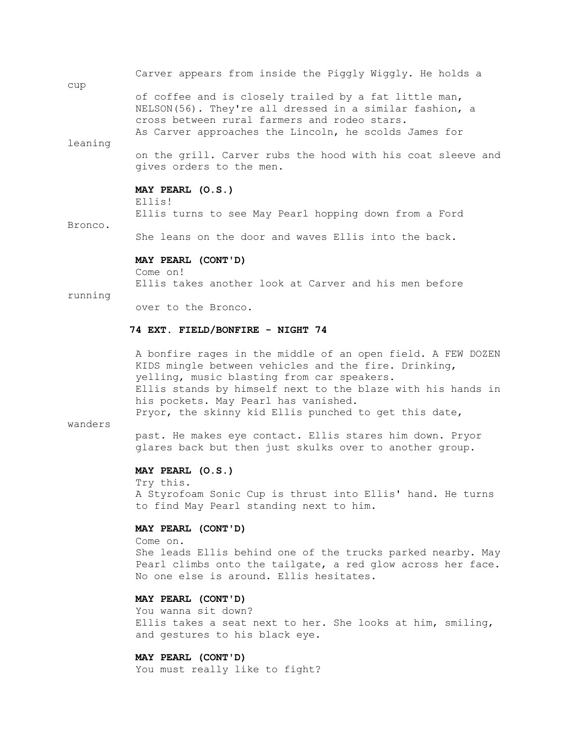Carver appears from inside the Piggly Wiggly. He holds a cup of coffee and is closely trailed by a fat little man, NELSON(56). They're all dressed in a similar fashion, a cross between rural farmers and rodeo stars.

As Carver approaches the Lincoln, he scolds James for leaning on the grill. Carver rubs the hood with his coat sleeve and gives orders to the men.

**MAY PEARL (O.S.)**

Ellis!

Ellis turns to see May Pearl hopping down from a Ford Bronco.

She leans on the door and waves Ellis into the back.

**MAY PEARL (CONT'D)**

Come on!

Ellis takes another look at Carver and his men before running over to the Bronco.

**74 EXT. FIELD/BONFIRE - NIGHT 74**

A bonfire rages in the middle of an open field. A FEW DOZEN KIDS mingle between vehicles and the fire. Drinking, yelling, music blasting from car speakers.

Ellis stands by himself next to the blaze with his hands in his pockets. May Pearl has vanished.

Pryor, the skinny kid Ellis punched to get this date, wanders past. He makes eye contact. Ellis stares him down. Pryor glares back but then just skulks over to another group.

**MAY PEARL (O.S.)**

Try this.

A Styrofoam Sonic Cup is thrust into Ellis' hand. He turns to find May Pearl standing next to him.

**MAY PEARL (CONT'D)**

Come on.

She leads Ellis behind one of the trucks parked nearby. May Pearl climbs onto the tailgate, a red glow across her face. No one else is around. Ellis hesitates.

**MAY PEARL (CONT'D)**

You wanna sit down?

Ellis takes a seat next to her. She looks at him, smiling, and gestures to his black eye.

**MAY PEARL (CONT'D)**

You must really like to fight?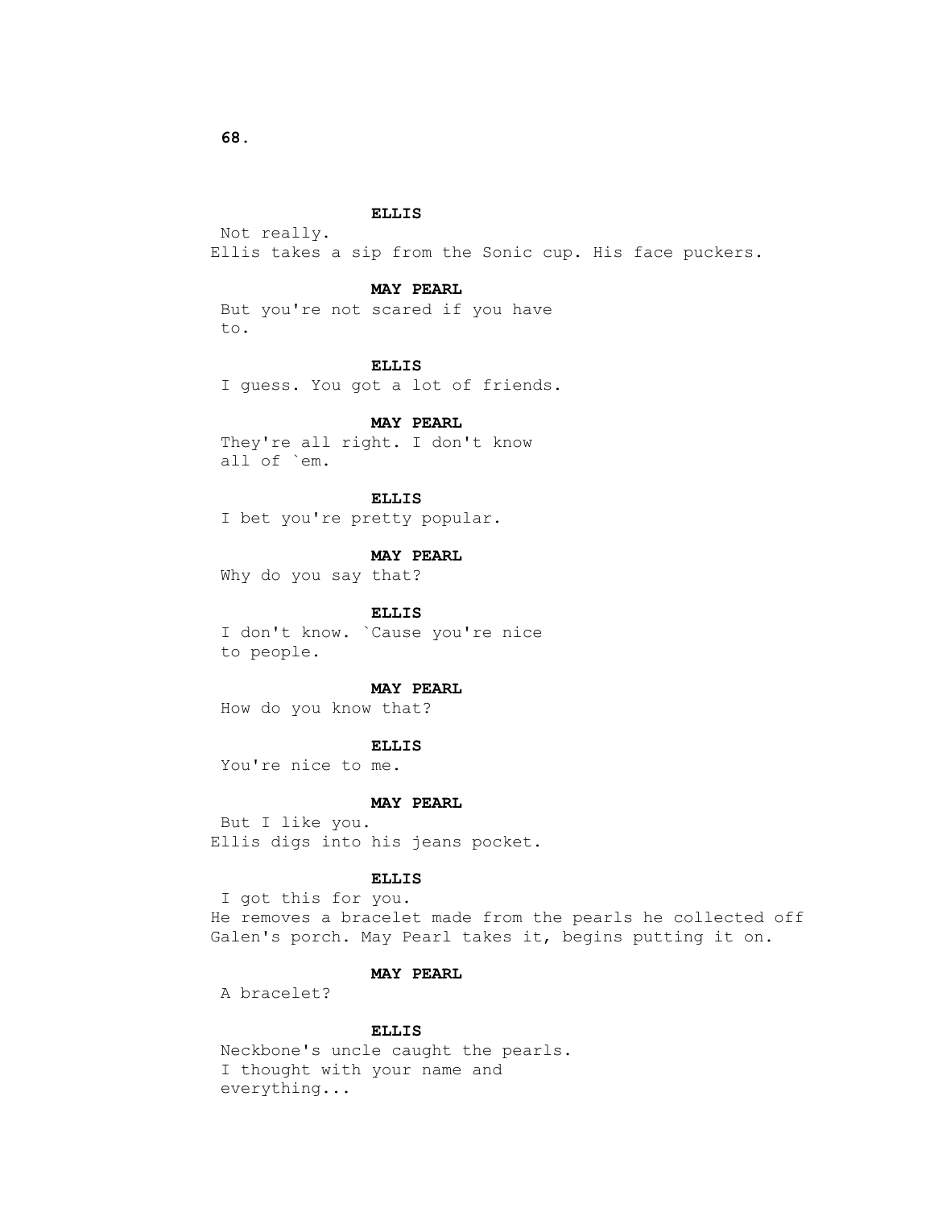**ELLIS**

Not really.

Ellis takes a sip from the Sonic cup. His face puckers.

**MAY PEARL**

But you're not scared if you have to.

**ELLIS**

I guess. You got a lot of friends.

**MAY PEARL**

They're all right. I don't know all of `em.

**ELLIS**

I bet you're pretty popular.

**MAY PEARL**

Why do you say that?

**ELLIS**

I don't know. `Cause you're nice to people.

**MAY PEARL**

How do you know that?

**ELLIS**

You're nice to me.

**MAY PEARL**

But I like you.

Ellis digs into his jeans pocket.

**ELLIS**

I got this for you.

He removes a bracelet made from the pearls he collected off Galen's porch. May Pearl takes it, begins putting it on.

**MAY PEARL**

A bracelet?

**ELLIS**

Neckbone's uncle caught the pearls. I thought with your name and everything...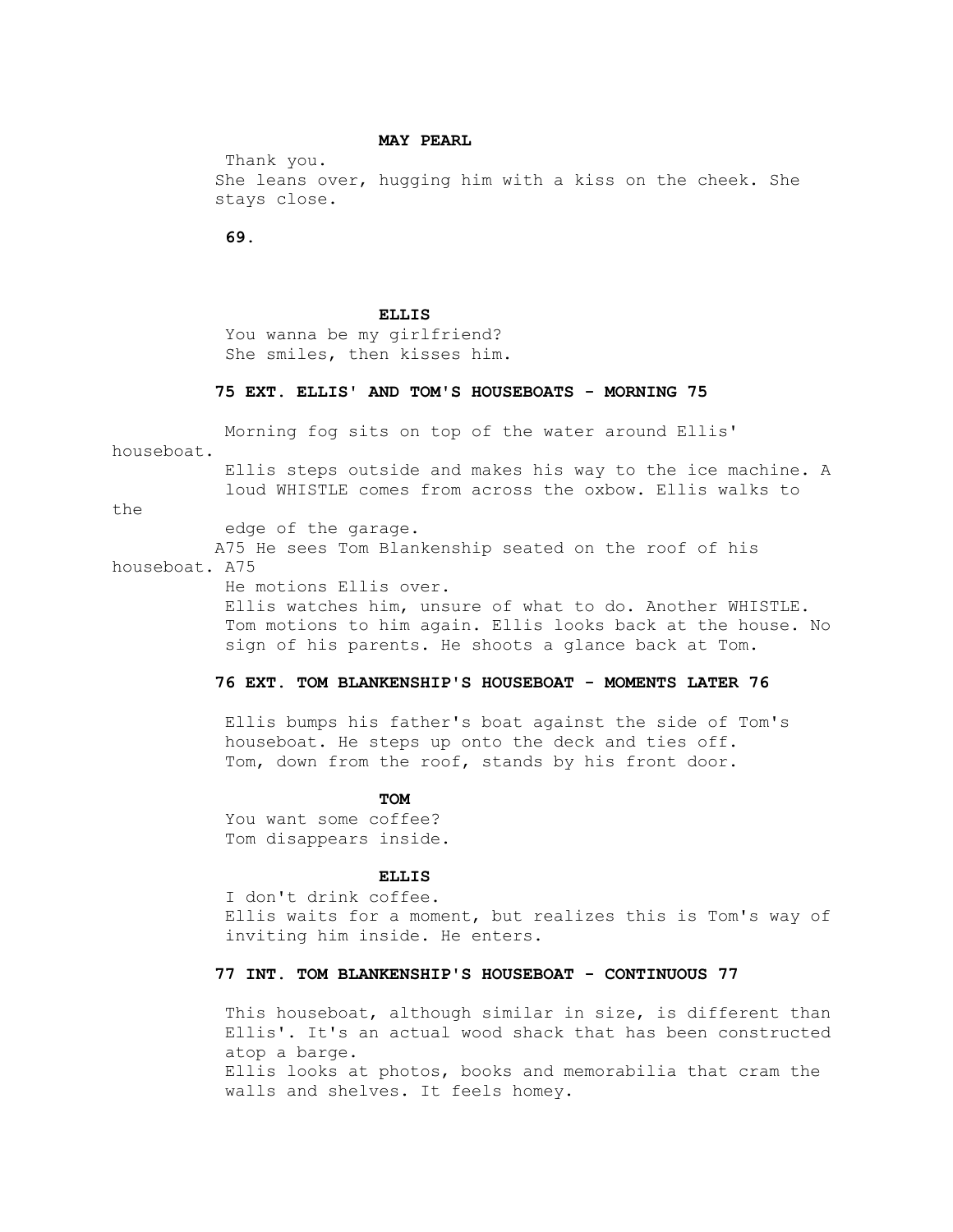**MAY PEARL**

Thank you.

She leans over, hugging him with a kiss on the cheek. She stays close.

**ELLIS**

You wanna be my girlfriend?

She smiles, then kisses him.

**75 EXT. ELLIS' AND TOM'S HOUSEBOATS - MORNING 75**

Morning fog sits on top of the water around Ellis' houseboat.

Ellis steps outside and makes his way to the ice machine. A loud WHISTLE comes from across the oxbow. Ellis walks to the edge of the garage.

A75 He sees Tom Blankenship seated on the roof of his houseboat. A75

He motions Ellis over.

Ellis watches him, unsure of what to do. Another WHISTLE. Tom motions to him again. Ellis looks back at the house. No sign of his parents. He shoots a glance back at Tom.

**76 EXT. TOM BLANKENSHIP'S HOUSEBOAT - MOMENTS LATER 76**

Ellis bumps his father's boat against the side of Tom's houseboat. He steps up onto the deck and ties off.

Tom, down from the roof, stands by his front door.

**TOM**

You want some coffee?

Tom disappears inside.

**ELLIS**

I don't drink coffee.

Ellis waits for a moment, but realizes this is Tom's way of inviting him inside. He enters.

**77 INT. TOM BLANKENSHIP'S HOUSEBOAT - CONTINUOUS 77**

This houseboat, although similar in size, is different than Ellis'. It's an actual wood shack that has been constructed atop a barge.

Ellis looks at photos, books and memorabilia that cram the walls and shelves. It feels homey.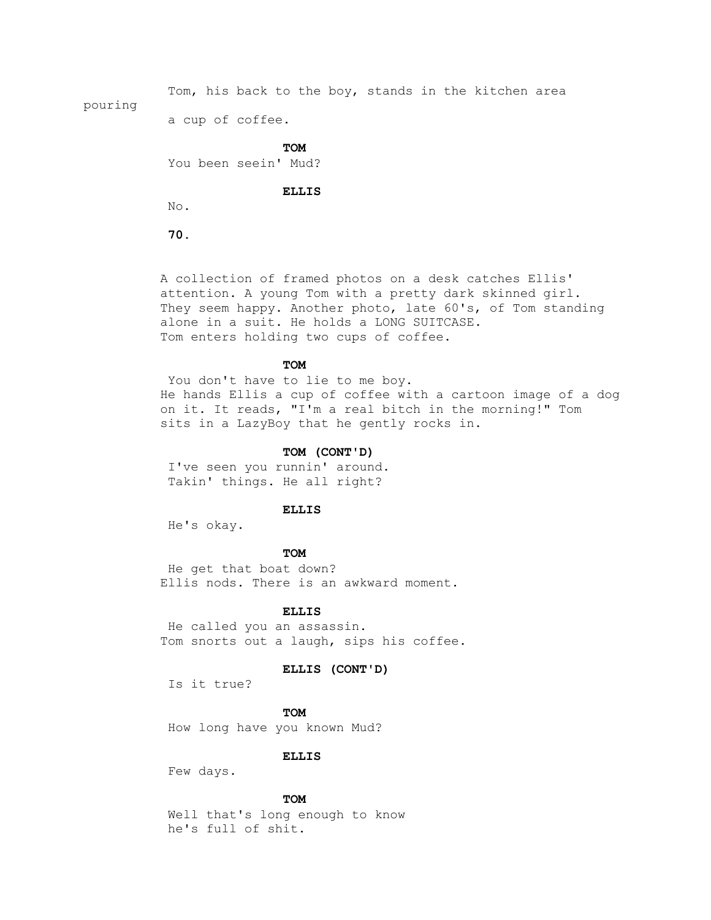Tom, his back to the boy, stands in the kitchen area pouring a cup of coffee.

**TOM**

You been seein' Mud?

**ELLIS**

No.

A collection of framed photos on a desk catches Ellis' attention. A young Tom with a pretty dark skinned girl. They seem happy. Another photo, late 60's, of Tom standing alone in a suit. He holds a LONG SUITCASE.
Tom enters holding two cups of coffee.

**TOM**

You don't have to lie to me boy.

He hands Ellis a cup of coffee with a cartoon image of a dog on it. It reads, "I'm a real bitch in the morning!" Tom sits in a LazyBoy that he gently rocks in.

**TOM (CONT'D)**

I've seen you runnin' around.
Takin' things. He all right?

**ELLIS**

He's okay.

**TOM**

He get that boat down?

Ellis nods. There is an awkward moment.

**ELLIS**

He called you an assassin.

Tom snorts out a laugh, sips his coffee.

**ELLIS (CONT'D)**

Is it true?

**TOM**

How long have you known Mud?

**ELLIS**

Few days.

**TOM**

Well that's long enough to know
he's full of shit.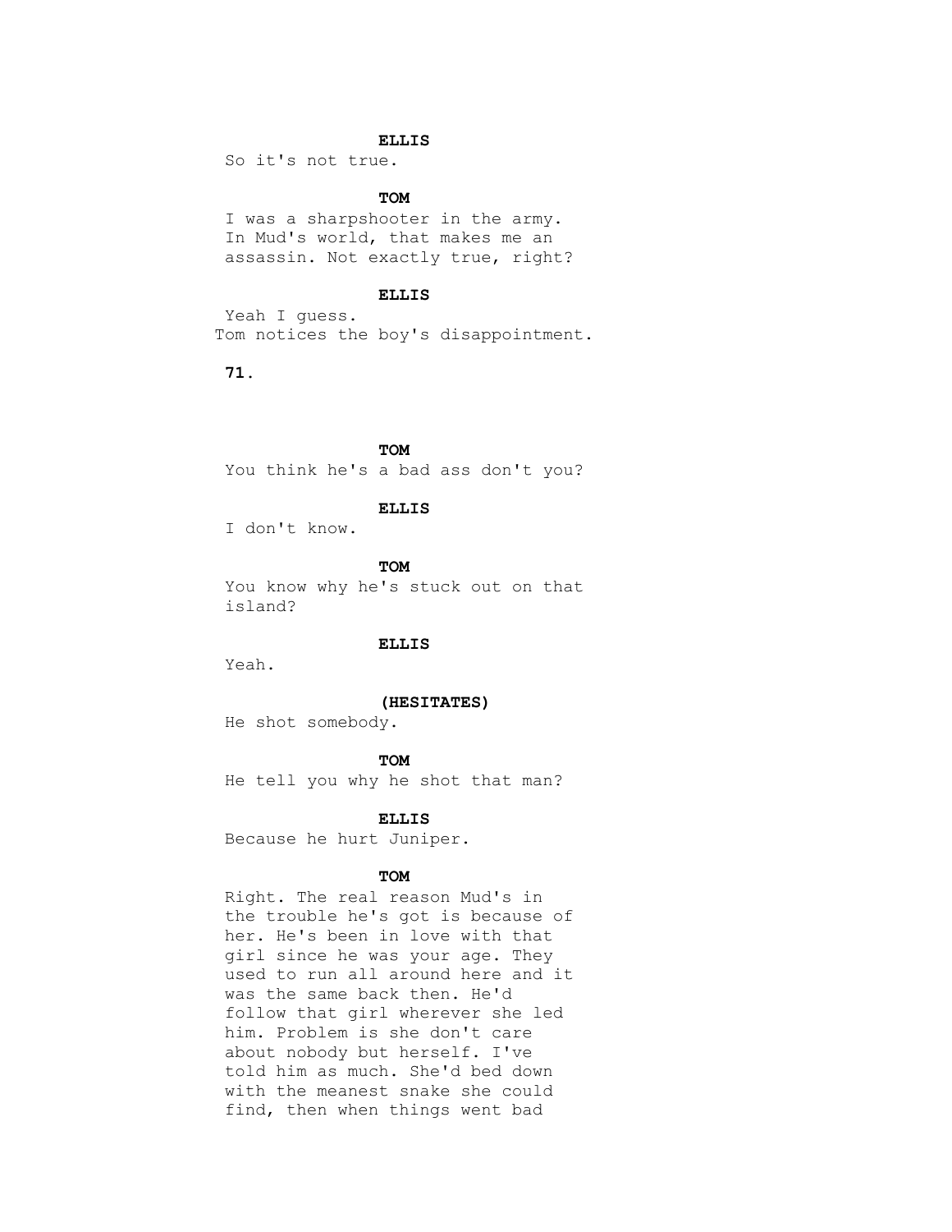**ELLIS**

So it's not true.

**TOM**

I was a sharpshooter in the army. In Mud's world, that makes me an assassin. Not exactly true, right?

**ELLIS**

Yeah I guess.

Tom notices the boy's disappointment.

**TOM**

You think he's a bad ass don't you?

**ELLIS**

I don't know.

**TOM**

You know why he's stuck out on that island?

**ELLIS**

Yeah.

**(HESITATES)**

He shot somebody.

**TOM**

He tell you why he shot that man?

**ELLIS**

Because he hurt Juniper.

**TOM**

Right. The real reason Mud's in the trouble he's got is because of her. He's been in love with that girl since he was your age. They used to run all around here and it was the same back then. He'd follow that girl wherever she led him. Problem is she don't care about nobody but herself. I've told him as much. She'd bed down with the meanest snake she could find, then when things went bad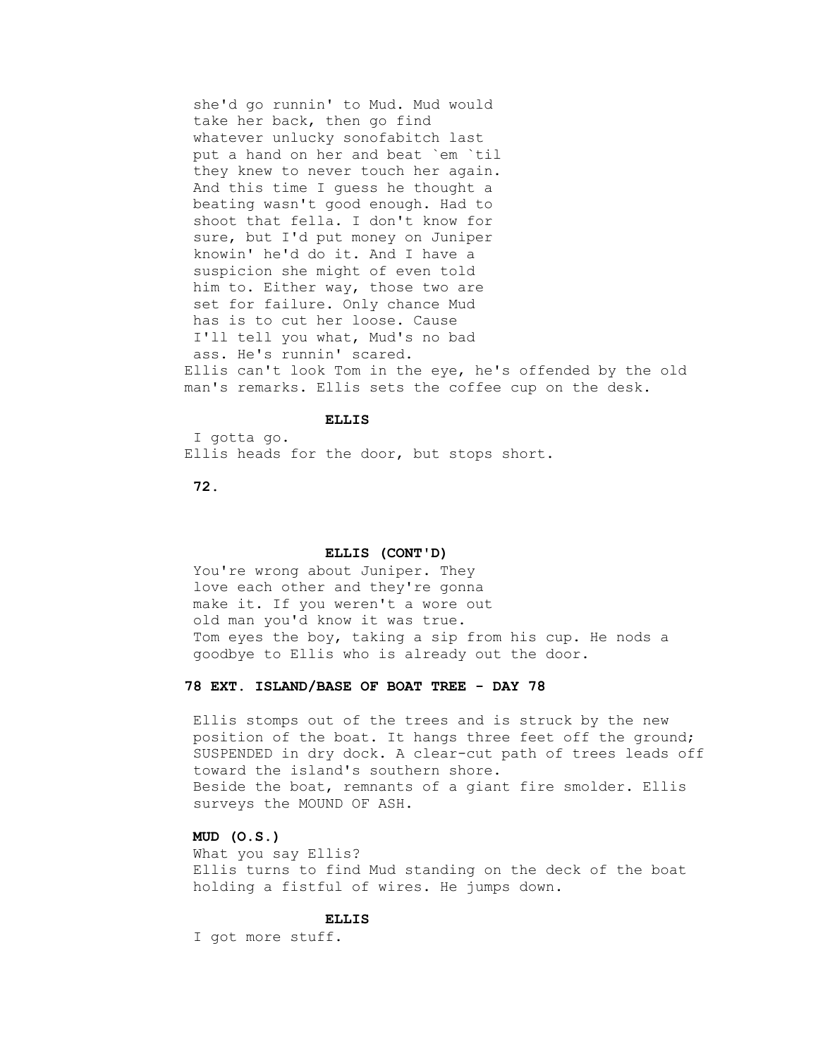she'd go runnin' to Mud. Mud would take her back, then go find whatever unlucky sonofabitch last put a hand on her and beat `em `til they knew to never touch her again. And this time I guess he thought a beating wasn't good enough. Had to shoot that fella. I don't know for sure, but I'd put money on Juniper knowin' he'd do it. And I have a suspicion she might of even told him to. Either way, those two are set for failure. Only chance Mud has is to cut her loose. Cause I'll tell you what, Mud's no bad ass. He's runnin' scared.

Ellis can't look Tom in the eye, he's offended by the old man's remarks. Ellis sets the coffee cup on the desk.

**ELLIS**

I gotta go.

Ellis heads for the door, but stops short.

**ELLIS (CONT'D)**

You're wrong about Juniper. They love each other and they're gonna make it. If you weren't a wore out old man you'd know it was true.

Tom eyes the boy, taking a sip from his cup. He nods a goodbye to Ellis who is already out the door.

**78 EXT. ISLAND/BASE OF BOAT TREE - DAY 78**

Ellis stomps out of the trees and is struck by the new position of the boat. It hangs three feet off the ground; SUSPENDED in dry dock. A clear-cut path of trees leads off toward the island's southern shore.

Beside the boat, remnants of a giant fire smolder. Ellis surveys the MOUND OF ASH.

**MUD (O.S.)**

What you say Ellis?

Ellis turns to find Mud standing on the deck of the boat holding a fistful of wires. He jumps down.

**ELLIS**

I got more stuff.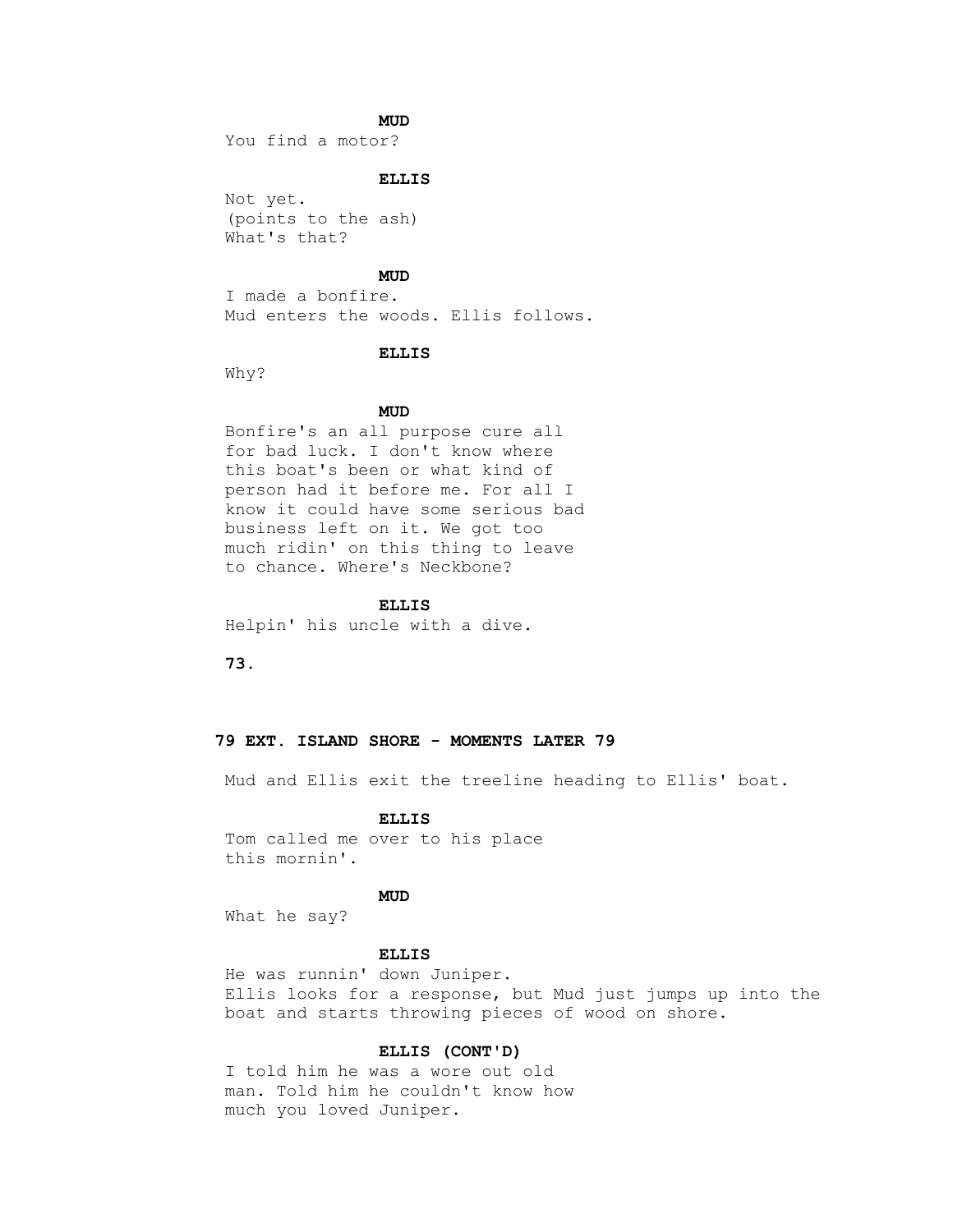**MUD**

You find a motor?

**ELLIS**

Not yet.
(points to the ash)
What's that?

**MUD**

I made a bonfire.

Mud enters the woods. Ellis follows.

**ELLIS**

Why?

**MUD**

Bonfire's an all purpose cure all for bad luck. I don't know where this boat's been or what kind of person had it before me. For all I know it could have some serious bad business left on it. We got too much ridin' on this thing to leave to chance. Where's Neckbone?

**ELLIS**

Helpin' his uncle with a dive.

**79 EXT. ISLAND SHORE - MOMENTS LATER 79**

Mud and Ellis exit the treeline heading to Ellis' boat.

**ELLIS**

Tom called me over to his place this mornin'.

**MUD**

What he say?

**ELLIS**

He was runnin' down Juniper.

Ellis looks for a response, but Mud just jumps up into the boat and starts throwing pieces of wood on shore.

**ELLIS (CONT'D)**

I told him he was a wore out old man. Told him he couldn't know how much you loved Juniper.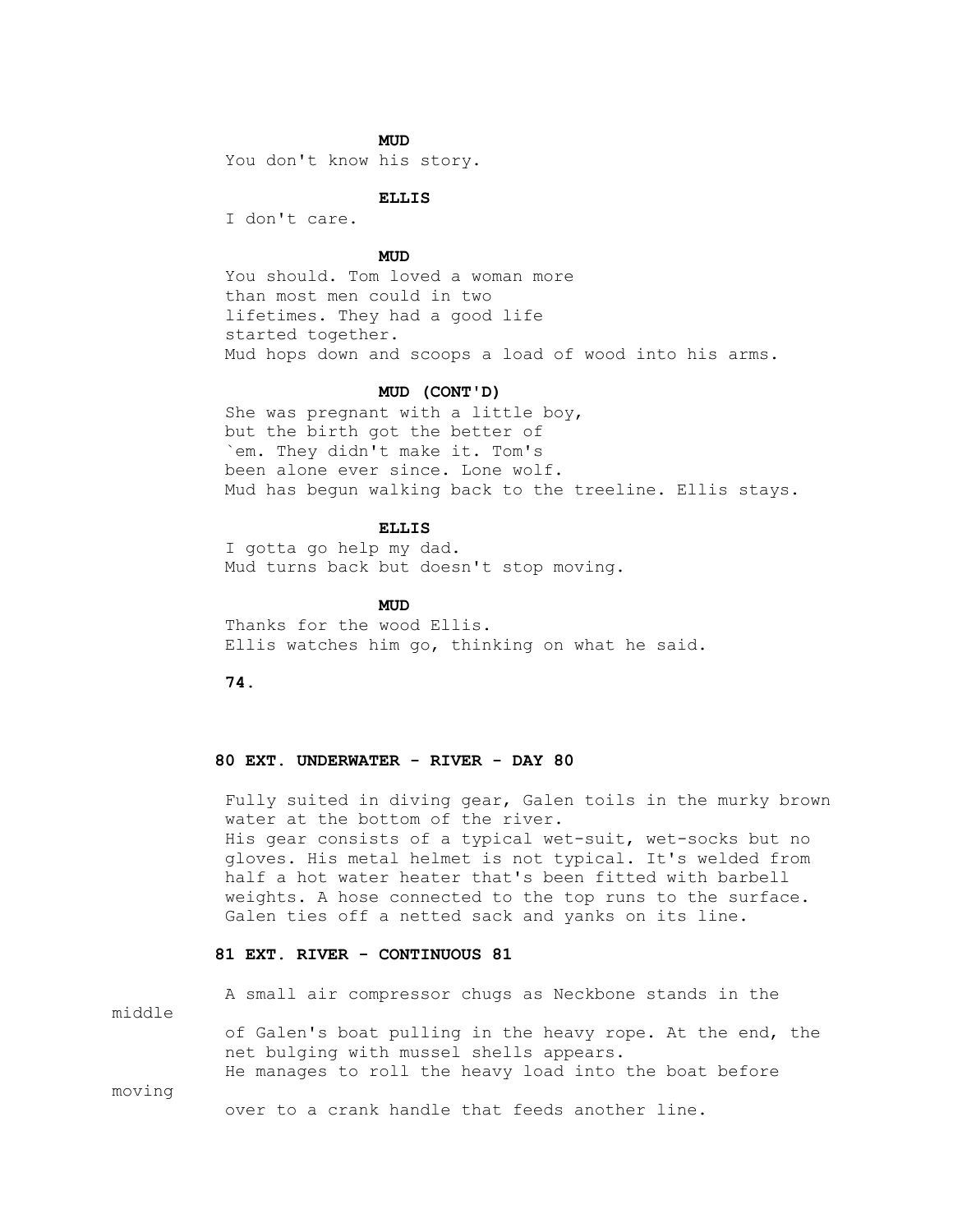**MUD**

You don't know his story.

**ELLIS**

I don't care.

**MUD**

You should. Tom loved a woman more than most men could in two lifetimes. They had a good life started together.

Mud hops down and scoops a load of wood into his arms.

**MUD (CONT'D)**

She was pregnant with a little boy, but the birth got the better of `em. They didn't make it. Tom's been alone ever since. Lone wolf.

Mud has begun walking back to the treeline. Ellis stays.

**ELLIS**

I gotta go help my dad.

Mud turns back but doesn't stop moving.

**MUD**

Thanks for the wood Ellis.

Ellis watches him go, thinking on what he said.

**80 EXT. UNDERWATER - RIVER - DAY 80**

Fully suited in diving gear, Galen toils in the murky brown water at the bottom of the river.

His gear consists of a typical wet-suit, wet-socks but no gloves. His metal helmet is not typical. It's welded from half a hot water heater that's been fitted with barbell weights. A hose connected to the top runs to the surface.

Galen ties off a netted sack and yanks on its line.

**81 EXT. RIVER - CONTINUOUS 81**

A small air compressor chugs as Neckbone stands in the middle of Galen's boat pulling in the heavy rope. At the end, the net bulging with mussel shells appears.

He manages to roll the heavy load into the boat before moving over to a crank handle that feeds another line.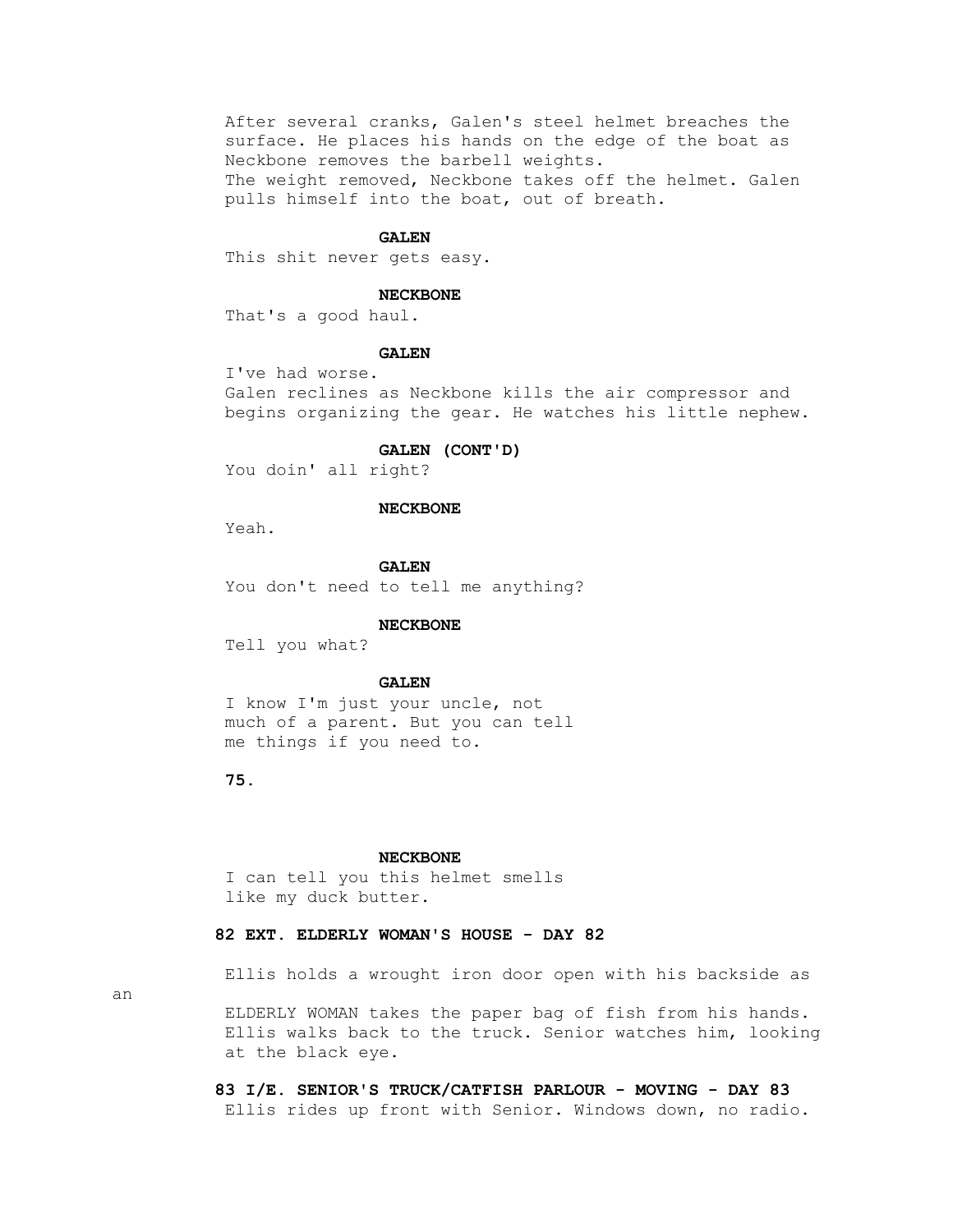After several cranks, Galen's steel helmet breaches the surface. He places his hands on the edge of the boat as Neckbone removes the barbell weights.
The weight removed, Neckbone takes off the helmet. Galen pulls himself into the boat, out of breath.

**GALEN**
This shit never gets easy.

**NECKBONE**
That's a good haul.

**GALEN**
I've had worse.
Galen reclines as Neckbone kills the air compressor and begins organizing the gear. He watches his little nephew.

**GALEN (CONT'D)**
You doin' all right?

**NECKBONE**
Yeah.

**GALEN**
You don't need to tell me anything?

**NECKBONE**
Tell you what?

**GALEN**
I know I'm just your uncle, not much of a parent. But you can tell me things if you need to.

**NECKBONE**
I can tell you this helmet smells like my duck butter.

**82 EXT. ELDERLY WOMAN'S HOUSE - DAY 82**

Ellis holds a wrought iron door open with his backside as an ELDERLY WOMAN takes the paper bag of fish from his hands. Ellis walks back to the truck. Senior watches him, looking at the black eye.

**83 I/E. SENIOR'S TRUCK/CATFISH PARLOUR - MOVING - DAY 83**
Ellis rides up front with Senior. Windows down, no radio.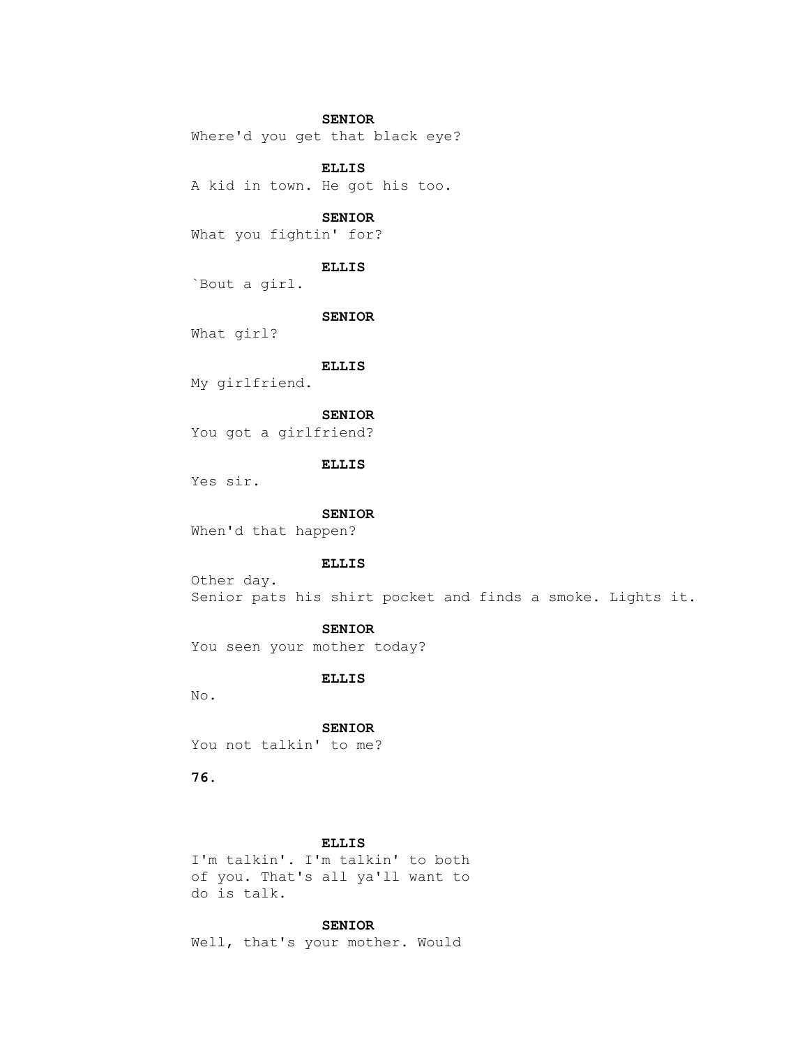**SENIOR**
Where'd you get that black eye?

**ELLIS**
A kid in town. He got his too.

**SENIOR**
What you fightin' for?

**ELLIS**
`Bout a girl.

**SENIOR**
What girl?

**ELLIS**
My girlfriend.

**SENIOR**
You got a girlfriend?

**ELLIS**
Yes sir.

**SENIOR**
When'd that happen?

**ELLIS**
Other day.

Senior pats his shirt pocket and finds a smoke. Lights it.

**SENIOR**
You seen your mother today?

**ELLIS**
No.

**SENIOR**
You not talkin' to me?

**ELLIS**
I'm talkin'. I'm talkin' to both of you. That's all ya'll want to do is talk.

**SENIOR**
Well, that's your mother. Would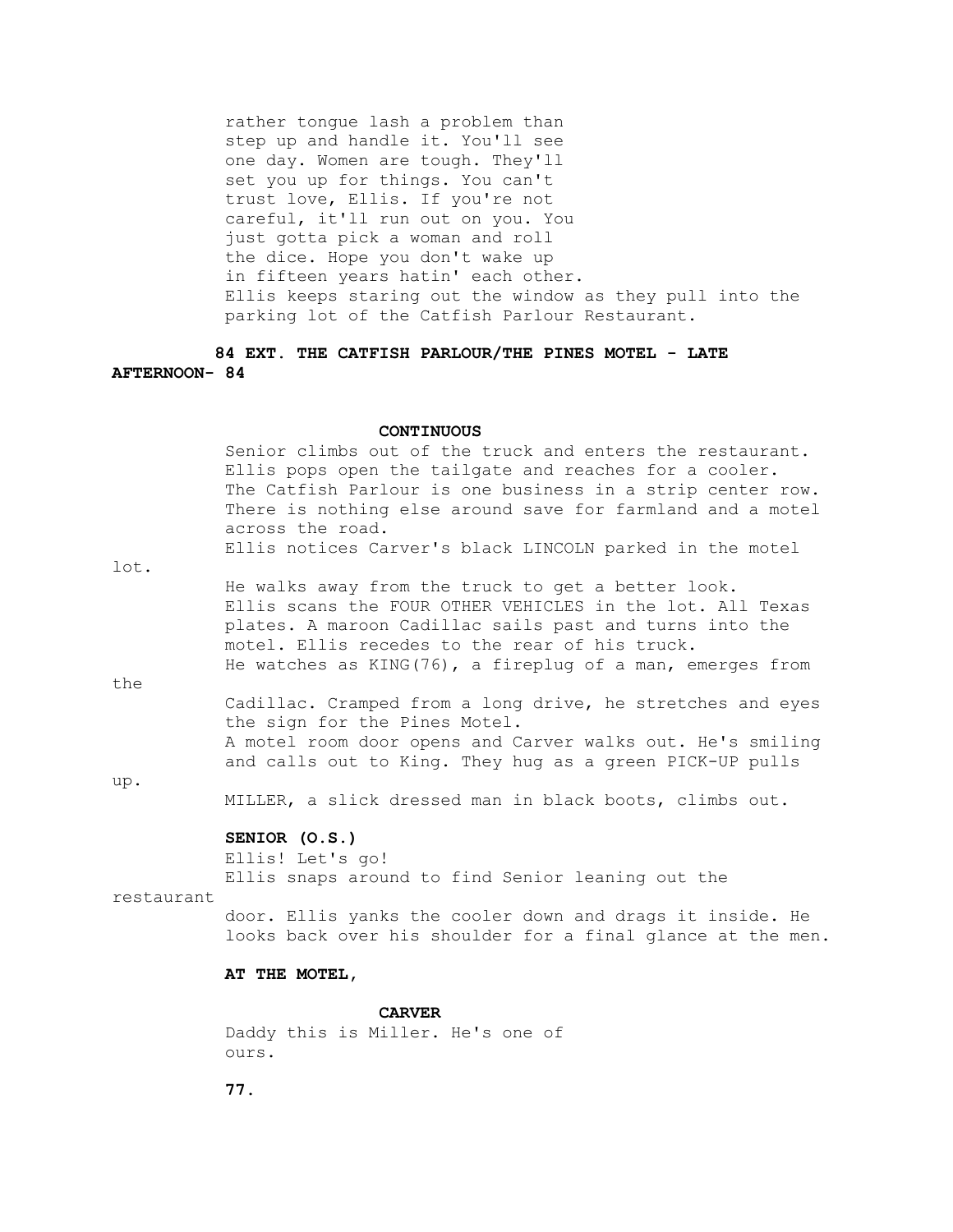rather tongue lash a problem than step up and handle it. You'll see one day. Women are tough. They'll set you up for things. You can't trust love, Ellis. If you're not careful, it'll run out on you. You just gotta pick a woman and roll the dice. Hope you don't wake up in fifteen years hatin' each other.

Ellis keeps staring out the window as they pull into the parking lot of the Catfish Parlour Restaurant.

**84 EXT. THE CATFISH PARLOUR/THE PINES MOTEL - LATE AFTERNOON- 84**

**CONTINUOUS**

Senior climbs out of the truck and enters the restaurant. Ellis pops open the tailgate and reaches for a cooler. The Catfish Parlour is one business in a strip center row. There is nothing else around save for farmland and a motel across the road.

Ellis notices Carver's black LINCOLN parked in the motel lot.

He walks away from the truck to get a better look. Ellis scans the FOUR OTHER VEHICLES in the lot. All Texas plates. A maroon Cadillac sails past and turns into the motel. Ellis recedes to the rear of his truck.

He watches as KING(76), a fireplug of a man, emerges from the Cadillac. Cramped from a long drive, he stretches and eyes the sign for the Pines Motel.

A motel room door opens and Carver walks out. He's smiling and calls out to King. They hug as a green PICK-UP pulls up.

MILLER, a slick dressed man in black boots, climbs out.

**SENIOR (O.S.)**

Ellis! Let's go!

Ellis snaps around to find Senior leaning out the restaurant door. Ellis yanks the cooler down and drags it inside. He looks back over his shoulder for a final glance at the men.

**AT THE MOTEL,**

**CARVER**

Daddy this is Miller. He's one of ours.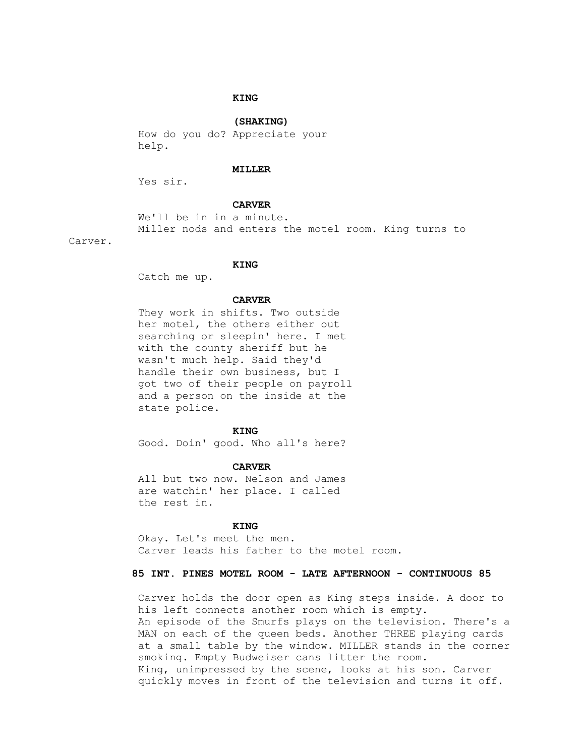**KING**

**(SHAKING)**

How do you do? Appreciate your help.

**MILLER**

Yes sir.

**CARVER**

We'll be in in a minute.

Miller nods and enters the motel room. King turns to Carver.

**KING**

Catch me up.

**CARVER**

They work in shifts. Two outside her motel, the others either out searching or sleepin' here. I met with the county sheriff but he wasn't much help. Said they'd handle their own business, but I got two of their people on payroll and a person on the inside at the state police.

**KING**

Good. Doin' good. Who all's here?

**CARVER**

All but two now. Nelson and James are watchin' her place. I called the rest in.

**KING**

Okay. Let's meet the men.

Carver leads his father to the motel room.

**85 INT. PINES MOTEL ROOM - LATE AFTERNOON - CONTINUOUS 85**

Carver holds the door open as King steps inside. A door to his left connects another room which is empty.

An episode of the Smurfs plays on the television. There's a MAN on each of the queen beds. Another THREE playing cards at a small table by the window. MILLER stands in the corner smoking. Empty Budweiser cans litter the room.

King, unimpressed by the scene, looks at his son. Carver quickly moves in front of the television and turns it off.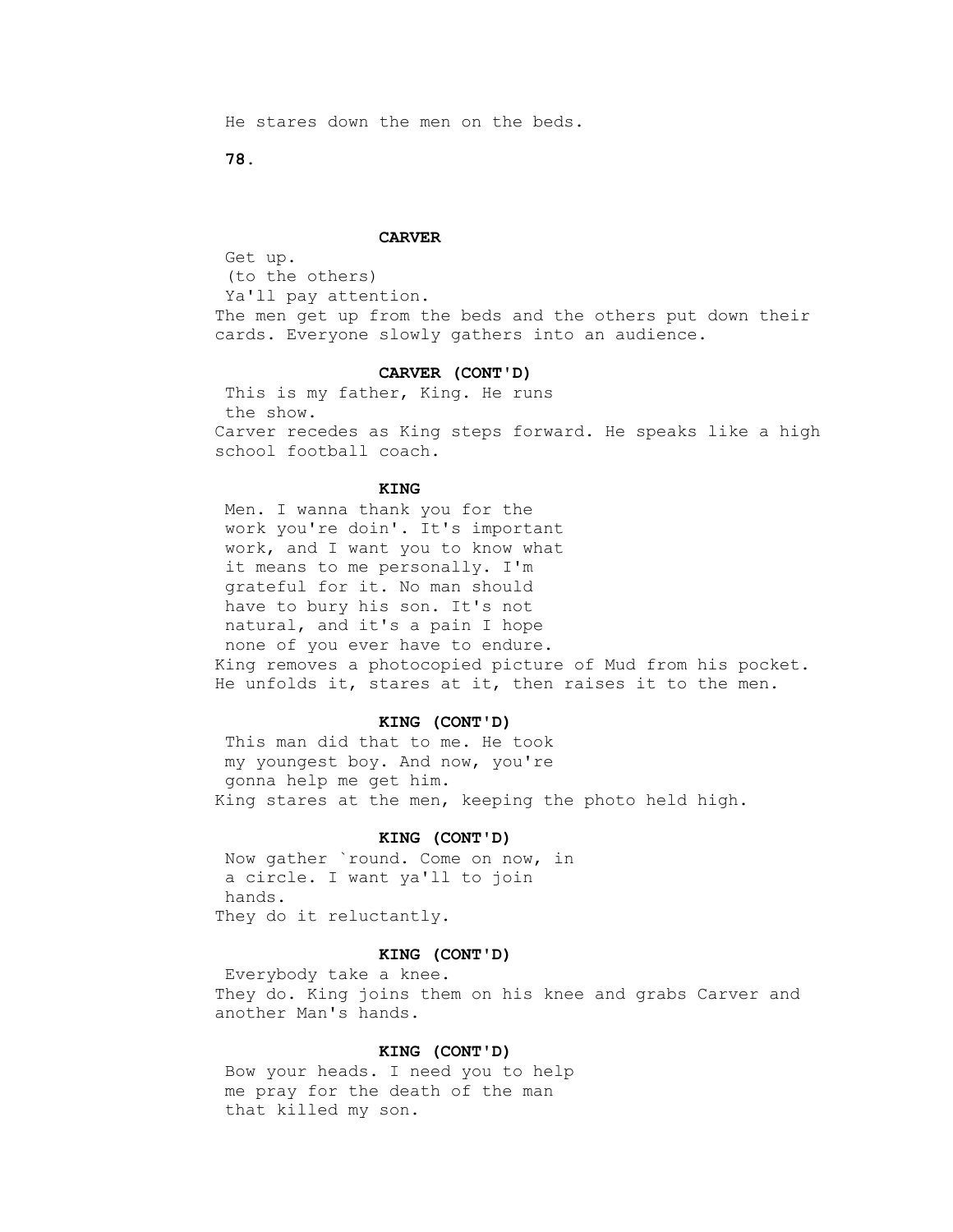He stares down the men on the beds.

**CARVER**

Get up.
(to the others)
Ya'll pay attention.

The men get up from the beds and the others put down their cards. Everyone slowly gathers into an audience.

**CARVER (CONT'D)**

This is my father, King. He runs the show.

Carver recedes as King steps forward. He speaks like a high school football coach.

**KING**

Men. I wanna thank you for the work you're doin'. It's important work, and I want you to know what it means to me personally. I'm grateful for it. No man should have to bury his son. It's not natural, and it's a pain I hope none of you ever have to endure.

King removes a photocopied picture of Mud from his pocket. He unfolds it, stares at it, then raises it to the men.

**KING (CONT'D)**

This man did that to me. He took my youngest boy. And now, you're gonna help me get him.

King stares at the men, keeping the photo held high.

**KING (CONT'D)**

Now gather `round. Come on now, in a circle. I want ya'll to join hands.

They do it reluctantly.

**KING (CONT'D)**

Everybody take a knee.

They do. King joins them on his knee and grabs Carver and another Man's hands.

**KING (CONT'D)**

Bow your heads. I need you to help me pray for the death of the man that killed my son.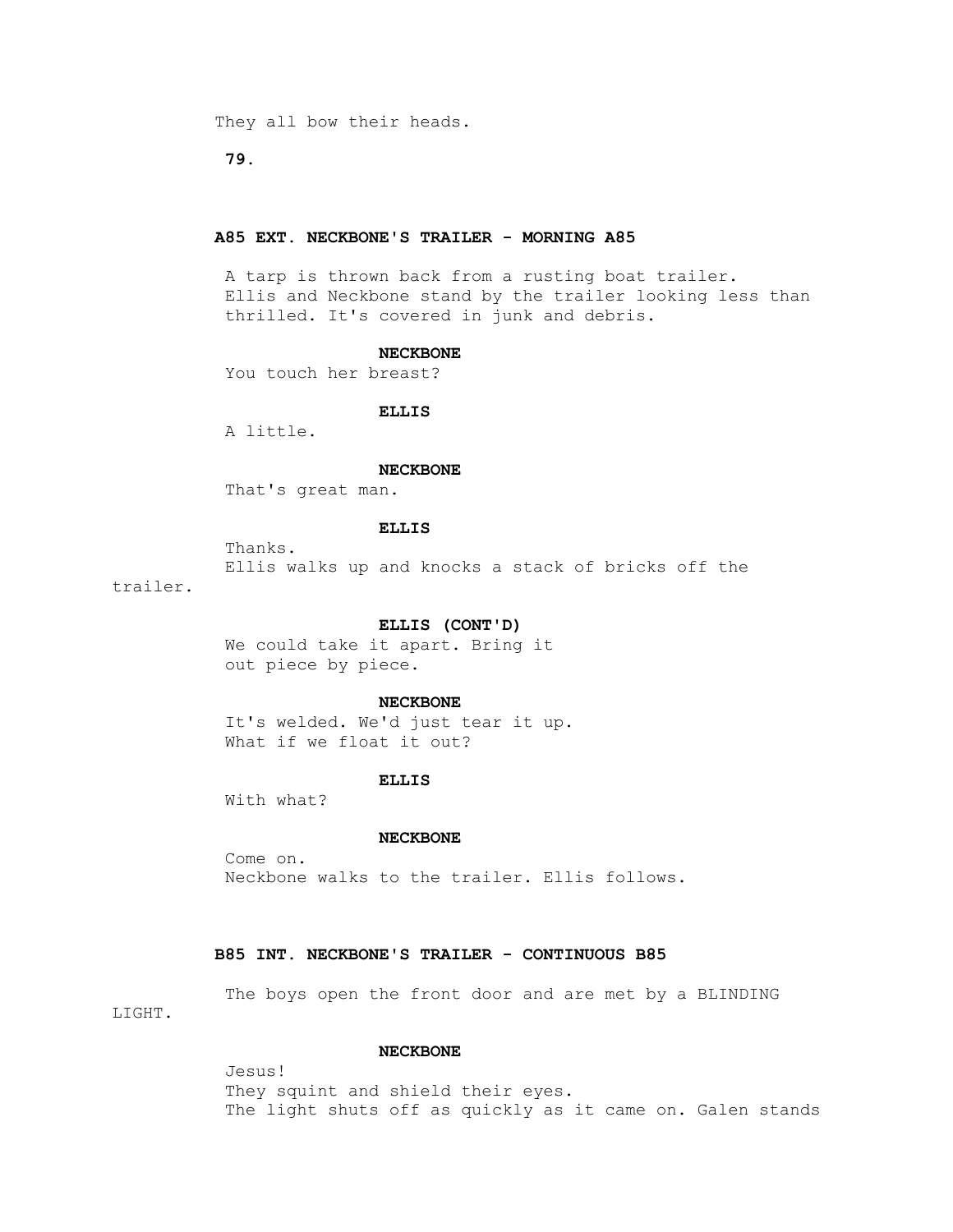They all bow their heads.

### A85 EXT. NECKBONE'S TRAILER - MORNING A85

A tarp is thrown back from a rusting boat trailer. Ellis and Neckbone stand by the trailer looking less than thrilled. It's covered in junk and debris.

**NECKBONE**
You touch her breast?

**ELLIS**
A little.

**NECKBONE**
That's great man.

**ELLIS**
Thanks.

Ellis walks up and knocks a stack of bricks off the trailer.

**ELLIS (CONT'D)**
We could take it apart. Bring it out piece by piece.

**NECKBONE**
It's welded. We'd just tear it up. What if we float it out?

**ELLIS**
With what?

**NECKBONE**
Come on.

Neckbone walks to the trailer. Ellis follows.

### B85 INT. NECKBONE'S TRAILER - CONTINUOUS B85

The boys open the front door and are met by a BLINDING LIGHT.

**NECKBONE**
Jesus!

They squint and shield their eyes.

The light shuts off as quickly as it came on. Galen stands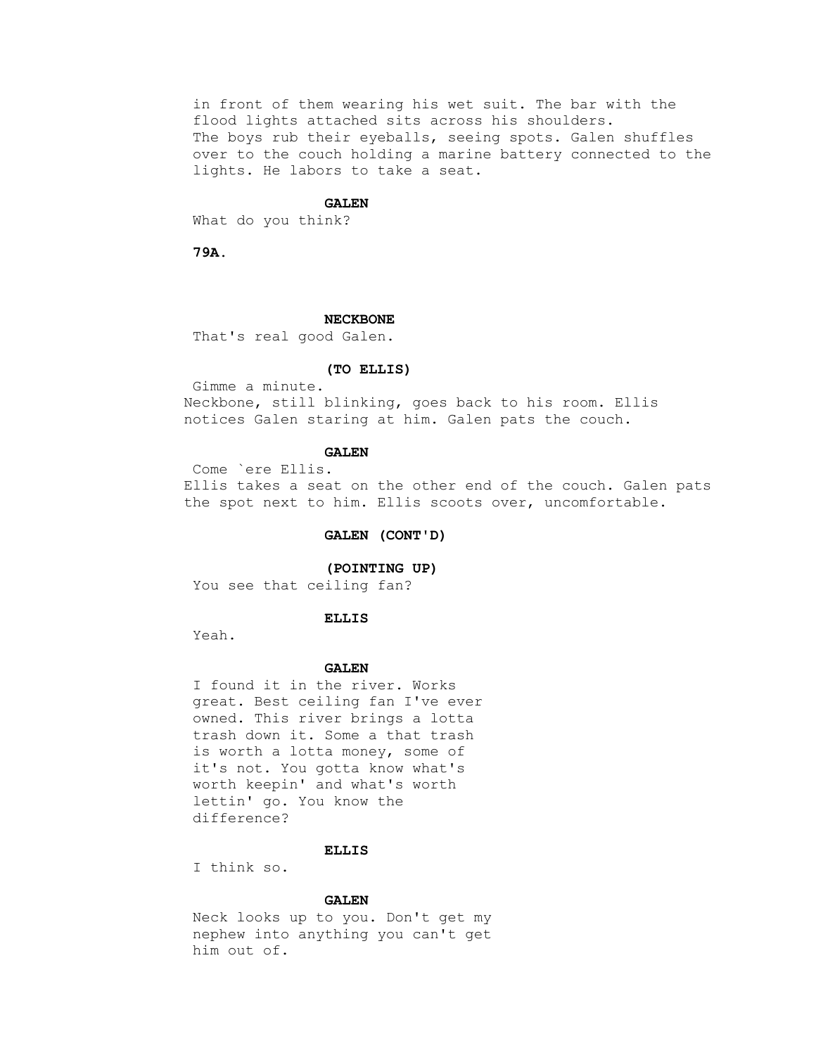in front of them wearing his wet suit. The bar with the flood lights attached sits across his shoulders.
The boys rub their eyeballs, seeing spots. Galen shuffles over to the couch holding a marine battery connected to the lights. He labors to take a seat.

**GALEN**

What do you think?

**79A.**

**NECKBONE**

That's real good Galen.

**(TO ELLIS)**

Gimme a minute.

Neckbone, still blinking, goes back to his room. Ellis notices Galen staring at him. Galen pats the couch.

**GALEN**

Come `ere Ellis.

Ellis takes a seat on the other end of the couch. Galen pats the spot next to him. Ellis scoots over, uncomfortable.

**GALEN (CONT'D)**

**(POINTING UP)**

You see that ceiling fan?

**ELLIS**

Yeah.

**GALEN**

I found it in the river. Works great. Best ceiling fan I've ever owned. This river brings a lotta trash down it. Some a that trash is worth a lotta money, some of it's not. You gotta know what's worth keepin' and what's worth lettin' go. You know the difference?

**ELLIS**

I think so.

**GALEN**

Neck looks up to you. Don't get my nephew into anything you can't get him out of.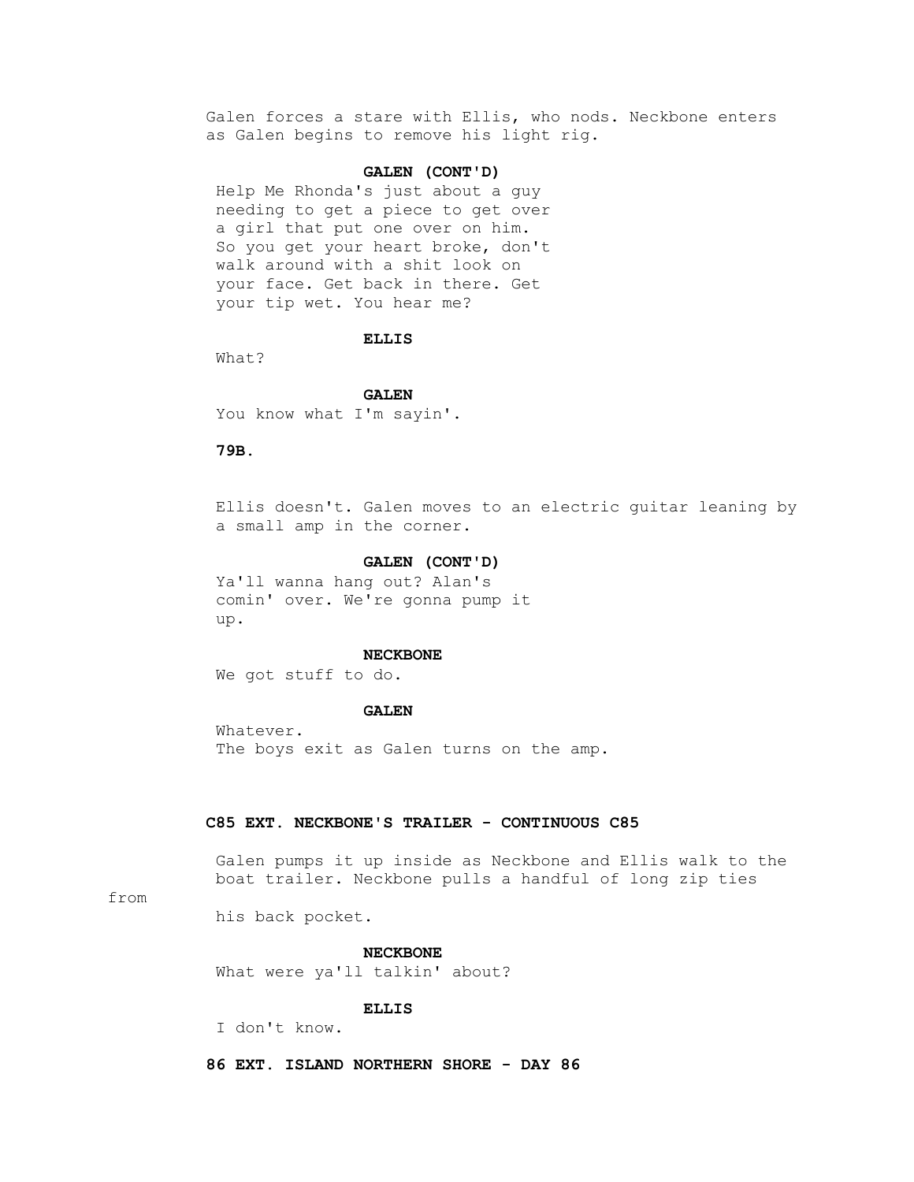Galen forces a stare with Ellis, who nods. Neckbone enters as Galen begins to remove his light rig.

**GALEN (CONT'D)**
Help Me Rhonda's just about a guy needing to get a piece to get over a girl that put one over on him. So you get your heart broke, don't walk around with a shit look on your face. Get back in there. Get your tip wet. You hear me?

**ELLIS**
What?

**GALEN**
You know what I'm sayin'.

**79B.**

Ellis doesn't. Galen moves to an electric guitar leaning by a small amp in the corner.

**GALEN (CONT'D)**
Ya'll wanna hang out? Alan's comin' over. We're gonna pump it up.

**NECKBONE**
We got stuff to do.

**GALEN**
Whatever.
The boys exit as Galen turns on the amp.

**C85 EXT. NECKBONE'S TRAILER - CONTINUOUS C85**

Galen pumps it up inside as Neckbone and Ellis walk to the boat trailer. Neckbone pulls a handful of long zip ties from his back pocket.

**NECKBONE**
What were ya'll talkin' about?

**ELLIS**
I don't know.

**86 EXT. ISLAND NORTHERN SHORE - DAY 86**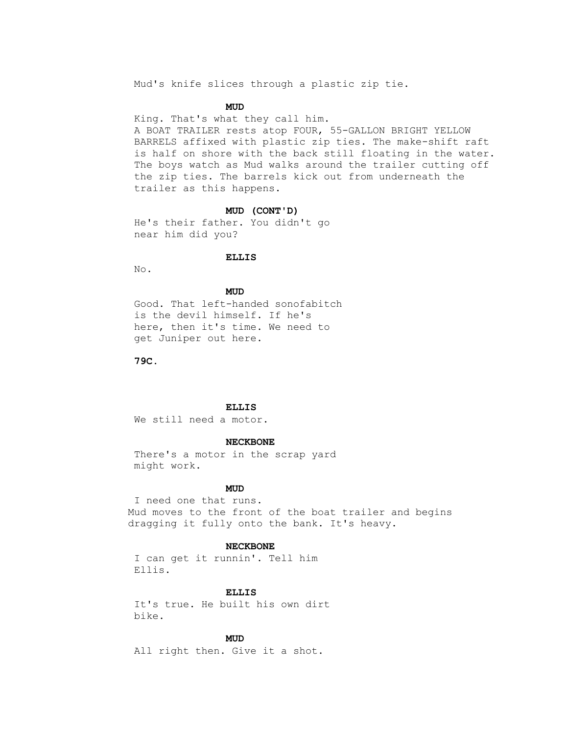Mud's knife slices through a plastic zip tie.

**MUD**

King. That's what they call him.

A BOAT TRAILER rests atop FOUR, 55-GALLON BRIGHT YELLOW BARRELS affixed with plastic zip ties. The make-shift raft is half on shore with the back still floating in the water. The boys watch as Mud walks around the trailer cutting off the zip ties. The barrels kick out from underneath the trailer as this happens.

**MUD (CONT'D)**

He's their father. You didn't go near him did you?

**ELLIS**

No.

**MUD**

Good. That left-handed sonofabitch is the devil himself. If he's here, then it's time. We need to get Juniper out here.

**79C.**

**ELLIS**

We still need a motor.

**NECKBONE**

There's a motor in the scrap yard might work.

**MUD**

I need one that runs.

Mud moves to the front of the boat trailer and begins dragging it fully onto the bank. It's heavy.

**NECKBONE**

I can get it runnin'. Tell him Ellis.

**ELLIS**

It's true. He built his own dirt bike.

**MUD**

All right then. Give it a shot.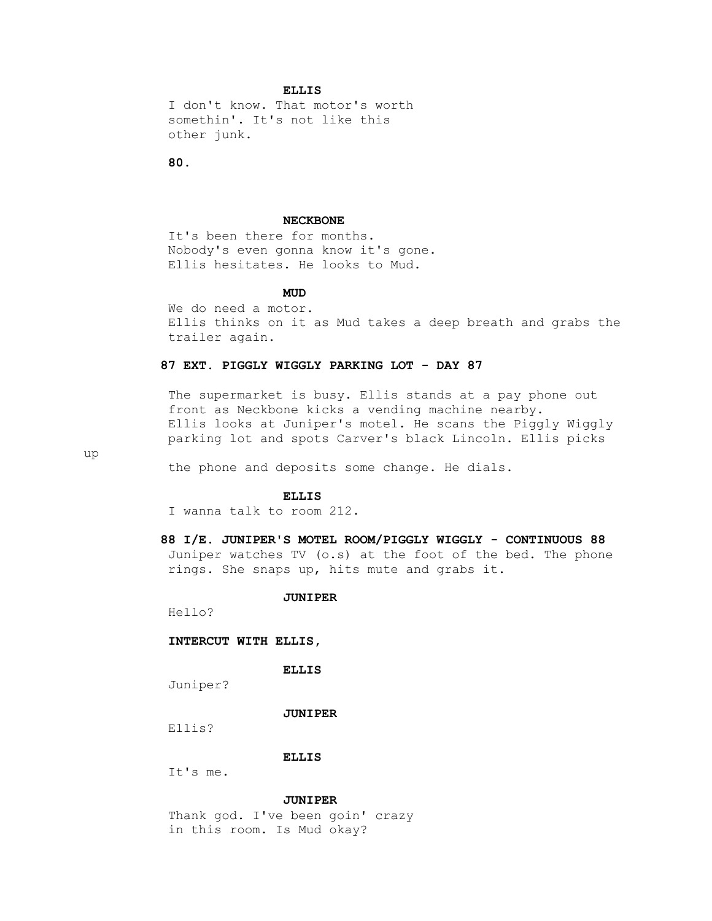**ELLIS**

I don't know. That motor's worth somethin'. It's not like this other junk.

**NECKBONE**

It's been there for months. Nobody's even gonna know it's gone.

Ellis hesitates. He looks to Mud.

**MUD**

We do need a motor.

Ellis thinks on it as Mud takes a deep breath and grabs the trailer again.

**87 EXT. PIGGLY WIGGLY PARKING LOT - DAY 87**

The supermarket is busy. Ellis stands at a pay phone out front as Neckbone kicks a vending machine nearby.

Ellis looks at Juniper's motel. He scans the Piggly Wiggly parking lot and spots Carver's black Lincoln. Ellis picks up the phone and deposits some change. He dials.

**ELLIS**

I wanna talk to room 212.

**88 I/E. JUNIPER'S MOTEL ROOM/PIGGLY WIGGLY - CONTINUOUS 88**

Juniper watches TV (o.s) at the foot of the bed. The phone rings. She snaps up, hits mute and grabs it.

**JUNIPER**

Hello?

**INTERCUT WITH ELLIS,**

**ELLIS**

Juniper?

**JUNIPER**

Ellis?

**ELLIS**

It's me.

**JUNIPER**

Thank god. I've been goin' crazy in this room. Is Mud okay?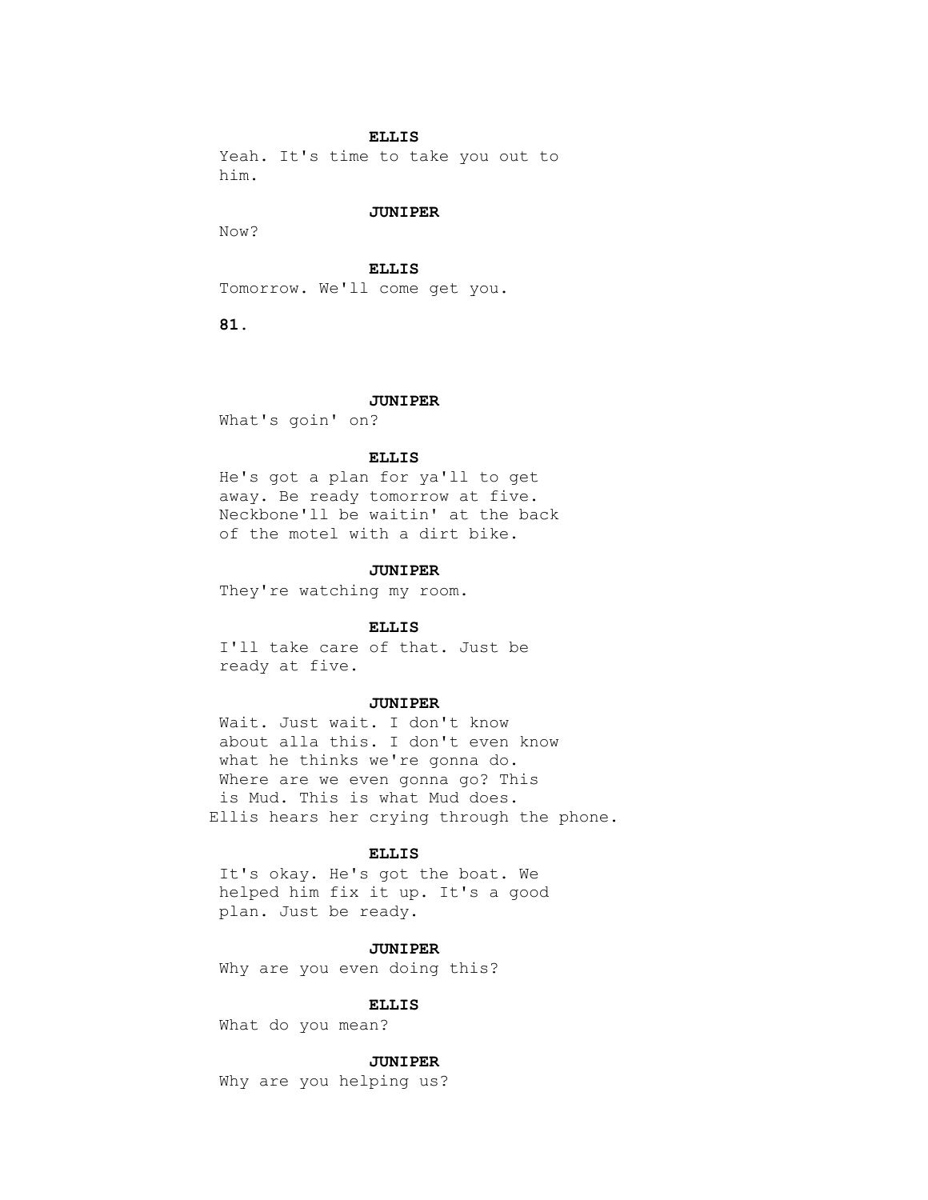**ELLIS**

Yeah. It's time to take you out to him.

**JUNIPER**

Now?

**ELLIS**

Tomorrow. We'll come get you.

**JUNIPER**

What's goin' on?

**ELLIS**

He's got a plan for ya'll to get away. Be ready tomorrow at five. Neckbone'll be waitin' at the back of the motel with a dirt bike.

**JUNIPER**

They're watching my room.

**ELLIS**

I'll take care of that. Just be ready at five.

**JUNIPER**

Wait. Just wait. I don't know about alla this. I don't even know what he thinks we're gonna do. Where are we even gonna go? This is Mud. This is what Mud does.

Ellis hears her crying through the phone.

**ELLIS**

It's okay. He's got the boat. We helped him fix it up. It's a good plan. Just be ready.

**JUNIPER**

Why are you even doing this?

**ELLIS**

What do you mean?

**JUNIPER**

Why are you helping us?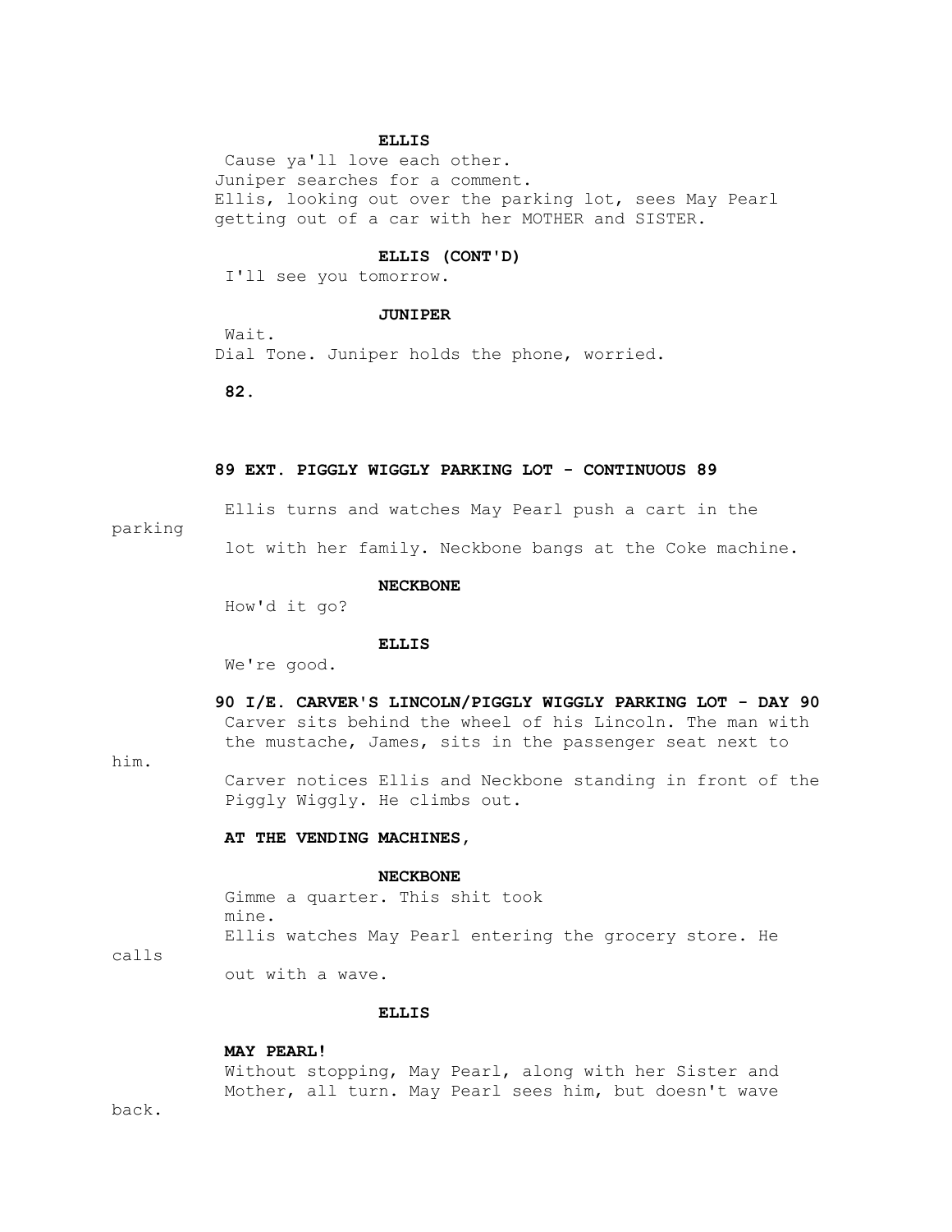**ELLIS**

Cause ya'll love each other.

Juniper searches for a comment.

Ellis, looking out over the parking lot, sees May Pearl getting out of a car with her MOTHER and SISTER.

**ELLIS (CONT'D)**

I'll see you tomorrow.

**JUNIPER**

Wait.

Dial Tone. Juniper holds the phone, worried.

**89 EXT. PIGGLY WIGGLY PARKING LOT - CONTINUOUS 89**

Ellis turns and watches May Pearl push a cart in the parking lot with her family. Neckbone bangs at the Coke machine.

**NECKBONE**

How'd it go?

**ELLIS**

We're good.

**90 I/E. CARVER'S LINCOLN/PIGGLY WIGGLY PARKING LOT - DAY 90**

Carver sits behind the wheel of his Lincoln. The man with the mustache, James, sits in the passenger seat next to him.

Carver notices Ellis and Neckbone standing in front of the Piggly Wiggly. He climbs out.

**AT THE VENDING MACHINES,**

**NECKBONE**

Gimme a quarter. This shit took mine.

Ellis watches May Pearl entering the grocery store. He calls out with a wave.

**ELLIS**

**MAY PEARL!**

Without stopping, May Pearl, along with her Sister and Mother, all turn. May Pearl sees him, but doesn't wave back.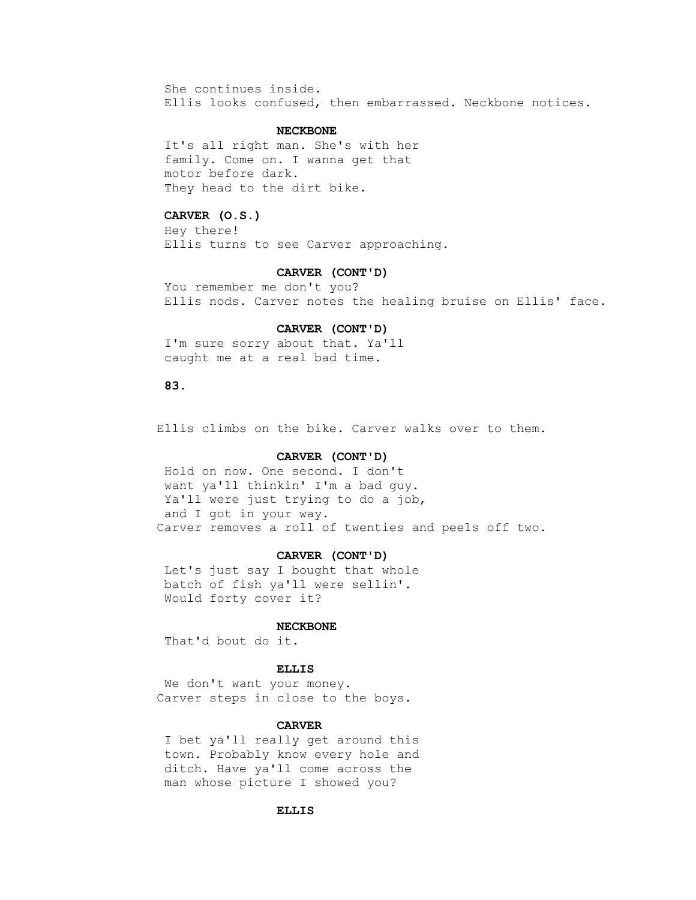She continues inside.
Ellis looks confused, then embarrassed. Neckbone notices.

**NECKBONE**

It's all right man. She's with her
family. Come on. I wanna get that
motor before dark.
They head to the dirt bike.

**CARVER (O.S.)**

Hey there!
Ellis turns to see Carver approaching.

**CARVER (CONT'D)**

You remember me don't you?
Ellis nods. Carver notes the healing bruise on Ellis' face.

**CARVER (CONT'D)**

I'm sure sorry about that. Ya'll
caught me at a real bad time.

Ellis climbs on the bike. Carver walks over to them.

**CARVER (CONT'D)**

Hold on now. One second. I don't
want ya'll thinkin' I'm a bad guy.
Ya'll were just trying to do a job,
and I got in your way.
Carver removes a roll of twenties and peels off two.

**CARVER (CONT'D)**

Let's just say I bought that whole
batch of fish ya'll were sellin'.
Would forty cover it?

**NECKBONE**

That'd bout do it.

**ELLIS**

We don't want your money.
Carver steps in close to the boys.

**CARVER**

I bet ya'll really get around this
town. Probably know every hole and
ditch. Have ya'll come across the
man whose picture I showed you?

**ELLIS**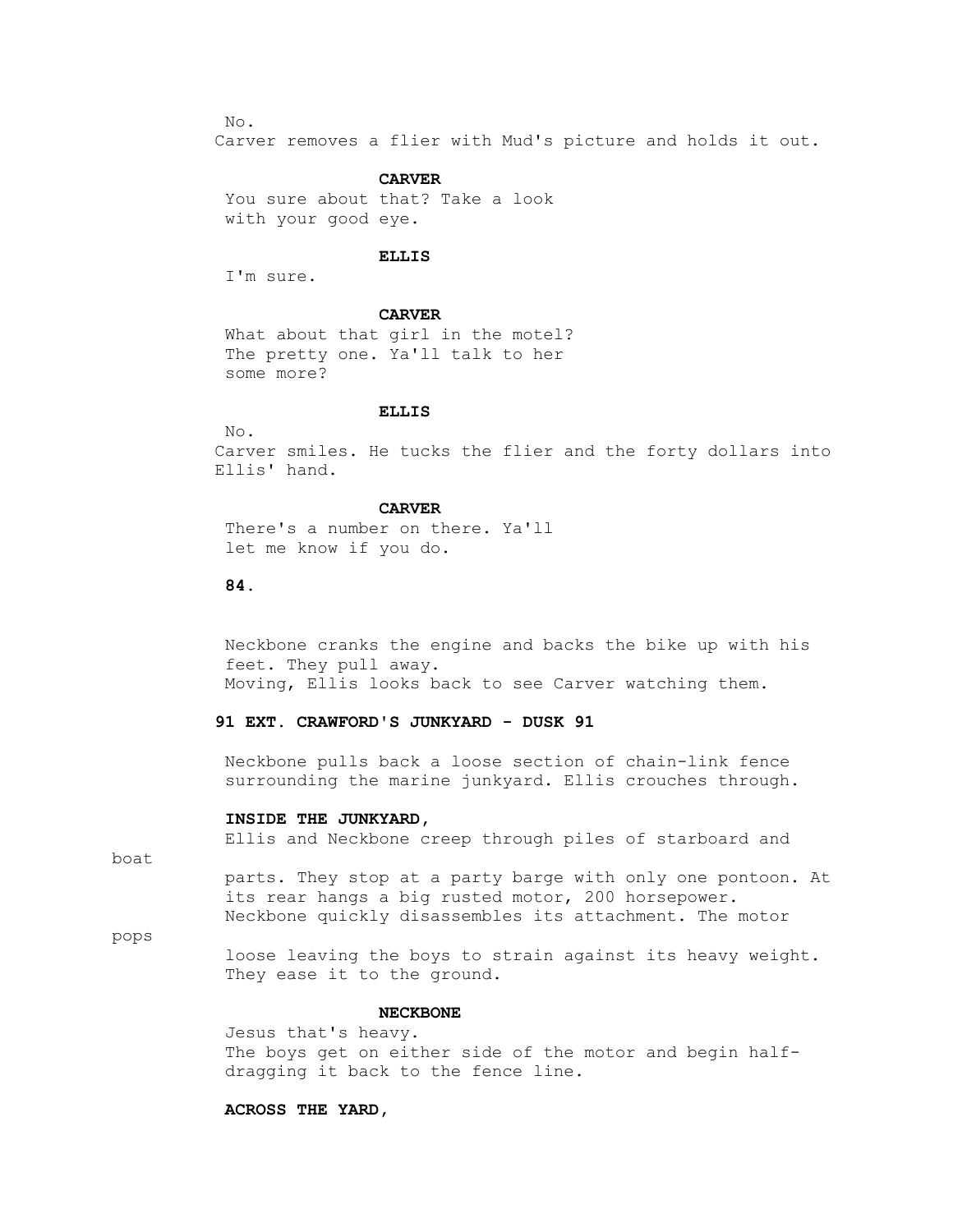No.

Carver removes a flier with Mud's picture and holds it out.

**CARVER**

You sure about that? Take a look with your good eye.

**ELLIS**

I'm sure.

**CARVER**

What about that girl in the motel? The pretty one. Ya'll talk to her some more?

**ELLIS**

No.

Carver smiles. He tucks the flier and the forty dollars into Ellis' hand.

**CARVER**

There's a number on there. Ya'll let me know if you do.

Neckbone cranks the engine and backs the bike up with his feet. They pull away.

Moving, Ellis looks back to see Carver watching them.

**91 EXT. CRAWFORD'S JUNKYARD - DUSK 91**

Neckbone pulls back a loose section of chain-link fence surrounding the marine junkyard. Ellis crouches through.

**INSIDE THE JUNKYARD,**

Ellis and Neckbone creep through piles of starboard and boat parts. They stop at a party barge with only one pontoon. At its rear hangs a big rusted motor, 200 horsepower. Neckbone quickly disassembles its attachment. The motor pops loose leaving the boys to strain against its heavy weight. They ease it to the ground.

**NECKBONE**

Jesus that's heavy.

The boys get on either side of the motor and begin half-dragging it back to the fence line.

**ACROSS THE YARD,**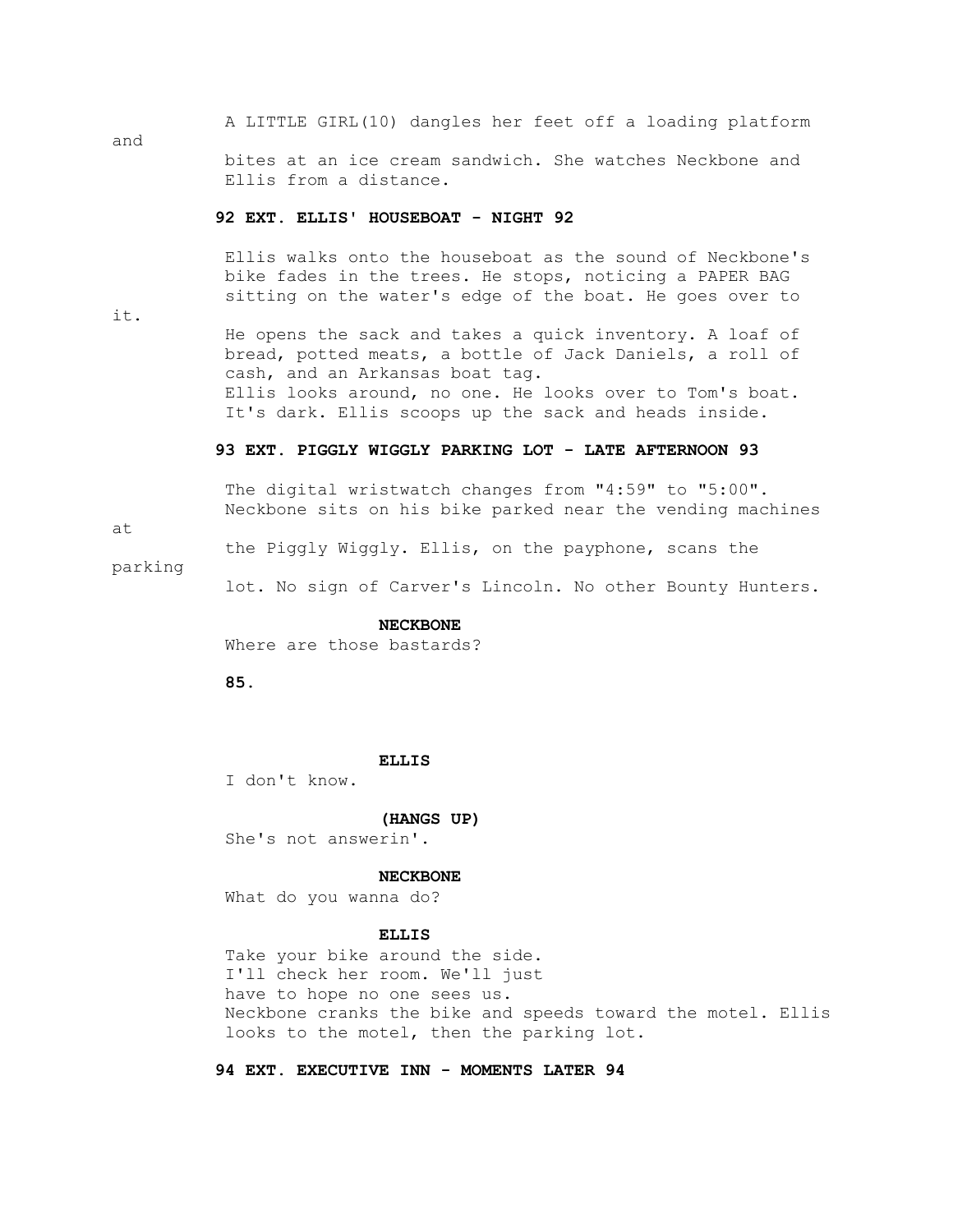A LITTLE GIRL(10) dangles her feet off a loading platform and bites at an ice cream sandwich. She watches Neckbone and Ellis from a distance.

**92 EXT. ELLIS' HOUSEBOAT - NIGHT 92**

Ellis walks onto the houseboat as the sound of Neckbone's bike fades in the trees. He stops, noticing a PAPER BAG sitting on the water's edge of the boat. He goes over to it.

He opens the sack and takes a quick inventory. A loaf of bread, potted meats, a bottle of Jack Daniels, a roll of cash, and an Arkansas boat tag.

Ellis looks around, no one. He looks over to Tom's boat. It's dark. Ellis scoops up the sack and heads inside.

**93 EXT. PIGGLY WIGGLY PARKING LOT - LATE AFTERNOON 93**

The digital wristwatch changes from "4:59" to "5:00". Neckbone sits on his bike parked near the vending machines at the Piggly Wiggly. Ellis, on the payphone, scans the parking lot. No sign of Carver's Lincoln. No other Bounty Hunters.

**NECKBONE**

Where are those bastards?

**ELLIS**

I don't know.

**(HANGS UP)**

She's not answerin'.

**NECKBONE**

What do you wanna do?

**ELLIS**

Take your bike around the side. I'll check her room. We'll just have to hope no one sees us.

Neckbone cranks the bike and speeds toward the motel. Ellis looks to the motel, then the parking lot.

**94 EXT. EXECUTIVE INN - MOMENTS LATER 94**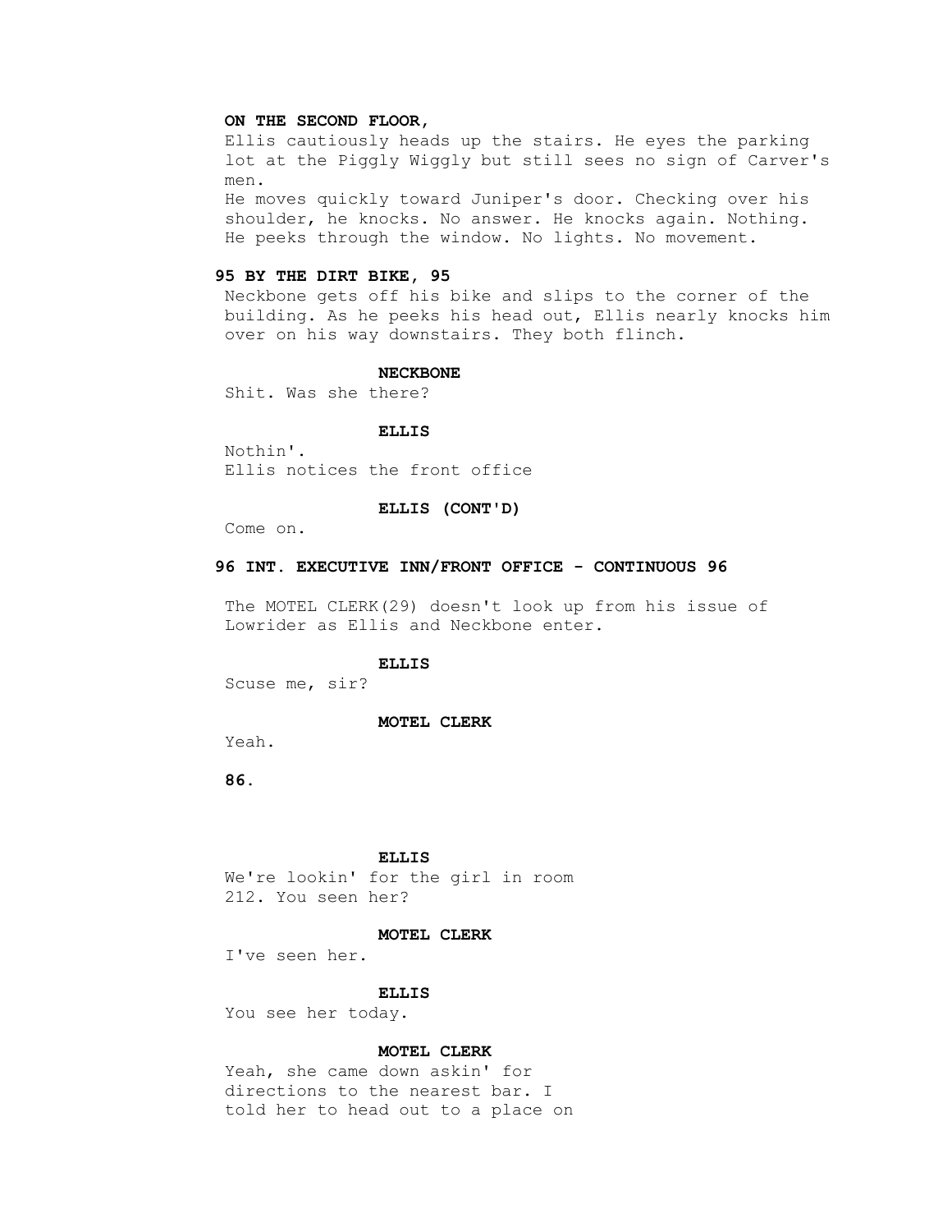**ON THE SECOND FLOOR,**

Ellis cautiously heads up the stairs. He eyes the parking lot at the Piggly Wiggly but still sees no sign of Carver's men.

He moves quickly toward Juniper's door. Checking over his shoulder, he knocks. No answer. He knocks again. Nothing. He peeks through the window. No lights. No movement.

**95 BY THE DIRT BIKE, 95**

Neckbone gets off his bike and slips to the corner of the building. As he peeks his head out, Ellis nearly knocks him over on his way downstairs. They both flinch.

**NECKBONE**

Shit. Was she there?

**ELLIS**

Nothin'.

Ellis notices the front office

**ELLIS (CONT'D)**

Come on.

**96 INT. EXECUTIVE INN/FRONT OFFICE - CONTINUOUS 96**

The MOTEL CLERK(29) doesn't look up from his issue of Lowrider as Ellis and Neckbone enter.

**ELLIS**

Scuse me, sir?

**MOTEL CLERK**

Yeah.

**ELLIS**

We're lookin' for the girl in room 212. You seen her?

**MOTEL CLERK**

I've seen her.

**ELLIS**

You see her today.

**MOTEL CLERK**

Yeah, she came down askin' for directions to the nearest bar. I told her to head out to a place on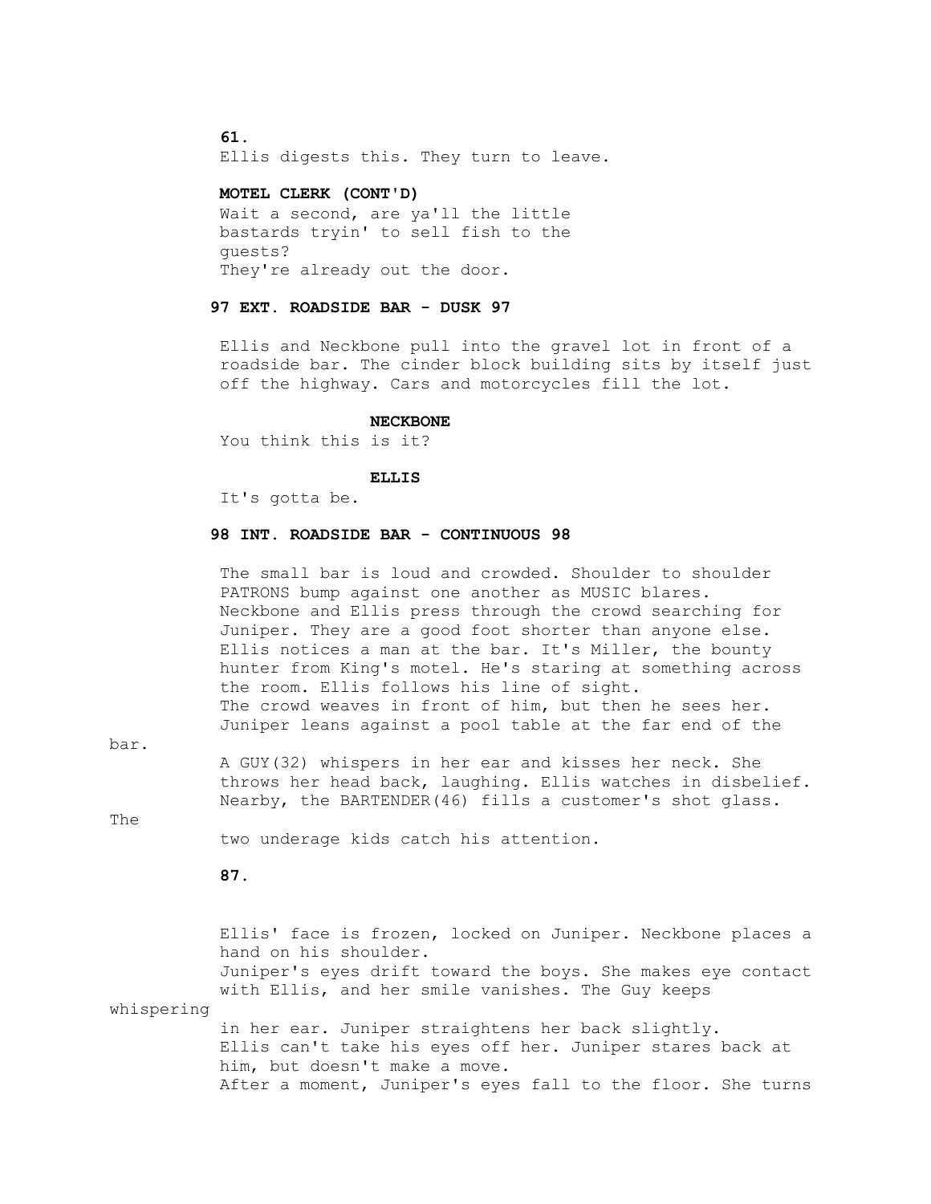Ellis digests this. They turn to leave.

**MOTEL CLERK (CONT'D)**
Wait a second, are ya'll the little bastards tryin' to sell fish to the guests?

They're already out the door.

**97 EXT. ROADSIDE BAR - DUSK 97**

Ellis and Neckbone pull into the gravel lot in front of a roadside bar. The cinder block building sits by itself just off the highway. Cars and motorcycles fill the lot.

**NECKBONE**
You think this is it?

**ELLIS**
It's gotta be.

**98 INT. ROADSIDE BAR - CONTINUOUS 98**

The small bar is loud and crowded. Shoulder to shoulder PATRONS bump against one another as MUSIC blares. Neckbone and Ellis press through the crowd searching for Juniper. They are a good foot shorter than anyone else. Ellis notices a man at the bar. It's Miller, the bounty hunter from King's motel. He's staring at something across the room. Ellis follows his line of sight.

The crowd weaves in front of him, but then he sees her. Juniper leans against a pool table at the far end of the bar.

A GUY(32) whispers in her ear and kisses her neck. She throws her head back, laughing. Ellis watches in disbelief. Nearby, the BARTENDER(46) fills a customer's shot glass. The two underage kids catch his attention.

Ellis' face is frozen, locked on Juniper. Neckbone places a hand on his shoulder.

Juniper's eyes drift toward the boys. She makes eye contact with Ellis, and her smile vanishes. The Guy keeps whispering in her ear. Juniper straightens her back slightly.

Ellis can't take his eyes off her. Juniper stares back at him, but doesn't make a move.

After a moment, Juniper's eyes fall to the floor. She turns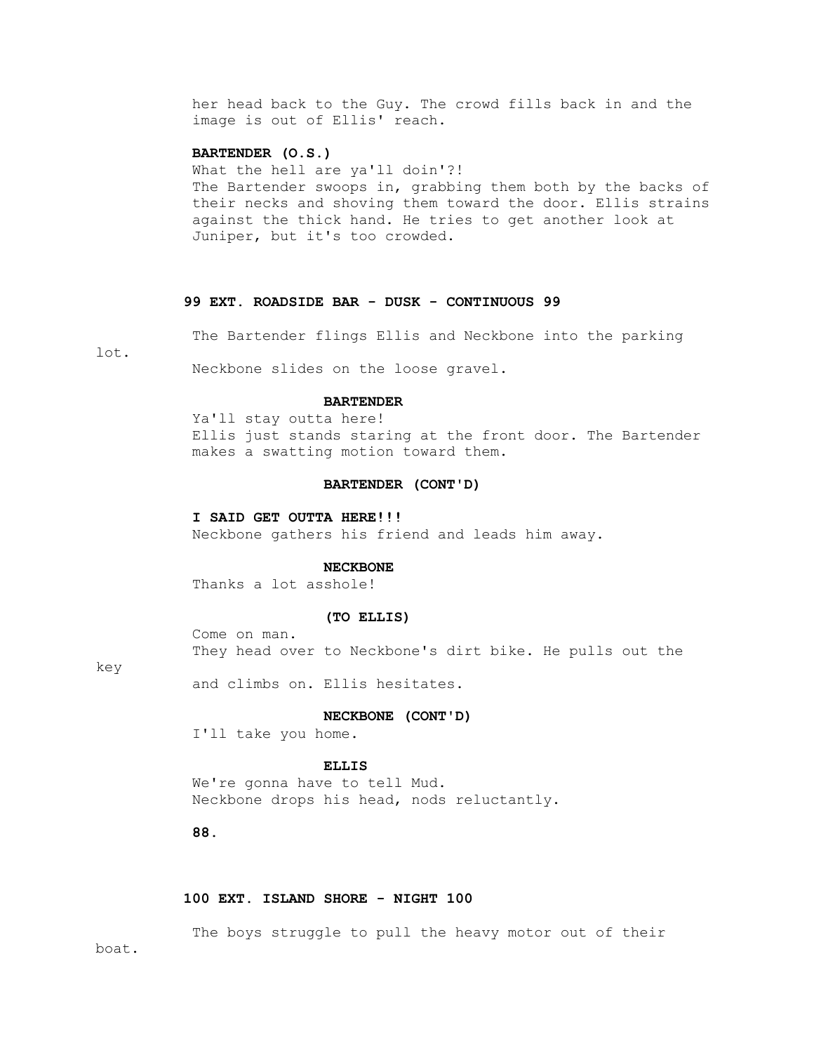her head back to the Guy. The crowd fills back in and the image is out of Ellis' reach.

**BARTENDER (O.S.)**
What the hell are ya'll doin'?!
The Bartender swoops in, grabbing them both by the backs of their necks and shoving them toward the door. Ellis strains against the thick hand. He tries to get another look at Juniper, but it's too crowded.

**99 EXT. ROADSIDE BAR - DUSK - CONTINUOUS 99**

The Bartender flings Ellis and Neckbone into the parking lot.

Neckbone slides on the loose gravel.

**BARTENDER**
Ya'll stay outta here!
Ellis just stands staring at the front door. The Bartender makes a swatting motion toward them.

**BARTENDER (CONT'D)**

**I SAID GET OUTTA HERE!!!**
Neckbone gathers his friend and leads him away.

**NECKBONE**
Thanks a lot asshole!

**(TO ELLIS)**
Come on man.
They head over to Neckbone's dirt bike. He pulls out the key and climbs on. Ellis hesitates.

**NECKBONE (CONT'D)**
I'll take you home.

**ELLIS**
We're gonna have to tell Mud.
Neckbone drops his head, nods reluctantly.

**100 EXT. ISLAND SHORE - NIGHT 100**

The boys struggle to pull the heavy motor out of their boat.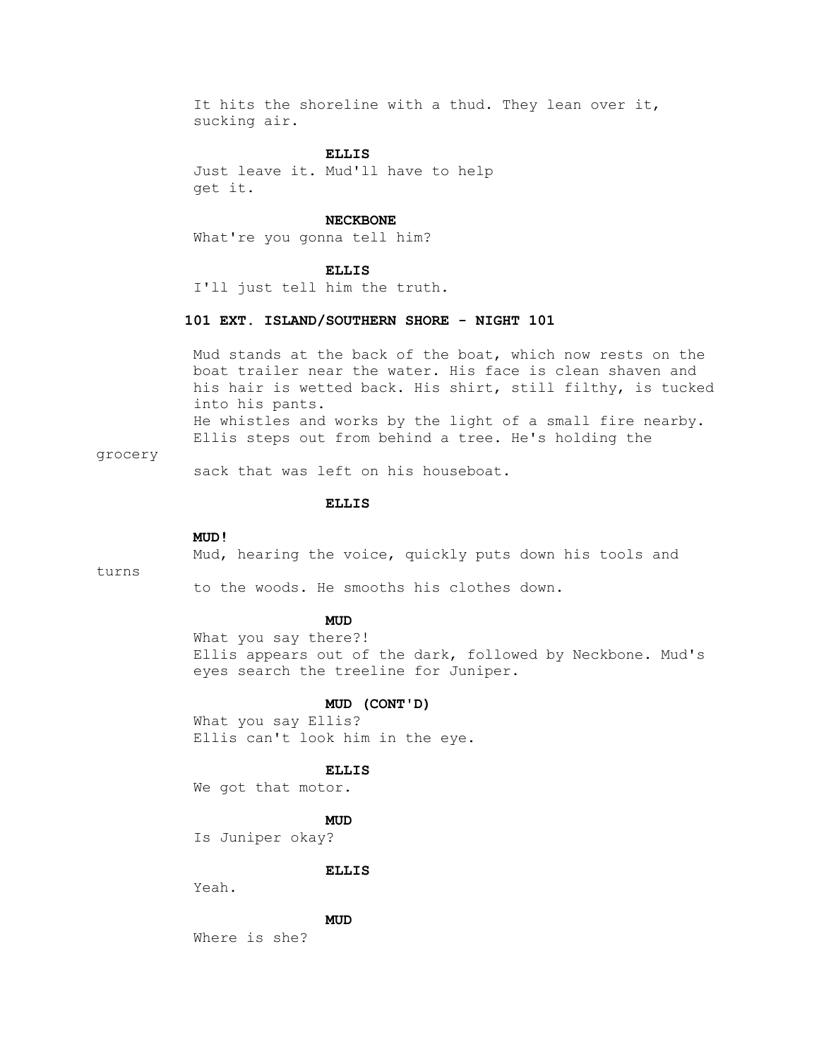It hits the shoreline with a thud. They lean over it, sucking air.

**ELLIS**

Just leave it. Mud'll have to help get it.

**NECKBONE**

What're you gonna tell him?

**ELLIS**

I'll just tell him the truth.

**101 EXT. ISLAND/SOUTHERN SHORE - NIGHT 101**

Mud stands at the back of the boat, which now rests on the boat trailer near the water. His face is clean shaven and his hair is wetted back. His shirt, still filthy, is tucked into his pants.
He whistles and works by the light of a small fire nearby. Ellis steps out from behind a tree. He's holding the grocery sack that was left on his houseboat.

**ELLIS**

**MUD!**

Mud, hearing the voice, quickly puts down his tools and turns to the woods. He smooths his clothes down.

**MUD**

What you say there?!

Ellis appears out of the dark, followed by Neckbone. Mud's eyes search the treeline for Juniper.

**MUD (CONT'D)**

What you say Ellis?

Ellis can't look him in the eye.

**ELLIS**

We got that motor.

**MUD**

Is Juniper okay?

**ELLIS**

Yeah.

**MUD**

Where is she?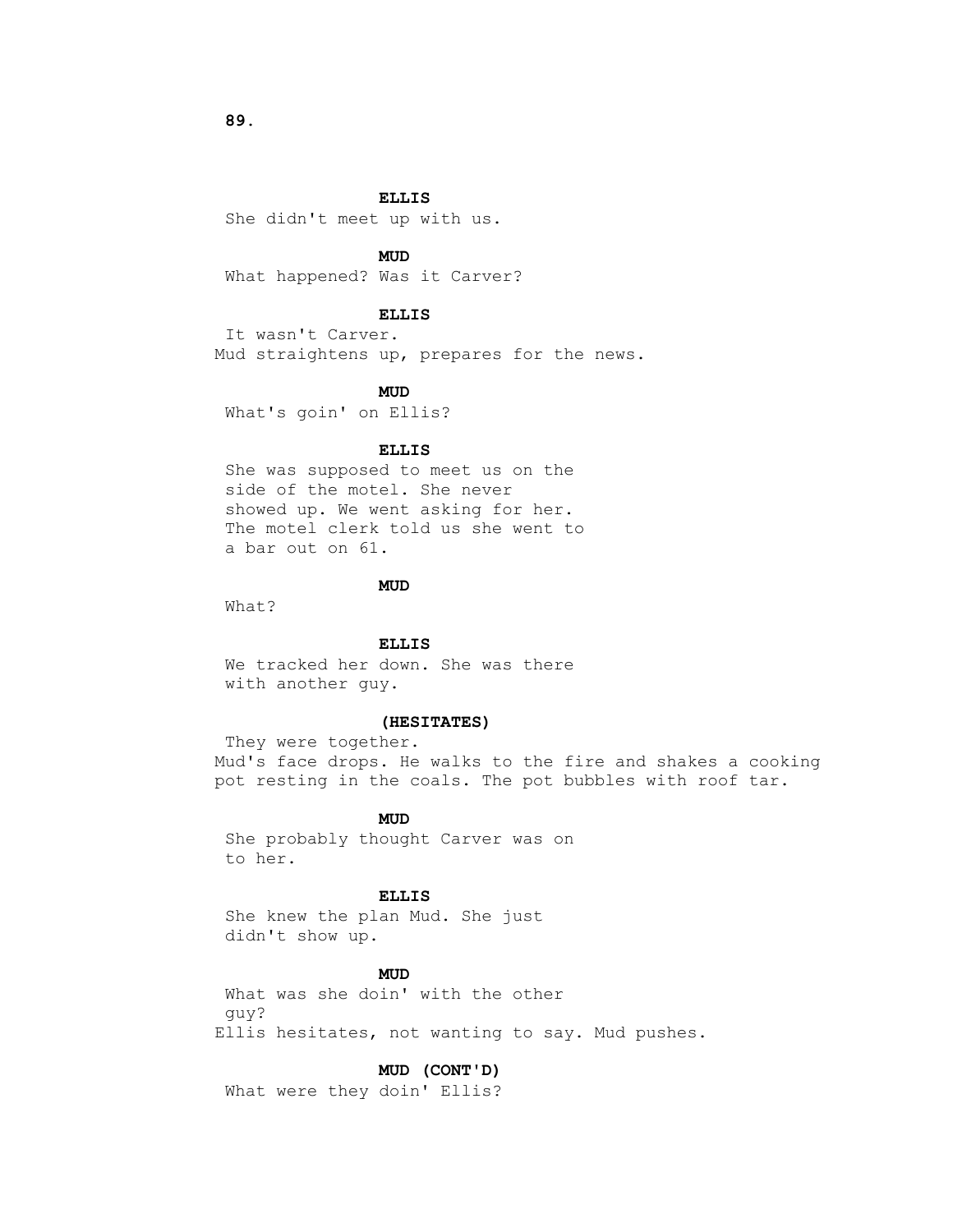**ELLIS**

She didn't meet up with us.

**MUD**

What happened? Was it Carver?

**ELLIS**

It wasn't Carver.

Mud straightens up, prepares for the news.

**MUD**

What's goin' on Ellis?

**ELLIS**

She was supposed to meet us on the side of the motel. She never showed up. We went asking for her. The motel clerk told us she went to a bar out on 61.

**MUD**

What?

**ELLIS**

We tracked her down. She was there with another guy.

**(HESITATES)**

They were together.

Mud's face drops. He walks to the fire and shakes a cooking pot resting in the coals. The pot bubbles with roof tar.

**MUD**

She probably thought Carver was on to her.

**ELLIS**

She knew the plan Mud. She just didn't show up.

**MUD**

What was she doin' with the other guy?

Ellis hesitates, not wanting to say. Mud pushes.

**MUD (CONT'D)**

What were they doin' Ellis?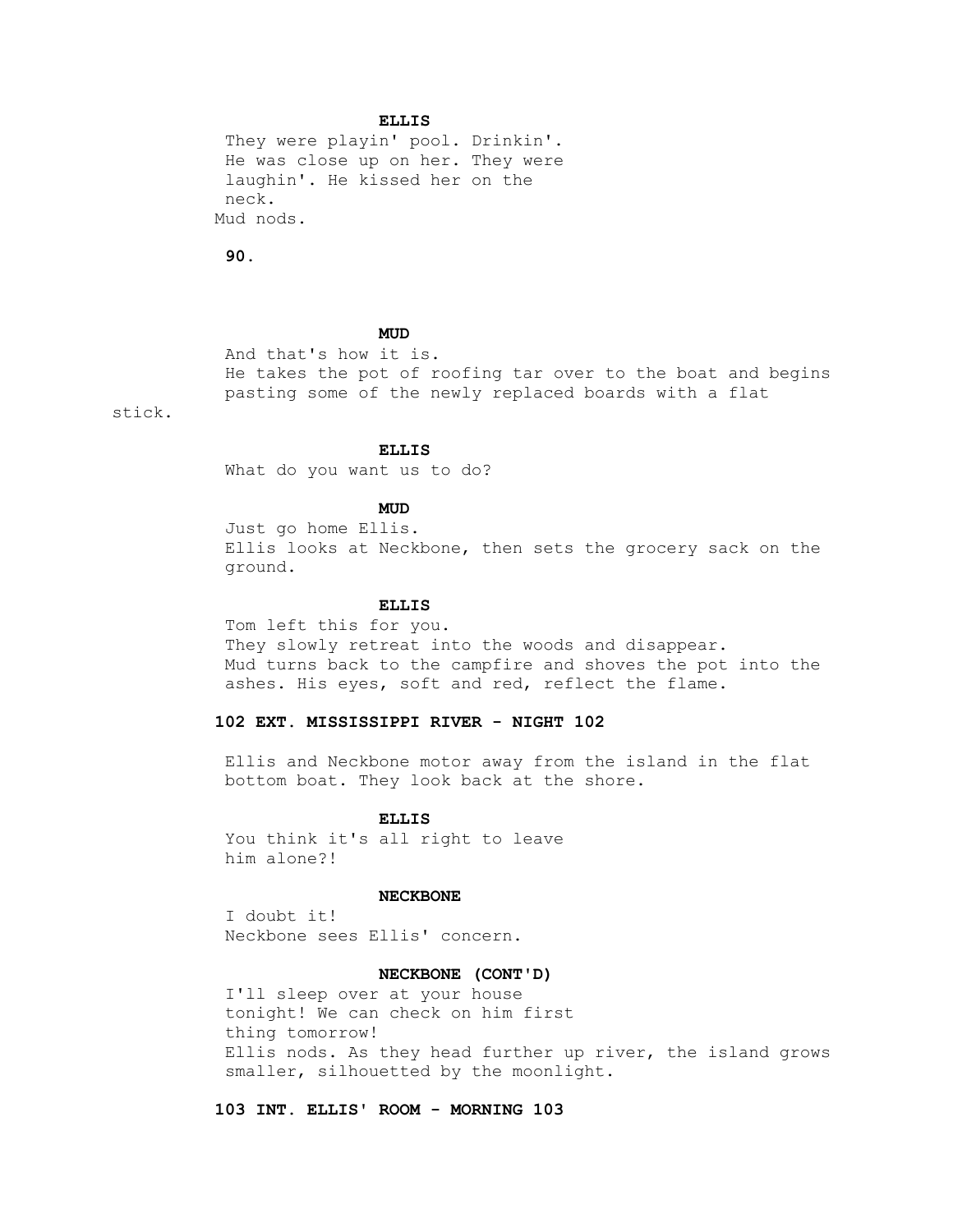**ELLIS**

They were playin' pool. Drinkin'. He was close up on her. They were laughin'. He kissed her on the neck.

Mud nods.

**MUD**

And that's how it is.

He takes the pot of roofing tar over to the boat and begins pasting some of the newly replaced boards with a flat stick.

**ELLIS**

What do you want us to do?

**MUD**

Just go home Ellis.

Ellis looks at Neckbone, then sets the grocery sack on the ground.

**ELLIS**

Tom left this for you.

They slowly retreat into the woods and disappear.

Mud turns back to the campfire and shoves the pot into the ashes. His eyes, soft and red, reflect the flame.

**102 EXT. MISSISSIPPI RIVER - NIGHT 102**

Ellis and Neckbone motor away from the island in the flat bottom boat. They look back at the shore.

**ELLIS**

You think it's all right to leave him alone?!

**NECKBONE**

I doubt it!

Neckbone sees Ellis' concern.

**NECKBONE (CONT'D)**

I'll sleep over at your house tonight! We can check on him first thing tomorrow!

Ellis nods. As they head further up river, the island grows smaller, silhouetted by the moonlight.

**103 INT. ELLIS' ROOM - MORNING 103**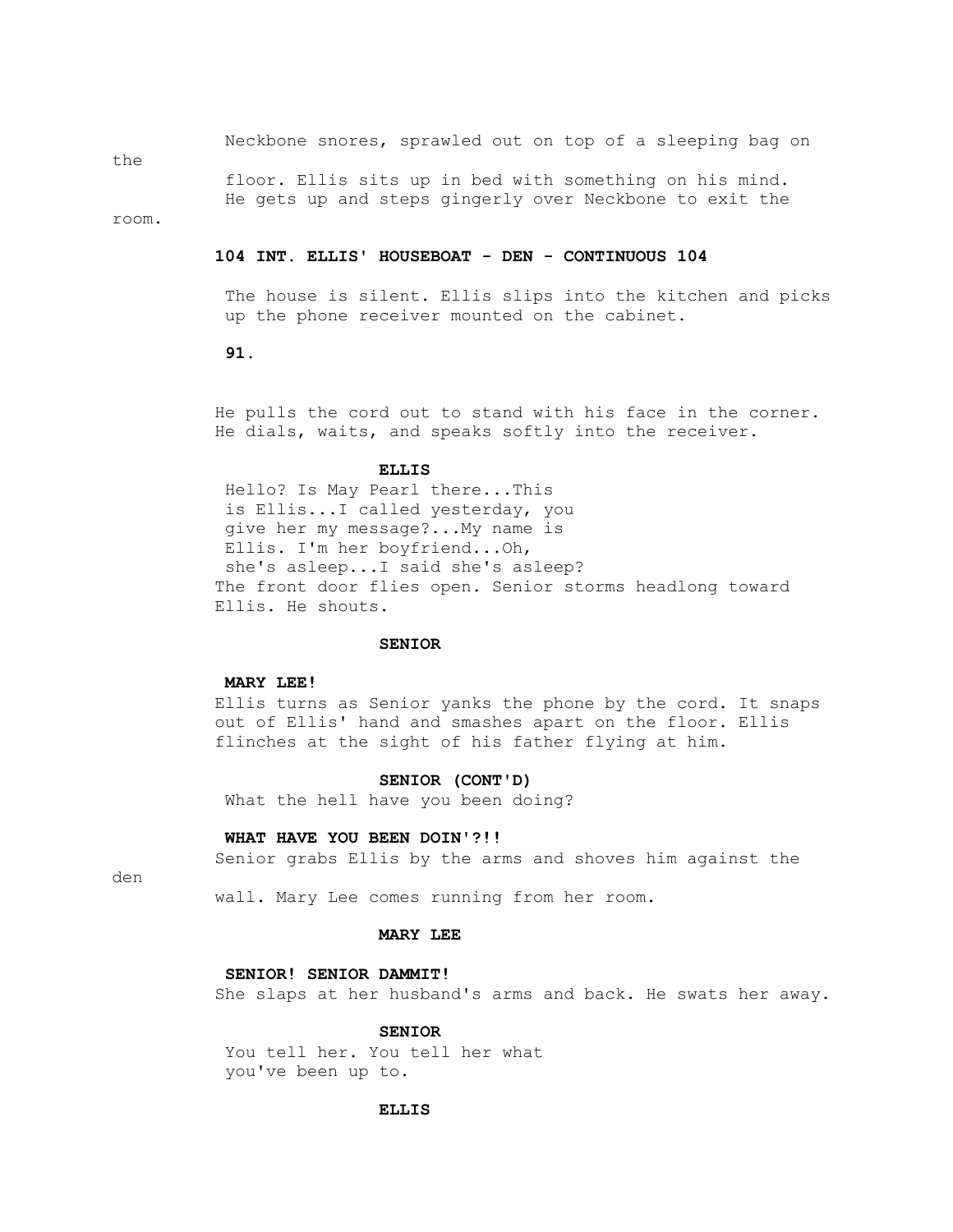Neckbone snores, sprawled out on top of a sleeping bag on the floor. Ellis sits up in bed with something on his mind. He gets up and steps gingerly over Neckbone to exit the room.

**104 INT. ELLIS' HOUSEBOAT - DEN - CONTINUOUS 104**

The house is silent. Ellis slips into the kitchen and picks up the phone receiver mounted on the cabinet.

He pulls the cord out to stand with his face in the corner. He dials, waits, and speaks softly into the receiver.

**ELLIS**

Hello? Is May Pearl there...This is Ellis...I called yesterday, you give her my message?...My name is Ellis. I'm her boyfriend...Oh, she's asleep...I said she's asleep?

The front door flies open. Senior storms headlong toward Ellis. He shouts.

**SENIOR**

**MARY LEE!**

Ellis turns as Senior yanks the phone by the cord. It snaps out of Ellis' hand and smashes apart on the floor. Ellis flinches at the sight of his father flying at him.

**SENIOR (CONT'D)**

What the hell have you been doing?

**WHAT HAVE YOU BEEN DOIN'?!!**

Senior grabs Ellis by the arms and shoves him against the den wall. Mary Lee comes running from her room.

**MARY LEE**

**SENIOR! SENIOR DAMMIT!**

She slaps at her husband's arms and back. He swats her away.

**SENIOR**

You tell her. You tell her what you've been up to.

**ELLIS**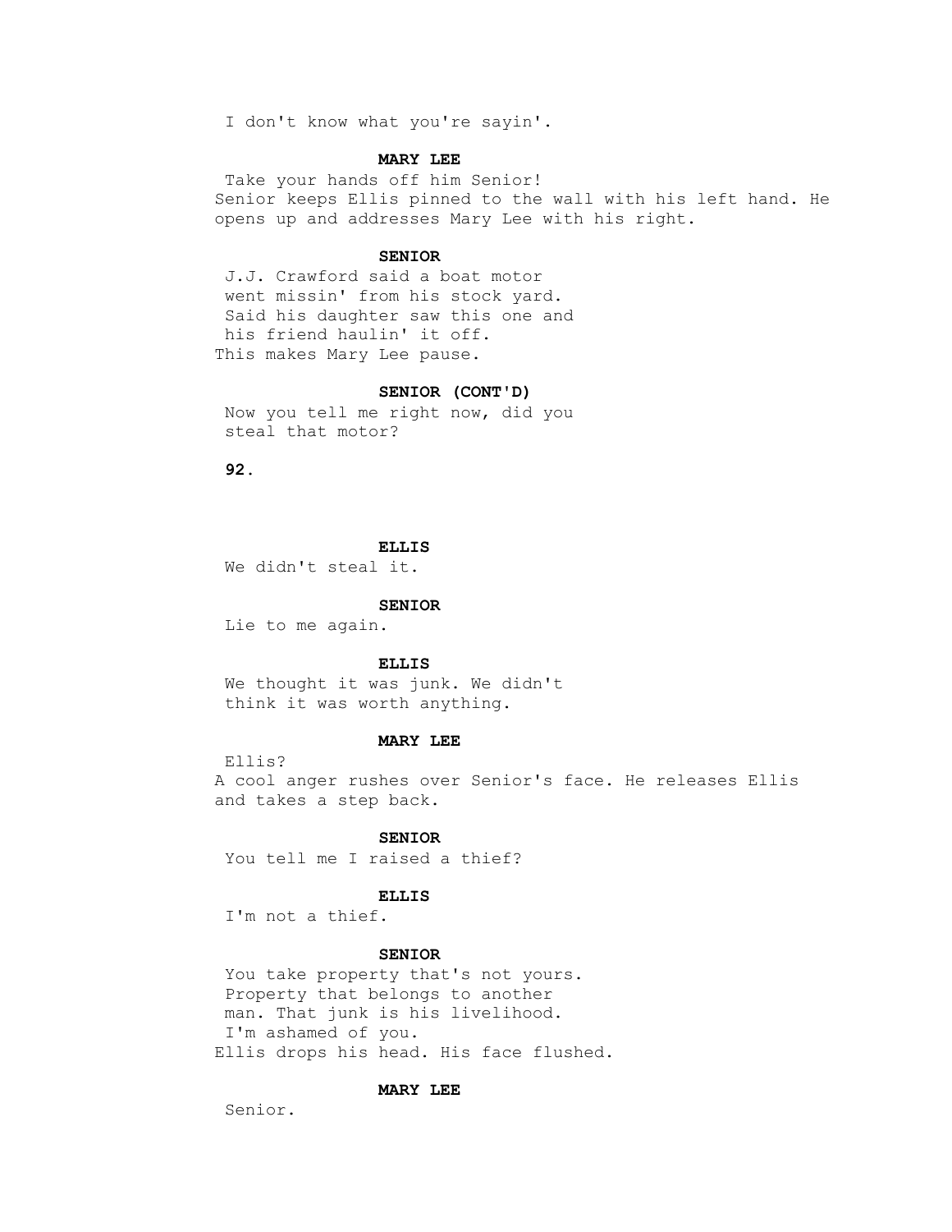I don't know what you're sayin'.

**MARY LEE**

Take your hands off him Senior!

Senior keeps Ellis pinned to the wall with his left hand. He opens up and addresses Mary Lee with his right.

**SENIOR**

J.J. Crawford said a boat motor went missin' from his stock yard. Said his daughter saw this one and his friend haulin' it off.

This makes Mary Lee pause.

**SENIOR (CONT'D)**

Now you tell me right now, did you steal that motor?

**ELLIS**

We didn't steal it.

**SENIOR**

Lie to me again.

**ELLIS**

We thought it was junk. We didn't think it was worth anything.

**MARY LEE**

Ellis?

A cool anger rushes over Senior's face. He releases Ellis and takes a step back.

**SENIOR**

You tell me I raised a thief?

**ELLIS**

I'm not a thief.

**SENIOR**

You take property that's not yours. Property that belongs to another man. That junk is his livelihood. I'm ashamed of you.

Ellis drops his head. His face flushed.

**MARY LEE**

Senior.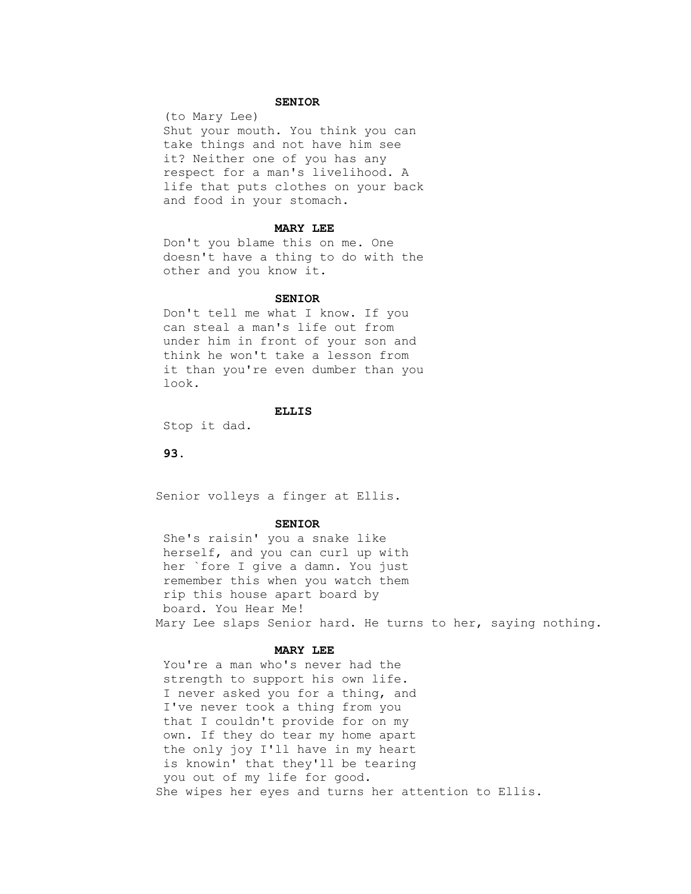**SENIOR**

(to Mary Lee)
Shut your mouth. You think you can take things and not have him see it? Neither one of you has any respect for a man's livelihood. A life that puts clothes on your back and food in your stomach.

**MARY LEE**

Don't you blame this on me. One doesn't have a thing to do with the other and you know it.

**SENIOR**

Don't tell me what I know. If you can steal a man's life out from under him in front of your son and think he won't take a lesson from it than you're even dumber than you look.

**ELLIS**

Stop it dad.

Senior volleys a finger at Ellis.

**SENIOR**

She's raisin' you a snake like herself, and you can curl up with her `fore I give a damn. You just remember this when you watch them rip this house apart board by board. You Hear Me!

Mary Lee slaps Senior hard. He turns to her, saying nothing.

**MARY LEE**

You're a man who's never had the strength to support his own life. I never asked you for a thing, and I've never took a thing from you that I couldn't provide for on my own. If they do tear my home apart the only joy I'll have in my heart is knowin' that they'll be tearing you out of my life for good.

She wipes her eyes and turns her attention to Ellis.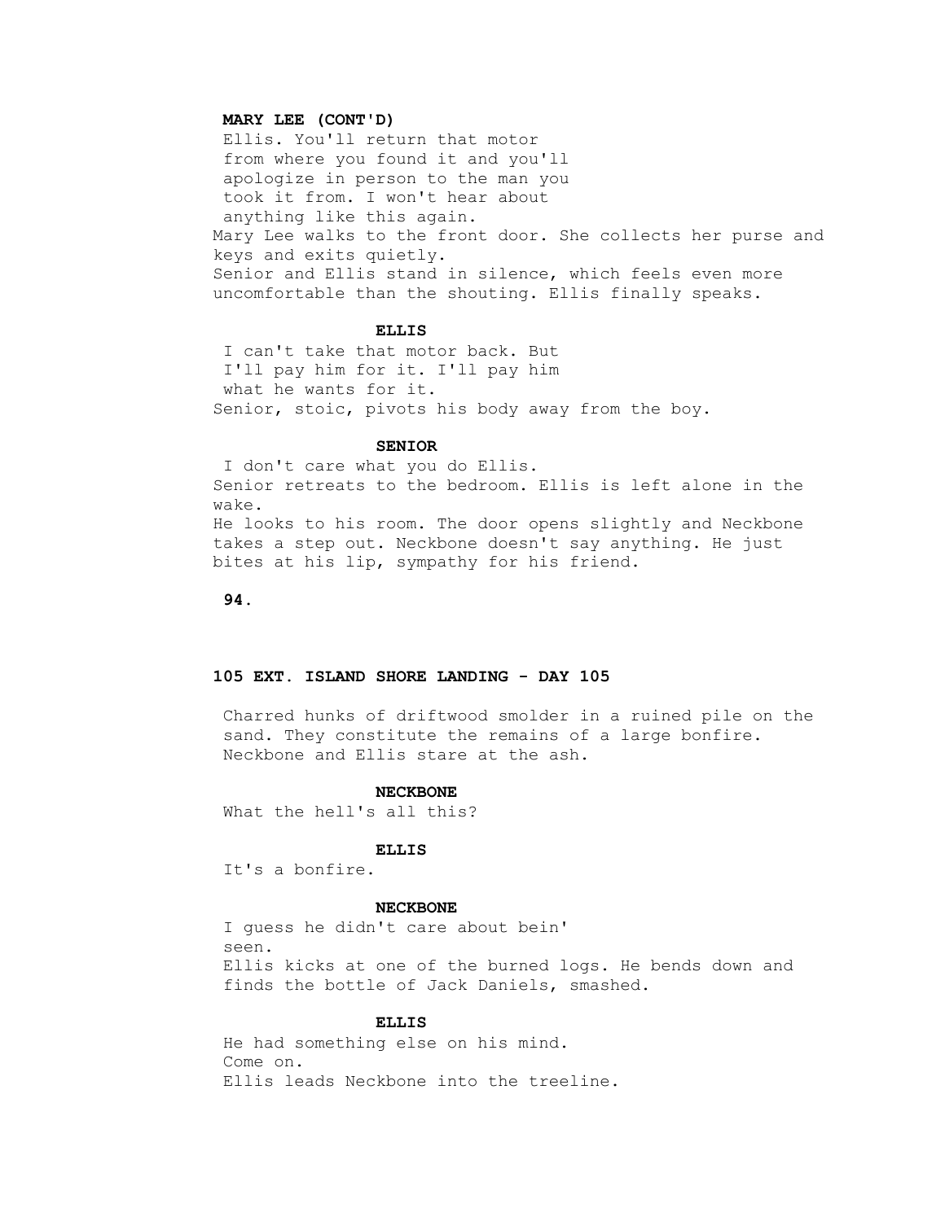**MARY LEE (CONT'D)**

Ellis. You'll return that motor from where you found it and you'll apologize in person to the man you took it from. I won't hear about anything like this again.

Mary Lee walks to the front door. She collects her purse and keys and exits quietly.

Senior and Ellis stand in silence, which feels even more uncomfortable than the shouting. Ellis finally speaks.

**ELLIS**

I can't take that motor back. But I'll pay him for it. I'll pay him what he wants for it.

Senior, stoic, pivots his body away from the boy.

**SENIOR**

I don't care what you do Ellis.

Senior retreats to the bedroom. Ellis is left alone in the wake.

He looks to his room. The door opens slightly and Neckbone takes a step out. Neckbone doesn't say anything. He just bites at his lip, sympathy for his friend.

**105 EXT. ISLAND SHORE LANDING - DAY 105**

Charred hunks of driftwood smolder in a ruined pile on the sand. They constitute the remains of a large bonfire. Neckbone and Ellis stare at the ash.

**NECKBONE**

What the hell's all this?

**ELLIS**

It's a bonfire.

**NECKBONE**

I guess he didn't care about bein' seen.

Ellis kicks at one of the burned logs. He bends down and finds the bottle of Jack Daniels, smashed.

**ELLIS**

He had something else on his mind. Come on.

Ellis leads Neckbone into the treeline.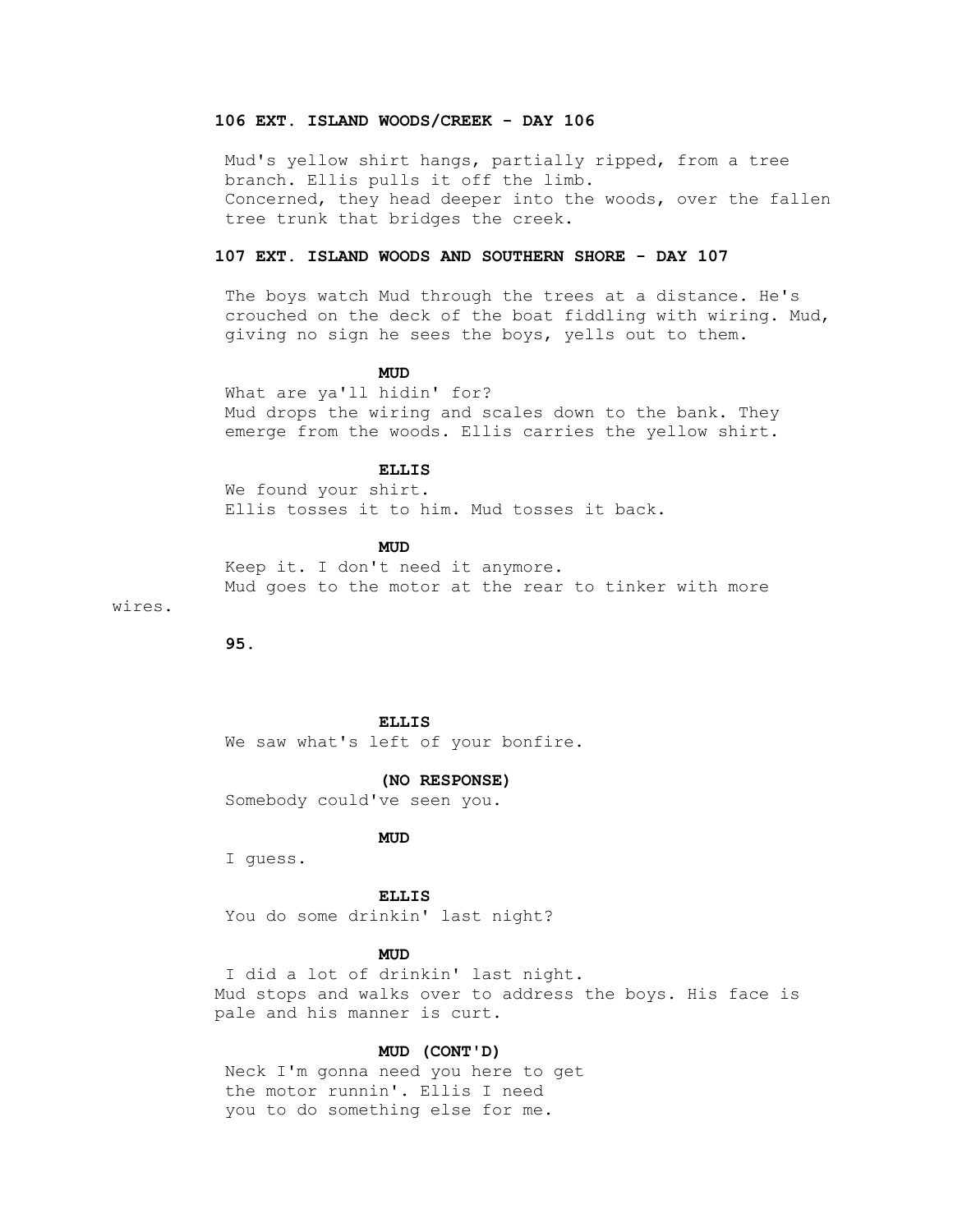**106 EXT. ISLAND WOODS/CREEK - DAY 106**

Mud's yellow shirt hangs, partially ripped, from a tree branch. Ellis pulls it off the limb.
Concerned, they head deeper into the woods, over the fallen tree trunk that bridges the creek.

**107 EXT. ISLAND WOODS AND SOUTHERN SHORE - DAY 107**

The boys watch Mud through the trees at a distance. He's crouched on the deck of the boat fiddling with wiring. Mud, giving no sign he sees the boys, yells out to them.

**MUD**

What are ya'll hidin' for?
Mud drops the wiring and scales down to the bank. They emerge from the woods. Ellis carries the yellow shirt.

**ELLIS**

We found your shirt.
Ellis tosses it to him. Mud tosses it back.

**MUD**

Keep it. I don't need it anymore.
Mud goes to the motor at the rear to tinker with more wires.

**ELLIS**

We saw what's left of your bonfire.

**(NO RESPONSE)**

Somebody could've seen you.

**MUD**

I guess.

**ELLIS**

You do some drinkin' last night?

**MUD**

I did a lot of drinkin' last night.
Mud stops and walks over to address the boys. His face is pale and his manner is curt.

**MUD (CONT'D)**

Neck I'm gonna need you here to get the motor runnin'. Ellis I need you to do something else for me.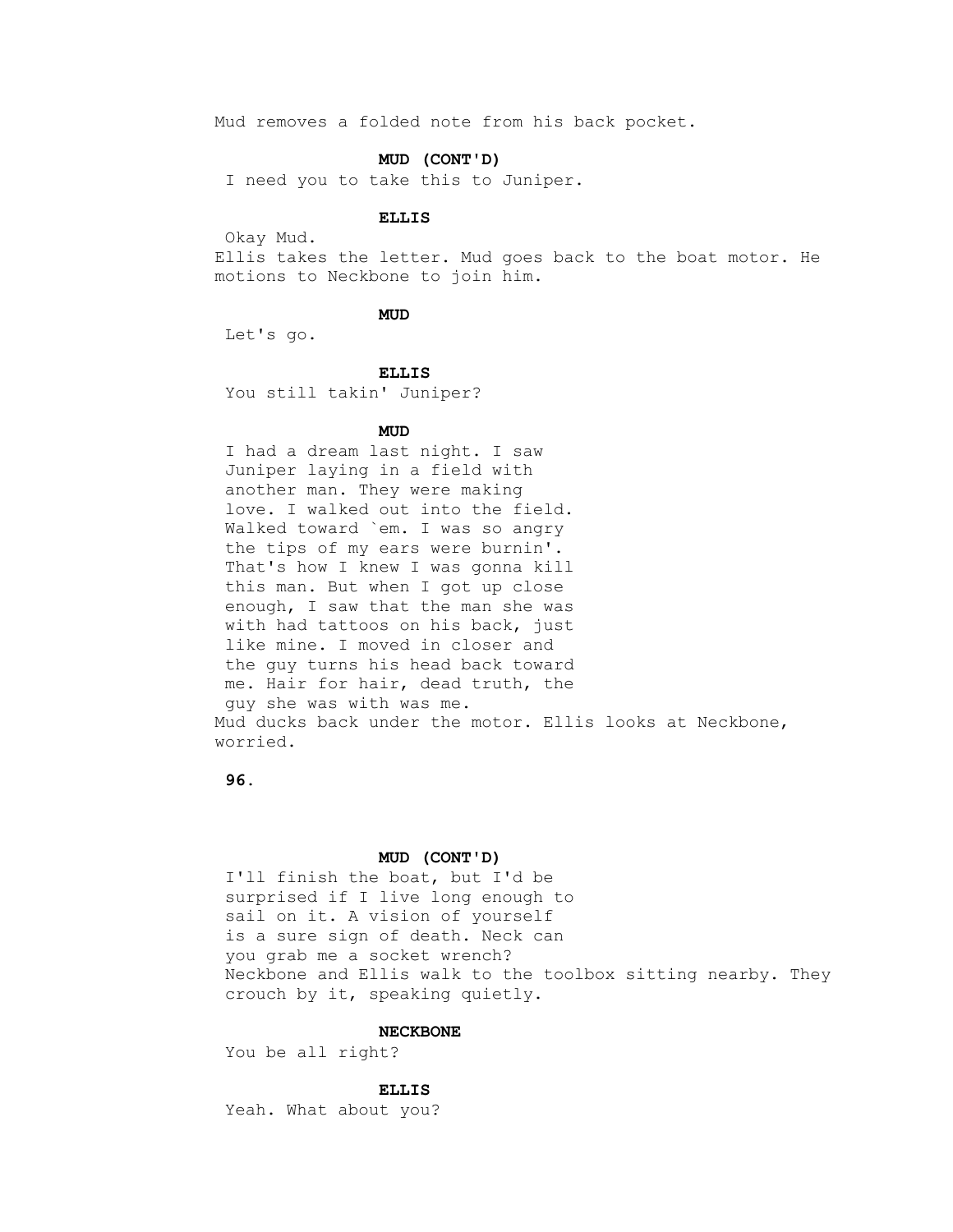Mud removes a folded note from his back pocket.

**MUD (CONT'D)**

I need you to take this to Juniper.

**ELLIS**

Okay Mud.

Ellis takes the letter. Mud goes back to the boat motor. He motions to Neckbone to join him.

**MUD**

Let's go.

**ELLIS**

You still takin' Juniper?

**MUD**

I had a dream last night. I saw Juniper laying in a field with another man. They were making love. I walked out into the field. Walked toward `em. I was so angry the tips of my ears were burnin'. That's how I knew I was gonna kill this man. But when I got up close enough, I saw that the man she was with had tattoos on his back, just like mine. I moved in closer and the guy turns his head back toward me. Hair for hair, dead truth, the guy she was with was me.

Mud ducks back under the motor. Ellis looks at Neckbone, worried.

**MUD (CONT'D)**

I'll finish the boat, but I'd be surprised if I live long enough to sail on it. A vision of yourself is a sure sign of death. Neck can you grab me a socket wrench?

Neckbone and Ellis walk to the toolbox sitting nearby. They crouch by it, speaking quietly.

**NECKBONE**

You be all right?

**ELLIS**

Yeah. What about you?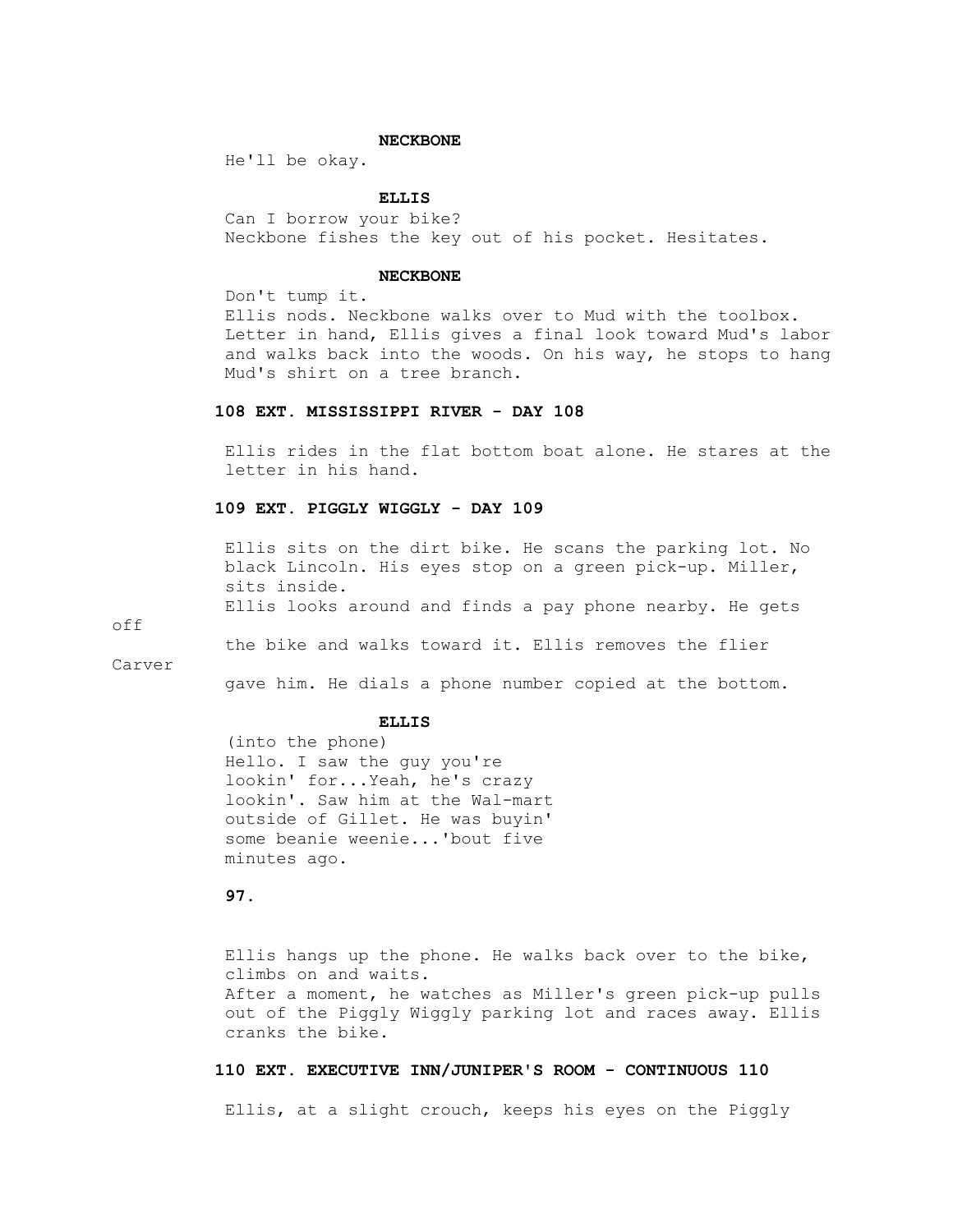**NECKBONE**

He'll be okay.

**ELLIS**

Can I borrow your bike?

Neckbone fishes the key out of his pocket. Hesitates.

**NECKBONE**

Don't tump it.

Ellis nods. Neckbone walks over to Mud with the toolbox. Letter in hand, Ellis gives a final look toward Mud's labor and walks back into the woods. On his way, he stops to hang Mud's shirt on a tree branch.

**108 EXT. MISSISSIPPI RIVER - DAY 108**

Ellis rides in the flat bottom boat alone. He stares at the letter in his hand.

**109 EXT. PIGGLY WIGGLY - DAY 109**

Ellis sits on the dirt bike. He scans the parking lot. No black Lincoln. His eyes stop on a green pick-up. Miller, sits inside.

Ellis looks around and finds a pay phone nearby. He gets off the bike and walks toward it. Ellis removes the flier Carver gave him. He dials a phone number copied at the bottom.

**ELLIS**

(into the phone)
Hello. I saw the guy you're lookin' for...Yeah, he's crazy lookin'. Saw him at the Wal-mart outside of Gillet. He was buyin' some beanie weenie...'bout five minutes ago.

Ellis hangs up the phone. He walks back over to the bike, climbs on and waits.

After a moment, he watches as Miller's green pick-up pulls out of the Piggly Wiggly parking lot and races away. Ellis cranks the bike.

**110 EXT. EXECUTIVE INN/JUNIPER'S ROOM - CONTINUOUS 110**

Ellis, at a slight crouch, keeps his eyes on the Piggly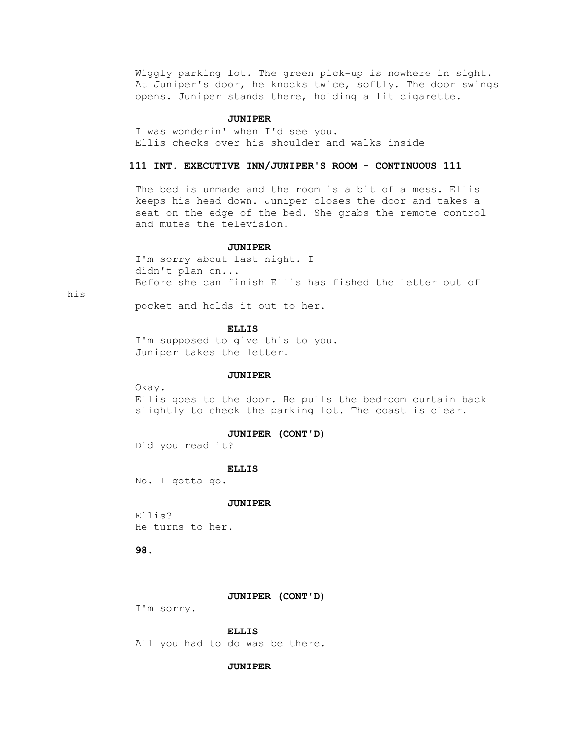Wiggly parking lot. The green pick-up is nowhere in sight. At Juniper's door, he knocks twice, softly. The door swings opens. Juniper stands there, holding a lit cigarette.

**JUNIPER**

I was wonderin' when I'd see you.

Ellis checks over his shoulder and walks inside

**111 INT. EXECUTIVE INN/JUNIPER'S ROOM - CONTINUOUS 111**

The bed is unmade and the room is a bit of a mess. Ellis keeps his head down. Juniper closes the door and takes a seat on the edge of the bed. She grabs the remote control and mutes the television.

**JUNIPER**

I'm sorry about last night. I didn't plan on...

Before she can finish Ellis has fished the letter out of his pocket and holds it out to her.

**ELLIS**

I'm supposed to give this to you.

Juniper takes the letter.

**JUNIPER**

Okay.

Ellis goes to the door. He pulls the bedroom curtain back slightly to check the parking lot. The coast is clear.

**JUNIPER (CONT'D)**

Did you read it?

**ELLIS**

No. I gotta go.

**JUNIPER**

Ellis?

He turns to her.

**JUNIPER (CONT'D)**

I'm sorry.

**ELLIS**

All you had to do was be there.

**JUNIPER**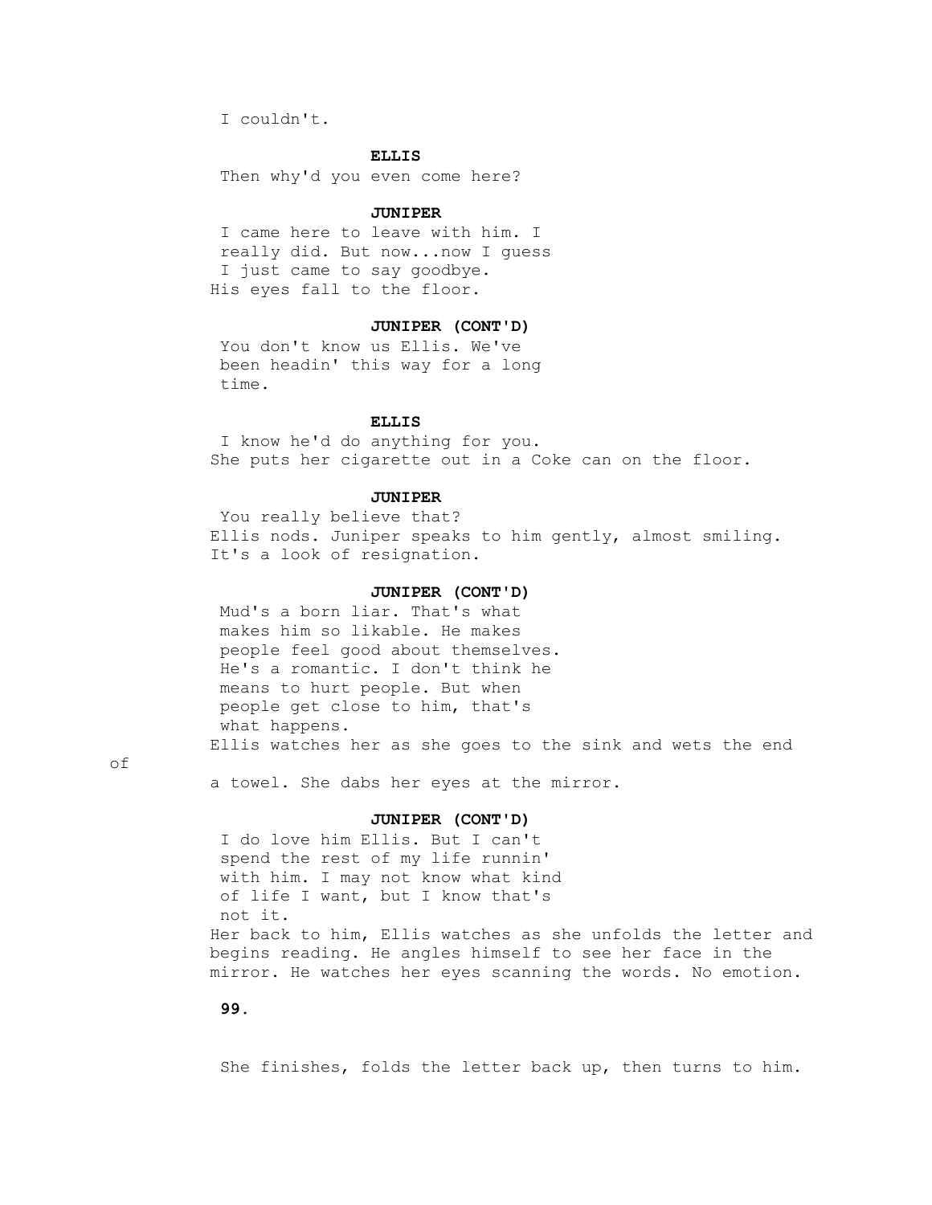I couldn't.

**ELLIS**

Then why'd you even come here?

**JUNIPER**

I came here to leave with him. I really did. But now...now I guess I just came to say goodbye.

His eyes fall to the floor.

**JUNIPER (CONT'D)**

You don't know us Ellis. We've been headin' this way for a long time.

**ELLIS**

I know he'd do anything for you.

She puts her cigarette out in a Coke can on the floor.

**JUNIPER**

You really believe that?

Ellis nods. Juniper speaks to him gently, almost smiling. It's a look of resignation.

**JUNIPER (CONT'D)**

Mud's a born liar. That's what makes him so likable. He makes people feel good about themselves. He's a romantic. I don't think he means to hurt people. But when people get close to him, that's what happens.

Ellis watches her as she goes to the sink and wets the end of a towel. She dabs her eyes at the mirror.

**JUNIPER (CONT'D)**

I do love him Ellis. But I can't spend the rest of my life runnin' with him. I may not know what kind of life I want, but I know that's not it.

Her back to him, Ellis watches as she unfolds the letter and begins reading. He angles himself to see her face in the mirror. He watches her eyes scanning the words. No emotion.

She finishes, folds the letter back up, then turns to him.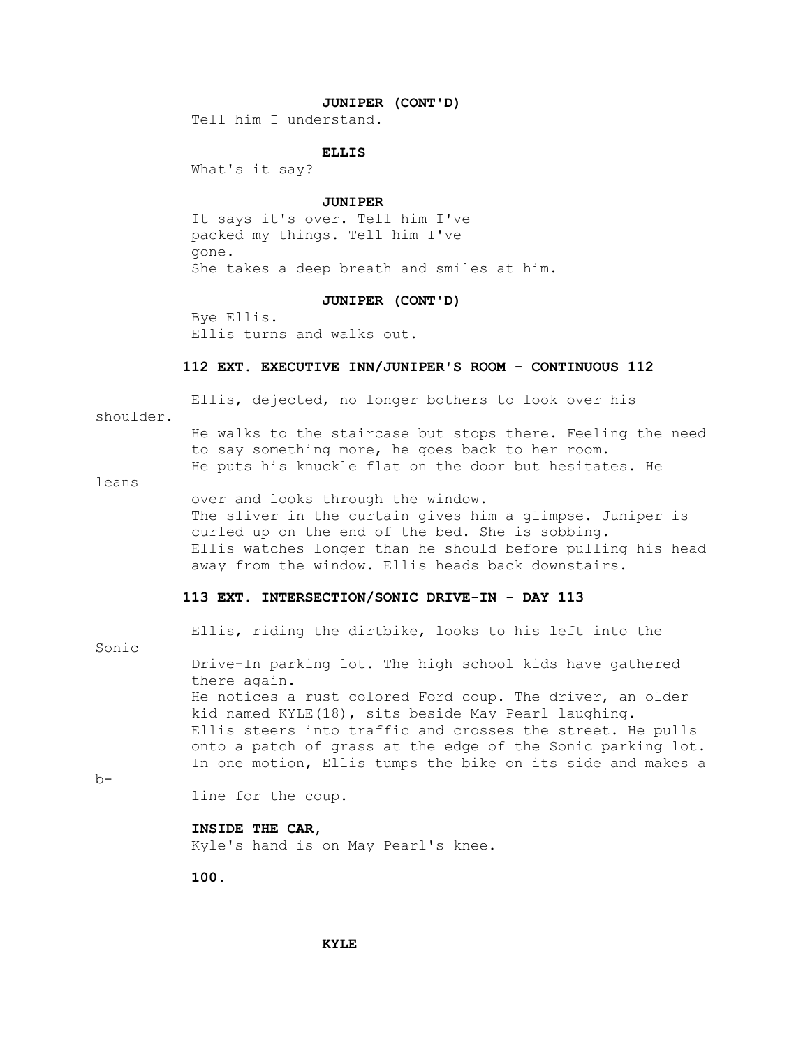**JUNIPER (CONT'D)**

Tell him I understand.

**ELLIS**

What's it say?

**JUNIPER**

It says it's over. Tell him I've packed my things. Tell him I've gone.

She takes a deep breath and smiles at him.

**JUNIPER (CONT'D)**

Bye Ellis.

Ellis turns and walks out.

**112 EXT. EXECUTIVE INN/JUNIPER'S ROOM - CONTINUOUS 112**

Ellis, dejected, no longer bothers to look over his shoulder.

He walks to the staircase but stops there. Feeling the need to say something more, he goes back to her room.

He puts his knuckle flat on the door but hesitates. He leans over and looks through the window.

The sliver in the curtain gives him a glimpse. Juniper is curled up on the end of the bed. She is sobbing.

Ellis watches longer than he should before pulling his head away from the window. Ellis heads back downstairs.

**113 EXT. INTERSECTION/SONIC DRIVE-IN - DAY 113**

Ellis, riding the dirtbike, looks to his left into the Sonic Drive-In parking lot. The high school kids have gathered there again.

He notices a rust colored Ford coup. The driver, an older kid named KYLE(18), sits beside May Pearl laughing.

Ellis steers into traffic and crosses the street. He pulls onto a patch of grass at the edge of the Sonic parking lot.

In one motion, Ellis tumps the bike on its side and makes a b-line for the coup.

**INSIDE THE CAR,**

Kyle's hand is on May Pearl's knee.

**KYLE**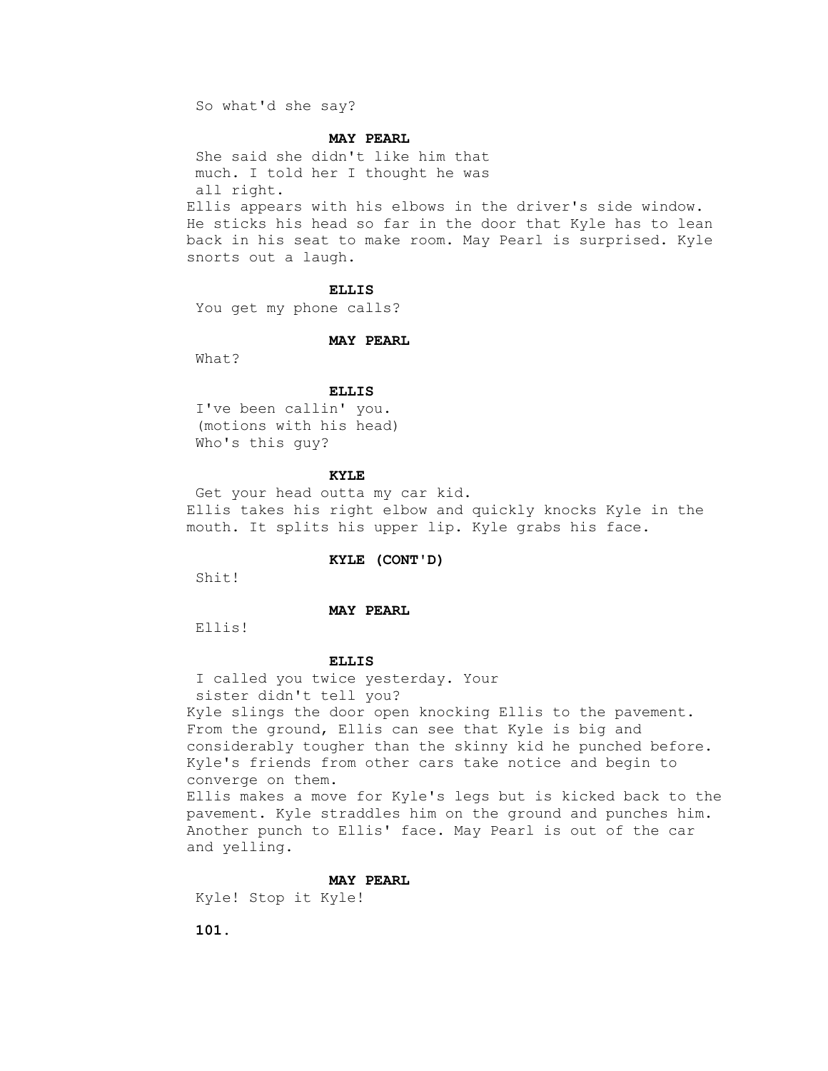So what'd she say?

**MAY PEARL**

She said she didn't like him that much. I told her I thought he was all right.

Ellis appears with his elbows in the driver's side window. He sticks his head so far in the door that Kyle has to lean back in his seat to make room. May Pearl is surprised. Kyle snorts out a laugh.

**ELLIS**

You get my phone calls?

**MAY PEARL**

What?

**ELLIS**

I've been callin' you.
(motions with his head)
Who's this guy?

**KYLE**

Get your head outta my car kid.

Ellis takes his right elbow and quickly knocks Kyle in the mouth. It splits his upper lip. Kyle grabs his face.

**KYLE (CONT'D)**

Shit!

**MAY PEARL**

Ellis!

**ELLIS**

I called you twice yesterday. Your sister didn't tell you?

Kyle slings the door open knocking Ellis to the pavement. From the ground, Ellis can see that Kyle is big and considerably tougher than the skinny kid he punched before. Kyle's friends from other cars take notice and begin to converge on them.

Ellis makes a move for Kyle's legs but is kicked back to the pavement. Kyle straddles him on the ground and punches him. Another punch to Ellis' face. May Pearl is out of the car and yelling.

**MAY PEARL**

Kyle! Stop it Kyle!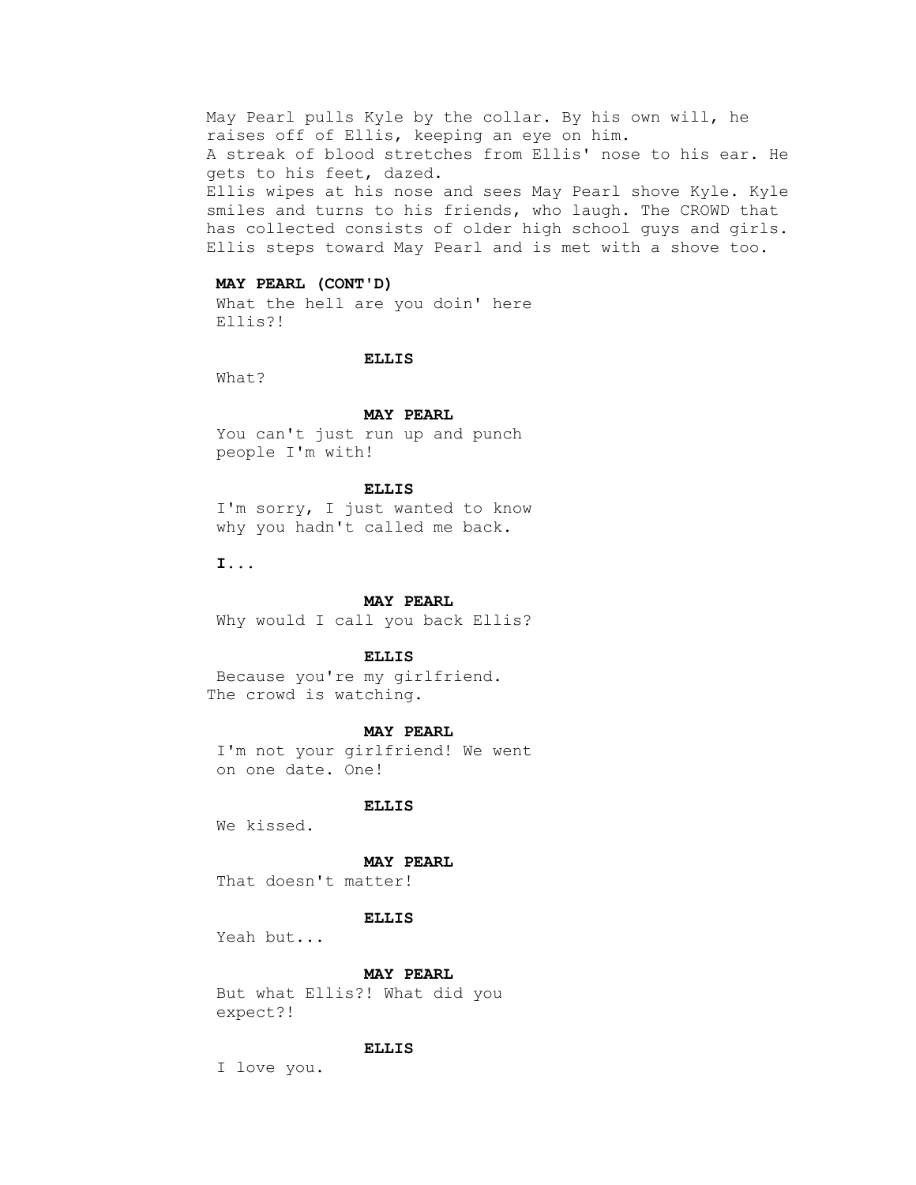May Pearl pulls Kyle by the collar. By his own will, he raises off of Ellis, keeping an eye on him.
A streak of blood stretches from Ellis' nose to his ear. He gets to his feet, dazed.
Ellis wipes at his nose and sees May Pearl shove Kyle. Kyle smiles and turns to his friends, who laugh. The CROWD that has collected consists of older high school guys and girls.
Ellis steps toward May Pearl and is met with a shove too.

**MAY PEARL (CONT'D)**
What the hell are you doin' here Ellis?!

**ELLIS**
What?

**MAY PEARL**
You can't just run up and punch people I'm with!

**ELLIS**
I'm sorry, I just wanted to know why you hadn't called me back.

**I...**

**MAY PEARL**
Why would I call you back Ellis?

**ELLIS**
Because you're my girlfriend.

The crowd is watching.

**MAY PEARL**
I'm not your girlfriend! We went on one date. One!

**ELLIS**
We kissed.

**MAY PEARL**
That doesn't matter!

**ELLIS**
Yeah but...

**MAY PEARL**
But what Ellis?! What did you expect?!

**ELLIS**
I love you.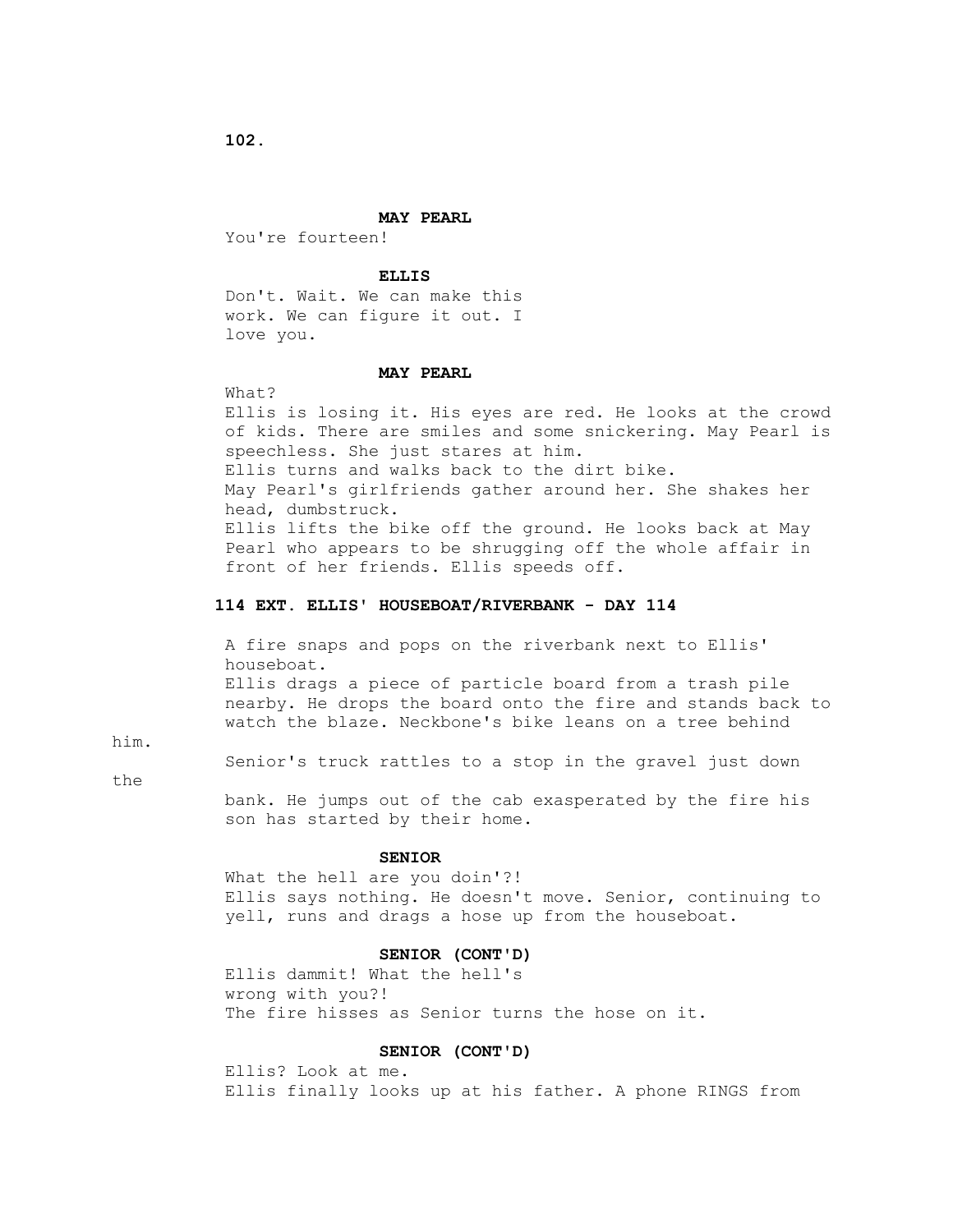**MAY PEARL**

You're fourteen!

**ELLIS**

Don't. Wait. We can make this work. We can figure it out. I love you.

**MAY PEARL**

What?

Ellis is losing it. His eyes are red. He looks at the crowd of kids. There are smiles and some snickering. May Pearl is speechless. She just stares at him.

Ellis turns and walks back to the dirt bike.

May Pearl's girlfriends gather around her. She shakes her head, dumbstruck.

Ellis lifts the bike off the ground. He looks back at May Pearl who appears to be shrugging off the whole affair in front of her friends. Ellis speeds off.

**114 EXT. ELLIS' HOUSEBOAT/RIVERBANK - DAY 114**

A fire snaps and pops on the riverbank next to Ellis' houseboat.

Ellis drags a piece of particle board from a trash pile nearby. He drops the board onto the fire and stands back to watch the blaze. Neckbone's bike leans on a tree behind him.

Senior's truck rattles to a stop in the gravel just down the bank. He jumps out of the cab exasperated by the fire his son has started by their home.

**SENIOR**

What the hell are you doin'?!

Ellis says nothing. He doesn't move. Senior, continuing to yell, runs and drags a hose up from the houseboat.

**SENIOR (CONT'D)**

Ellis dammit! What the hell's wrong with you?!

The fire hisses as Senior turns the hose on it.

**SENIOR (CONT'D)**

Ellis? Look at me.

Ellis finally looks up at his father. A phone RINGS from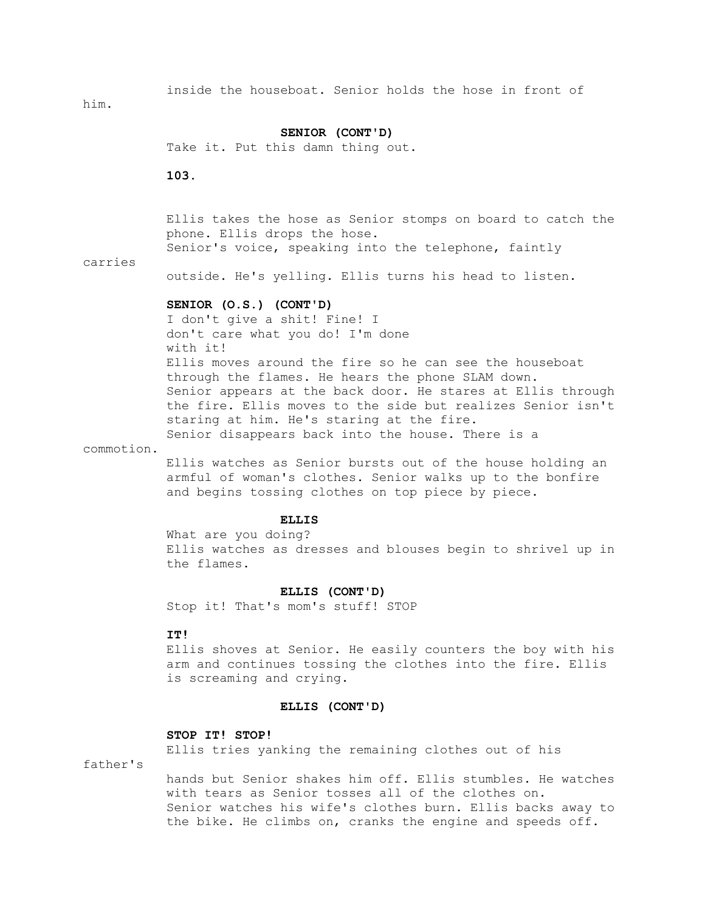inside the houseboat. Senior holds the hose in front of him.

**SENIOR (CONT'D)**

Take it. Put this damn thing out.

Ellis takes the hose as Senior stomps on board to catch the phone. Ellis drops the hose.

Senior's voice, speaking into the telephone, faintly carries outside. He's yelling. Ellis turns his head to listen.

**SENIOR (O.S.) (CONT'D)**

I don't give a shit! Fine! I don't care what you do! I'm done with it!

Ellis moves around the fire so he can see the houseboat through the flames. He hears the phone SLAM down.

Senior appears at the back door. He stares at Ellis through the fire. Ellis moves to the side but realizes Senior isn't staring at him. He's staring at the fire.

Senior disappears back into the house. There is a commotion.

Ellis watches as Senior bursts out of the house holding an armful of woman's clothes. Senior walks up to the bonfire and begins tossing clothes on top piece by piece.

**ELLIS**

What are you doing?

Ellis watches as dresses and blouses begin to shrivel up in the flames.

**ELLIS (CONT'D)**

Stop it! That's mom's stuff! STOP IT!

Ellis shoves at Senior. He easily counters the boy with his arm and continues tossing the clothes into the fire. Ellis is screaming and crying.

**ELLIS (CONT'D)**

**STOP IT! STOP!**

Ellis tries yanking the remaining clothes out of his father's hands but Senior shakes him off. Ellis stumbles. He watches with tears as Senior tosses all of the clothes on.

Senior watches his wife's clothes burn. Ellis backs away to the bike. He climbs on, cranks the engine and speeds off.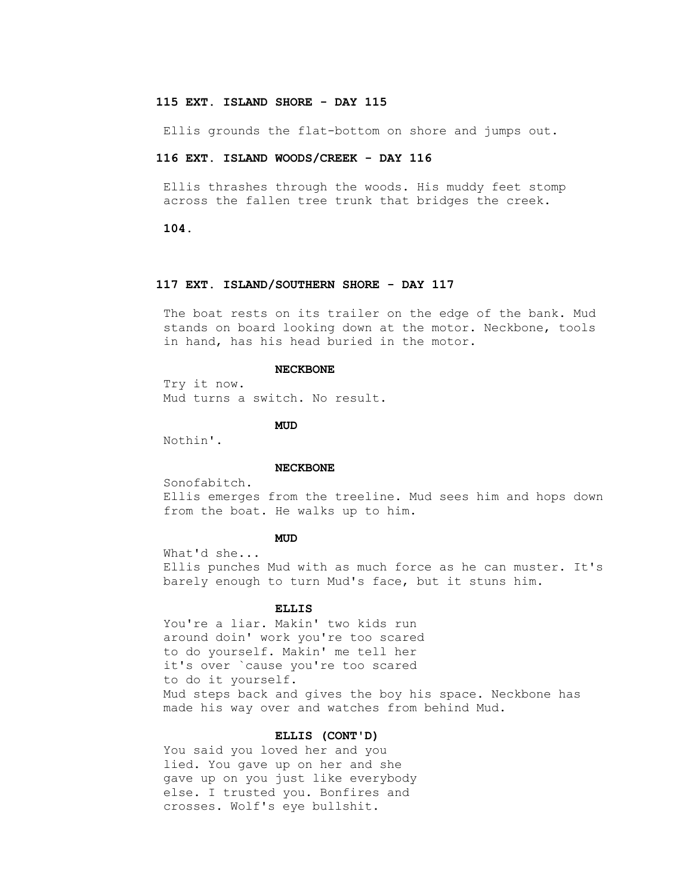**115 EXT. ISLAND SHORE - DAY 115**

Ellis grounds the flat-bottom on shore and jumps out.

**116 EXT. ISLAND WOODS/CREEK - DAY 116**

Ellis thrashes through the woods. His muddy feet stomp across the fallen tree trunk that bridges the creek.

**117 EXT. ISLAND/SOUTHERN SHORE - DAY 117**

The boat rests on its trailer on the edge of the bank. Mud stands on board looking down at the motor. Neckbone, tools in hand, has his head buried in the motor.

**NECKBONE**

Try it now.

Mud turns a switch. No result.

**MUD**

Nothin'.

**NECKBONE**

Sonofabitch.

Ellis emerges from the treeline. Mud sees him and hops down from the boat. He walks up to him.

**MUD**

What'd she...

Ellis punches Mud with as much force as he can muster. It's barely enough to turn Mud's face, but it stuns him.

**ELLIS**

You're a liar. Makin' two kids run around doin' work you're too scared to do yourself. Makin' me tell her it's over `cause you're too scared to do it yourself.

Mud steps back and gives the boy his space. Neckbone has made his way over and watches from behind Mud.

**ELLIS (CONT'D)**

You said you loved her and you lied. You gave up on her and she gave up on you just like everybody else. I trusted you. Bonfires and crosses. Wolf's eye bullshit.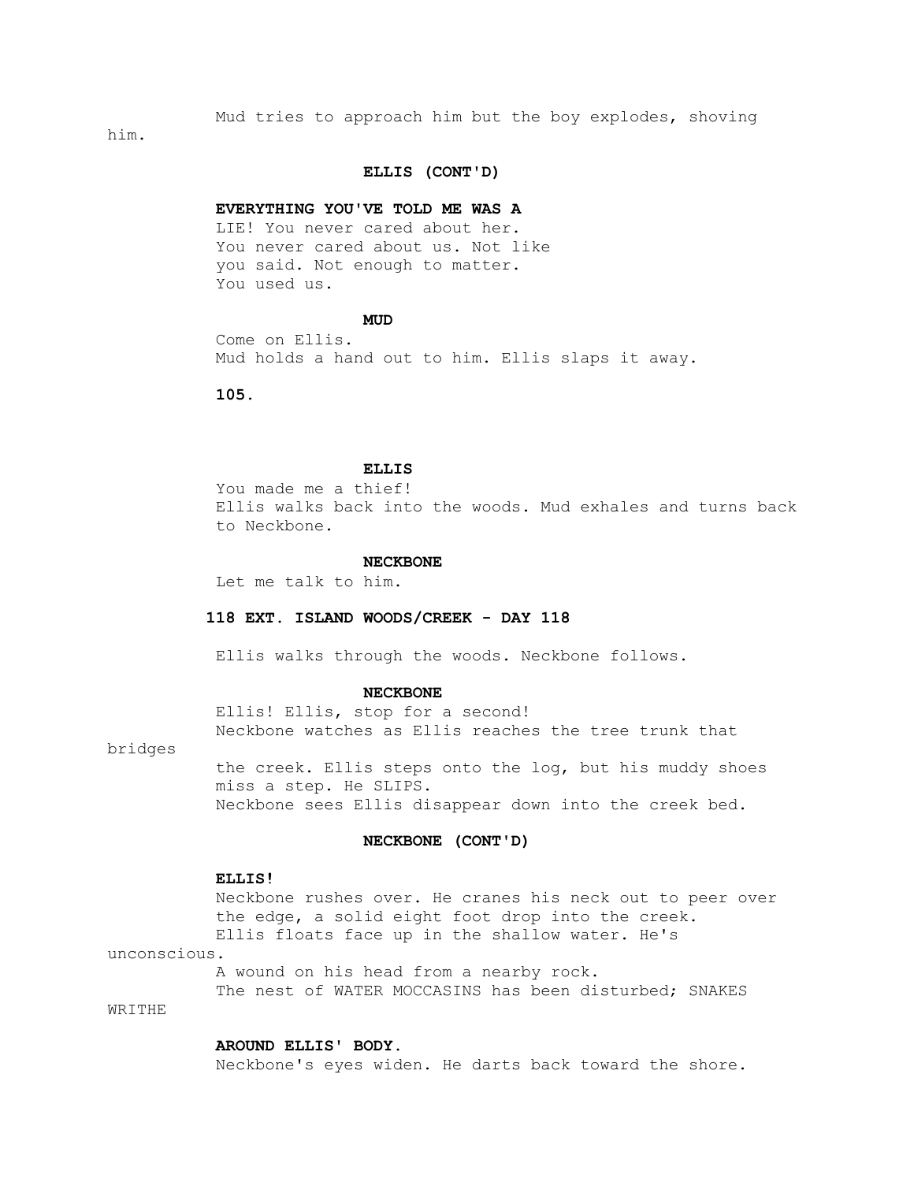Mud tries to approach him but the boy explodes, shoving him.

**ELLIS (CONT'D)**

**EVERYTHING YOU'VE TOLD ME WAS A** LIE! You never cared about her. You never cared about us. Not like you said. Not enough to matter. You used us.

**MUD**

Come on Ellis.
Mud holds a hand out to him. Ellis slaps it away.

**ELLIS**

You made me a thief!
Ellis walks back into the woods. Mud exhales and turns back to Neckbone.

**NECKBONE**

Let me talk to him.

**118 EXT. ISLAND WOODS/CREEK - DAY 118**

Ellis walks through the woods. Neckbone follows.

**NECKBONE**

Ellis! Ellis, stop for a second!
Neckbone watches as Ellis reaches the tree trunk that bridges the creek. Ellis steps onto the log, but his muddy shoes miss a step. He SLIPS.
Neckbone sees Ellis disappear down into the creek bed.

**NECKBONE (CONT'D)**

**ELLIS!**
Neckbone rushes over. He cranes his neck out to peer over the edge, a solid eight foot drop into the creek.
Ellis floats face up in the shallow water. He's unconscious.
A wound on his head from a nearby rock.
The nest of WATER MOCCASINS has been disturbed; SNAKES WRITHE **AROUND ELLIS' BODY.**
Neckbone's eyes widen. He darts back toward the shore.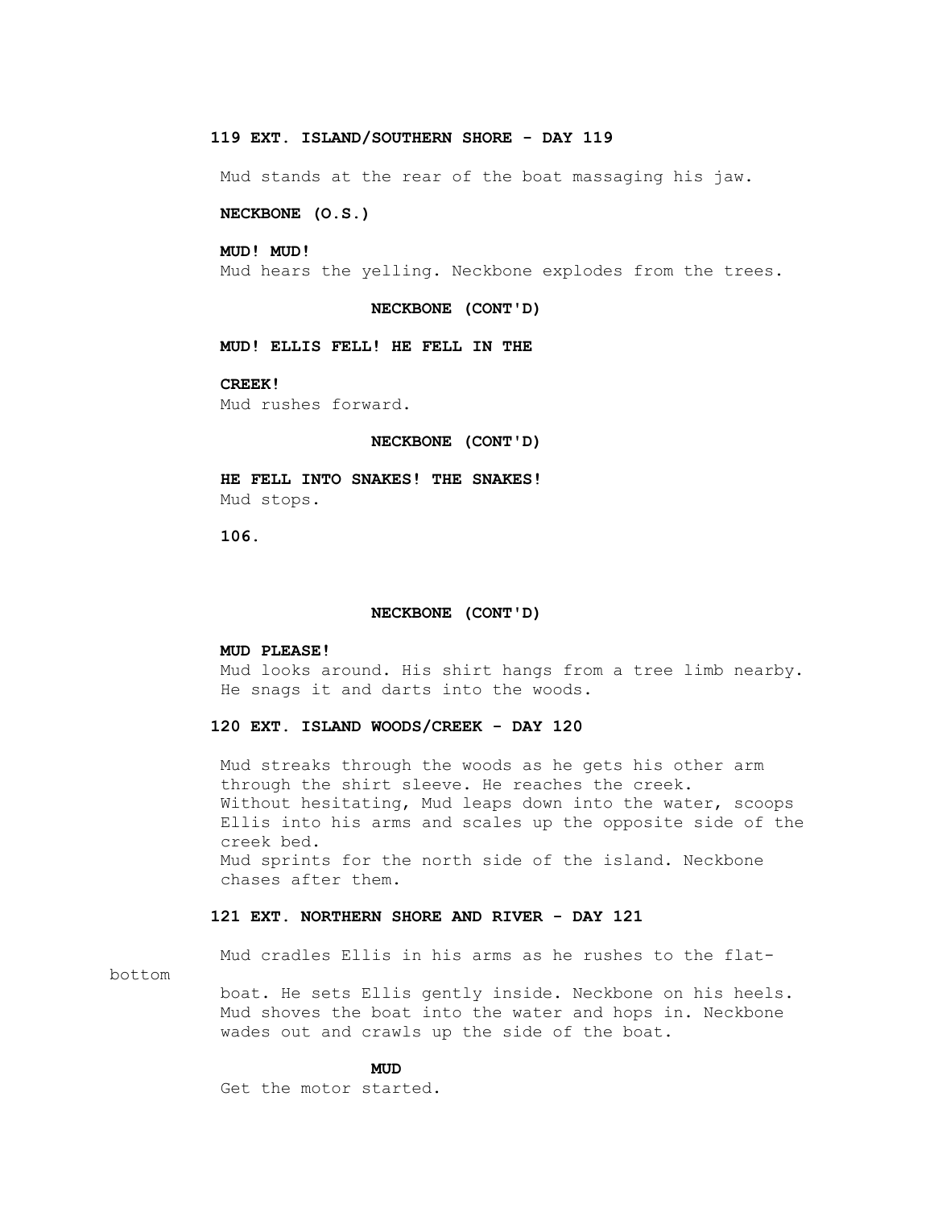**119 EXT. ISLAND/SOUTHERN SHORE - DAY 119**

Mud stands at the rear of the boat massaging his jaw.

**NECKBONE (O.S.)**

**MUD! MUD!**

Mud hears the yelling. Neckbone explodes from the trees.

**NECKBONE (CONT'D)**

**MUD! ELLIS FELL! HE FELL IN THE CREEK!**

Mud rushes forward.

**NECKBONE (CONT'D)**

**HE FELL INTO SNAKES! THE SNAKES!**

Mud stops.

**NECKBONE (CONT'D)**

**MUD PLEASE!**

Mud looks around. His shirt hangs from a tree limb nearby. He snags it and darts into the woods.

**120 EXT. ISLAND WOODS/CREEK - DAY 120**

Mud streaks through the woods as he gets his other arm through the shirt sleeve. He reaches the creek.
Without hesitating, Mud leaps down into the water, scoops Ellis into his arms and scales up the opposite side of the creek bed.
Mud sprints for the north side of the island. Neckbone chases after them.

**121 EXT. NORTHERN SHORE AND RIVER - DAY 121**

Mud cradles Ellis in his arms as he rushes to the flat-bottom boat. He sets Ellis gently inside. Neckbone on his heels. Mud shoves the boat into the water and hops in. Neckbone wades out and crawls up the side of the boat.

**MUD**

Get the motor started.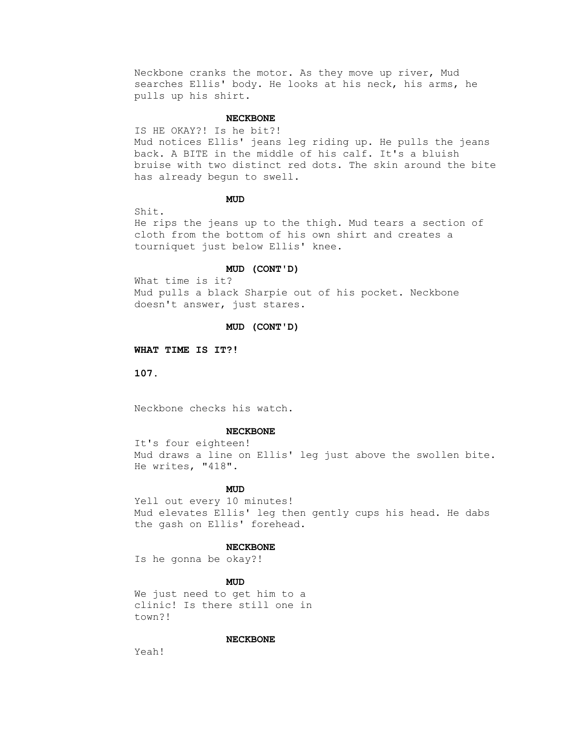Neckbone cranks the motor. As they move up river, Mud searches Ellis' body. He looks at his neck, his arms, he pulls up his shirt.

**NECKBONE**

IS HE OKAY?! Is he bit?!

Mud notices Ellis' jeans leg riding up. He pulls the jeans back. A BITE in the middle of his calf. It's a bluish bruise with two distinct red dots. The skin around the bite has already begun to swell.

**MUD**

Shit.

He rips the jeans up to the thigh. Mud tears a section of cloth from the bottom of his own shirt and creates a tourniquet just below Ellis' knee.

**MUD (CONT'D)**

What time is it?

Mud pulls a black Sharpie out of his pocket. Neckbone doesn't answer, just stares.

**MUD (CONT'D)**

**WHAT TIME IS IT?!**

Neckbone checks his watch.

**NECKBONE**

It's four eighteen!

Mud draws a line on Ellis' leg just above the swollen bite. He writes, "418".

**MUD**

Yell out every 10 minutes!

Mud elevates Ellis' leg then gently cups his head. He dabs the gash on Ellis' forehead.

**NECKBONE**

Is he gonna be okay?!

**MUD**

We just need to get him to a clinic! Is there still one in town?!

**NECKBONE**

Yeah!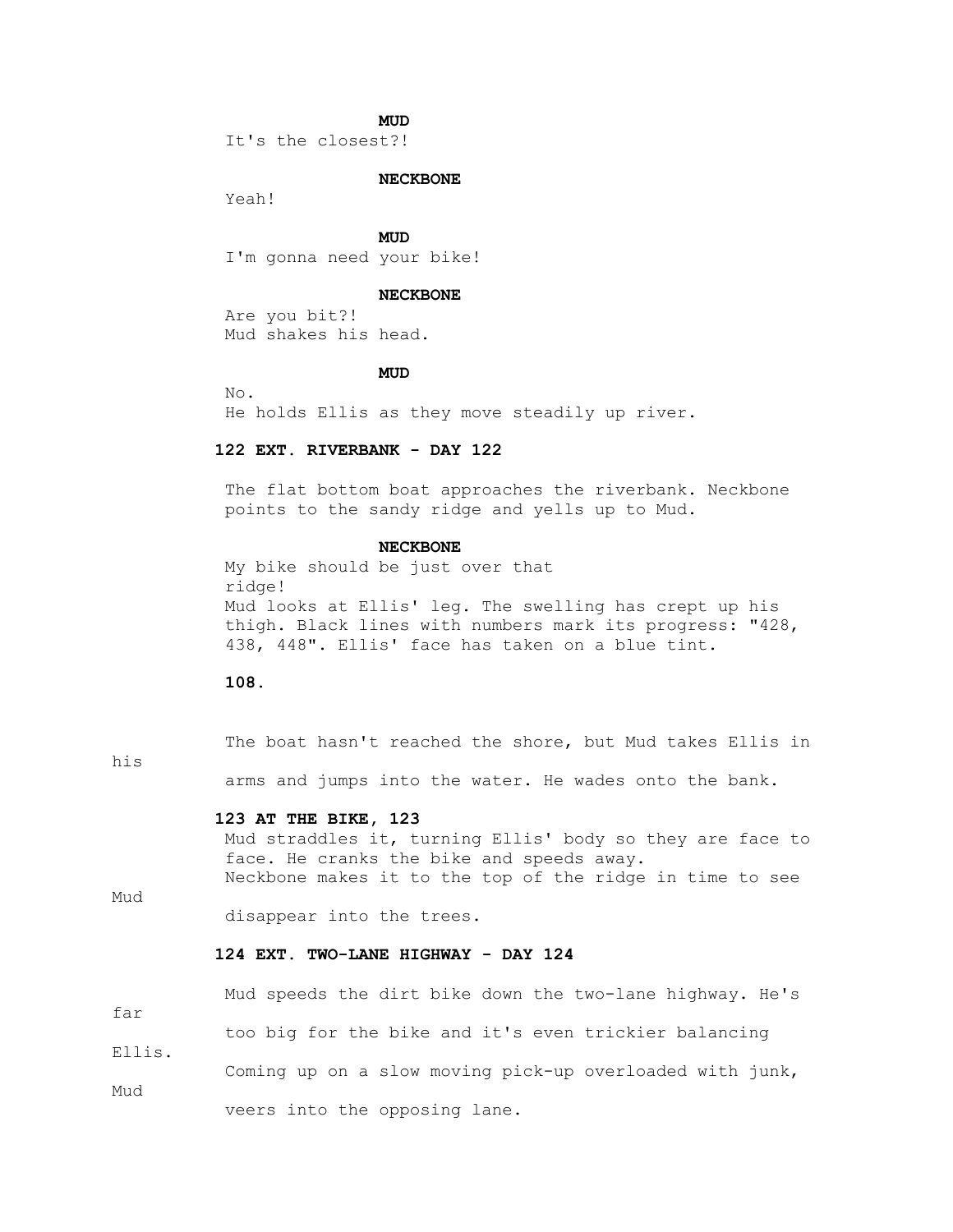**MUD**

It's the closest?!

**NECKBONE**

Yeah!

**MUD**

I'm gonna need your bike!

**NECKBONE**

Are you bit?!

Mud shakes his head.

**MUD**

No.

He holds Ellis as they move steadily up river.

**122 EXT. RIVERBANK - DAY 122**

The flat bottom boat approaches the riverbank. Neckbone points to the sandy ridge and yells up to Mud.

**NECKBONE**

My bike should be just over that ridge!

Mud looks at Ellis' leg. The swelling has crept up his thigh. Black lines with numbers mark its progress: "428, 438, 448". Ellis' face has taken on a blue tint.

The boat hasn't reached the shore, but Mud takes Ellis in his arms and jumps into the water. He wades onto the bank.

**123 AT THE BIKE, 123**

Mud straddles it, turning Ellis' body so they are face to face. He cranks the bike and speeds away.

Neckbone makes it to the top of the ridge in time to see Mud disappear into the trees.

**124 EXT. TWO-LANE HIGHWAY - DAY 124**

Mud speeds the dirt bike down the two-lane highway. He's far too big for the bike and it's even trickier balancing Ellis.

Coming up on a slow moving pick-up overloaded with junk, Mud veers into the opposing lane.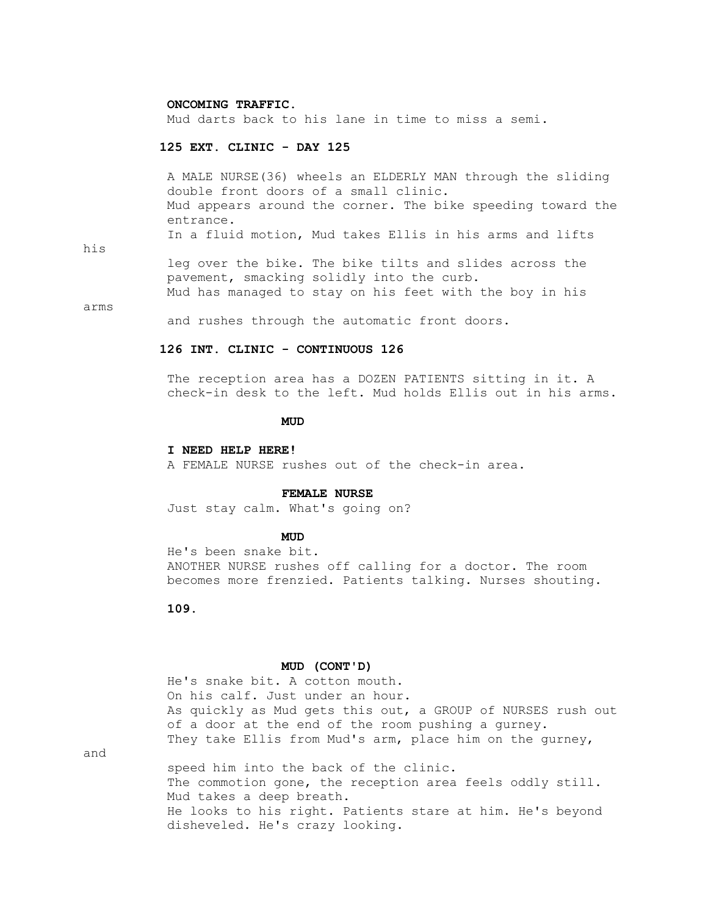**ONCOMING TRAFFIC.**
Mud darts back to his lane in time to miss a semi.

**125 EXT. CLINIC - DAY 125**

A MALE NURSE(36) wheels an ELDERLY MAN through the sliding double front doors of a small clinic.
Mud appears around the corner. The bike speeding toward the entrance.
In a fluid motion, Mud takes Ellis in his arms and lifts his leg over the bike. The bike tilts and slides across the pavement, smacking solidly into the curb.
Mud has managed to stay on his feet with the boy in his arms and rushes through the automatic front doors.

**126 INT. CLINIC - CONTINUOUS 126**

The reception area has a DOZEN PATIENTS sitting in it. A check-in desk to the left. Mud holds Ellis out in his arms.

**MUD**

**I NEED HELP HERE!**
A FEMALE NURSE rushes out of the check-in area.

**FEMALE NURSE**
Just stay calm. What's going on?

**MUD**
He's been snake bit.
ANOTHER NURSE rushes off calling for a doctor. The room becomes more frenzied. Patients talking. Nurses shouting.

**MUD (CONT'D)**
He's snake bit. A cotton mouth.
On his calf. Just under an hour.
As quickly as Mud gets this out, a GROUP of NURSES rush out of a door at the end of the room pushing a gurney.
They take Ellis from Mud's arm, place him on the gurney, and speed him into the back of the clinic.
The commotion gone, the reception area feels oddly still.
Mud takes a deep breath.
He looks to his right. Patients stare at him. He's beyond disheveled. He's crazy looking.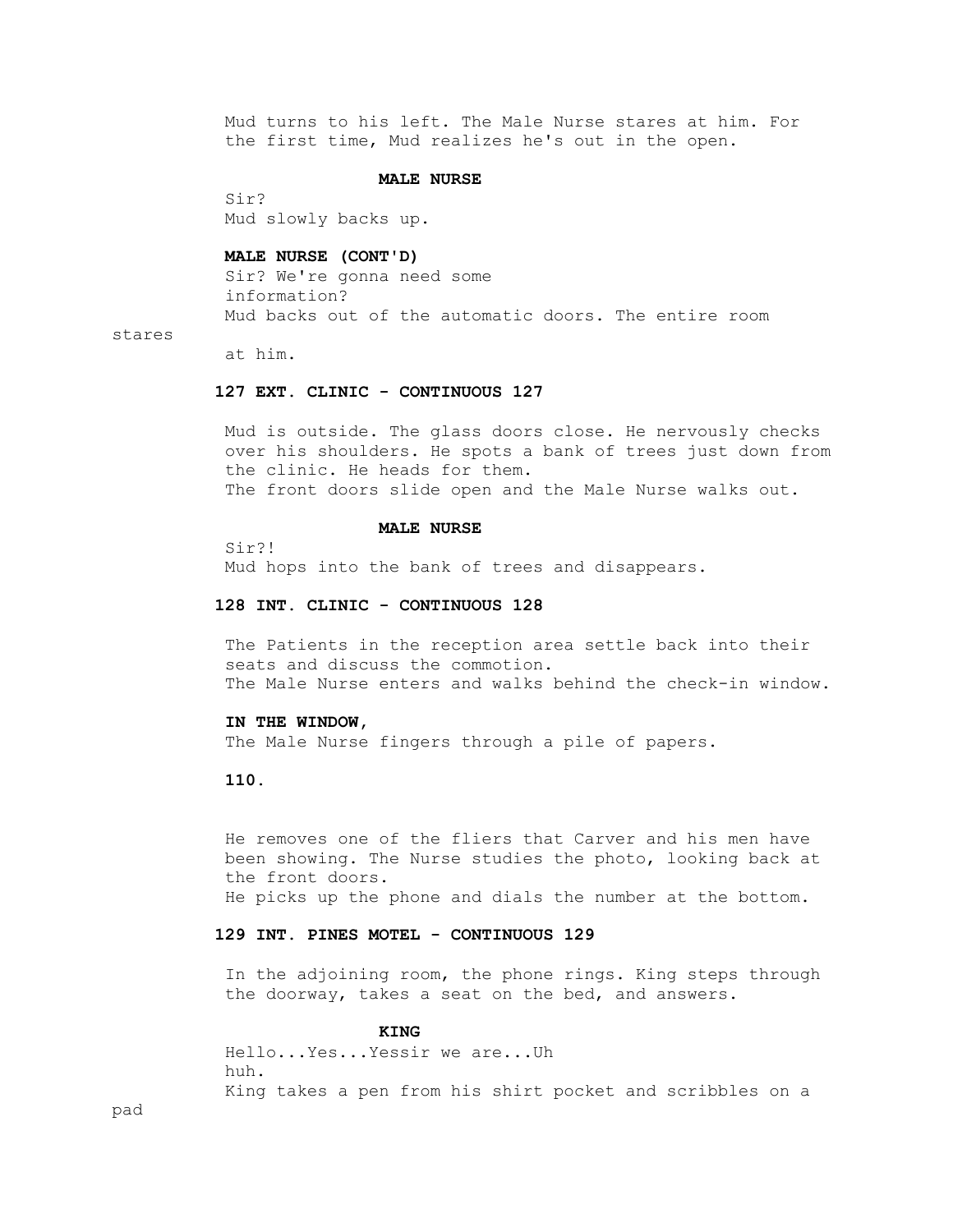Mud turns to his left. The Male Nurse stares at him. For the first time, Mud realizes he's out in the open.

**MALE NURSE**

Sir?

Mud slowly backs up.

**MALE NURSE (CONT'D)**

Sir? We're gonna need some information?

Mud backs out of the automatic doors. The entire room stares at him.

**127 EXT. CLINIC - CONTINUOUS 127**

Mud is outside. The glass doors close. He nervously checks over his shoulders. He spots a bank of trees just down from the clinic. He heads for them.

The front doors slide open and the Male Nurse walks out.

**MALE NURSE**

Sir?!

Mud hops into the bank of trees and disappears.

**128 INT. CLINIC - CONTINUOUS 128**

The Patients in the reception area settle back into their seats and discuss the commotion.

The Male Nurse enters and walks behind the check-in window.

**IN THE WINDOW,**

The Male Nurse fingers through a pile of papers.

He removes one of the fliers that Carver and his men have been showing. The Nurse studies the photo, looking back at the front doors.

He picks up the phone and dials the number at the bottom.

**129 INT. PINES MOTEL - CONTINUOUS 129**

In the adjoining room, the phone rings. King steps through the doorway, takes a seat on the bed, and answers.

**KING**

Hello...Yes...Yessir we are...Uh huh.

King takes a pen from his shirt pocket and scribbles on a pad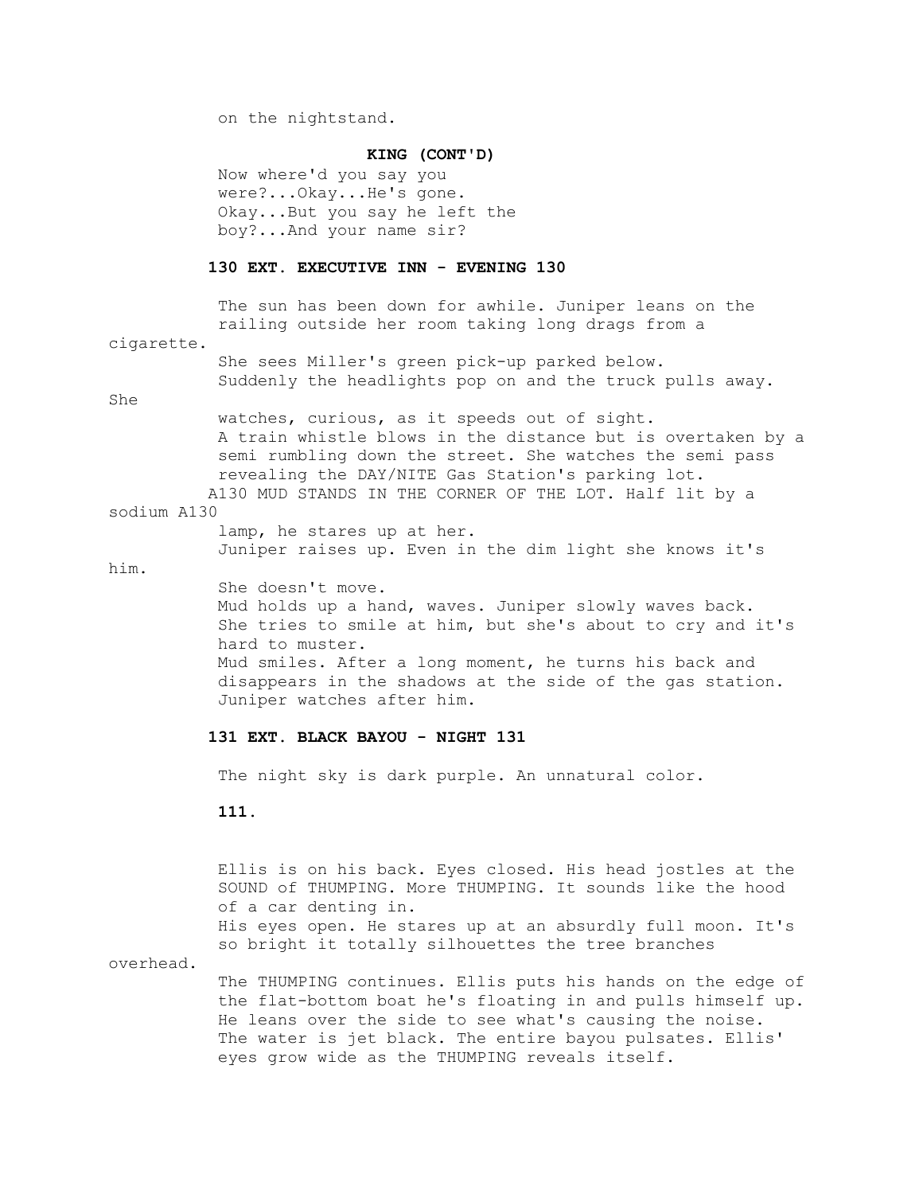on the nightstand.

**KING (CONT'D)**

Now where'd you say you were?...Okay...He's gone. Okay...But you say he left the boy?...And your name sir?

**130 EXT. EXECUTIVE INN - EVENING 130**

The sun has been down for awhile. Juniper leans on the railing outside her room taking long drags from a cigarette.
She sees Miller's green pick-up parked below.
Suddenly the headlights pop on and the truck pulls away. She watches, curious, as it speeds out of sight.
A train whistle blows in the distance but is overtaken by a semi rumbling down the street. She watches the semi pass revealing the DAY/NITE Gas Station's parking lot.
A130 MUD STANDS IN THE CORNER OF THE LOT. Half lit by a sodium A130 lamp, he stares up at her.
Juniper raises up. Even in the dim light she knows it's him.
She doesn't move.
Mud holds up a hand, waves. Juniper slowly waves back.
She tries to smile at him, but she's about to cry and it's hard to muster.
Mud smiles. After a long moment, he turns his back and disappears in the shadows at the side of the gas station.
Juniper watches after him.

**131 EXT. BLACK BAYOU - NIGHT 131**

The night sky is dark purple. An unnatural color.

Ellis is on his back. Eyes closed. His head jostles at the SOUND of THUMPING. More THUMPING. It sounds like the hood of a car denting in.
His eyes open. He stares up at an absurdly full moon. It's so bright it totally silhouettes the tree branches overhead.
The THUMPING continues. Ellis puts his hands on the edge of the flat-bottom boat he's floating in and pulls himself up.
He leans over the side to see what's causing the noise.
The water is jet black. The entire bayou pulsates. Ellis' eyes grow wide as the THUMPING reveals itself.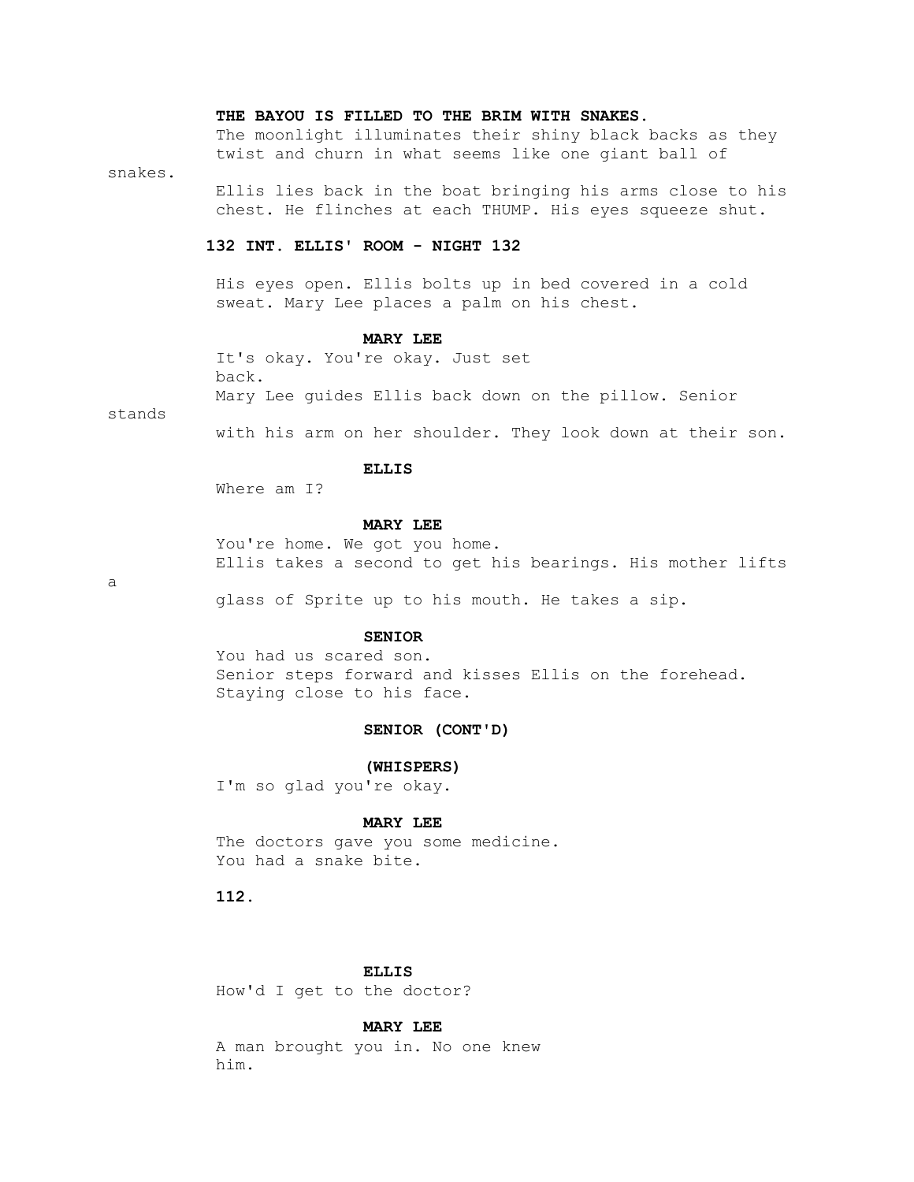**THE BAYOU IS FILLED TO THE BRIM WITH SNAKES.**
The moonlight illuminates their shiny black backs as they twist and churn in what seems like one giant ball of snakes.

Ellis lies back in the boat bringing his arms close to his chest. He flinches at each THUMP. His eyes squeeze shut.

**132 INT. ELLIS' ROOM - NIGHT 132**

His eyes open. Ellis bolts up in bed covered in a cold sweat. Mary Lee places a palm on his chest.

**MARY LEE**
It's okay. You're okay. Just set back.

Mary Lee guides Ellis back down on the pillow. Senior stands with his arm on her shoulder. They look down at their son.

**ELLIS**
Where am I?

**MARY LEE**
You're home. We got you home.

Ellis takes a second to get his bearings. His mother lifts a glass of Sprite up to his mouth. He takes a sip.

**SENIOR**
You had us scared son.

Senior steps forward and kisses Ellis on the forehead. Staying close to his face.

**SENIOR (CONT'D)**
**(WHISPERS)**
I'm so glad you're okay.

**MARY LEE**
The doctors gave you some medicine. You had a snake bite.

**ELLIS**
How'd I get to the doctor?

**MARY LEE**
A man brought you in. No one knew him.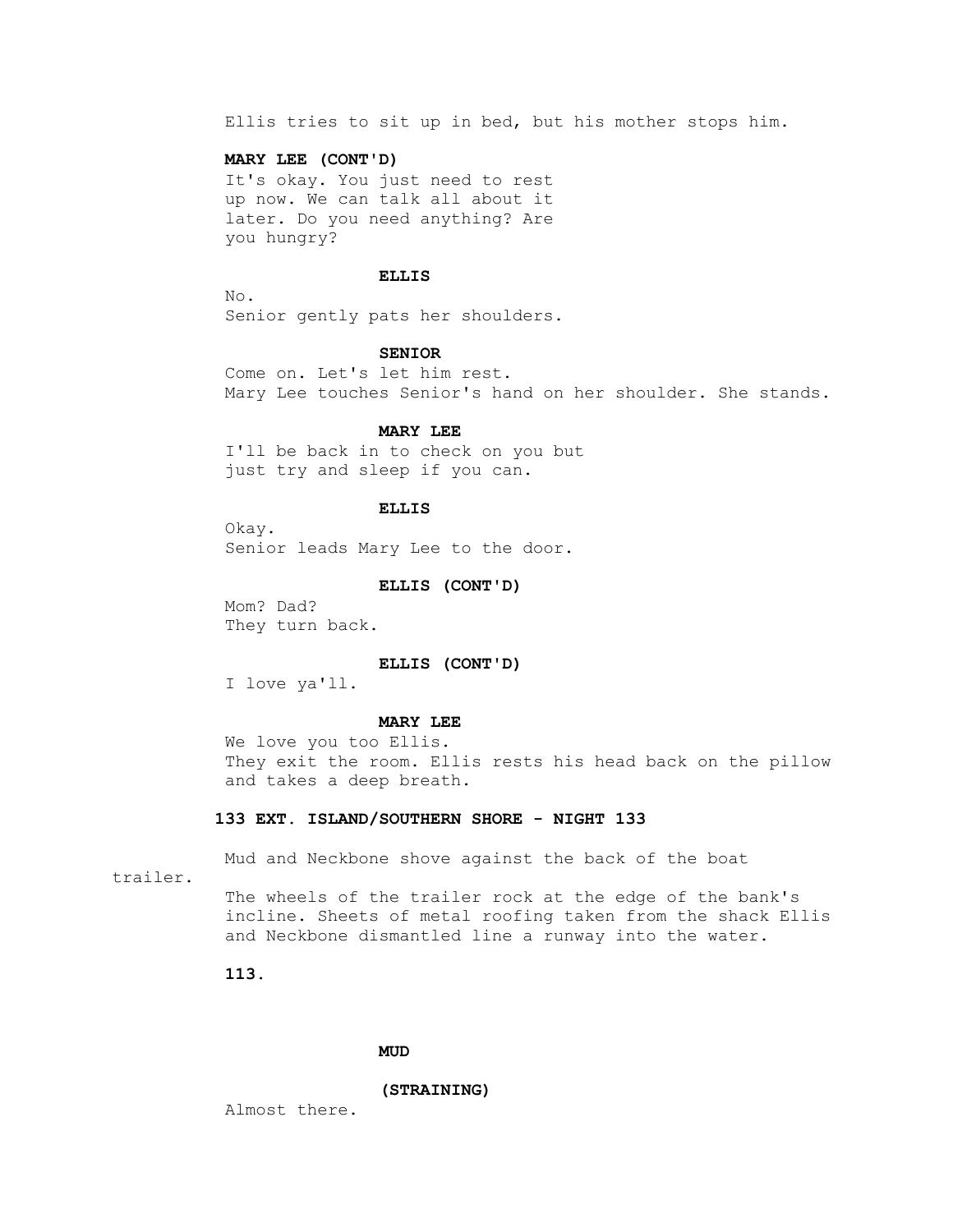Ellis tries to sit up in bed, but his mother stops him.

**MARY LEE (CONT'D)**
It's okay. You just need to rest up now. We can talk all about it later. Do you need anything? Are you hungry?

**ELLIS**
No.

Senior gently pats her shoulders.

**SENIOR**
Come on. Let's let him rest.

Mary Lee touches Senior's hand on her shoulder. She stands.

**MARY LEE**
I'll be back in to check on you but just try and sleep if you can.

**ELLIS**
Okay.

Senior leads Mary Lee to the door.

**ELLIS (CONT'D)**
Mom? Dad?

They turn back.

**ELLIS (CONT'D)**
I love ya'll.

**MARY LEE**
We love you too Ellis.

They exit the room. Ellis rests his head back on the pillow and takes a deep breath.

**133 EXT. ISLAND/SOUTHERN SHORE - NIGHT 133**

Mud and Neckbone shove against the back of the boat trailer.

The wheels of the trailer rock at the edge of the bank's incline. Sheets of metal roofing taken from the shack Ellis and Neckbone dismantled line a runway into the water.

**MUD**
**(STRAINING)**
Almost there.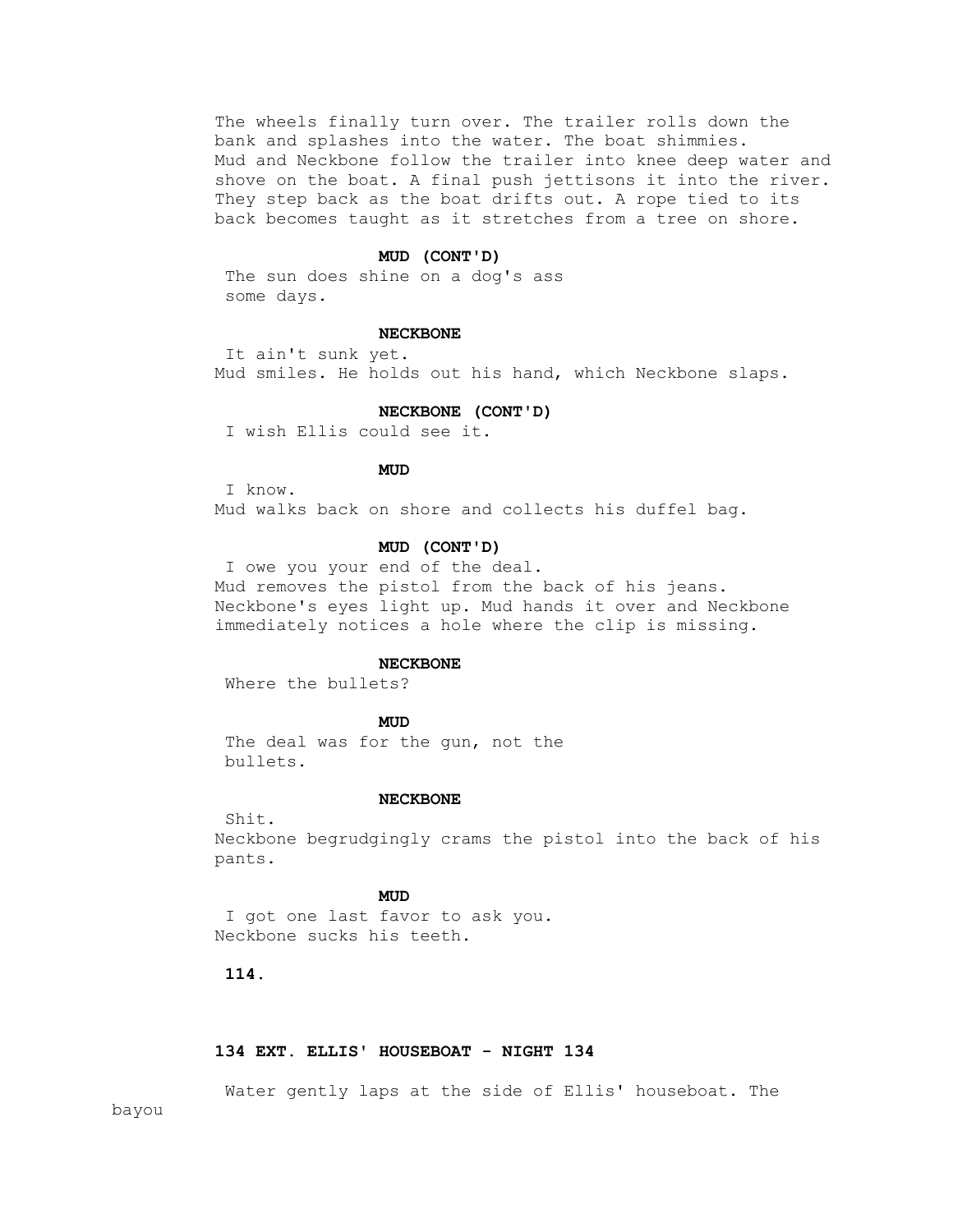The wheels finally turn over. The trailer rolls down the bank and splashes into the water. The boat shimmies. Mud and Neckbone follow the trailer into knee deep water and shove on the boat. A final push jettisons it into the river. They step back as the boat drifts out. A rope tied to its back becomes taught as it stretches from a tree on shore.

**MUD (CONT'D)**

The sun does shine on a dog's ass some days.

**NECKBONE**

It ain't sunk yet.

Mud smiles. He holds out his hand, which Neckbone slaps.

**NECKBONE (CONT'D)**

I wish Ellis could see it.

**MUD**

I know.

Mud walks back on shore and collects his duffel bag.

**MUD (CONT'D)**

I owe you your end of the deal.

Mud removes the pistol from the back of his jeans. Neckbone's eyes light up. Mud hands it over and Neckbone immediately notices a hole where the clip is missing.

**NECKBONE**

Where the bullets?

**MUD**

The deal was for the gun, not the bullets.

**NECKBONE**

Shit.

Neckbone begrudgingly crams the pistol into the back of his pants.

**MUD**

I got one last favor to ask you.

Neckbone sucks his teeth.

**134 EXT. ELLIS' HOUSEBOAT - NIGHT 134**

Water gently laps at the side of Ellis' houseboat. The bayou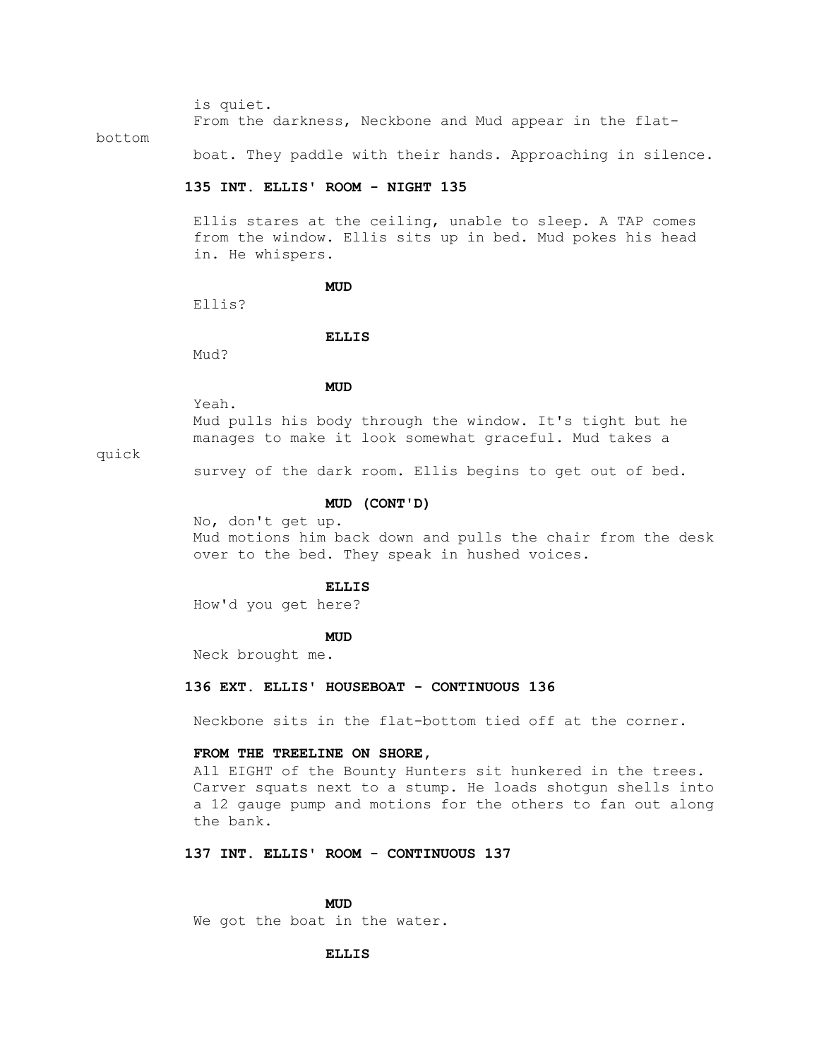is quiet.

From the darkness, Neckbone and Mud appear in the flat-bottom boat. They paddle with their hands. Approaching in silence.

**135 INT. ELLIS' ROOM - NIGHT 135**

Ellis stares at the ceiling, unable to sleep. A TAP comes from the window. Ellis sits up in bed. Mud pokes his head in. He whispers.

**MUD**

Ellis?

**ELLIS**

Mud?

**MUD**

Yeah.

Mud pulls his body through the window. It's tight but he manages to make it look somewhat graceful. Mud takes a quick survey of the dark room. Ellis begins to get out of bed.

**MUD (CONT'D)**

No, don't get up.

Mud motions him back down and pulls the chair from the desk over to the bed. They speak in hushed voices.

**ELLIS**

How'd you get here?

**MUD**

Neck brought me.

**136 EXT. ELLIS' HOUSEBOAT - CONTINUOUS 136**

Neckbone sits in the flat-bottom tied off at the corner.

**FROM THE TREELINE ON SHORE,**

All EIGHT of the Bounty Hunters sit hunkered in the trees. Carver squats next to a stump. He loads shotgun shells into a 12 gauge pump and motions for the others to fan out along the bank.

**137 INT. ELLIS' ROOM - CONTINUOUS 137**

**MUD**

We got the boat in the water.

**ELLIS**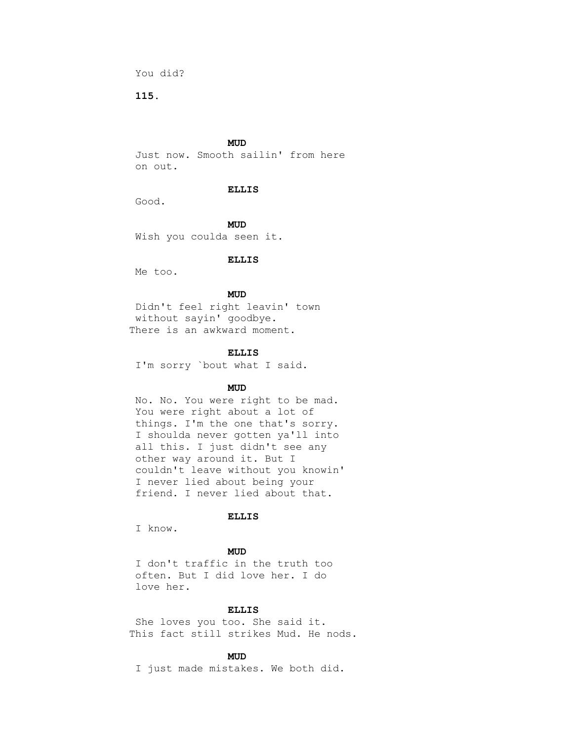You did?

**MUD**

Just now. Smooth sailin' from here on out.

**ELLIS**

Good.

**MUD**

Wish you coulda seen it.

**ELLIS**

Me too.

**MUD**

Didn't feel right leavin' town without sayin' goodbye.

There is an awkward moment.

**ELLIS**

I'm sorry `bout what I said.

**MUD**

No. No. You were right to be mad. You were right about a lot of things. I'm the one that's sorry. I shoulda never gotten ya'll into all this. I just didn't see any other way around it. But I couldn't leave without you knowin' I never lied about being your friend. I never lied about that.

**ELLIS**

I know.

**MUD**

I don't traffic in the truth too often. But I did love her. I do love her.

**ELLIS**

She loves you too. She said it.

This fact still strikes Mud. He nods.

**MUD**

I just made mistakes. We both did.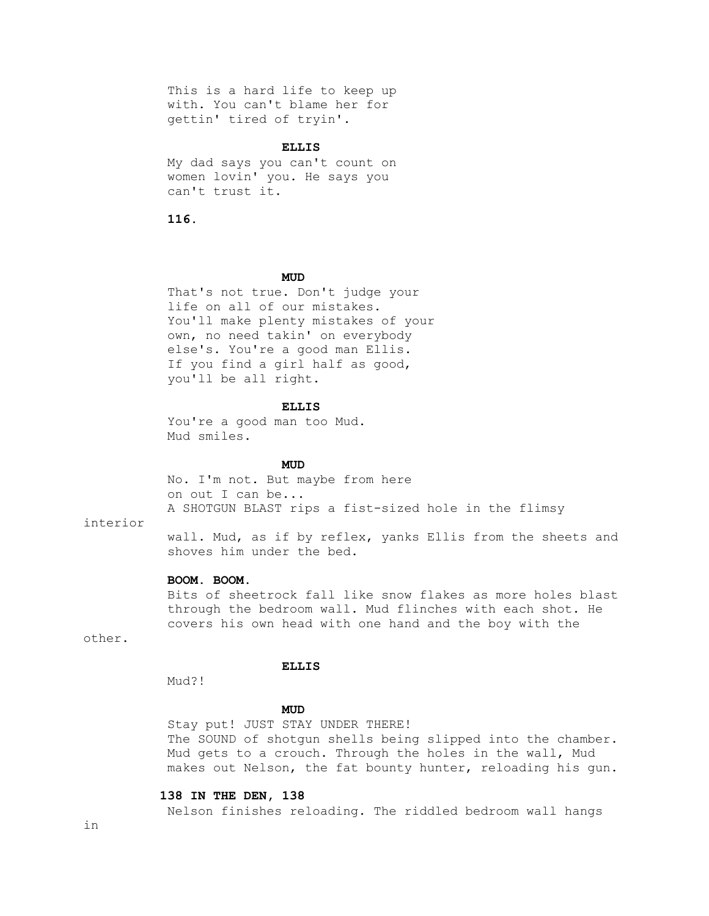This is a hard life to keep up with. You can't blame her for gettin' tired of tryin'.

**ELLIS**

My dad says you can't count on women lovin' you. He says you can't trust it.

**MUD**

That's not true. Don't judge your life on all of our mistakes. You'll make plenty mistakes of your own, no need takin' on everybody else's. You're a good man Ellis. If you find a girl half as good, you'll be all right.

**ELLIS**

You're a good man too Mud.

Mud smiles.

**MUD**

No. I'm not. But maybe from here on out I can be...

A SHOTGUN BLAST rips a fist-sized hole in the flimsy interior wall. Mud, as if by reflex, yanks Ellis from the sheets and shoves him under the bed.

**BOOM. BOOM.**

Bits of sheetrock fall like snow flakes as more holes blast through the bedroom wall. Mud flinches with each shot. He covers his own head with one hand and the boy with the other.

**ELLIS**

Mud?!

**MUD**

Stay put! JUST STAY UNDER THERE!

The SOUND of shotgun shells being slipped into the chamber. Mud gets to a crouch. Through the holes in the wall, Mud makes out Nelson, the fat bounty hunter, reloading his gun.

**138 IN THE DEN, 138**

Nelson finishes reloading. The riddled bedroom wall hangs in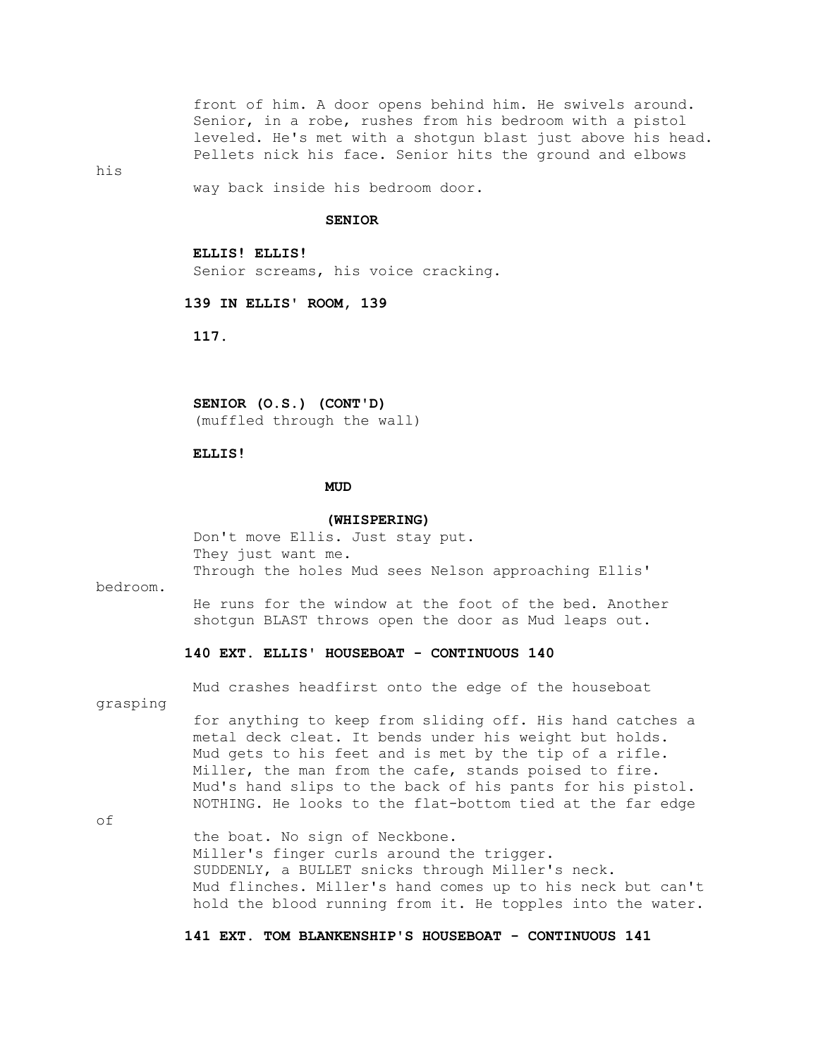front of him. A door opens behind him. He swivels around. Senior, in a robe, rushes from his bedroom with a pistol leveled. He's met with a shotgun blast just above his head. Pellets nick his face. Senior hits the ground and elbows his way back inside his bedroom door.

**SENIOR**

**ELLIS! ELLIS!**

Senior screams, his voice cracking.

**139 IN ELLIS' ROOM, 139**

**SENIOR (O.S.) (CONT'D)**

(muffled through the wall)

**ELLIS!**

**MUD**

**(WHISPERING)**

Don't move Ellis. Just stay put.
They just want me.

Through the holes Mud sees Nelson approaching Ellis' bedroom.

He runs for the window at the foot of the bed. Another shotgun BLAST throws open the door as Mud leaps out.

**140 EXT. ELLIS' HOUSEBOAT - CONTINUOUS 140**

Mud crashes headfirst onto the edge of the houseboat grasping for anything to keep from sliding off. His hand catches a metal deck cleat. It bends under his weight but holds. Mud gets to his feet and is met by the tip of a rifle. Miller, the man from the cafe, stands poised to fire. Mud's hand slips to the back of his pants for his pistol. NOTHING. He looks to the flat-bottom tied at the far edge of the boat. No sign of Neckbone.

Miller's finger curls around the trigger.

SUDDENLY, a BULLET snicks through Miller's neck.

Mud flinches. Miller's hand comes up to his neck but can't hold the blood running from it. He topples into the water.

**141 EXT. TOM BLANKENSHIP'S HOUSEBOAT - CONTINUOUS 141**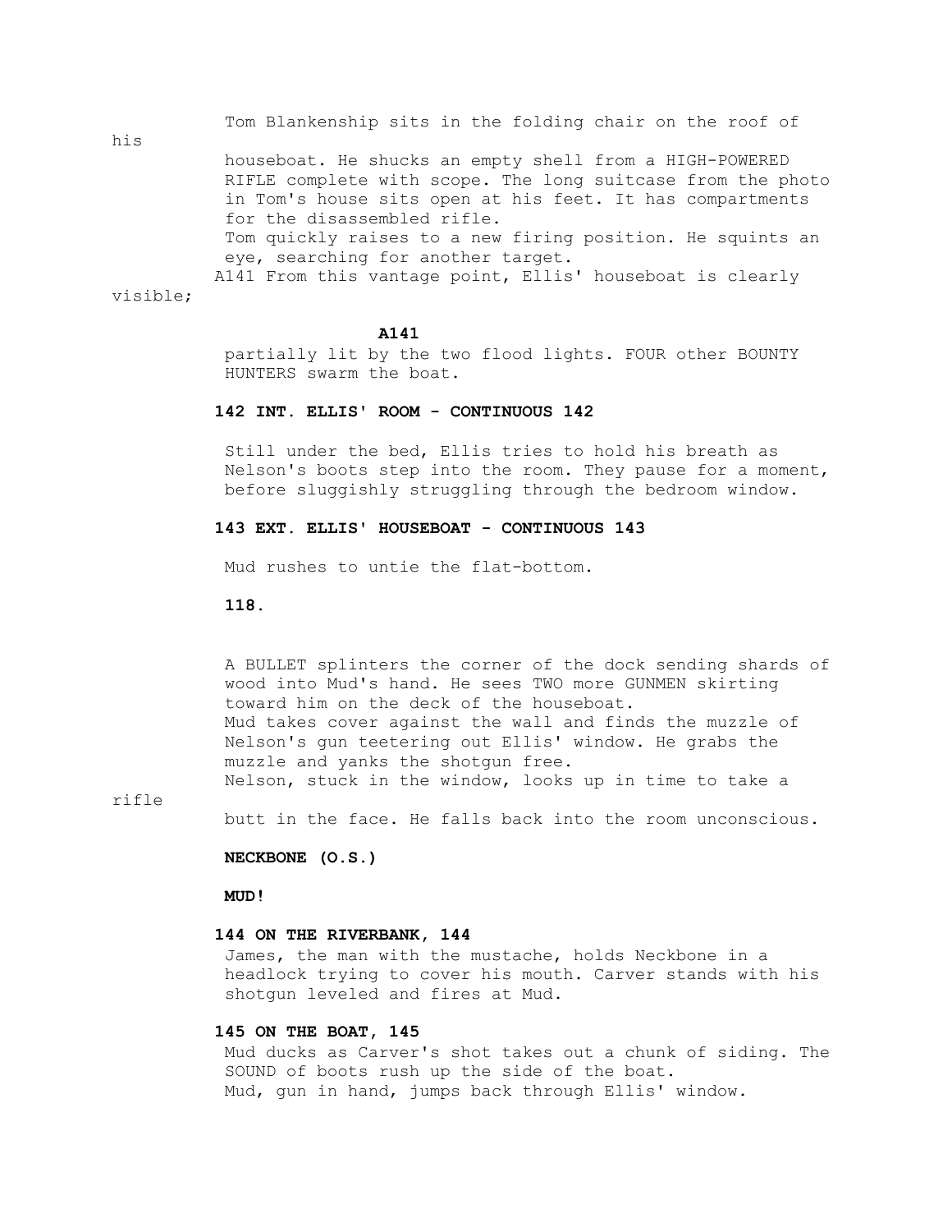Tom Blankenship sits in the folding chair on the roof of his houseboat. He shucks an empty shell from a HIGH-POWERED RIFLE complete with scope. The long suitcase from the photo in Tom's house sits open at his feet. It has compartments for the disassembled rifle.

Tom quickly raises to a new firing position. He squints an eye, searching for another target.

A141 From this vantage point, Ellis' houseboat is clearly visible;

**A141**

partially lit by the two flood lights. FOUR other BOUNTY HUNTERS swarm the boat.

**142 INT. ELLIS' ROOM - CONTINUOUS 142**

Still under the bed, Ellis tries to hold his breath as Nelson's boots step into the room. They pause for a moment, before sluggishly struggling through the bedroom window.

**143 EXT. ELLIS' HOUSEBOAT - CONTINUOUS 143**

Mud rushes to untie the flat-bottom.

**118.**

A BULLET splinters the corner of the dock sending shards of wood into Mud's hand. He sees TWO more GUNMEN skirting toward him on the deck of the houseboat.

Mud takes cover against the wall and finds the muzzle of Nelson's gun teetering out Ellis' window. He grabs the muzzle and yanks the shotgun free.

Nelson, stuck in the window, looks up in time to take a rifle butt in the face. He falls back into the room unconscious.

**NECKBONE (O.S.)**

**MUD!**

**144 ON THE RIVERBANK, 144**

James, the man with the mustache, holds Neckbone in a headlock trying to cover his mouth. Carver stands with his shotgun leveled and fires at Mud.

**145 ON THE BOAT, 145**

Mud ducks as Carver's shot takes out a chunk of siding. The SOUND of boots rush up the side of the boat.

Mud, gun in hand, jumps back through Ellis' window.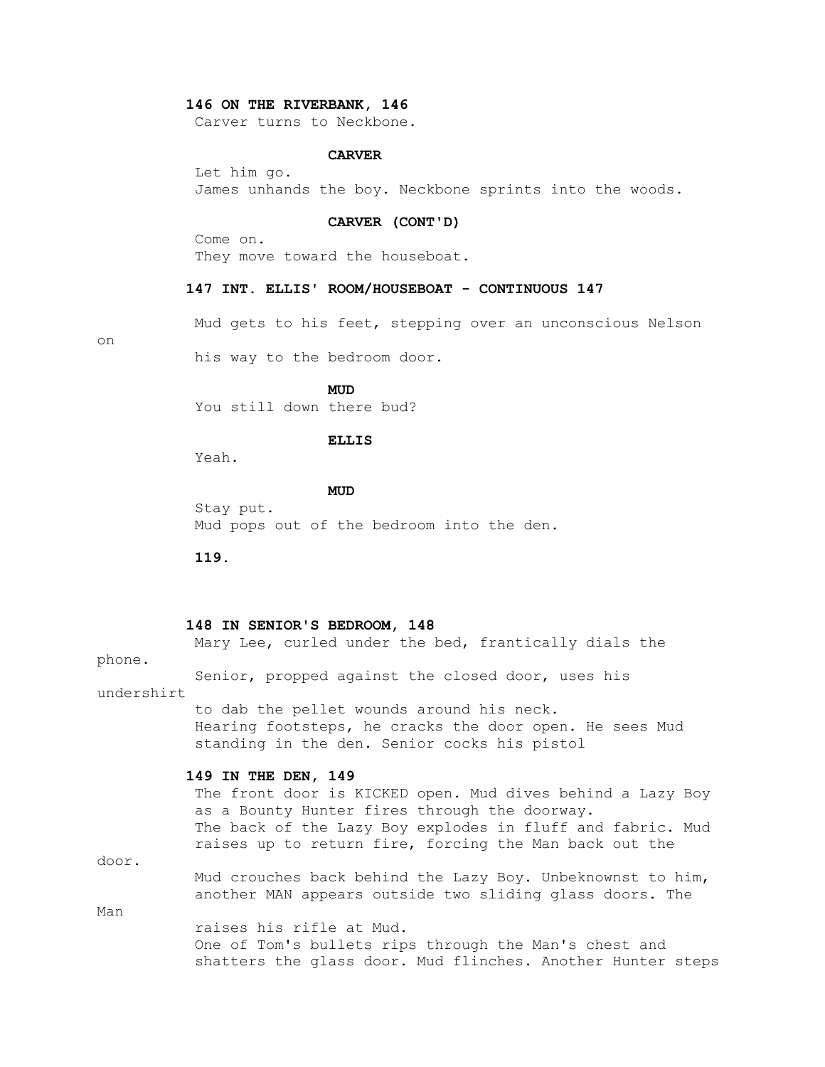**146 ON THE RIVERBANK, 146**

Carver turns to Neckbone.

**CARVER**

Let him go.

James unhands the boy. Neckbone sprints into the woods.

**CARVER (CONT'D)**

Come on.

They move toward the houseboat.

**147 INT. ELLIS' ROOM/HOUSEBOAT - CONTINUOUS 147**

Mud gets to his feet, stepping over an unconscious Nelson on his way to the bedroom door.

**MUD**

You still down there bud?

**ELLIS**

Yeah.

**MUD**

Stay put.

Mud pops out of the bedroom into the den.

**148 IN SENIOR'S BEDROOM, 148**

Mary Lee, curled under the bed, frantically dials the phone.

Senior, propped against the closed door, uses his undershirt to dab the pellet wounds around his neck.

Hearing footsteps, he cracks the door open. He sees Mud standing in the den. Senior cocks his pistol

**149 IN THE DEN, 149**

The front door is KICKED open. Mud dives behind a Lazy Boy as a Bounty Hunter fires through the doorway.

The back of the Lazy Boy explodes in fluff and fabric. Mud raises up to return fire, forcing the Man back out the door.

Mud crouches back behind the Lazy Boy. Unbeknownst to him, another MAN appears outside two sliding glass doors. The Man raises his rifle at Mud.

One of Tom's bullets rips through the Man's chest and shatters the glass door. Mud flinches. Another Hunter steps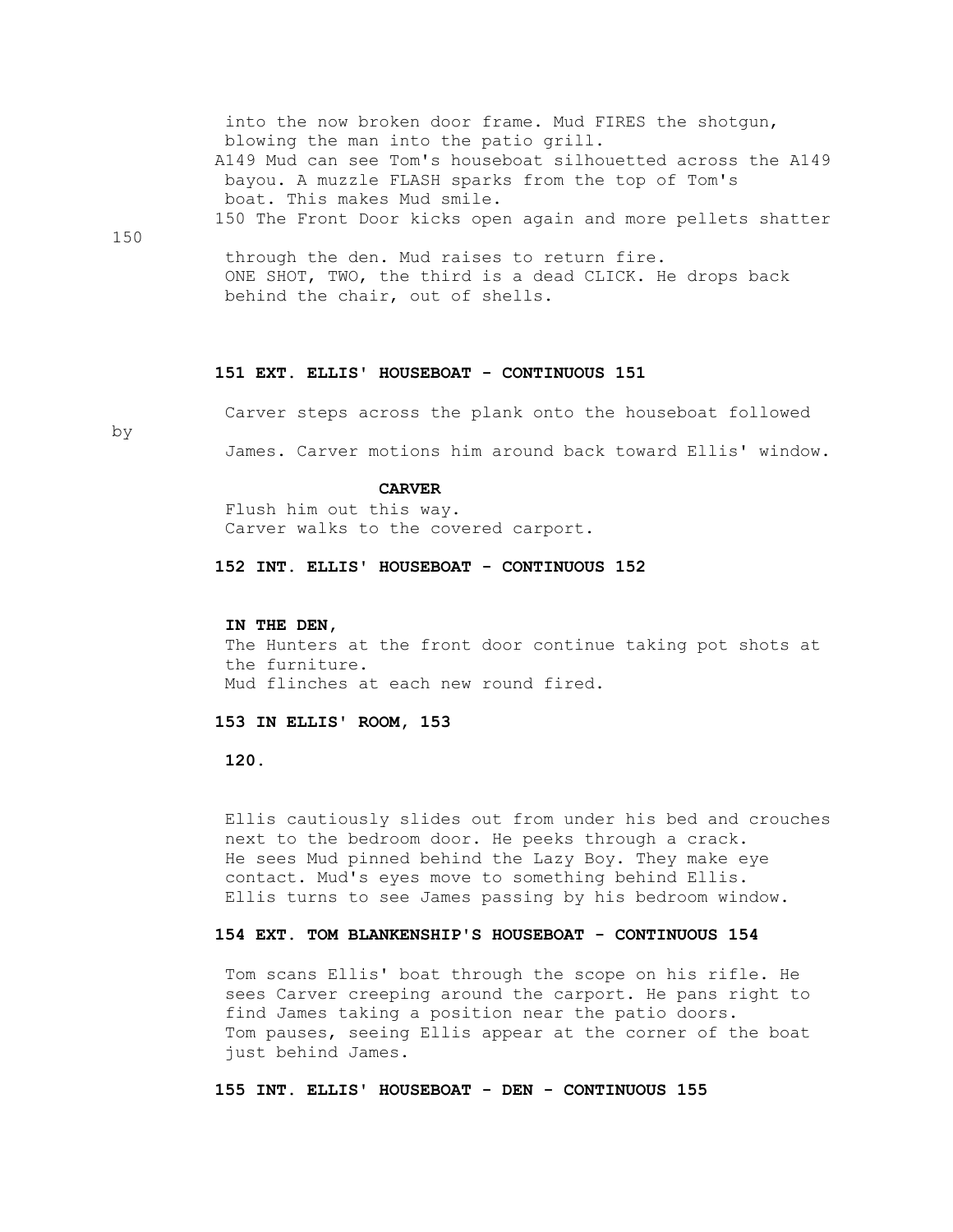into the now broken door frame. Mud FIRES the shotgun, blowing the man into the patio grill.

A149 Mud can see Tom's houseboat silhouetted across the A149 bayou. A muzzle FLASH sparks from the top of Tom's boat. This makes Mud smile.

150 The Front Door kicks open again and more pellets shatter 150 through the den. Mud raises to return fire.

ONE SHOT, TWO, the third is a dead CLICK. He drops back behind the chair, out of shells.

**151 EXT. ELLIS' HOUSEBOAT - CONTINUOUS 151**

Carver steps across the plank onto the houseboat followed by James. Carver motions him around back toward Ellis' window.

**CARVER**

Flush him out this way.

Carver walks to the covered carport.

**152 INT. ELLIS' HOUSEBOAT - CONTINUOUS 152**

**IN THE DEN,**

The Hunters at the front door continue taking pot shots at the furniture.

Mud flinches at each new round fired.

**153 IN ELLIS' ROOM, 153**

Ellis cautiously slides out from under his bed and crouches next to the bedroom door. He peeks through a crack.

He sees Mud pinned behind the Lazy Boy. They make eye contact. Mud's eyes move to something behind Ellis.

Ellis turns to see James passing by his bedroom window.

**154 EXT. TOM BLANKENSHIP'S HOUSEBOAT - CONTINUOUS 154**

Tom scans Ellis' boat through the scope on his rifle. He sees Carver creeping around the carport. He pans right to find James taking a position near the patio doors.

Tom pauses, seeing Ellis appear at the corner of the boat just behind James.

**155 INT. ELLIS' HOUSEBOAT - DEN - CONTINUOUS 155**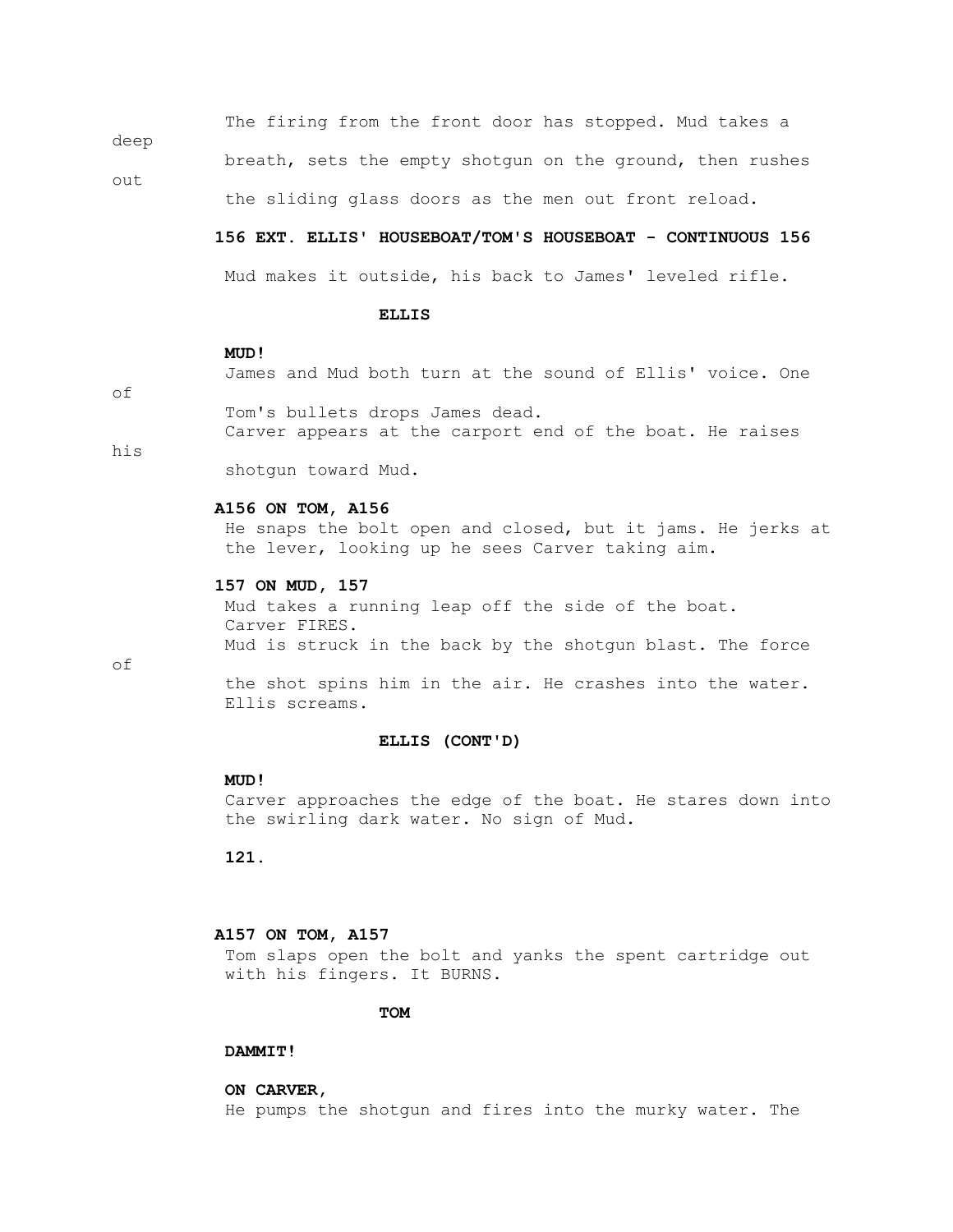The firing from the front door has stopped. Mud takes a deep breath, sets the empty shotgun on the ground, then rushes out the sliding glass doors as the men out front reload.

**156 EXT. ELLIS' HOUSEBOAT/TOM'S HOUSEBOAT - CONTINUOUS 156**

Mud makes it outside, his back to James' leveled rifle.

**ELLIS**

**MUD!**

James and Mud both turn at the sound of Ellis' voice. One of Tom's bullets drops James dead.

Carver appears at the carport end of the boat. He raises his shotgun toward Mud.

**A156 ON TOM, A156**

He snaps the bolt open and closed, but it jams. He jerks at the lever, looking up he sees Carver taking aim.

**157 ON MUD, 157**

Mud takes a running leap off the side of the boat.

Carver FIRES.

Mud is struck in the back by the shotgun blast. The force of the shot spins him in the air. He crashes into the water.

Ellis screams.

**ELLIS (CONT'D)**

**MUD!**

Carver approaches the edge of the boat. He stares down into the swirling dark water. No sign of Mud.

**A157 ON TOM, A157**

Tom slaps open the bolt and yanks the spent cartridge out with his fingers. It BURNS.

**TOM**

**DAMMIT!**

**ON CARVER,**

He pumps the shotgun and fires into the murky water. The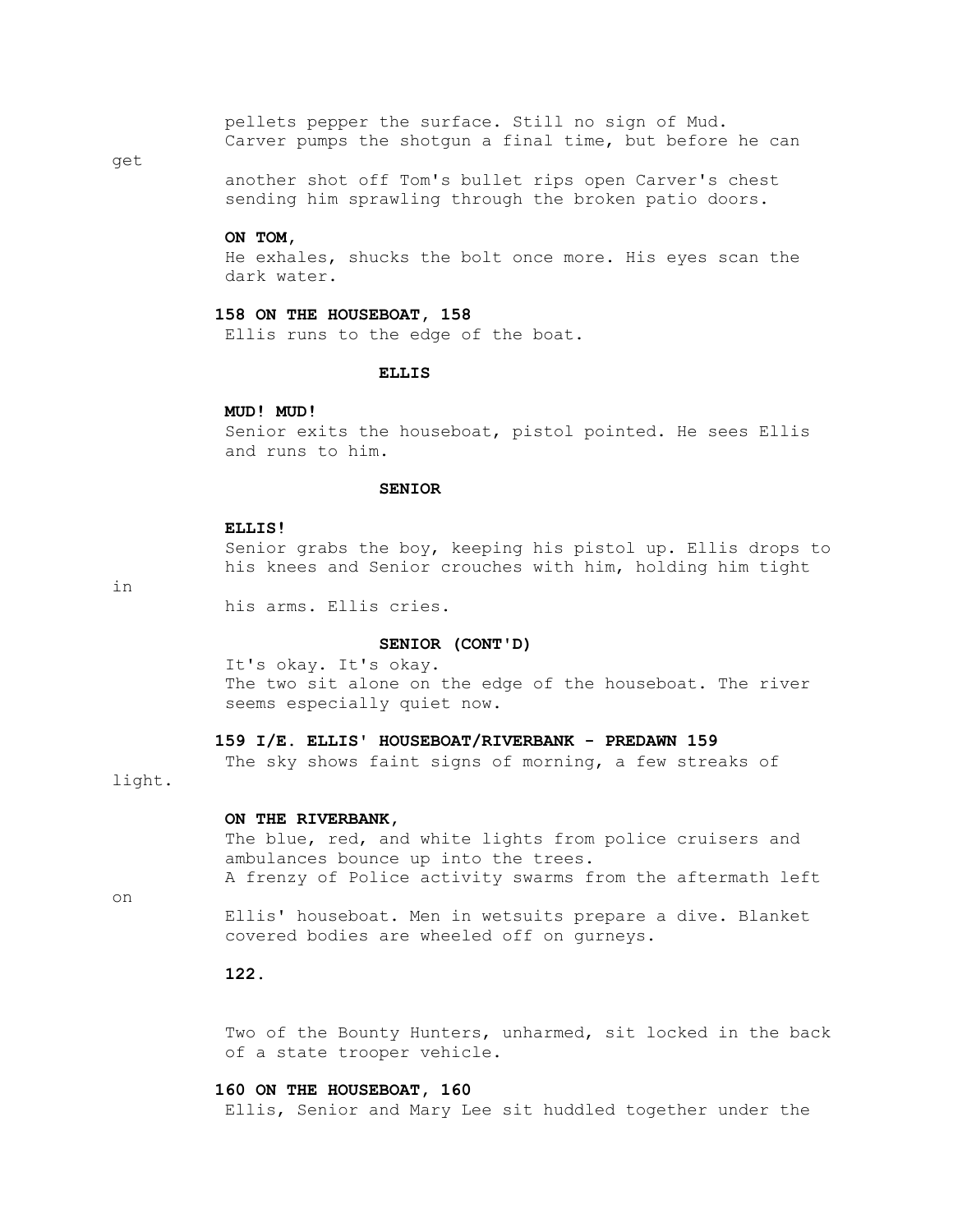pellets pepper the surface. Still no sign of Mud. Carver pumps the shotgun a final time, but before he can get another shot off Tom's bullet rips open Carver's chest sending him sprawling through the broken patio doors.

**ON TOM,**

He exhales, shucks the bolt once more. His eyes scan the dark water.

**158 ON THE HOUSEBOAT, 158**

Ellis runs to the edge of the boat.

**ELLIS**

**MUD! MUD!**

Senior exits the houseboat, pistol pointed. He sees Ellis and runs to him.

**SENIOR**

**ELLIS!**

Senior grabs the boy, keeping his pistol up. Ellis drops to his knees and Senior crouches with him, holding him tight in his arms. Ellis cries.

**SENIOR (CONT'D)**

It's okay. It's okay.

The two sit alone on the edge of the houseboat. The river seems especially quiet now.

**159 I/E. ELLIS' HOUSEBOAT/RIVERBANK - PREDAWN 159**

The sky shows faint signs of morning, a few streaks of light.

**ON THE RIVERBANK,**

The blue, red, and white lights from police cruisers and ambulances bounce up into the trees.

A frenzy of Police activity swarms from the aftermath left on Ellis' houseboat. Men in wetsuits prepare a dive. Blanket covered bodies are wheeled off on gurneys.

Two of the Bounty Hunters, unharmed, sit locked in the back of a state trooper vehicle.

**160 ON THE HOUSEBOAT, 160**

Ellis, Senior and Mary Lee sit huddled together under the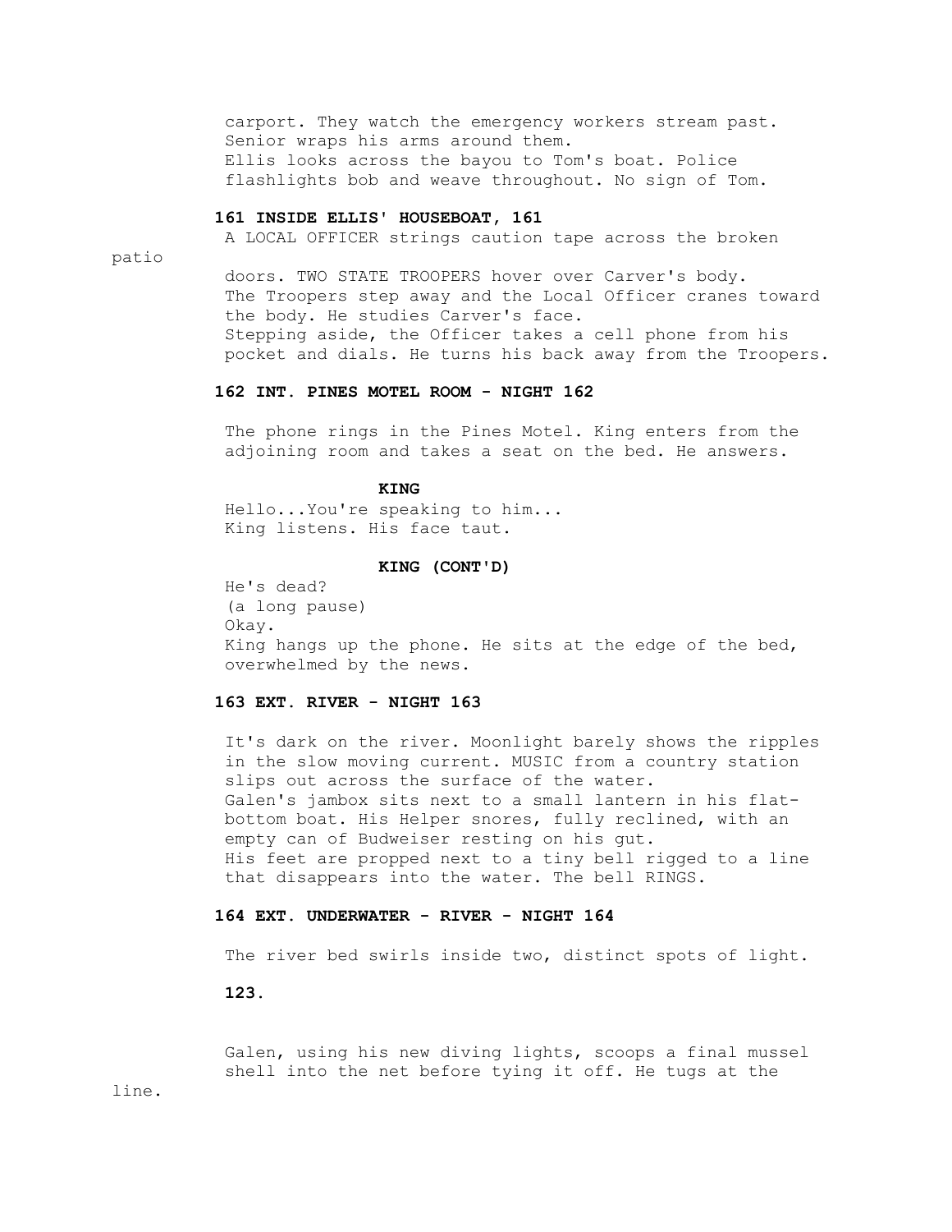carport. They watch the emergency workers stream past. Senior wraps his arms around them.
Ellis looks across the bayou to Tom's boat. Police flashlights bob and weave throughout. No sign of Tom.

**161 INSIDE ELLIS' HOUSEBOAT, 161**

A LOCAL OFFICER strings caution tape across the broken patio doors. TWO STATE TROOPERS hover over Carver's body.
The Troopers step away and the Local Officer cranes toward the body. He studies Carver's face.
Stepping aside, the Officer takes a cell phone from his pocket and dials. He turns his back away from the Troopers.

**162 INT. PINES MOTEL ROOM - NIGHT 162**

The phone rings in the Pines Motel. King enters from the adjoining room and takes a seat on the bed. He answers.

**KING**

Hello...You're speaking to him...
King listens. His face taut.

**KING (CONT'D)**

He's dead?
(a long pause)
Okay.
King hangs up the phone. He sits at the edge of the bed, overwhelmed by the news.

**163 EXT. RIVER - NIGHT 163**

It's dark on the river. Moonlight barely shows the ripples in the slow moving current. MUSIC from a country station slips out across the surface of the water.
Galen's jambox sits next to a small lantern in his flat-bottom boat. His Helper snores, fully reclined, with an empty can of Budweiser resting on his gut.
His feet are propped next to a tiny bell rigged to a line that disappears into the water. The bell RINGS.

**164 EXT. UNDERWATER - RIVER - NIGHT 164**

The river bed swirls inside two, distinct spots of light.

Galen, using his new diving lights, scoops a final mussel shell into the net before tying it off. He tugs at the line.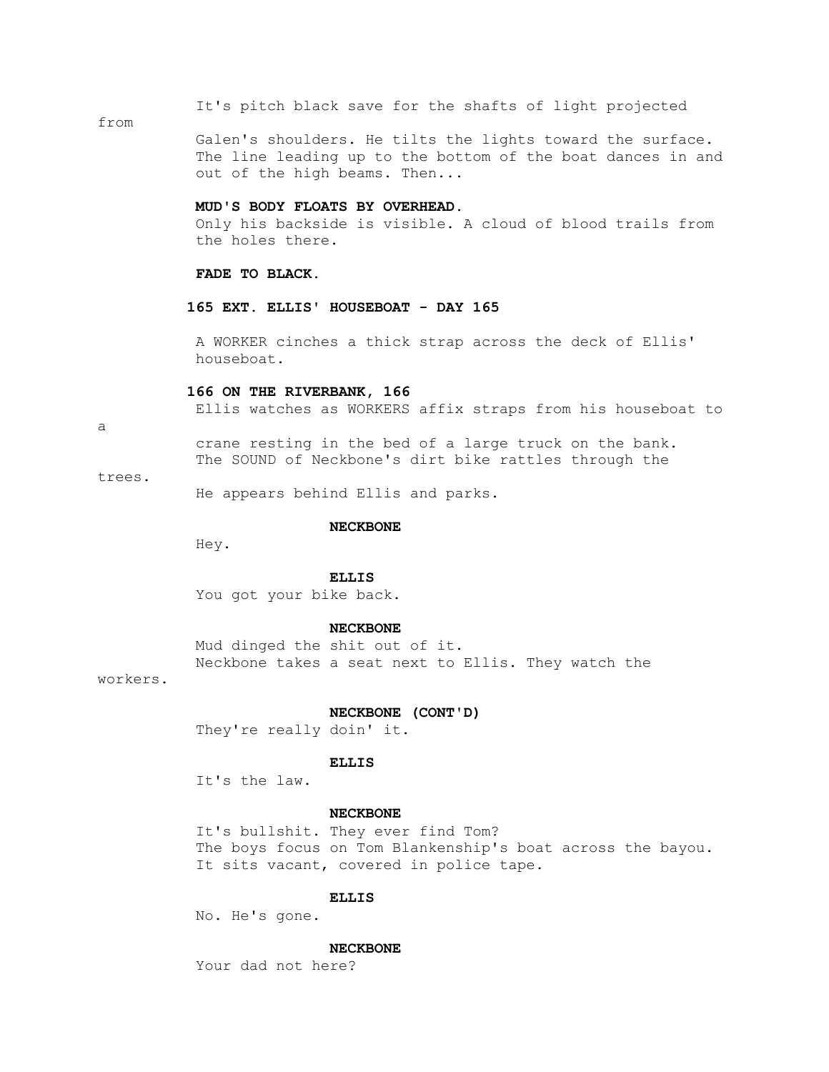It's pitch black save for the shafts of light projected from Galen's shoulders. He tilts the lights toward the surface. The line leading up to the bottom of the boat dances in and out of the high beams. Then...

**MUD'S BODY FLOATS BY OVERHEAD.**
Only his backside is visible. A cloud of blood trails from the holes there.

**FADE TO BLACK.**

**165 EXT. ELLIS' HOUSEBOAT - DAY 165**

A WORKER cinches a thick strap across the deck of Ellis' houseboat.

**166 ON THE RIVERBANK, 166**
Ellis watches as WORKERS affix straps from his houseboat to a crane resting in the bed of a large truck on the bank.
The SOUND of Neckbone's dirt bike rattles through the trees.
He appears behind Ellis and parks.

**NECKBONE**
Hey.

**ELLIS**
You got your bike back.

**NECKBONE**
Mud dinged the shit out of it.
Neckbone takes a seat next to Ellis. They watch the workers.

**NECKBONE (CONT'D)**
They're really doin' it.

**ELLIS**
It's the law.

**NECKBONE**
It's bullshit. They ever find Tom?
The boys focus on Tom Blankenship's boat across the bayou.
It sits vacant, covered in police tape.

**ELLIS**
No. He's gone.

**NECKBONE**
Your dad not here?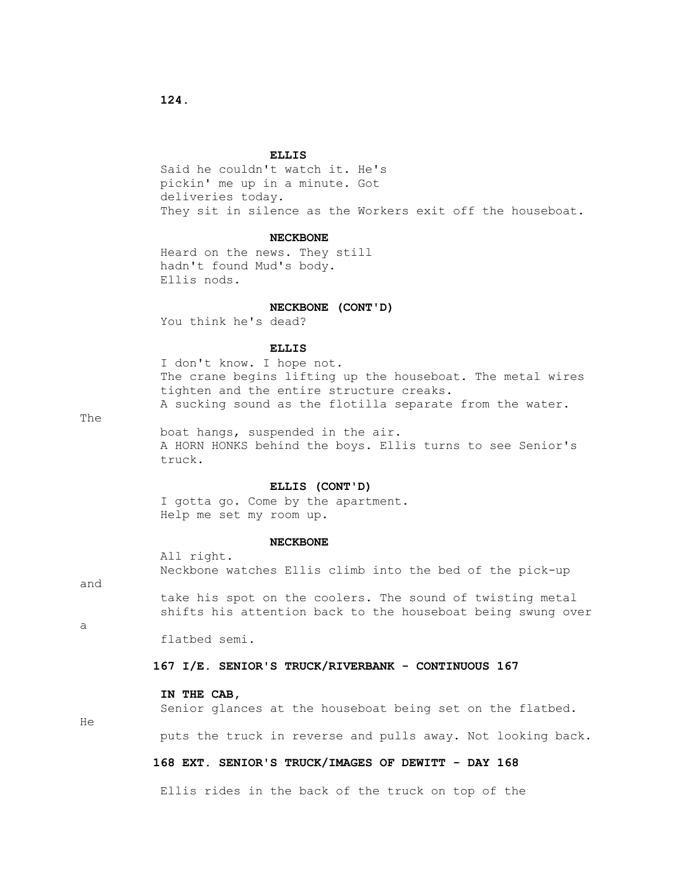**ELLIS**

Said he couldn't watch it. He's pickin' me up in a minute. Got deliveries today.

They sit in silence as the Workers exit off the houseboat.

**NECKBONE**

Heard on the news. They still hadn't found Mud's body.

Ellis nods.

**NECKBONE (CONT'D)**

You think he's dead?

**ELLIS**

I don't know. I hope not.

The crane begins lifting up the houseboat. The metal wires tighten and the entire structure creaks.

A sucking sound as the flotilla separate from the water. The boat hangs, suspended in the air.

A HORN HONKS behind the boys. Ellis turns to see Senior's truck.

**ELLIS (CONT'D)**

I gotta go. Come by the apartment. Help me set my room up.

**NECKBONE**

All right.

Neckbone watches Ellis climb into the bed of the pick-up and take his spot on the coolers. The sound of twisting metal shifts his attention back to the houseboat being swung over a flatbed semi.

**167 I/E. SENIOR'S TRUCK/RIVERBANK - CONTINUOUS 167**

**IN THE CAB,**

Senior glances at the houseboat being set on the flatbed. He puts the truck in reverse and pulls away. Not looking back.

**168 EXT. SENIOR'S TRUCK/IMAGES OF DEWITT - DAY 168**

Ellis rides in the back of the truck on top of the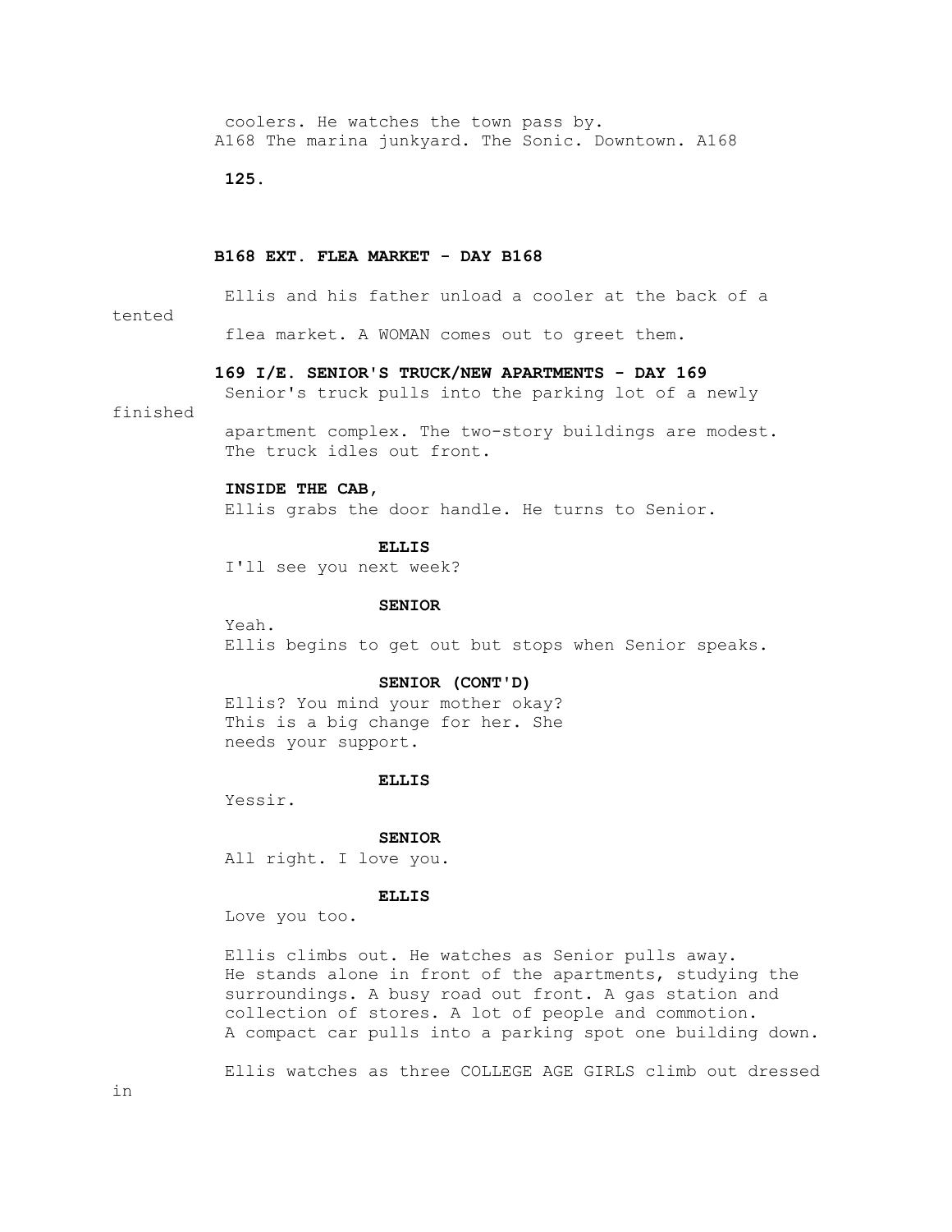coolers. He watches the town pass by.

A168 The marina junkyard. The Sonic. Downtown. A168

**B168 EXT. FLEA MARKET - DAY B168**

Ellis and his father unload a cooler at the back of a tented flea market. A WOMAN comes out to greet them.

**169 I/E. SENIOR'S TRUCK/NEW APARTMENTS - DAY 169**

Senior's truck pulls into the parking lot of a newly finished apartment complex. The two-story buildings are modest. The truck idles out front.

**INSIDE THE CAB,**

Ellis grabs the door handle. He turns to Senior.

**ELLIS**

I'll see you next week?

**SENIOR**

Yeah.

Ellis begins to get out but stops when Senior speaks.

**SENIOR (CONT'D)**

Ellis? You mind your mother okay? This is a big change for her. She needs your support.

**ELLIS**

Yessir.

**SENIOR**

All right. I love you.

**ELLIS**

Love you too.

Ellis climbs out. He watches as Senior pulls away. He stands alone in front of the apartments, studying the surroundings. A busy road out front. A gas station and collection of stores. A lot of people and commotion. A compact car pulls into a parking spot one building down.

Ellis watches as three COLLEGE AGE GIRLS climb out dressed in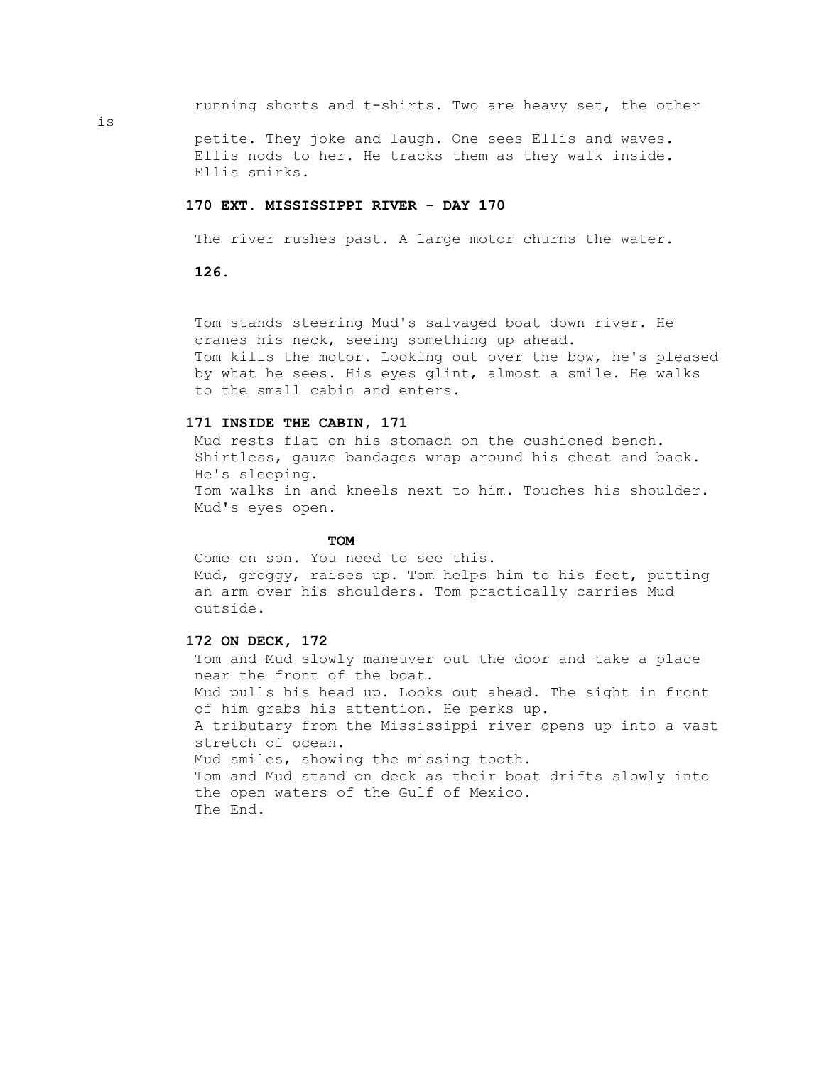running shorts and t-shirts. Two are heavy set, the other is petite. They joke and laugh. One sees Ellis and waves. Ellis nods to her. He tracks them as they walk inside. Ellis smirks.

**170 EXT. MISSISSIPPI RIVER - DAY 170**

The river rushes past. A large motor churns the water.

Tom stands steering Mud's salvaged boat down river. He cranes his neck, seeing something up ahead.
Tom kills the motor. Looking out over the bow, he's pleased by what he sees. His eyes glint, almost a smile. He walks to the small cabin and enters.

**171 INSIDE THE CABIN, 171**

Mud rests flat on his stomach on the cushioned bench. Shirtless, gauze bandages wrap around his chest and back. He's sleeping.
Tom walks in and kneels next to him. Touches his shoulder. Mud's eyes open.

**TOM**

Come on son. You need to see this.
Mud, groggy, raises up. Tom helps him to his feet, putting an arm over his shoulders. Tom practically carries Mud outside.

**172 ON DECK, 172**

Tom and Mud slowly maneuver out the door and take a place near the front of the boat.
Mud pulls his head up. Looks out ahead. The sight in front of him grabs his attention. He perks up.
A tributary from the Mississippi river opens up into a vast stretch of ocean.
Mud smiles, showing the missing tooth.
Tom and Mud stand on deck as their boat drifts slowly into the open waters of the Gulf of Mexico.
The End.